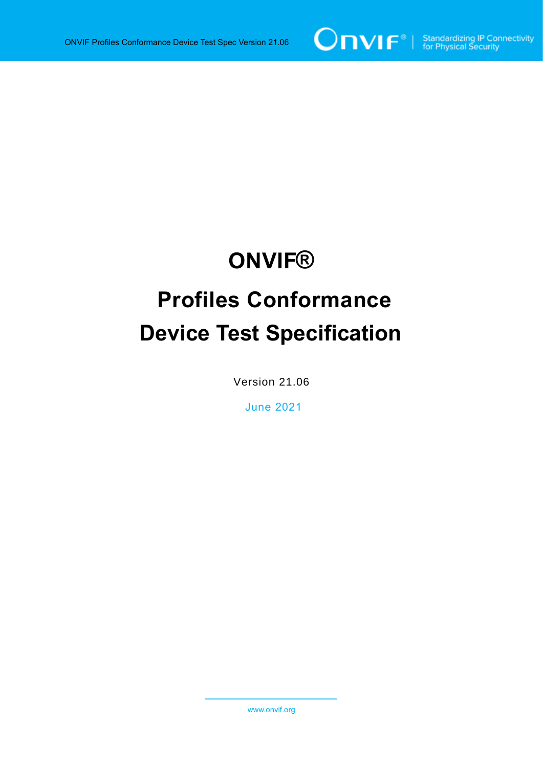# ONVIF®

# Profiles Conformance Device Test Specification

Version 21.06

June 2021

www.onvif.org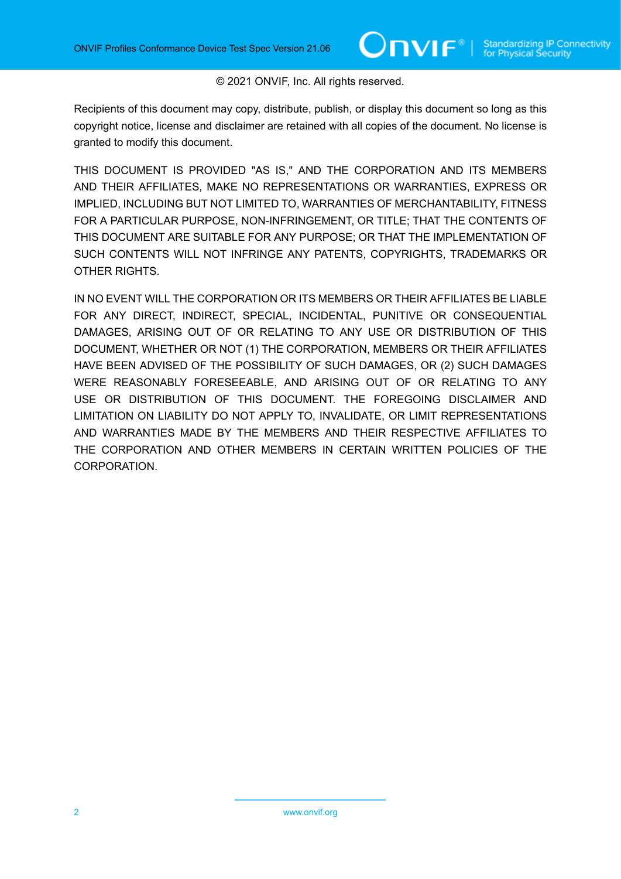© 2021 ONVIF, Inc. All rights reserved.

Recipients of this document may copy, distribute, publish, or display this document so long as this copyright notice, license and disclaimer are retained with all copies of the document. No license is granted to modify this document.

THIS DOCUMENT IS PROVIDED "AS IS," AND THE CORPORATION AND ITS MEMBERS AND THEIR AFFILIATES, MAKE NO REPRESENTATIONS OR WARRANTIES, EXPRESS OR IMPLIED, INCLUDING BUT NOT LIMITED TO, WARRANTIES OF MERCHANTABILITY, FITNESS FOR A PARTICULAR PURPOSE, NON-INFRINGEMENT, OR TITLE; THAT THE CONTENTS OF THIS DOCUMENT ARE SUITABLE FOR ANY PURPOSE; OR THAT THE IMPLEMENTATION OF SUCH CONTENTS WILL NOT INFRINGE ANY PATENTS, COPYRIGHTS, TRADEMARKS OR OTHER RIGHTS.

IN NO EVENT WILL THE CORPORATION OR ITS MEMBERS OR THEIR AFFILIATES BE LIABLE FOR ANY DIRECT, INDIRECT, SPECIAL, INCIDENTAL, PUNITIVE OR CONSEQUENTIAL DAMAGES, ARISING OUT OF OR RELATING TO ANY USE OR DISTRIBUTION OF THIS DOCUMENT, WHETHER OR NOT (1) THE CORPORATION, MEMBERS OR THEIR AFFILIATES HAVE BEEN ADVISED OF THE POSSIBILITY OF SUCH DAMAGES, OR (2) SUCH DAMAGES WERE REASONABLY FORESEEABLE, AND ARISING OUT OF OR RELATING TO ANY USE OR DISTRIBUTION OF THIS DOCUMENT. THE FOREGOING DISCLAIMER AND LIMITATION ON LIABILITY DO NOT APPLY TO, INVALIDATE, OR LIMIT REPRESENTATIONS AND WARRANTIES MADE BY THE MEMBERS AND THEIR RESPECTIVE AFFILIATES TO THE CORPORATION AND OTHER MEMBERS IN CERTAIN WRITTEN POLICIES OF THE CORPORATION.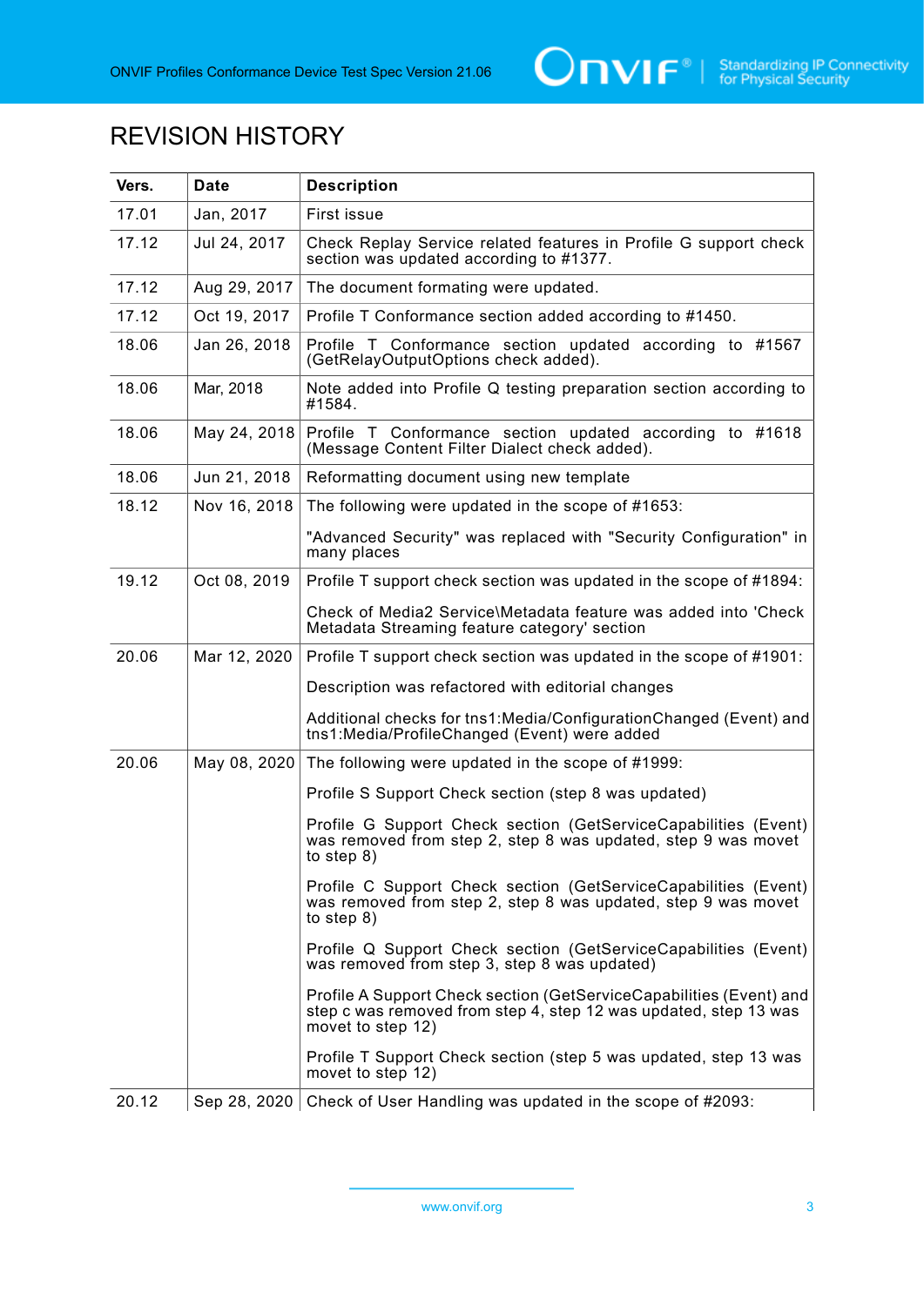# REVISION HISTORY

| Vers. | Date | Description |
| --- | --- | --- |
| 17.01 | Jan, 2017 | First issue |
| 17.12 | Jul 24, 2017 | Check Replay Service related features in Profile G support check section was updated according to #1377. |
| 17.12 | Aug 29, 2017 | The document formating were updated. |
| 17.12 | Oct 19, 2017 | Profile T Conformance section added according to #1450. |
| 18.06 | Jan 26, 2018 | Profile T Conformance section updated according to #1567 (GetRelayOutputOptions check added). |
| 18.06 | Mar, 2018 | Note added into Profile Q testing preparation section according to #1584. |
| 18.06 | May 24, 2018 | Profile T Conformance section updated according to #1618 (Message Content Filter Dialect check added). |
| 18.06 | Jun 21, 2018 | Reformatting document using new template |
| 18.12 | Nov 16, 2018 | The following were updated in the scope of #1653:<br><br>"Advanced Security" was replaced with "Security Configuration" in many places |
| 19.12 | Oct 08, 2019 | Profile T support check section was updated in the scope of #1894:<br><br>Check of Media2 Service\Metadata feature was added into 'Check Metadata Streaming feature category' section |
| 20.06 | Mar 12, 2020 | Profile T support check section was updated in the scope of #1901:<br><br>Description was refactored with editorial changes<br><br>Additional checks for tns1:Media/ConfigurationChanged (Event) and tns1:Media/ProfileChanged (Event) were added |
| 20.06 | May 08, 2020 | The following were updated in the scope of #1999:<br><br>Profile S Support Check section (step 8 was updated)<br><br>Profile G Support Check section (GetServiceCapabilities (Event) was removed from step 2, step 8 was updated, step 9 was movet to step 8)<br><br>Profile C Support Check section (GetServiceCapabilities (Event) was removed from step 2, step 8 was updated, step 9 was movet to step 8)<br><br>Profile Q Support Check section (GetServiceCapabilities (Event) was removed from step 3, step 8 was updated)<br><br>Profile A Support Check section (GetServiceCapabilities (Event) and step c was removed from step 4, step 12 was updated, step 13 was movet to step 12)<br><br>Profile T Support Check section (step 5 was updated, step 13 was movet to step 12) |
| 20.12 | Sep 28, 2020 | Check of User Handling was updated in the scope of #2093: |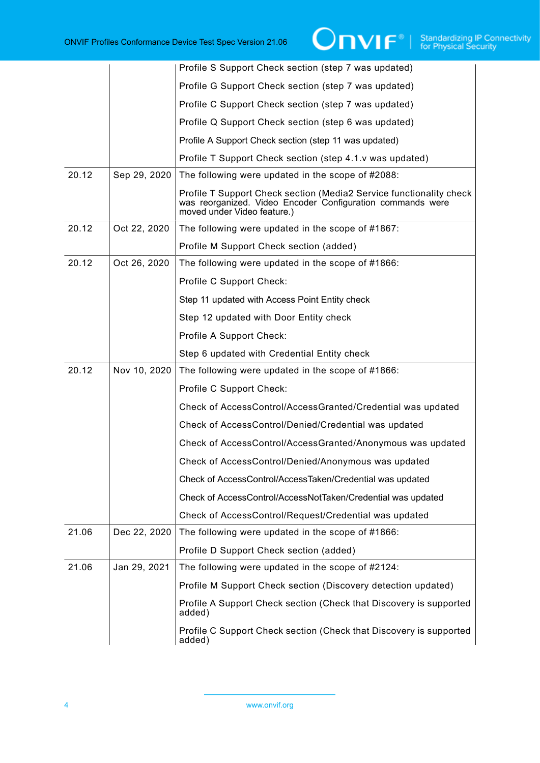|  |  | Profile S Support Check section (step 7 was updated)<br>Profile G Support Check section (step 7 was updated)<br>Profile C Support Check section (step 7 was updated)<br>Profile Q Support Check section (step 6 was updated)<br>Profile A Support Check section (step 11 was updated)<br>Profile T Support Check section (step 4.1.v was updated) |
|---|---|---|
| 20.12 | Sep 29, 2020 | The following were updated in the scope of #2088:<br>Profile T Support Check section (Media2 Service functionality check was reorganized. Video Encoder Configuration commands were moved under Video feature.) |
| 20.12 | Oct 22, 2020 | The following were updated in the scope of #1867:<br>Profile M Support Check section (added) |
| 20.12 | Oct 26, 2020 | The following were updated in the scope of #1866:<br>Profile C Support Check:<br>Step 11 updated with Access Point Entity check<br>Step 12 updated with Door Entity check<br>Profile A Support Check:<br>Step 6 updated with Credential Entity check |
| 20.12 | Nov 10, 2020 | The following were updated in the scope of #1866:<br>Profile C Support Check:<br>Check of AccessControl/AccessGranted/Credential was updated<br>Check of AccessControl/Denied/Credential was updated<br>Check of AccessControl/AccessGranted/Anonymous was updated<br>Check of AccessControl/Denied/Anonymous was updated<br>Check of AccessControl/AccessTaken/Credential was updated<br>Check of AccessControl/AccessNotTaken/Credential was updated<br>Check of AccessControl/Request/Credential was updated |
| 21.06 | Dec 22, 2020 | The following were updated in the scope of #1866:<br>Profile D Support Check section (added) |
| 21.06 | Jan 29, 2021 | The following were updated in the scope of #2124:<br>Profile M Support Check section (Discovery detection updated)<br>Profile A Support Check section (Check that Discovery is supported added)<br>Profile C Support Check section (Check that Discovery is supported added) |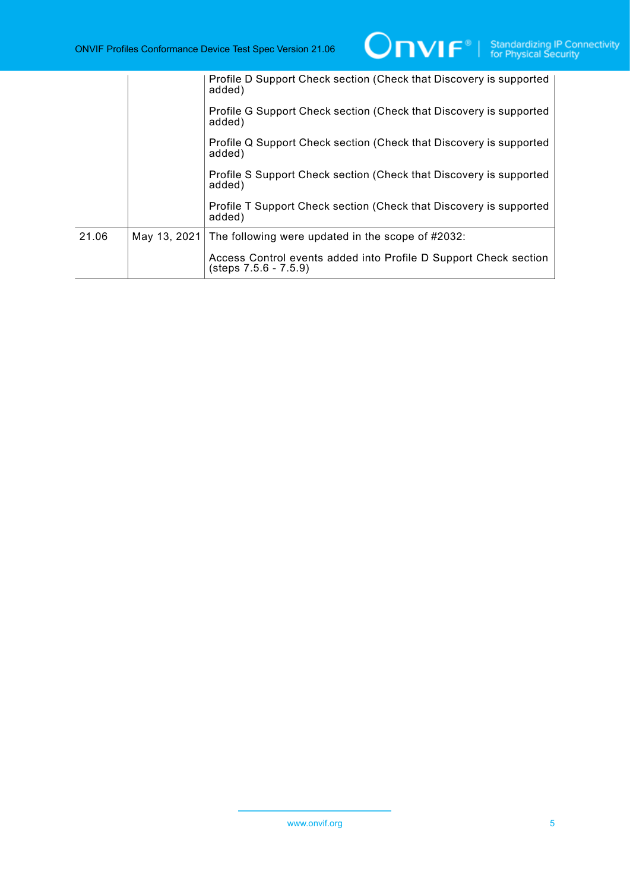| | | Profile D Support Check section (Check that Discovery is supported added)<br><br>Profile G Support Check section (Check that Discovery is supported added)<br><br>Profile Q Support Check section (Check that Discovery is supported added)<br><br>Profile S Support Check section (Check that Discovery is supported added)<br><br>Profile T Support Check section (Check that Discovery is supported added) |
|---|---|---|
| 21.06 | May 13, 2021 | The following were updated in the scope of #2032:<br><br>Access Control events added into Profile D Support Check section (steps 7.5.6 - 7.5.9) |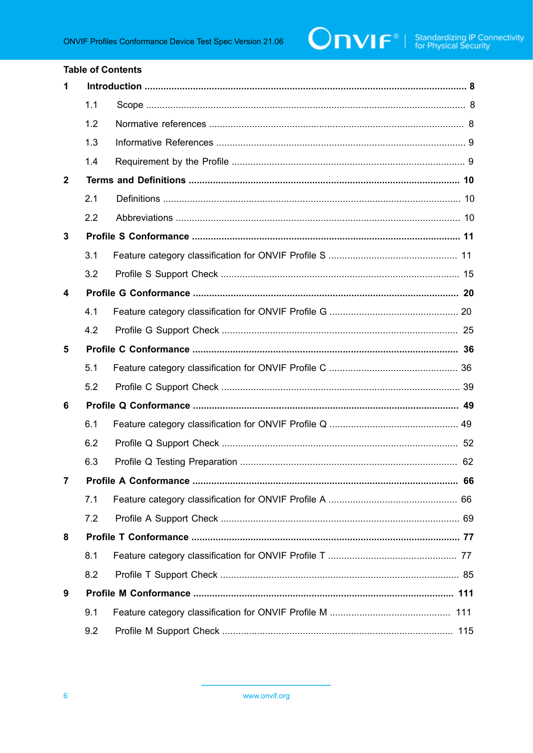**Table of Contents**

**1 Introduction ........................................................................................................ 8**

1.1 Scope ..................................................................................................... 8

1.2 Normative references .............................................................................. 8

1.3 Informative References ............................................................................ 9

1.4 Requirement by the Profile ...................................................................... 9

**2 Terms and Definitions ..................................................................................... 10**

2.1 Definitions ............................................................................................. 10

2.2 Abbreviations ........................................................................................ 10

**3 Profile S Conformance .................................................................................... 11**

3.1 Feature category classification for ONVIF Profile S ................................. 11

3.2 Profile S Support Check ......................................................................... 15

**4 Profile G Conformance ................................................................................... 20**

4.1 Feature category classification for ONVIF Profile G ................................ 20

4.2 Profile G Support Check ........................................................................ 25

**5 Profile C Conformance ................................................................................... 36**

5.1 Feature category classification for ONVIF Profile C ................................ 36

5.2 Profile C Support Check ......................................................................... 39

**6 Profile Q Conformance ................................................................................... 49**

6.1 Feature category classification for ONVIF Profile Q ................................ 49

6.2 Profile Q Support Check ........................................................................ 52

6.3 Profile Q Testing Preparation ................................................................. 62

**7 Profile A Conformance ................................................................................... 66**

7.1 Feature category classification for ONVIF Profile A ................................. 66

7.2 Profile A Support Check ......................................................................... 69

**8 Profile T Conformance .................................................................................... 77**

8.1 Feature category classification for ONVIF Profile T ................................. 77

8.2 Profile T Support Check ......................................................................... 85

**9 Profile M Conformance ................................................................................. 111**

9.1 Feature category classification for ONVIF Profile M ............................. 111

9.2 Profile M Support Check ..................................................................... 115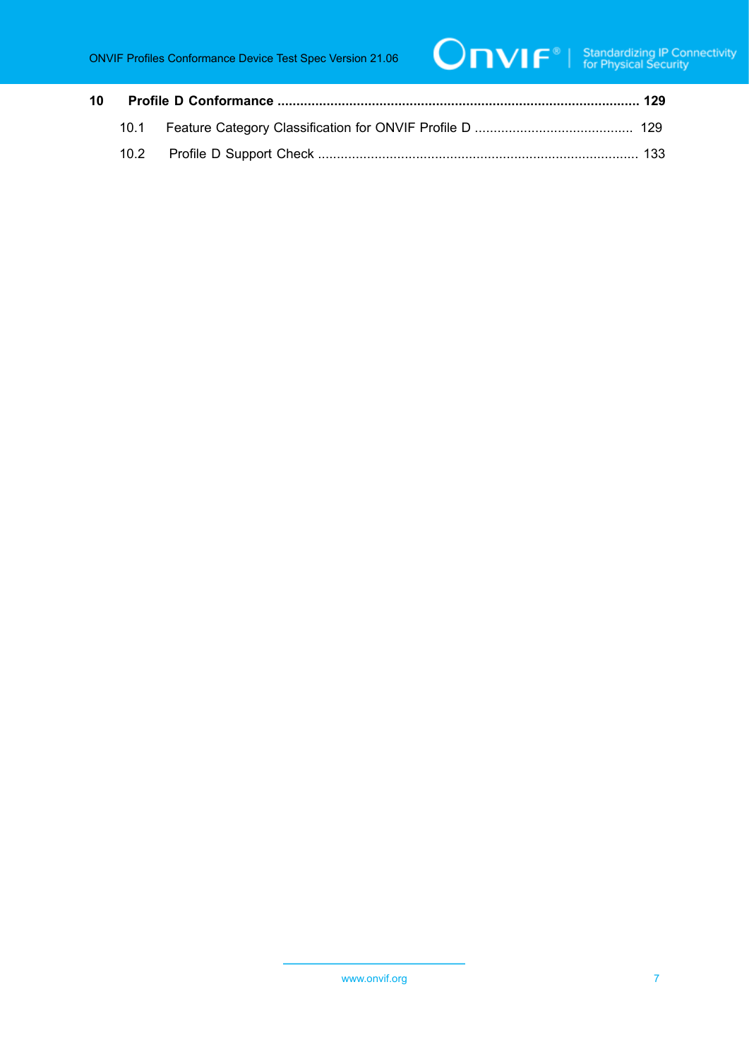**10 Profile D Conformance ............................................................................................... 129**

10.1 Feature Category Classification for ONVIF Profile D .......................................... 129

10.2 Profile D Support Check .................................................................................... 133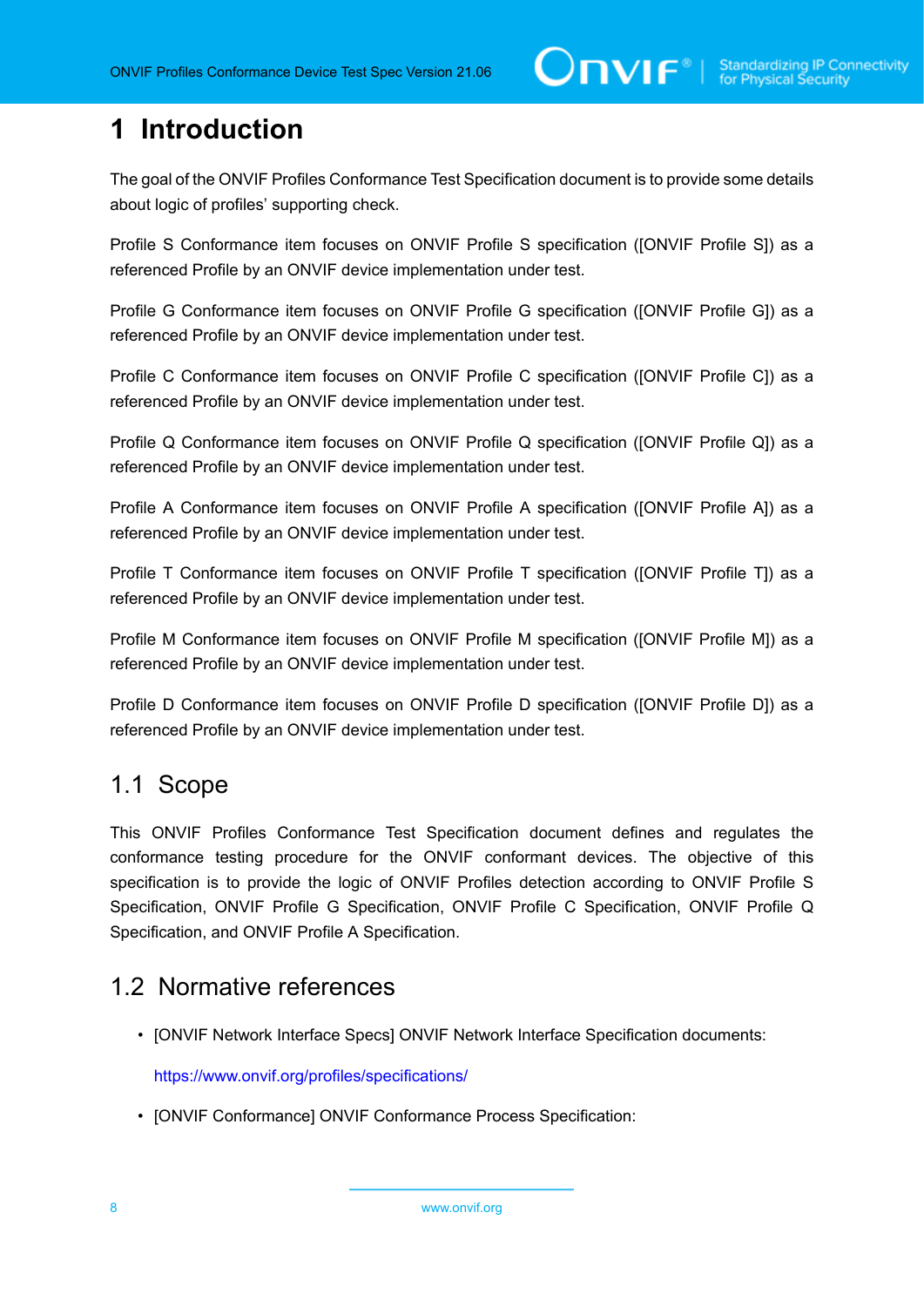# 1 Introduction

The goal of the ONVIF Profiles Conformance Test Specification document is to provide some details about logic of profiles' supporting check.

Profile S Conformance item focuses on ONVIF Profile S specification ([ONVIF Profile S]) as a referenced Profile by an ONVIF device implementation under test.

Profile G Conformance item focuses on ONVIF Profile G specification ([ONVIF Profile G]) as a referenced Profile by an ONVIF device implementation under test.

Profile C Conformance item focuses on ONVIF Profile C specification ([ONVIF Profile C]) as a referenced Profile by an ONVIF device implementation under test.

Profile Q Conformance item focuses on ONVIF Profile Q specification ([ONVIF Profile Q]) as a referenced Profile by an ONVIF device implementation under test.

Profile A Conformance item focuses on ONVIF Profile A specification ([ONVIF Profile A]) as a referenced Profile by an ONVIF device implementation under test.

Profile T Conformance item focuses on ONVIF Profile T specification ([ONVIF Profile T]) as a referenced Profile by an ONVIF device implementation under test.

Profile M Conformance item focuses on ONVIF Profile M specification ([ONVIF Profile M]) as a referenced Profile by an ONVIF device implementation under test.

Profile D Conformance item focuses on ONVIF Profile D specification ([ONVIF Profile D]) as a referenced Profile by an ONVIF device implementation under test.

## 1.1 Scope

This ONVIF Profiles Conformance Test Specification document defines and regulates the conformance testing procedure for the ONVIF conformant devices. The objective of this specification is to provide the logic of ONVIF Profiles detection according to ONVIF Profile S Specification, ONVIF Profile G Specification, ONVIF Profile C Specification, ONVIF Profile Q Specification, and ONVIF Profile A Specification.

## 1.2 Normative references

- [ONVIF Network Interface Specs] ONVIF Network Interface Specification documents:

  https://www.onvif.org/profiles/specifications/

- [ONVIF Conformance] ONVIF Conformance Process Specification: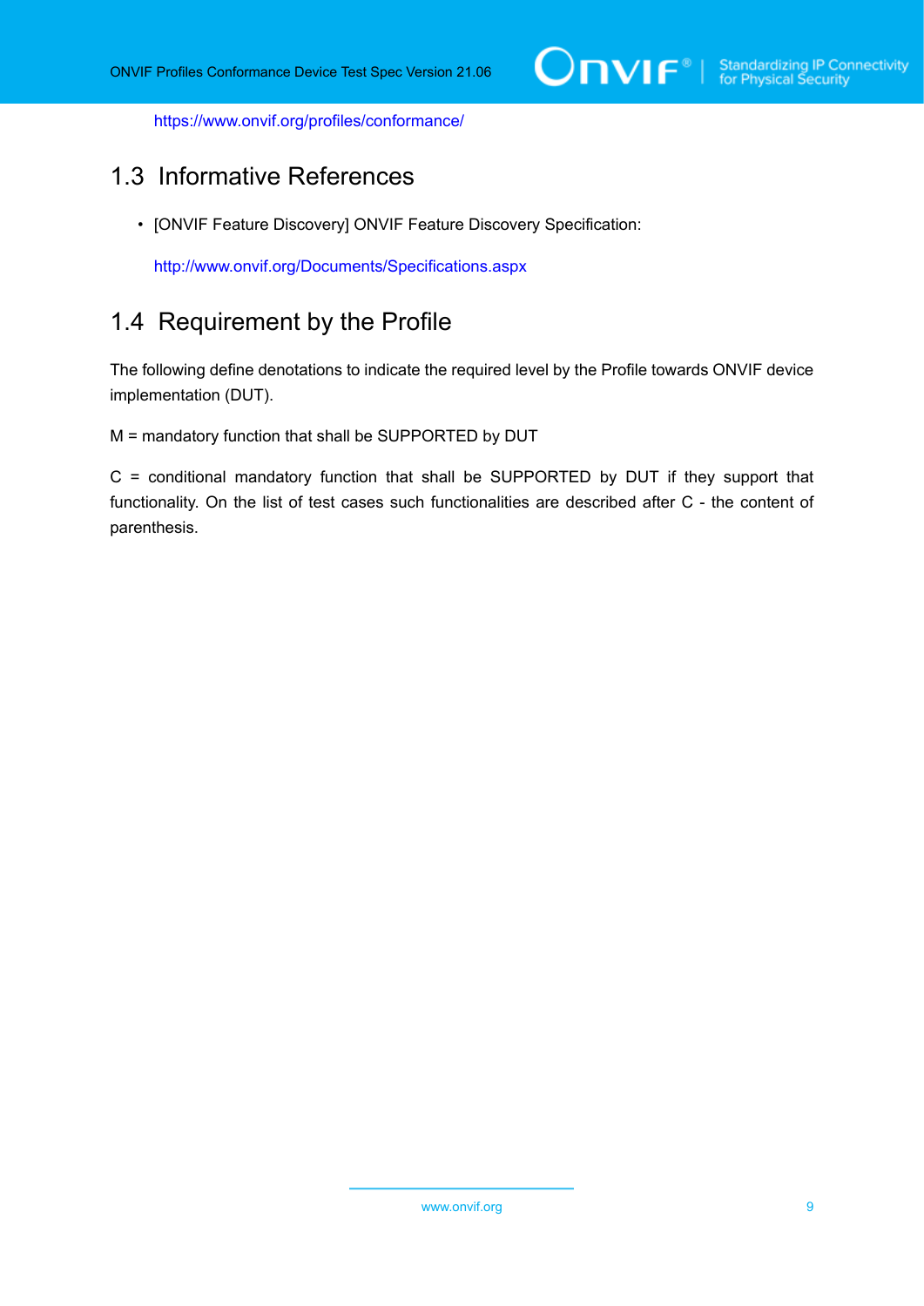https://www.onvif.org/profiles/conformance/

## 1.3 Informative References

- [ONVIF Feature Discovery] ONVIF Feature Discovery Specification:

  http://www.onvif.org/Documents/Specifications.aspx

## 1.4 Requirement by the Profile

The following define denotations to indicate the required level by the Profile towards ONVIF device implementation (DUT).

M = mandatory function that shall be SUPPORTED by DUT

C = conditional mandatory function that shall be SUPPORTED by DUT if they support that functionality. On the list of test cases such functionalities are described after C - the content of parenthesis.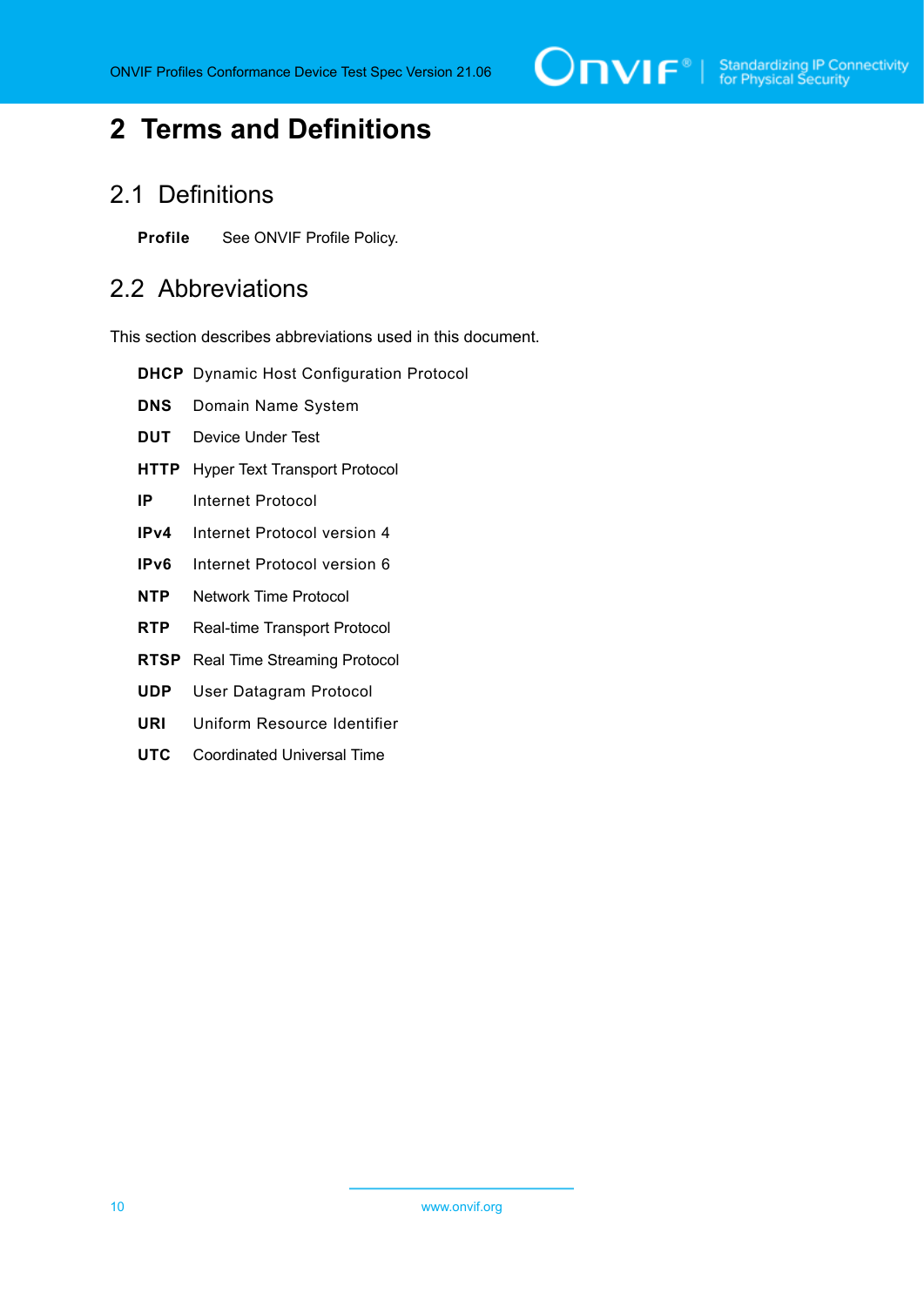# 2 Terms and Definitions

## 2.1 Definitions

**Profile** See ONVIF Profile Policy.

## 2.2 Abbreviations

This section describes abbreviations used in this document.

**DHCP** Dynamic Host Configuration Protocol

**DNS** Domain Name System

**DUT** Device Under Test

**HTTP** Hyper Text Transport Protocol

**IP** Internet Protocol

**IPv4** Internet Protocol version 4

**IPv6** Internet Protocol version 6

**NTP** Network Time Protocol

**RTP** Real-time Transport Protocol

**RTSP** Real Time Streaming Protocol

**UDP** User Datagram Protocol

**URI** Uniform Resource Identifier

**UTC** Coordinated Universal Time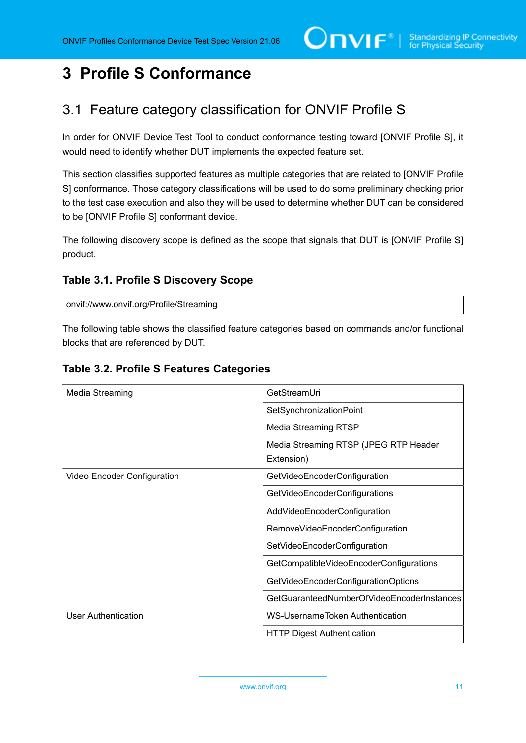# 3 Profile S Conformance

## 3.1 Feature category classification for ONVIF Profile S

In order for ONVIF Device Test Tool to conduct conformance testing toward [ONVIF Profile S], it would need to identify whether DUT implements the expected feature set.

This section classifies supported features as multiple categories that are related to [ONVIF Profile S] conformance. Those category classifications will be used to do some preliminary checking prior to the test case execution and also they will be used to determine whether DUT can be considered to be [ONVIF Profile S] conformant device.

The following discovery scope is defined as the scope that signals that DUT is [ONVIF Profile S] product.

### Table 3.1. Profile S Discovery Scope

| onvif://www.onvif.org/Profile/Streaming |
| --- |

The following table shows the classified feature categories based on commands and/or functional blocks that are referenced by DUT.

### Table 3.2. Profile S Features Categories

| | |
| --- | --- |
| Media Streaming | GetStreamUri |
| | SetSynchronizationPoint |
| | Media Streaming RTSP |
| | Media Streaming RTSP (JPEG RTP Header Extension) |
| Video Encoder Configuration | GetVideoEncoderConfiguration |
| | GetVideoEncoderConfigurations |
| | AddVideoEncoderConfiguration |
| | RemoveVideoEncoderConfiguration |
| | SetVideoEncoderConfiguration |
| | GetCompatibleVideoEncoderConfigurations |
| | GetVideoEncoderConfigurationOptions |
| | GetGuaranteedNumberOfVideoEncoderInstances |
| User Authentication | WS-UsernameToken Authentication |
| | HTTP Digest Authentication |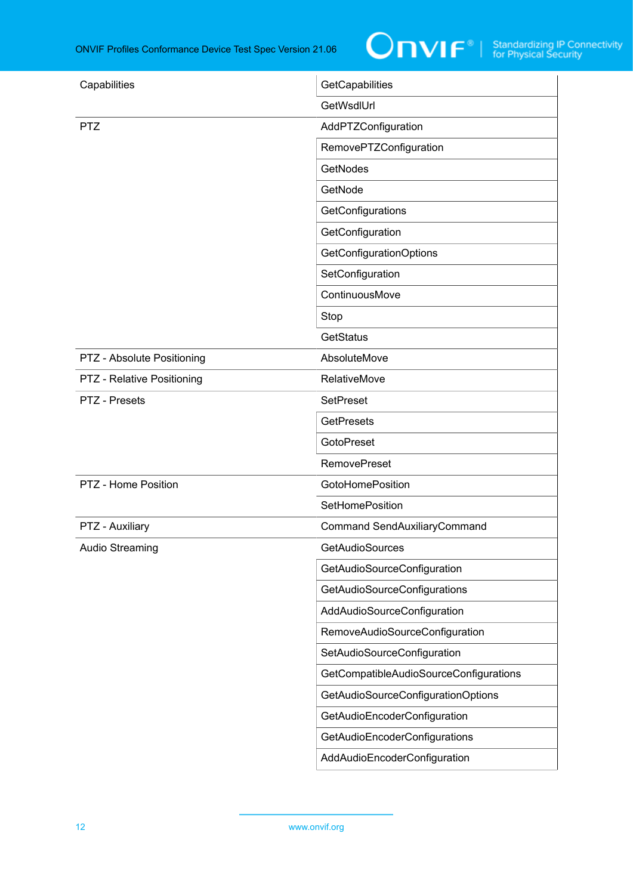| | |
|---|---|
| Capabilities | GetCapabilities |
| | GetWsdlUrl |
| PTZ | AddPTZConfiguration |
| | RemovePTZConfiguration |
| | GetNodes |
| | GetNode |
| | GetConfigurations |
| | GetConfiguration |
| | GetConfigurationOptions |
| | SetConfiguration |
| | ContinuousMove |
| | Stop |
| | GetStatus |
| PTZ - Absolute Positioning | AbsoluteMove |
| PTZ - Relative Positioning | RelativeMove |
| PTZ - Presets | SetPreset |
| | GetPresets |
| | GotoPreset |
| | RemovePreset |
| PTZ - Home Position | GotoHomePosition |
| | SetHomePosition |
| PTZ - Auxiliary | Command SendAuxiliaryCommand |
| Audio Streaming | GetAudioSources |
| | GetAudioSourceConfiguration |
| | GetAudioSourceConfigurations |
| | AddAudioSourceConfiguration |
| | RemoveAudioSourceConfiguration |
| | SetAudioSourceConfiguration |
| | GetCompatibleAudioSourceConfigurations |
| | GetAudioSourceConfigurationOptions |
| | GetAudioEncoderConfiguration |
| | GetAudioEncoderConfigurations |
| | AddAudioEncoderConfiguration |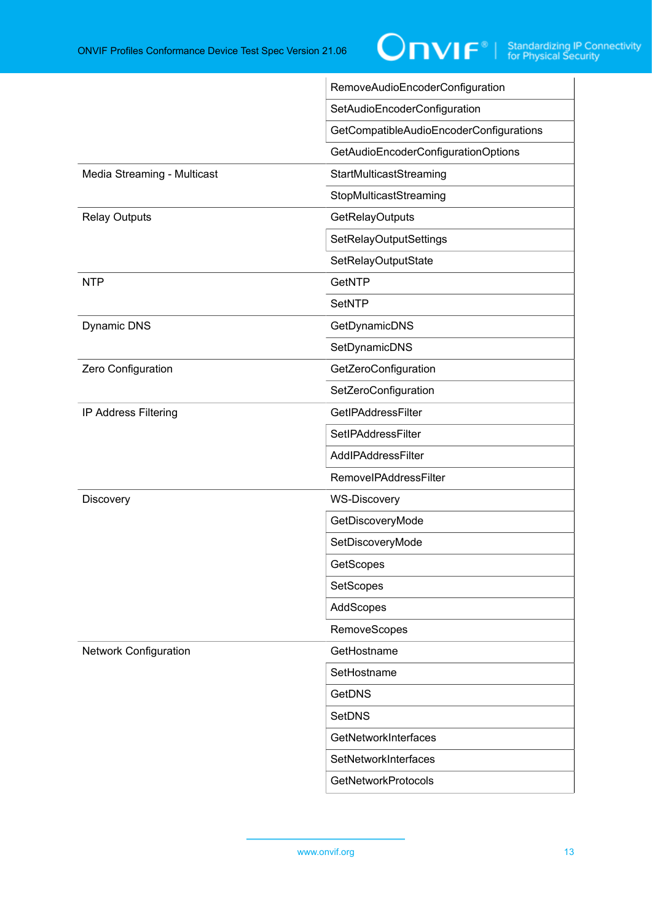| | |
|---|---|
| | RemoveAudioEncoderConfiguration |
| | SetAudioEncoderConfiguration |
| | GetCompatibleAudioEncoderConfigurations |
| | GetAudioEncoderConfigurationOptions |
| Media Streaming - Multicast | StartMulticastStreaming |
| | StopMulticastStreaming |
| Relay Outputs | GetRelayOutputs |
| | SetRelayOutputSettings |
| | SetRelayOutputState |
| NTP | GetNTP |
| | SetNTP |
| Dynamic DNS | GetDynamicDNS |
| | SetDynamicDNS |
| Zero Configuration | GetZeroConfiguration |
| | SetZeroConfiguration |
| IP Address Filtering | GetIPAddressFilter |
| | SetIPAddressFilter |
| | AddIPAddressFilter |
| | RemoveIPAddressFilter |
| Discovery | WS-Discovery |
| | GetDiscoveryMode |
| | SetDiscoveryMode |
| | GetScopes |
| | SetScopes |
| | AddScopes |
| | RemoveScopes |
| Network Configuration | GetHostname |
| | SetHostname |
| | GetDNS |
| | SetDNS |
| | GetNetworkInterfaces |
| | SetNetworkInterfaces |
| | GetNetworkProtocols |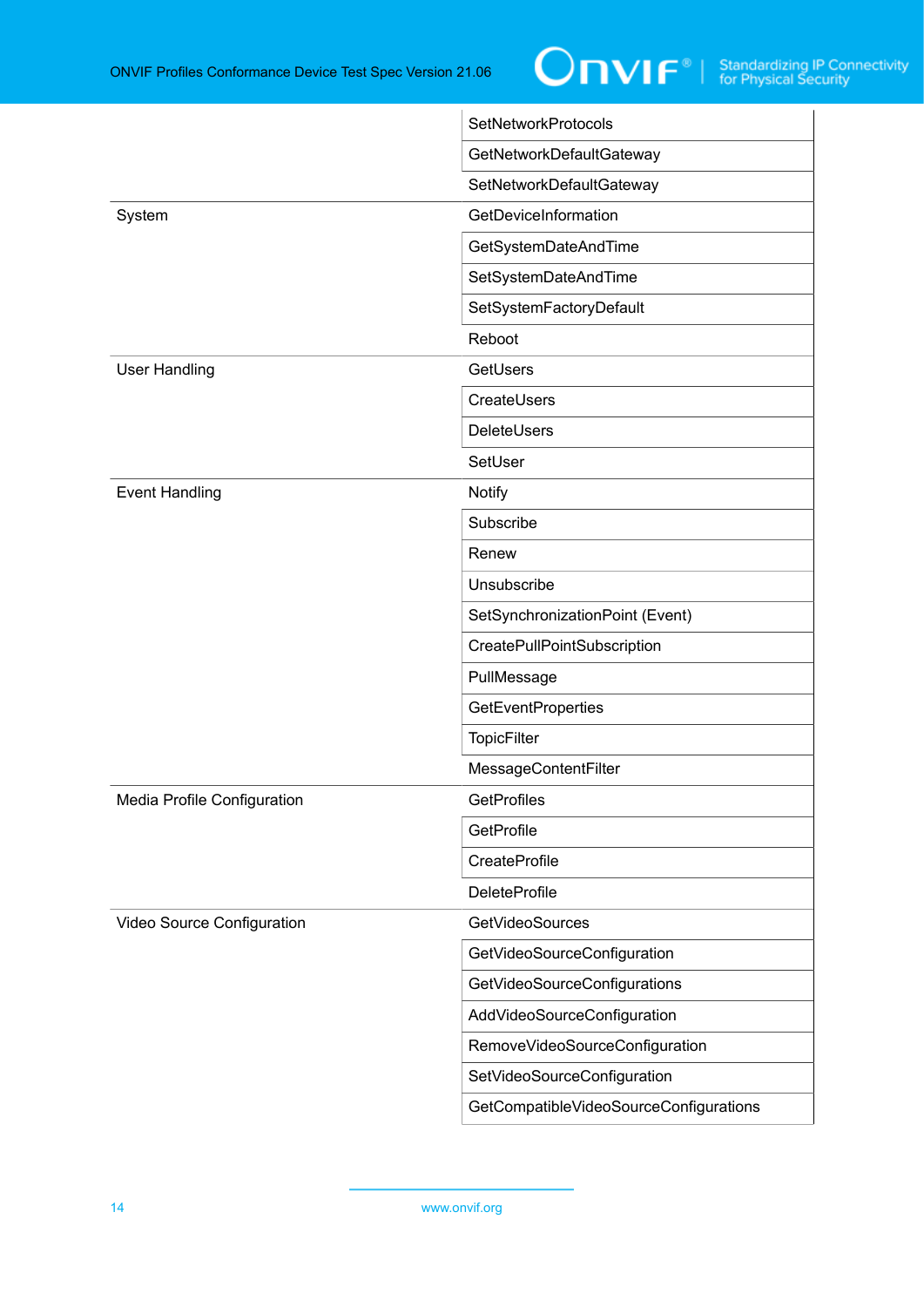| | |
|---|---|
| | SetNetworkProtocols |
| | GetNetworkDefaultGateway |
| | SetNetworkDefaultGateway |
| System | GetDeviceInformation |
| | GetSystemDateAndTime |
| | SetSystemDateAndTime |
| | SetSystemFactoryDefault |
| | Reboot |
| User Handling | GetUsers |
| | CreateUsers |
| | DeleteUsers |
| | SetUser |
| Event Handling | Notify |
| | Subscribe |
| | Renew |
| | Unsubscribe |
| | SetSynchronizationPoint (Event) |
| | CreatePullPointSubscription |
| | PullMessage |
| | GetEventProperties |
| | TopicFilter |
| | MessageContentFilter |
| Media Profile Configuration | GetProfiles |
| | GetProfile |
| | CreateProfile |
| | DeleteProfile |
| Video Source Configuration | GetVideoSources |
| | GetVideoSourceConfiguration |
| | GetVideoSourceConfigurations |
| | AddVideoSourceConfiguration |
| | RemoveVideoSourceConfiguration |
| | SetVideoSourceConfiguration |
| | GetCompatibleVideoSourceConfigurations |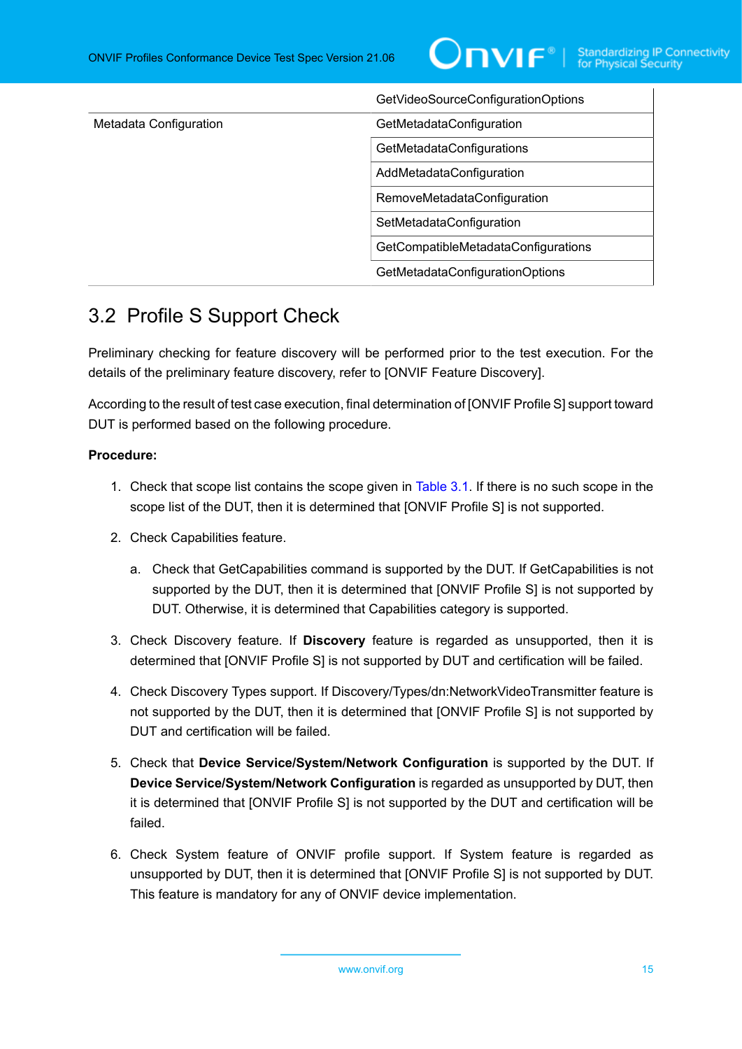| | |
|---|---|
| | GetVideoSourceConfigurationOptions |
| Metadata Configuration | GetMetadataConfiguration |
| | GetMetadataConfigurations |
| | AddMetadataConfiguration |
| | RemoveMetadataConfiguration |
| | SetMetadataConfiguration |
| | GetCompatibleMetadataConfigurations |
| | GetMetadataConfigurationOptions |

## 3.2 Profile S Support Check

Preliminary checking for feature discovery will be performed prior to the test execution. For the details of the preliminary feature discovery, refer to [ONVIF Feature Discovery].

According to the result of test case execution, final determination of [ONVIF Profile S] support toward DUT is performed based on the following procedure.

**Procedure:**

1. Check that scope list contains the scope given in Table 3.1. If there is no such scope in the scope list of the DUT, then it is determined that [ONVIF Profile S] is not supported.
2. Check Capabilities feature.
   a. Check that GetCapabilities command is supported by the DUT. If GetCapabilities is not supported by the DUT, then it is determined that [ONVIF Profile S] is not supported by DUT. Otherwise, it is determined that Capabilities category is supported.
3. Check Discovery feature. If **Discovery** feature is regarded as unsupported, then it is determined that [ONVIF Profile S] is not supported by DUT and certification will be failed.
4. Check Discovery Types support. If Discovery/Types/dn:NetworkVideoTransmitter feature is not supported by the DUT, then it is determined that [ONVIF Profile S] is not supported by DUT and certification will be failed.
5. Check that **Device Service/System/Network Configuration** is supported by the DUT. If **Device Service/System/Network Configuration** is regarded as unsupported by DUT, then it is determined that [ONVIF Profile S] is not supported by the DUT and certification will be failed.
6. Check System feature of ONVIF profile support. If System feature is regarded as unsupported by DUT, then it is determined that [ONVIF Profile S] is not supported by DUT. This feature is mandatory for any of ONVIF device implementation.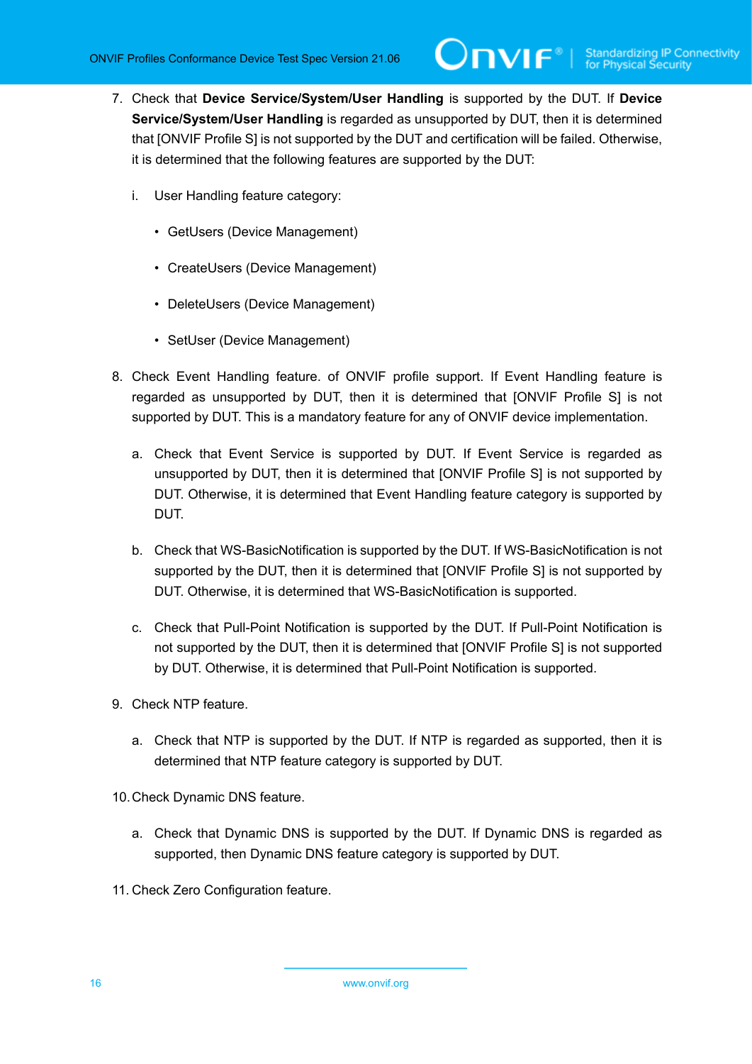7. Check that **Device Service/System/User Handling** is supported by the DUT. If **Device Service/System/User Handling** is regarded as unsupported by DUT, then it is determined that [ONVIF Profile S] is not supported by the DUT and certification will be failed. Otherwise, it is determined that the following features are supported by the DUT:

    i. User Handling feature category:

        - GetUsers (Device Management)

        - CreateUsers (Device Management)

        - DeleteUsers (Device Management)

        - SetUser (Device Management)

8. Check Event Handling feature. of ONVIF profile support. If Event Handling feature is regarded as unsupported by DUT, then it is determined that [ONVIF Profile S] is not supported by DUT. This is a mandatory feature for any of ONVIF device implementation.

    a. Check that Event Service is supported by DUT. If Event Service is regarded as unsupported by DUT, then it is determined that [ONVIF Profile S] is not supported by DUT. Otherwise, it is determined that Event Handling feature category is supported by DUT.

    b. Check that WS-BasicNotification is supported by the DUT. If WS-BasicNotification is not supported by the DUT, then it is determined that [ONVIF Profile S] is not supported by DUT. Otherwise, it is determined that WS-BasicNotification is supported.

    c. Check that Pull-Point Notification is supported by the DUT. If Pull-Point Notification is not supported by the DUT, then it is determined that [ONVIF Profile S] is not supported by DUT. Otherwise, it is determined that Pull-Point Notification is supported.

9. Check NTP feature.

    a. Check that NTP is supported by the DUT. If NTP is regarded as supported, then it is determined that NTP feature category is supported by DUT.

10. Check Dynamic DNS feature.

    a. Check that Dynamic DNS is supported by the DUT. If Dynamic DNS is regarded as supported, then Dynamic DNS feature category is supported by DUT.

11. Check Zero Configuration feature.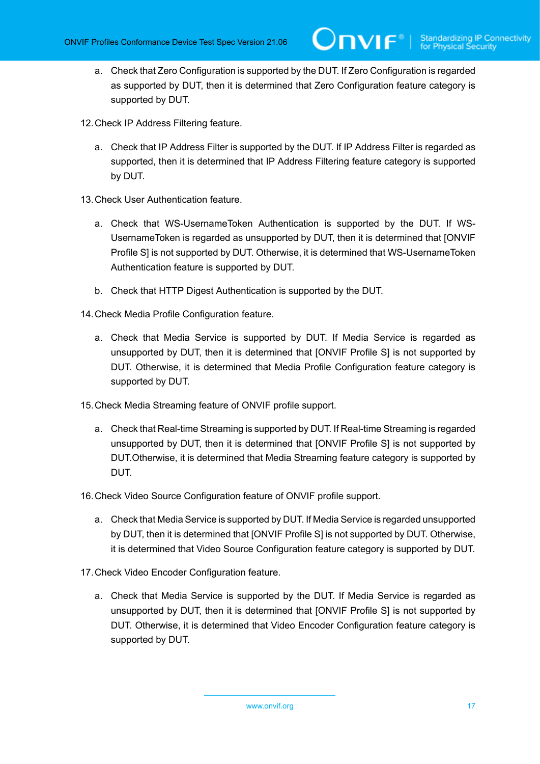a. Check that Zero Configuration is supported by the DUT. If Zero Configuration is regarded as supported by DUT, then it is determined that Zero Configuration feature category is supported by DUT.

12. Check IP Address Filtering feature.

   a. Check that IP Address Filter is supported by the DUT. If IP Address Filter is regarded as supported, then it is determined that IP Address Filtering feature category is supported by DUT.

13. Check User Authentication feature.

   a. Check that WS-UsernameToken Authentication is supported by the DUT. If WS-UsernameToken is regarded as unsupported by DUT, then it is determined that [ONVIF Profile S] is not supported by DUT. Otherwise, it is determined that WS-UsernameToken Authentication feature is supported by DUT.

   b. Check that HTTP Digest Authentication is supported by the DUT.

14. Check Media Profile Configuration feature.

   a. Check that Media Service is supported by DUT. If Media Service is regarded as unsupported by DUT, then it is determined that [ONVIF Profile S] is not supported by DUT. Otherwise, it is determined that Media Profile Configuration feature category is supported by DUT.

15. Check Media Streaming feature of ONVIF profile support.

   a. Check that Real-time Streaming is supported by DUT. If Real-time Streaming is regarded unsupported by DUT, then it is determined that [ONVIF Profile S] is not supported by DUT.Otherwise, it is determined that Media Streaming feature category is supported by DUT.

16. Check Video Source Configuration feature of ONVIF profile support.

   a. Check that Media Service is supported by DUT. If Media Service is regarded unsupported by DUT, then it is determined that [ONVIF Profile S] is not supported by DUT. Otherwise, it is determined that Video Source Configuration feature category is supported by DUT.

17. Check Video Encoder Configuration feature.

   a. Check that Media Service is supported by the DUT. If Media Service is regarded as unsupported by DUT, then it is determined that [ONVIF Profile S] is not supported by DUT. Otherwise, it is determined that Video Encoder Configuration feature category is supported by DUT.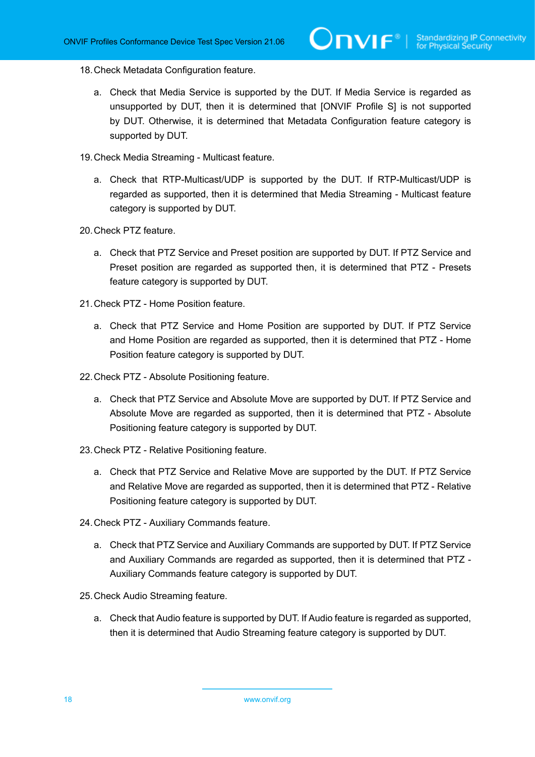18. Check Metadata Configuration feature.

    a. Check that Media Service is supported by the DUT. If Media Service is regarded as unsupported by DUT, then it is determined that [ONVIF Profile S] is not supported by DUT. Otherwise, it is determined that Metadata Configuration feature category is supported by DUT.

19. Check Media Streaming - Multicast feature.

    a. Check that RTP-Multicast/UDP is supported by the DUT. If RTP-Multicast/UDP is regarded as supported, then it is determined that Media Streaming - Multicast feature category is supported by DUT.

20. Check PTZ feature.

    a. Check that PTZ Service and Preset position are supported by DUT. If PTZ Service and Preset position are regarded as supported then, it is determined that PTZ - Presets feature category is supported by DUT.

21. Check PTZ - Home Position feature.

    a. Check that PTZ Service and Home Position are supported by DUT. If PTZ Service and Home Position are regarded as supported, then it is determined that PTZ - Home Position feature category is supported by DUT.

22. Check PTZ - Absolute Positioning feature.

    a. Check that PTZ Service and Absolute Move are supported by DUT. If PTZ Service and Absolute Move are regarded as supported, then it is determined that PTZ - Absolute Positioning feature category is supported by DUT.

23. Check PTZ - Relative Positioning feature.

    a. Check that PTZ Service and Relative Move are supported by the DUT. If PTZ Service and Relative Move are regarded as supported, then it is determined that PTZ - Relative Positioning feature category is supported by DUT.

24. Check PTZ - Auxiliary Commands feature.

    a. Check that PTZ Service and Auxiliary Commands are supported by DUT. If PTZ Service and Auxiliary Commands are regarded as supported, then it is determined that PTZ - Auxiliary Commands feature category is supported by DUT.

25. Check Audio Streaming feature.

    a. Check that Audio feature is supported by DUT. If Audio feature is regarded as supported, then it is determined that Audio Streaming feature category is supported by DUT.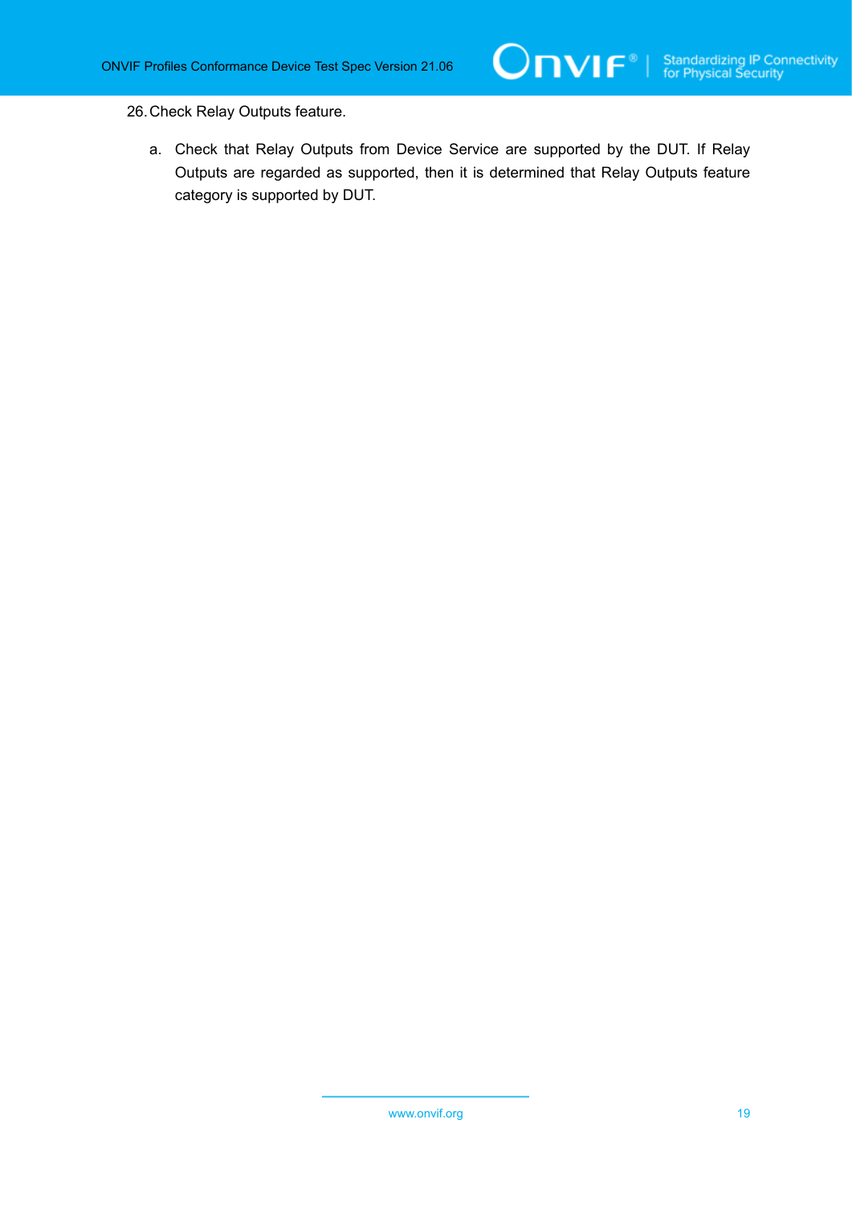26. Check Relay Outputs feature.

    a. Check that Relay Outputs from Device Service are supported by the DUT. If Relay Outputs are regarded as supported, then it is determined that Relay Outputs feature category is supported by DUT.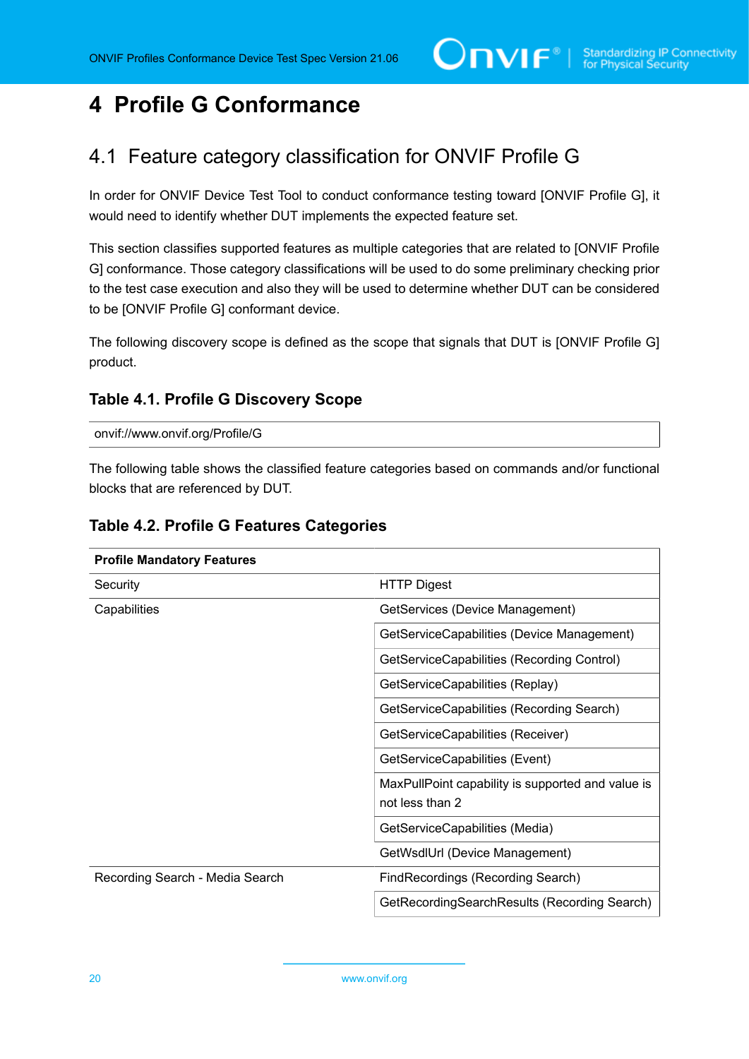# 4 Profile G Conformance

## 4.1 Feature category classification for ONVIF Profile G

In order for ONVIF Device Test Tool to conduct conformance testing toward [ONVIF Profile G], it would need to identify whether DUT implements the expected feature set.

This section classifies supported features as multiple categories that are related to [ONVIF Profile G] conformance. Those category classifications will be used to do some preliminary checking prior to the test case execution and also they will be used to determine whether DUT can be considered to be [ONVIF Profile G] conformant device.

The following discovery scope is defined as the scope that signals that DUT is [ONVIF Profile G] product.

### Table 4.1. Profile G Discovery Scope

| onvif://www.onvif.org/Profile/G |
|---|

The following table shows the classified feature categories based on commands and/or functional blocks that are referenced by DUT.

### Table 4.2. Profile G Features Categories

| **Profile Mandatory Features** | |
|---|---|
| Security | HTTP Digest |
| Capabilities | GetServices (Device Management) |
| | GetServiceCapabilities (Device Management) |
| | GetServiceCapabilities (Recording Control) |
| | GetServiceCapabilities (Replay) |
| | GetServiceCapabilities (Recording Search) |
| | GetServiceCapabilities (Receiver) |
| | GetServiceCapabilities (Event) |
| | MaxPullPoint capability is supported and value is not less than 2 |
| | GetServiceCapabilities (Media) |
| | GetWsdlUrl (Device Management) |
| Recording Search - Media Search | FindRecordings (Recording Search) |
| | GetRecordingSearchResults (Recording Search) |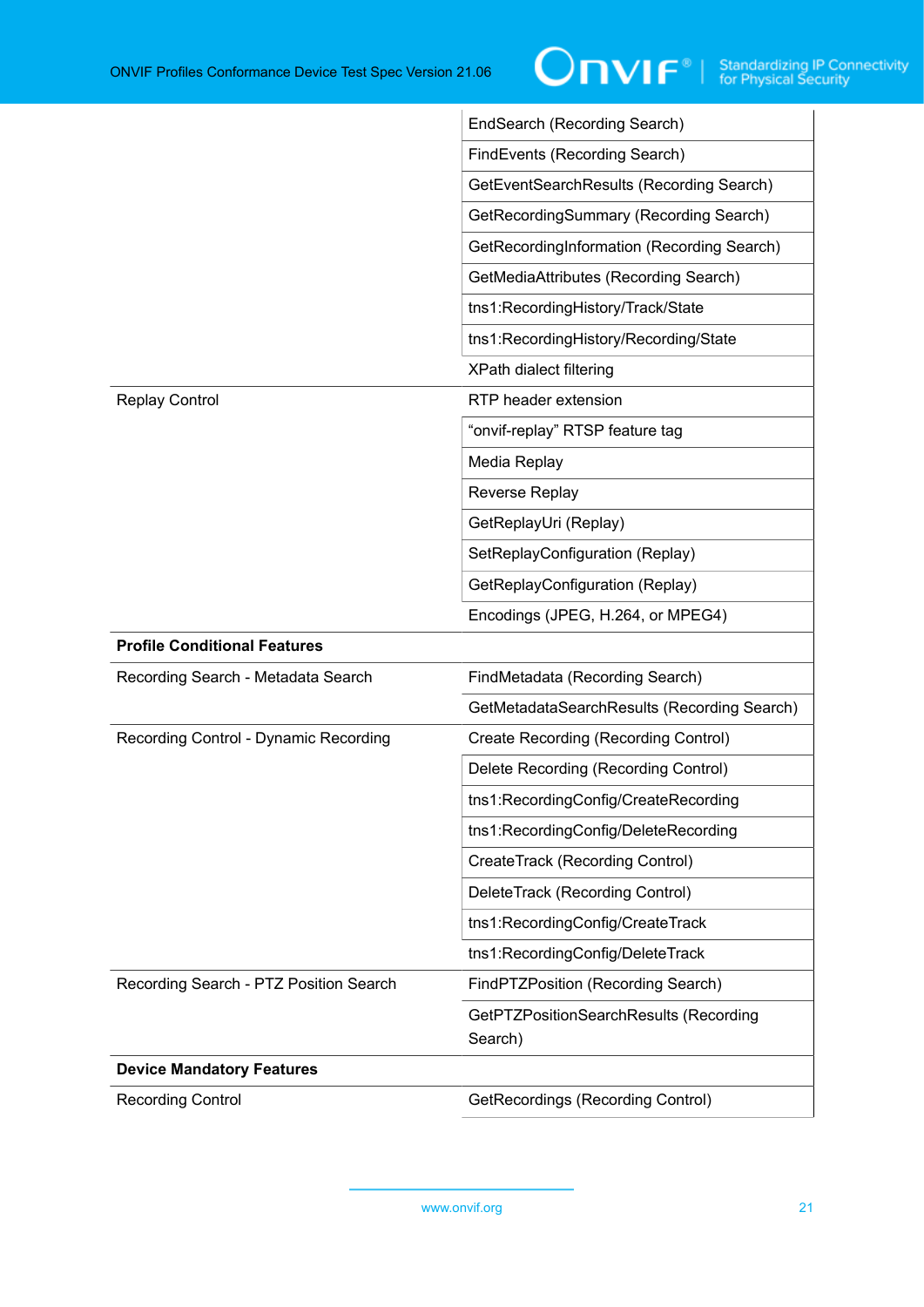| | |
|---|---|
| | EndSearch (Recording Search) |
| | FindEvents (Recording Search) |
| | GetEventSearchResults (Recording Search) |
| | GetRecordingSummary (Recording Search) |
| | GetRecordingInformation (Recording Search) |
| | GetMediaAttributes (Recording Search) |
| | tns1:RecordingHistory/Track/State |
| | tns1:RecordingHistory/Recording/State |
| | XPath dialect filtering |
| Replay Control | RTP header extension |
| | "onvif-replay" RTSP feature tag |
| | Media Replay |
| | Reverse Replay |
| | GetReplayUri (Replay) |
| | SetReplayConfiguration (Replay) |
| | GetReplayConfiguration (Replay) |
| | Encodings (JPEG, H.264, or MPEG4) |
| **Profile Conditional Features** | |
| Recording Search - Metadata Search | FindMetadata (Recording Search) |
| | GetMetadataSearchResults (Recording Search) |
| Recording Control - Dynamic Recording | Create Recording (Recording Control) |
| | Delete Recording (Recording Control) |
| | tns1:RecordingConfig/CreateRecording |
| | tns1:RecordingConfig/DeleteRecording |
| | CreateTrack (Recording Control) |
| | DeleteTrack (Recording Control) |
| | tns1:RecordingConfig/CreateTrack |
| | tns1:RecordingConfig/DeleteTrack |
| Recording Search - PTZ Position Search | FindPTZPosition (Recording Search) |
| | GetPTZPositionSearchResults (Recording Search) |
| **Device Mandatory Features** | |
| Recording Control | GetRecordings (Recording Control) |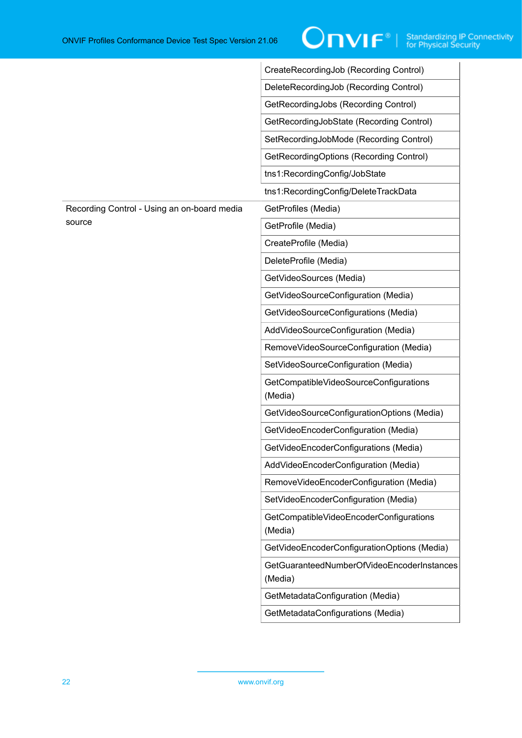| | |
|---|---|
| | CreateRecordingJob (Recording Control) |
| | DeleteRecordingJob (Recording Control) |
| | GetRecordingJobs (Recording Control) |
| | GetRecordingJobState (Recording Control) |
| | SetRecordingJobMode (Recording Control) |
| | GetRecordingOptions (Recording Control) |
| | tns1:RecordingConfig/JobState |
| | tns1:RecordingConfig/DeleteTrackData |
| Recording Control - Using an on-board media source | GetProfiles (Media) |
| | GetProfile (Media) |
| | CreateProfile (Media) |
| | DeleteProfile (Media) |
| | GetVideoSources (Media) |
| | GetVideoSourceConfiguration (Media) |
| | GetVideoSourceConfigurations (Media) |
| | AddVideoSourceConfiguration (Media) |
| | RemoveVideoSourceConfiguration (Media) |
| | SetVideoSourceConfiguration (Media) |
| | GetCompatibleVideoSourceConfigurations (Media) |
| | GetVideoSourceConfigurationOptions (Media) |
| | GetVideoEncoderConfiguration (Media) |
| | GetVideoEncoderConfigurations (Media) |
| | AddVideoEncoderConfiguration (Media) |
| | RemoveVideoEncoderConfiguration (Media) |
| | SetVideoEncoderConfiguration (Media) |
| | GetCompatibleVideoEncoderConfigurations (Media) |
| | GetVideoEncoderConfigurationOptions (Media) |
| | GetGuaranteedNumberOfVideoEncoderInstances (Media) |
| | GetMetadataConfiguration (Media) |
| | GetMetadataConfigurations (Media) |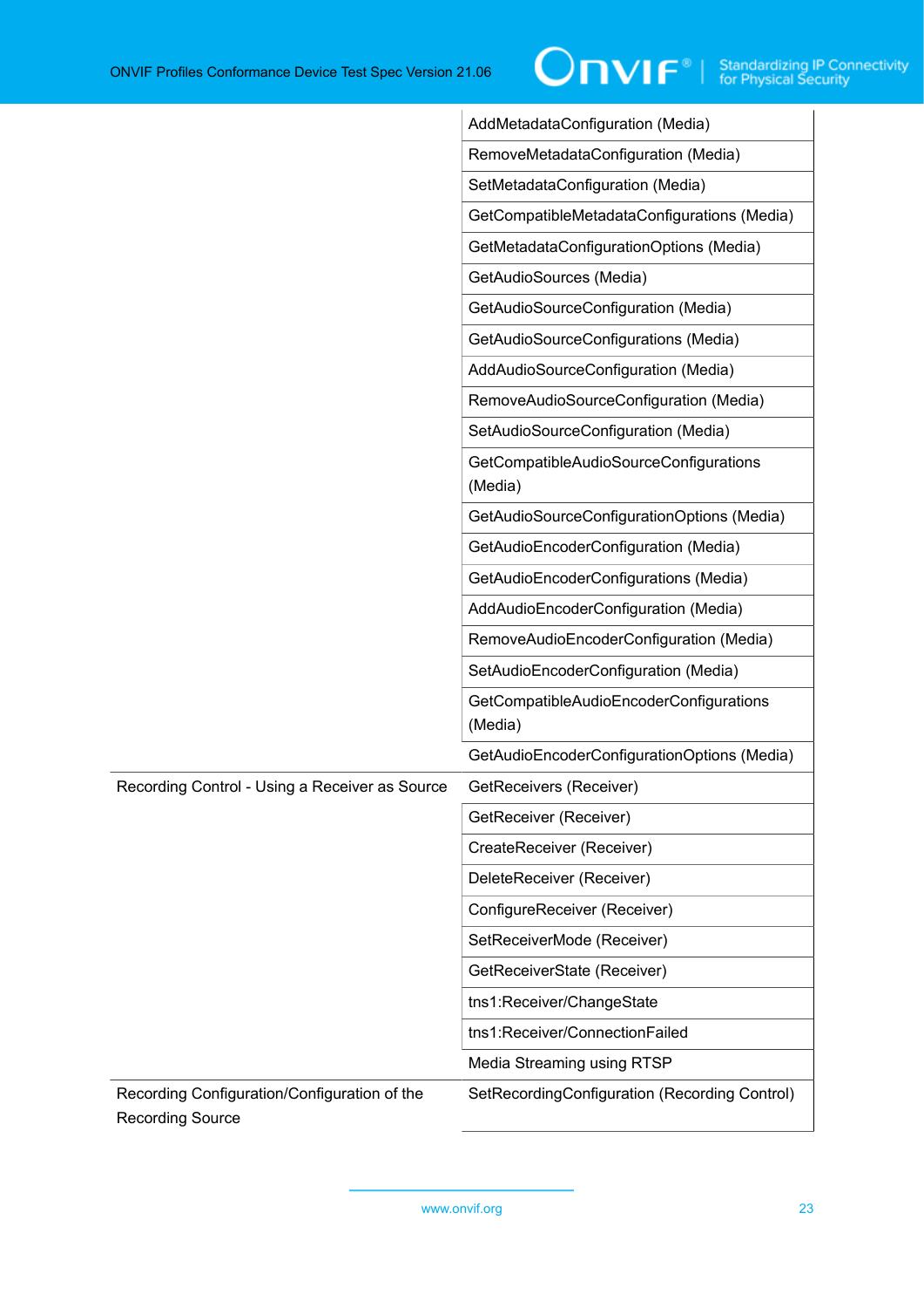| | |
|---|---|
| | AddMetadataConfiguration (Media) |
| | RemoveMetadataConfiguration (Media) |
| | SetMetadataConfiguration (Media) |
| | GetCompatibleMetadataConfigurations (Media) |
| | GetMetadataConfigurationOptions (Media) |
| | GetAudioSources (Media) |
| | GetAudioSourceConfiguration (Media) |
| | GetAudioSourceConfigurations (Media) |
| | AddAudioSourceConfiguration (Media) |
| | RemoveAudioSourceConfiguration (Media) |
| | SetAudioSourceConfiguration (Media) |
| | GetCompatibleAudioSourceConfigurations (Media) |
| | GetAudioSourceConfigurationOptions (Media) |
| | GetAudioEncoderConfiguration (Media) |
| | GetAudioEncoderConfigurations (Media) |
| | AddAudioEncoderConfiguration (Media) |
| | RemoveAudioEncoderConfiguration (Media) |
| | SetAudioEncoderConfiguration (Media) |
| | GetCompatibleAudioEncoderConfigurations (Media) |
| | GetAudioEncoderConfigurationOptions (Media) |
| Recording Control - Using a Receiver as Source | GetReceivers (Receiver) |
| | GetReceiver (Receiver) |
| | CreateReceiver (Receiver) |
| | DeleteReceiver (Receiver) |
| | ConfigureReceiver (Receiver) |
| | SetReceiverMode (Receiver) |
| | GetReceiverState (Receiver) |
| | tns1:Receiver/ChangeState |
| | tns1:Receiver/ConnectionFailed |
| | Media Streaming using RTSP |
| Recording Configuration/Configuration of the Recording Source | SetRecordingConfiguration (Recording Control) |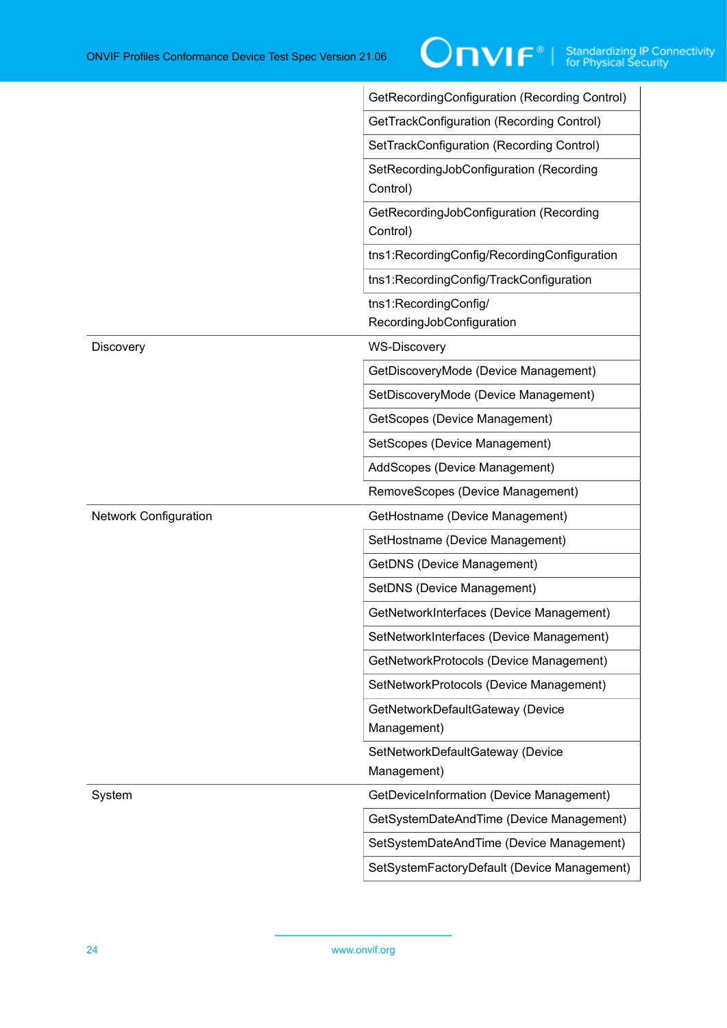| | |
|---|---|
| | GetRecordingConfiguration (Recording Control) |
| | GetTrackConfiguration (Recording Control) |
| | SetTrackConfiguration (Recording Control) |
| | SetRecordingJobConfiguration (Recording Control) |
| | GetRecordingJobConfiguration (Recording Control) |
| | tns1:RecordingConfig/RecordingConfiguration |
| | tns1:RecordingConfig/TrackConfiguration |
| | tns1:RecordingConfig/ RecordingJobConfiguration |
| Discovery | WS-Discovery |
| | GetDiscoveryMode (Device Management) |
| | SetDiscoveryMode (Device Management) |
| | GetScopes (Device Management) |
| | SetScopes (Device Management) |
| | AddScopes (Device Management) |
| | RemoveScopes (Device Management) |
| Network Configuration | GetHostname (Device Management) |
| | SetHostname (Device Management) |
| | GetDNS (Device Management) |
| | SetDNS (Device Management) |
| | GetNetworkInterfaces (Device Management) |
| | SetNetworkInterfaces (Device Management) |
| | GetNetworkProtocols (Device Management) |
| | SetNetworkProtocols (Device Management) |
| | GetNetworkDefaultGateway (Device Management) |
| | SetNetworkDefaultGateway (Device Management) |
| System | GetDeviceInformation (Device Management) |
| | GetSystemDateAndTime (Device Management) |
| | SetSystemDateAndTime (Device Management) |
| | SetSystemFactoryDefault (Device Management) |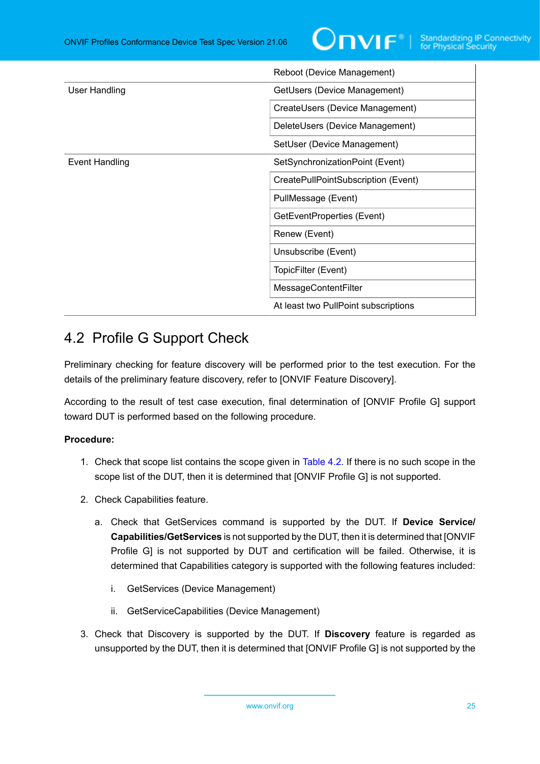| | |
|---|---|
| | Reboot (Device Management) |
| User Handling | GetUsers (Device Management) |
| | CreateUsers (Device Management) |
| | DeleteUsers (Device Management) |
| | SetUser (Device Management) |
| Event Handling | SetSynchronizationPoint (Event) |
| | CreatePullPointSubscription (Event) |
| | PullMessage (Event) |
| | GetEventProperties (Event) |
| | Renew (Event) |
| | Unsubscribe (Event) |
| | TopicFilter (Event) |
| | MessageContentFilter |
| | At least two PullPoint subscriptions |

## 4.2 Profile G Support Check

Preliminary checking for feature discovery will be performed prior to the test execution. For the details of the preliminary feature discovery, refer to [ONVIF Feature Discovery].

According to the result of test case execution, final determination of [ONVIF Profile G] support toward DUT is performed based on the following procedure.

**Procedure:**

1. Check that scope list contains the scope given in Table 4.2. If there is no such scope in the scope list of the DUT, then it is determined that [ONVIF Profile G] is not supported.
2. Check Capabilities feature.
   a. Check that GetServices command is supported by the DUT. If **Device Service/ Capabilities/GetServices** is not supported by the DUT, then it is determined that [ONVIF Profile G] is not supported by DUT and certification will be failed. Otherwise, it is determined that Capabilities category is supported with the following features included:
      i. GetServices (Device Management)
      ii. GetServiceCapabilities (Device Management)
3. Check that Discovery is supported by the DUT. If **Discovery** feature is regarded as unsupported by the DUT, then it is determined that [ONVIF Profile G] is not supported by the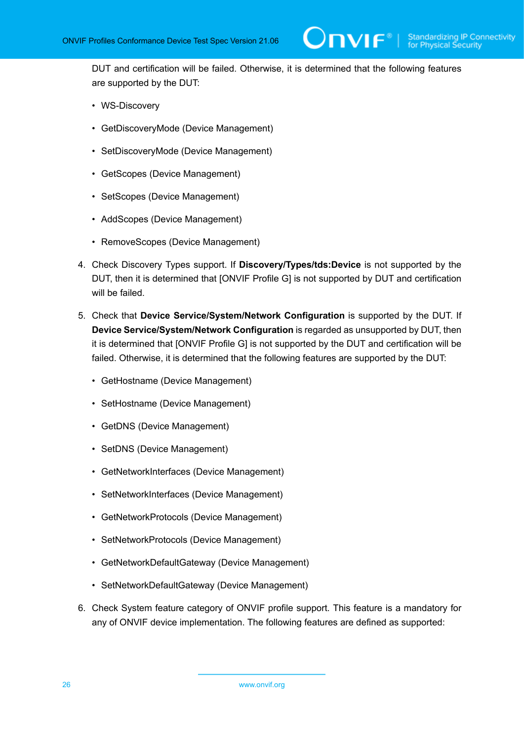DUT and certification will be failed. Otherwise, it is determined that the following features are supported by the DUT:

- WS-Discovery
- GetDiscoveryMode (Device Management)
- SetDiscoveryMode (Device Management)
- GetScopes (Device Management)
- SetScopes (Device Management)
- AddScopes (Device Management)
- RemoveScopes (Device Management)

4. Check Discovery Types support. If **Discovery/Types/tds:Device** is not supported by the DUT, then it is determined that [ONVIF Profile G] is not supported by DUT and certification will be failed.

5. Check that **Device Service/System/Network Configuration** is supported by the DUT. If **Device Service/System/Network Configuration** is regarded as unsupported by DUT, then it is determined that [ONVIF Profile G] is not supported by the DUT and certification will be failed. Otherwise, it is determined that the following features are supported by the DUT:

   - GetHostname (Device Management)
   - SetHostname (Device Management)
   - GetDNS (Device Management)
   - SetDNS (Device Management)
   - GetNetworkInterfaces (Device Management)
   - SetNetworkInterfaces (Device Management)
   - GetNetworkProtocols (Device Management)
   - SetNetworkProtocols (Device Management)
   - GetNetworkDefaultGateway (Device Management)
   - SetNetworkDefaultGateway (Device Management)

6. Check System feature category of ONVIF profile support. This feature is a mandatory for any of ONVIF device implementation. The following features are defined as supported: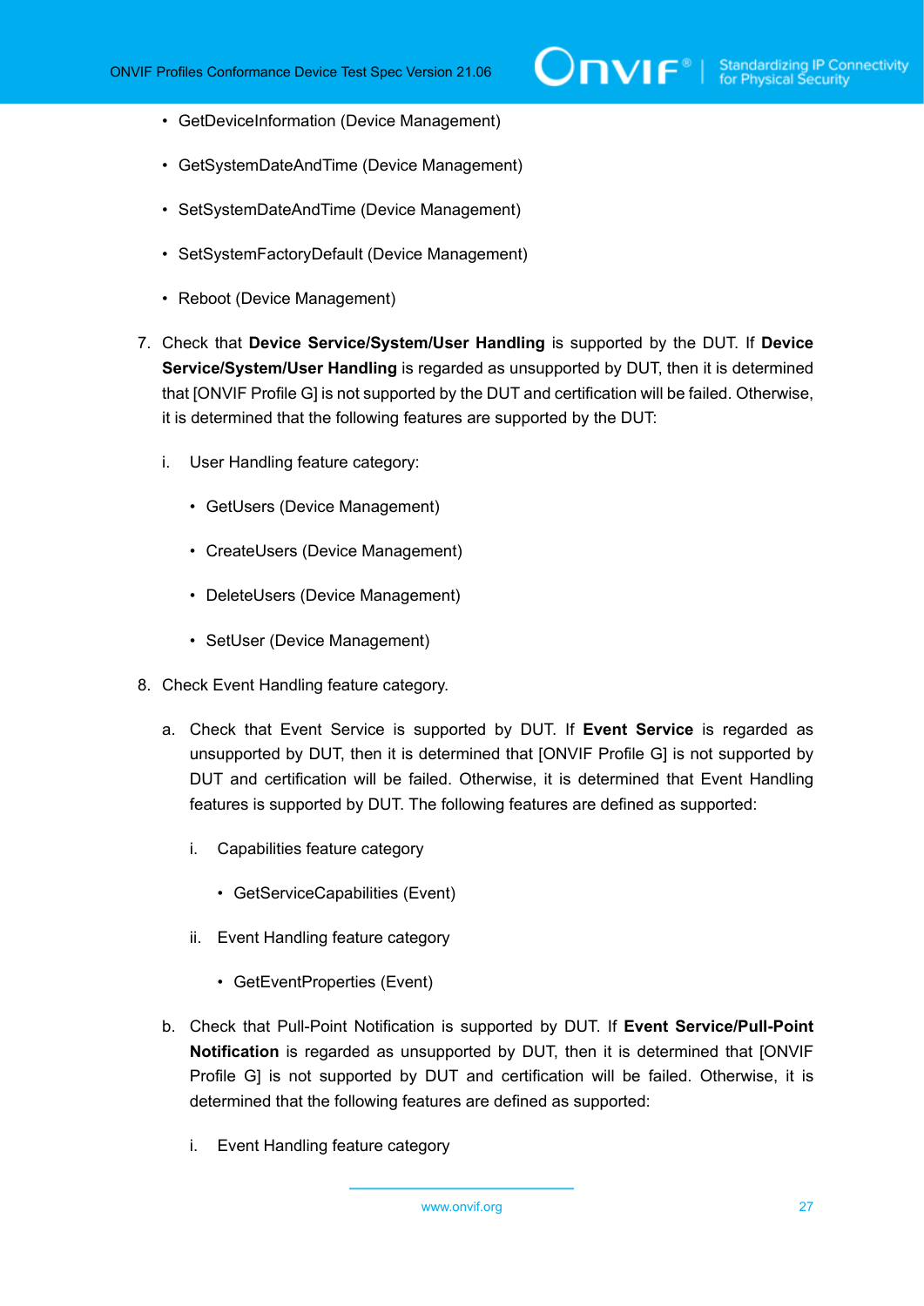- GetDeviceInformation (Device Management)
- GetSystemDateAndTime (Device Management)
- SetSystemDateAndTime (Device Management)
- SetSystemFactoryDefault (Device Management)
- Reboot (Device Management)

7. Check that **Device Service/System/User Handling** is supported by the DUT. If **Device Service/System/User Handling** is regarded as unsupported by DUT, then it is determined that [ONVIF Profile G] is not supported by the DUT and certification will be failed. Otherwise, it is determined that the following features are supported by the DUT:

   i. User Handling feature category:

      - GetUsers (Device Management)
      - CreateUsers (Device Management)
      - DeleteUsers (Device Management)
      - SetUser (Device Management)

8. Check Event Handling feature category.

   a. Check that Event Service is supported by DUT. If **Event Service** is regarded as unsupported by DUT, then it is determined that [ONVIF Profile G] is not supported by DUT and certification will be failed. Otherwise, it is determined that Event Handling features is supported by DUT. The following features are defined as supported:

      i. Capabilities feature category

         - GetServiceCapabilities (Event)

      ii. Event Handling feature category

         - GetEventProperties (Event)

   b. Check that Pull-Point Notification is supported by DUT. If **Event Service/Pull-Point Notification** is regarded as unsupported by DUT, then it is determined that [ONVIF Profile G] is not supported by DUT and certification will be failed. Otherwise, it is determined that the following features are defined as supported:

      i. Event Handling feature category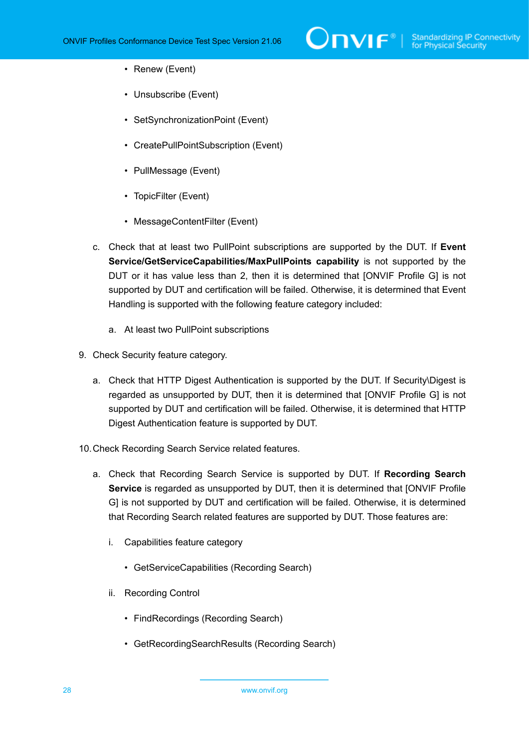- Renew (Event)
- Unsubscribe (Event)
- SetSynchronizationPoint (Event)
- CreatePullPointSubscription (Event)
- PullMessage (Event)
- TopicFilter (Event)
- MessageContentFilter (Event)

c. Check that at least two PullPoint subscriptions are supported by the DUT. If **Event Service/GetServiceCapabilities/MaxPullPoints capability** is not supported by the DUT or it has value less than 2, then it is determined that [ONVIF Profile G] is not supported by DUT and certification will be failed. Otherwise, it is determined that Event Handling is supported with the following feature category included:

   a. At least two PullPoint subscriptions

9. Check Security feature category.

   a. Check that HTTP Digest Authentication is supported by the DUT. If Security\Digest is regarded as unsupported by DUT, then it is determined that [ONVIF Profile G] is not supported by DUT and certification will be failed. Otherwise, it is determined that HTTP Digest Authentication feature is supported by DUT.

10. Check Recording Search Service related features.

   a. Check that Recording Search Service is supported by DUT. If **Recording Search Service** is regarded as unsupported by DUT, then it is determined that [ONVIF Profile G] is not supported by DUT and certification will be failed. Otherwise, it is determined that Recording Search related features are supported by DUT. Those features are:

      i. Capabilities feature category

      - GetServiceCapabilities (Recording Search)

      ii. Recording Control

      - FindRecordings (Recording Search)
      - GetRecordingSearchResults (Recording Search)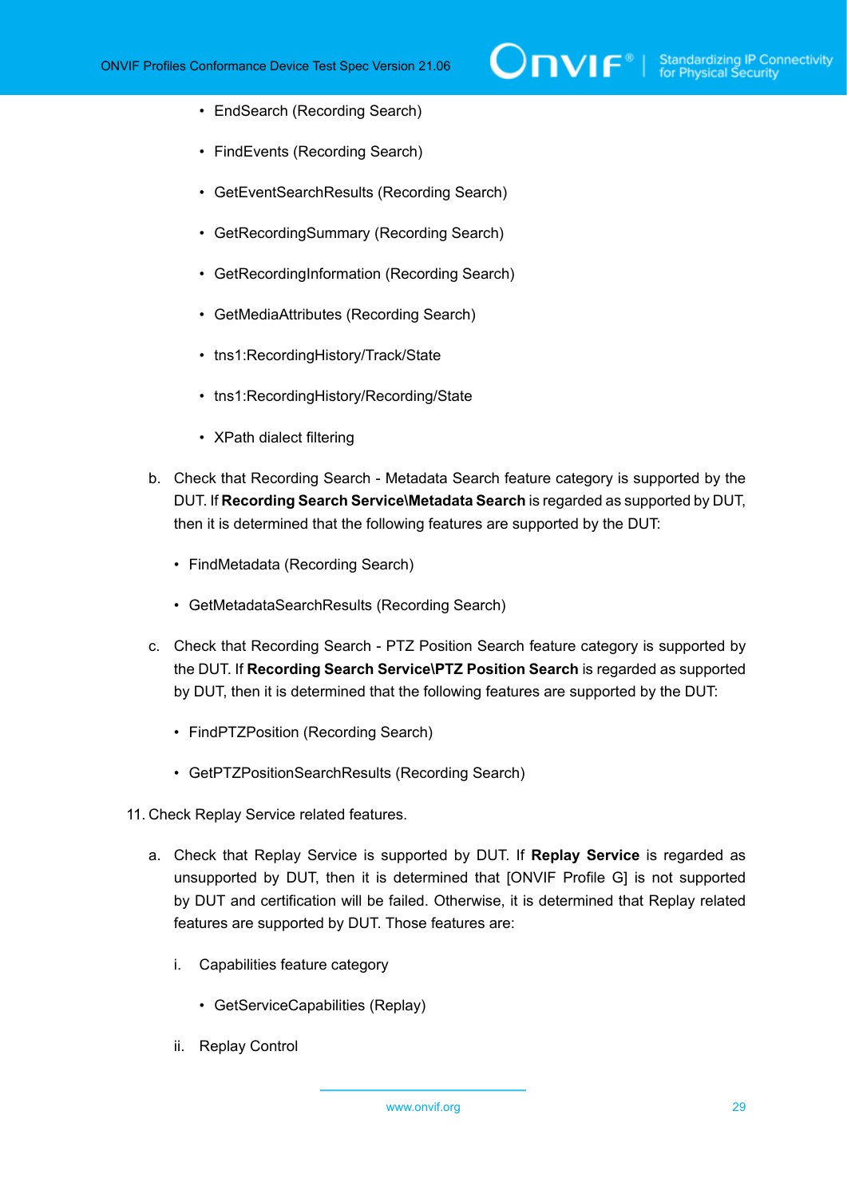- EndSearch (Recording Search)
- FindEvents (Recording Search)
- GetEventSearchResults (Recording Search)
- GetRecordingSummary (Recording Search)
- GetRecordingInformation (Recording Search)
- GetMediaAttributes (Recording Search)
- tns1:RecordingHistory/Track/State
- tns1:RecordingHistory/Recording/State
- XPath dialect filtering

b. Check that Recording Search - Metadata Search feature category is supported by the DUT. If **Recording Search Service\Metadata Search** is regarded as supported by DUT, then it is determined that the following features are supported by the DUT:

- FindMetadata (Recording Search)
- GetMetadataSearchResults (Recording Search)

c. Check that Recording Search - PTZ Position Search feature category is supported by the DUT. If **Recording Search Service\PTZ Position Search** is regarded as supported by DUT, then it is determined that the following features are supported by the DUT:

- FindPTZPosition (Recording Search)
- GetPTZPositionSearchResults (Recording Search)

11. Check Replay Service related features.

a. Check that Replay Service is supported by DUT. If **Replay Service** is regarded as unsupported by DUT, then it is determined that [ONVIF Profile G] is not supported by DUT and certification will be failed. Otherwise, it is determined that Replay related features are supported by DUT. Those features are:

i. Capabilities feature category

- GetServiceCapabilities (Replay)

ii. Replay Control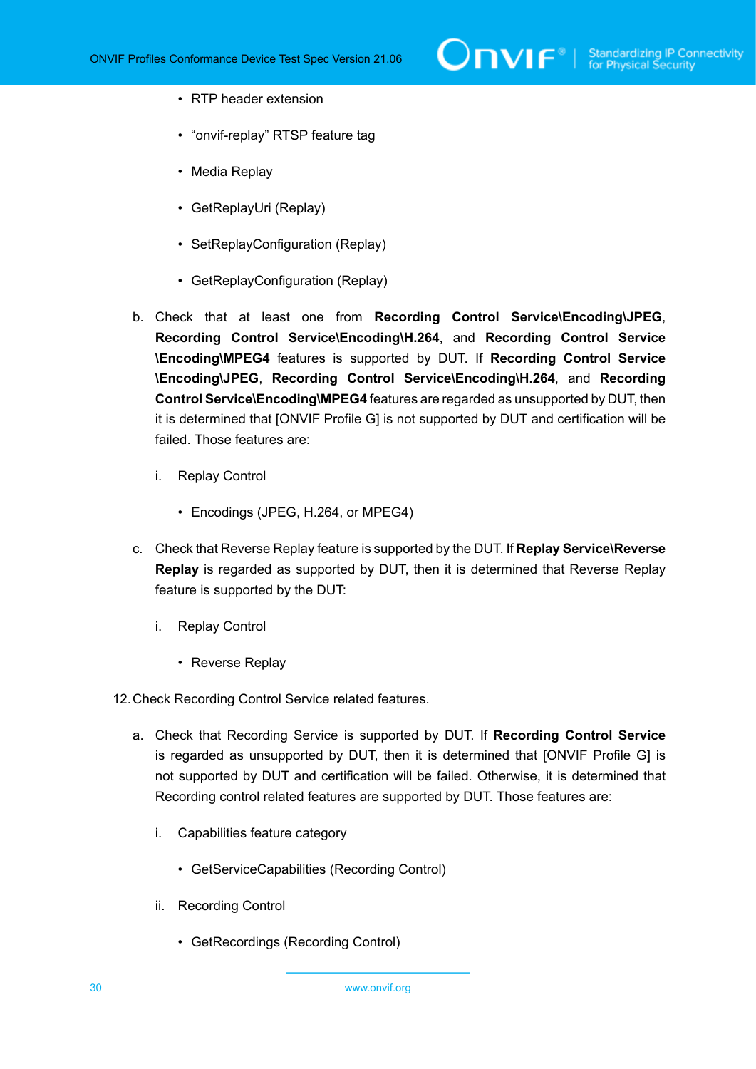- RTP header extension
- "onvif-replay" RTSP feature tag
- Media Replay
- GetReplayUri (Replay)
- SetReplayConfiguration (Replay)
- GetReplayConfiguration (Replay)

b. Check that at least one from **Recording Control Service\Encoding\JPEG**, **Recording Control Service\Encoding\H.264**, and **Recording Control Service \Encoding\MPEG4** features is supported by DUT. If **Recording Control Service \Encoding\JPEG**, **Recording Control Service\Encoding\H.264**, and **Recording Control Service\Encoding\MPEG4** features are regarded as unsupported by DUT, then it is determined that [ONVIF Profile G] is not supported by DUT and certification will be failed. Those features are:

   i. Replay Control

   - Encodings (JPEG, H.264, or MPEG4)

c. Check that Reverse Replay feature is supported by the DUT. If **Replay Service\Reverse Replay** is regarded as supported by DUT, then it is determined that Reverse Replay feature is supported by the DUT:

   i. Replay Control

   - Reverse Replay

12. Check Recording Control Service related features.

a. Check that Recording Service is supported by DUT. If **Recording Control Service** is regarded as unsupported by DUT, then it is determined that [ONVIF Profile G] is not supported by DUT and certification will be failed. Otherwise, it is determined that Recording control related features are supported by DUT. Those features are:

   i. Capabilities feature category

   - GetServiceCapabilities (Recording Control)

   ii. Recording Control

   - GetRecordings (Recording Control)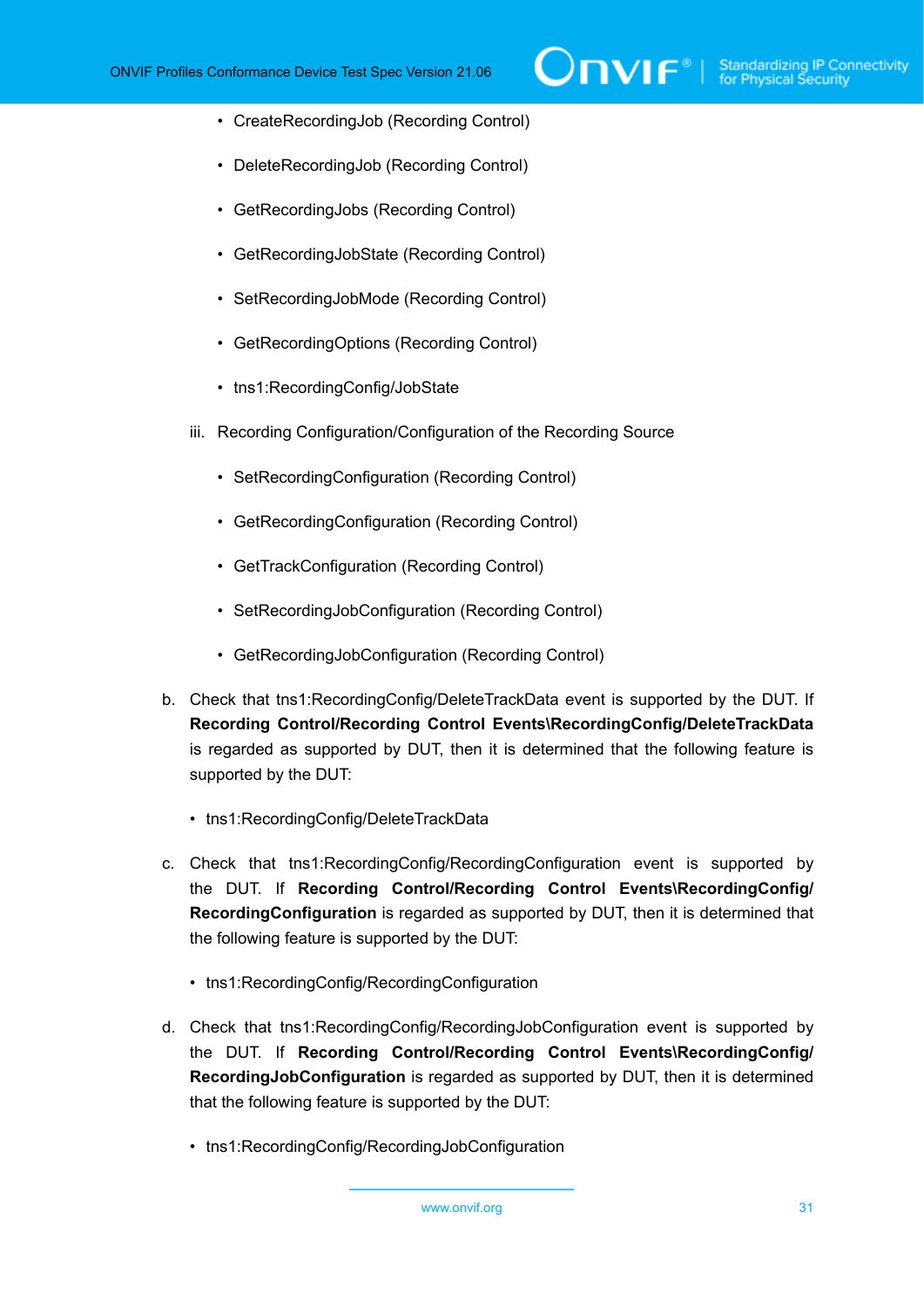- CreateRecordingJob (Recording Control)
- DeleteRecordingJob (Recording Control)
- GetRecordingJobs (Recording Control)
- GetRecordingJobState (Recording Control)
- SetRecordingJobMode (Recording Control)
- GetRecordingOptions (Recording Control)
- tns1:RecordingConfig/JobState

iii. Recording Configuration/Configuration of the Recording Source

- SetRecordingConfiguration (Recording Control)
- GetRecordingConfiguration (Recording Control)
- GetTrackConfiguration (Recording Control)
- SetRecordingJobConfiguration (Recording Control)
- GetRecordingJobConfiguration (Recording Control)

b. Check that tns1:RecordingConfig/DeleteTrackData event is supported by the DUT. If **Recording Control/Recording Control Events\RecordingConfig/DeleteTrackData** is regarded as supported by DUT, then it is determined that the following feature is supported by the DUT:

- tns1:RecordingConfig/DeleteTrackData

c. Check that tns1:RecordingConfig/RecordingConfiguration event is supported by the DUT. If **Recording Control/Recording Control Events\RecordingConfig/RecordingConfiguration** is regarded as supported by DUT, then it is determined that the following feature is supported by the DUT:

- tns1:RecordingConfig/RecordingConfiguration

d. Check that tns1:RecordingConfig/RecordingJobConfiguration event is supported by the DUT. If **Recording Control/Recording Control Events\RecordingConfig/RecordingJobConfiguration** is regarded as supported by DUT, then it is determined that the following feature is supported by the DUT:

- tns1:RecordingConfig/RecordingJobConfiguration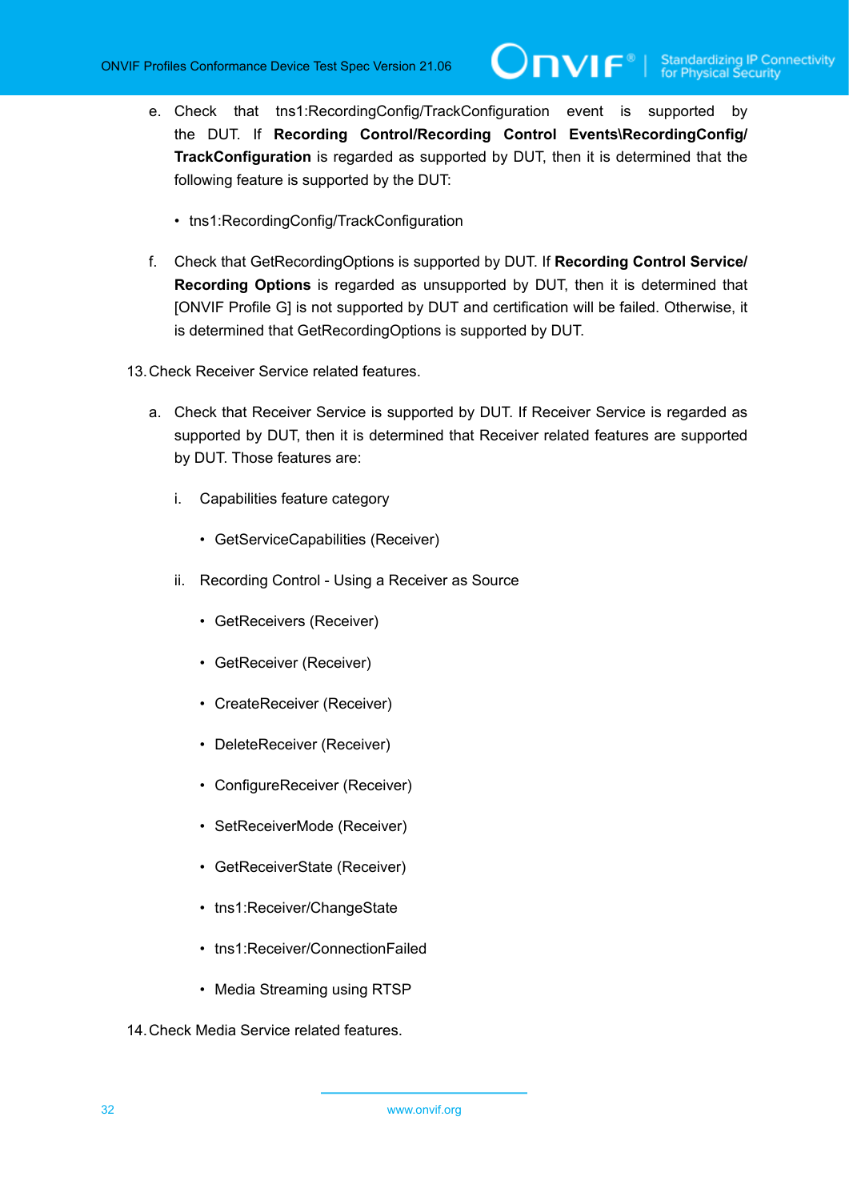e. Check that tns1:RecordingConfig/TrackConfiguration event is supported by the DUT. If **Recording Control/Recording Control Events\RecordingConfig/TrackConfiguration** is regarded as supported by DUT, then it is determined that the following feature is supported by the DUT:

   - tns1:RecordingConfig/TrackConfiguration

f. Check that GetRecordingOptions is supported by DUT. If **Recording Control Service/Recording Options** is regarded as unsupported by DUT, then it is determined that [ONVIF Profile G] is not supported by DUT and certification will be failed. Otherwise, it is determined that GetRecordingOptions is supported by DUT.

13. Check Receiver Service related features.

   a. Check that Receiver Service is supported by DUT. If Receiver Service is regarded as supported by DUT, then it is determined that Receiver related features are supported by DUT. Those features are:

      i. Capabilities feature category

         - GetServiceCapabilities (Receiver)

      ii. Recording Control - Using a Receiver as Source

         - GetReceivers (Receiver)
         - GetReceiver (Receiver)
         - CreateReceiver (Receiver)
         - DeleteReceiver (Receiver)
         - ConfigureReceiver (Receiver)
         - SetReceiverMode (Receiver)
         - GetReceiverState (Receiver)
         - tns1:Receiver/ChangeState
         - tns1:Receiver/ConnectionFailed
         - Media Streaming using RTSP

14. Check Media Service related features.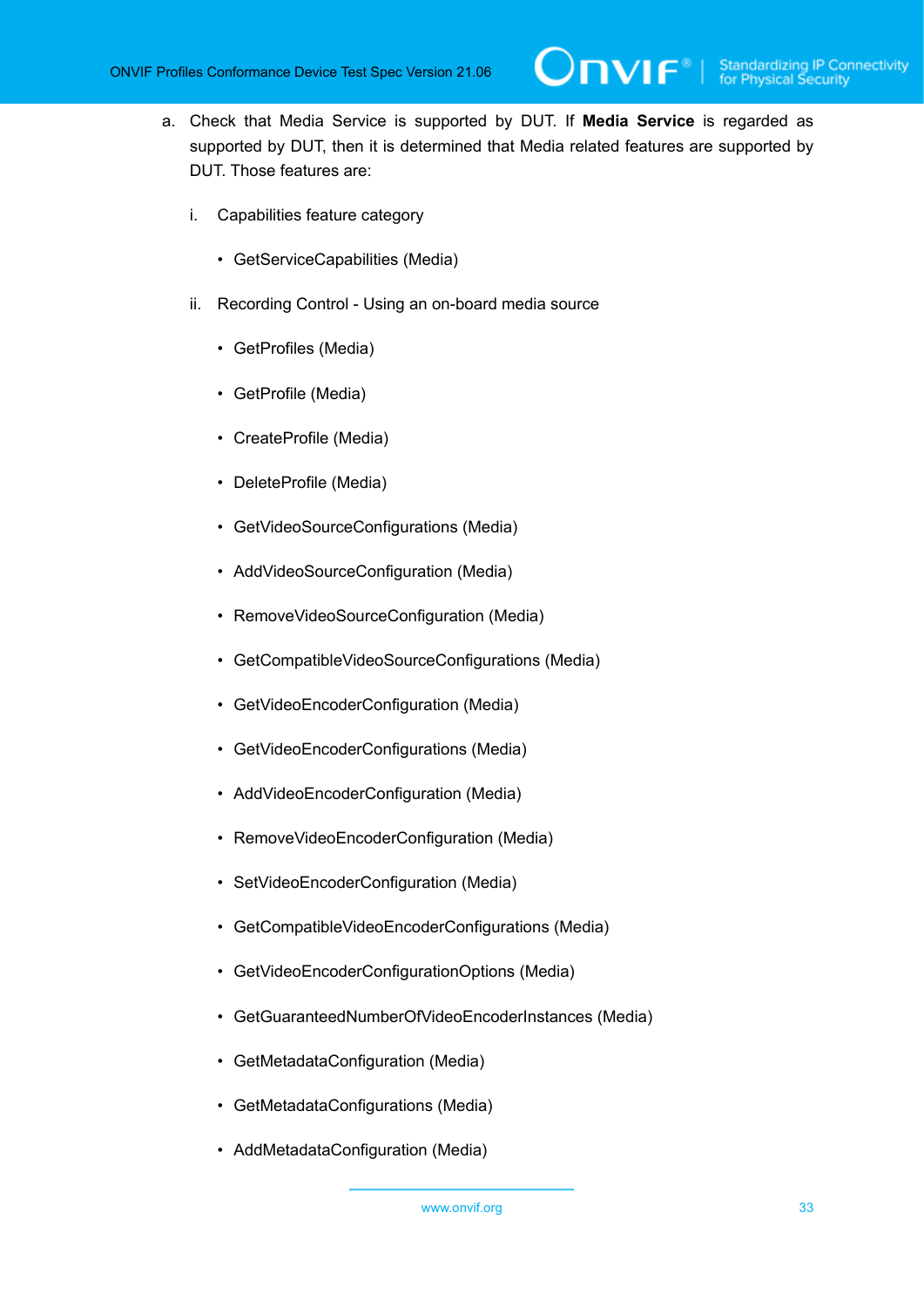a. Check that Media Service is supported by DUT. If **Media Service** is regarded as supported by DUT, then it is determined that Media related features are supported by DUT. Those features are:

   i. Capabilities feature category

      - GetServiceCapabilities (Media)

   ii. Recording Control - Using an on-board media source

      - GetProfiles (Media)
      - GetProfile (Media)
      - CreateProfile (Media)
      - DeleteProfile (Media)
      - GetVideoSourceConfigurations (Media)
      - AddVideoSourceConfiguration (Media)
      - RemoveVideoSourceConfiguration (Media)
      - GetCompatibleVideoSourceConfigurations (Media)
      - GetVideoEncoderConfiguration (Media)
      - GetVideoEncoderConfigurations (Media)
      - AddVideoEncoderConfiguration (Media)
      - RemoveVideoEncoderConfiguration (Media)
      - SetVideoEncoderConfiguration (Media)
      - GetCompatibleVideoEncoderConfigurations (Media)
      - GetVideoEncoderConfigurationOptions (Media)
      - GetGuaranteedNumberOfVideoEncoderInstances (Media)
      - GetMetadataConfiguration (Media)
      - GetMetadataConfigurations (Media)
      - AddMetadataConfiguration (Media)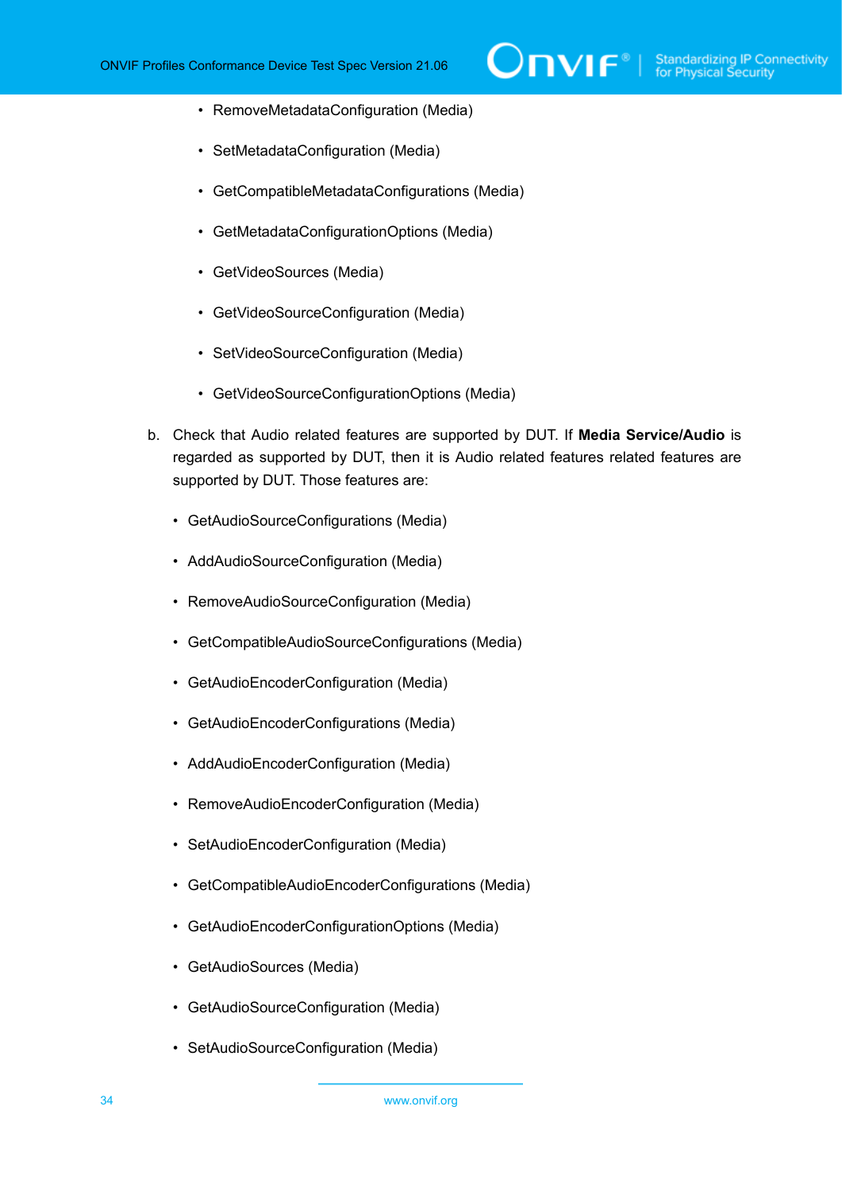- RemoveMetadataConfiguration (Media)
- SetMetadataConfiguration (Media)
- GetCompatibleMetadataConfigurations (Media)
- GetMetadataConfigurationOptions (Media)
- GetVideoSources (Media)
- GetVideoSourceConfiguration (Media)
- SetVideoSourceConfiguration (Media)
- GetVideoSourceConfigurationOptions (Media)

b. Check that Audio related features are supported by DUT. If **Media Service/Audio** is regarded as supported by DUT, then it is Audio related features related features are supported by DUT. Those features are:

- GetAudioSourceConfigurations (Media)
- AddAudioSourceConfiguration (Media)
- RemoveAudioSourceConfiguration (Media)
- GetCompatibleAudioSourceConfigurations (Media)
- GetAudioEncoderConfiguration (Media)
- GetAudioEncoderConfigurations (Media)
- AddAudioEncoderConfiguration (Media)
- RemoveAudioEncoderConfiguration (Media)
- SetAudioEncoderConfiguration (Media)
- GetCompatibleAudioEncoderConfigurations (Media)
- GetAudioEncoderConfigurationOptions (Media)
- GetAudioSources (Media)
- GetAudioSourceConfiguration (Media)
- SetAudioSourceConfiguration (Media)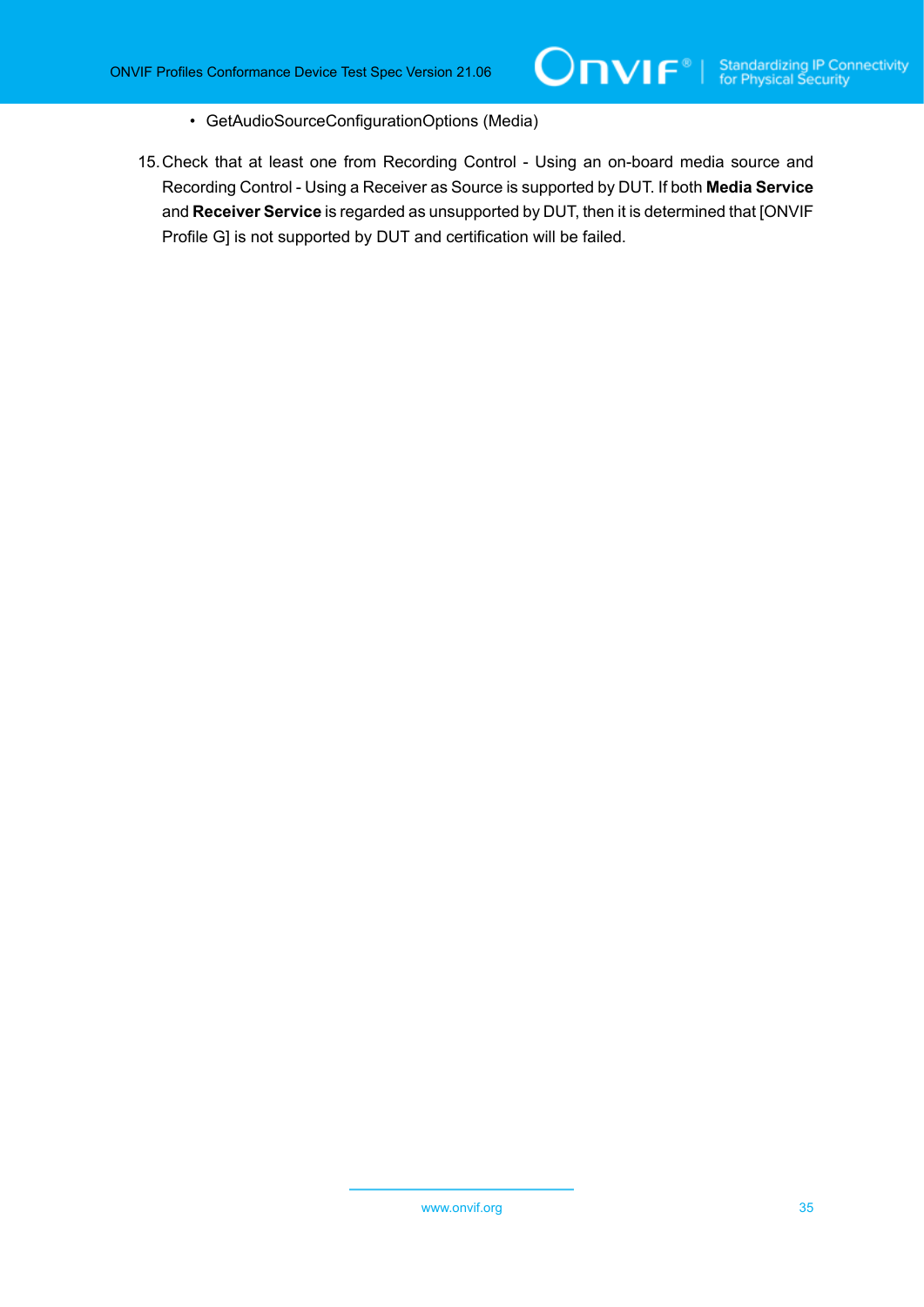- GetAudioSourceConfigurationOptions (Media)

15. Check that at least one from Recording Control - Using an on-board media source and Recording Control - Using a Receiver as Source is supported by DUT. If both **Media Service** and **Receiver Service** is regarded as unsupported by DUT, then it is determined that [ONVIF Profile G] is not supported by DUT and certification will be failed.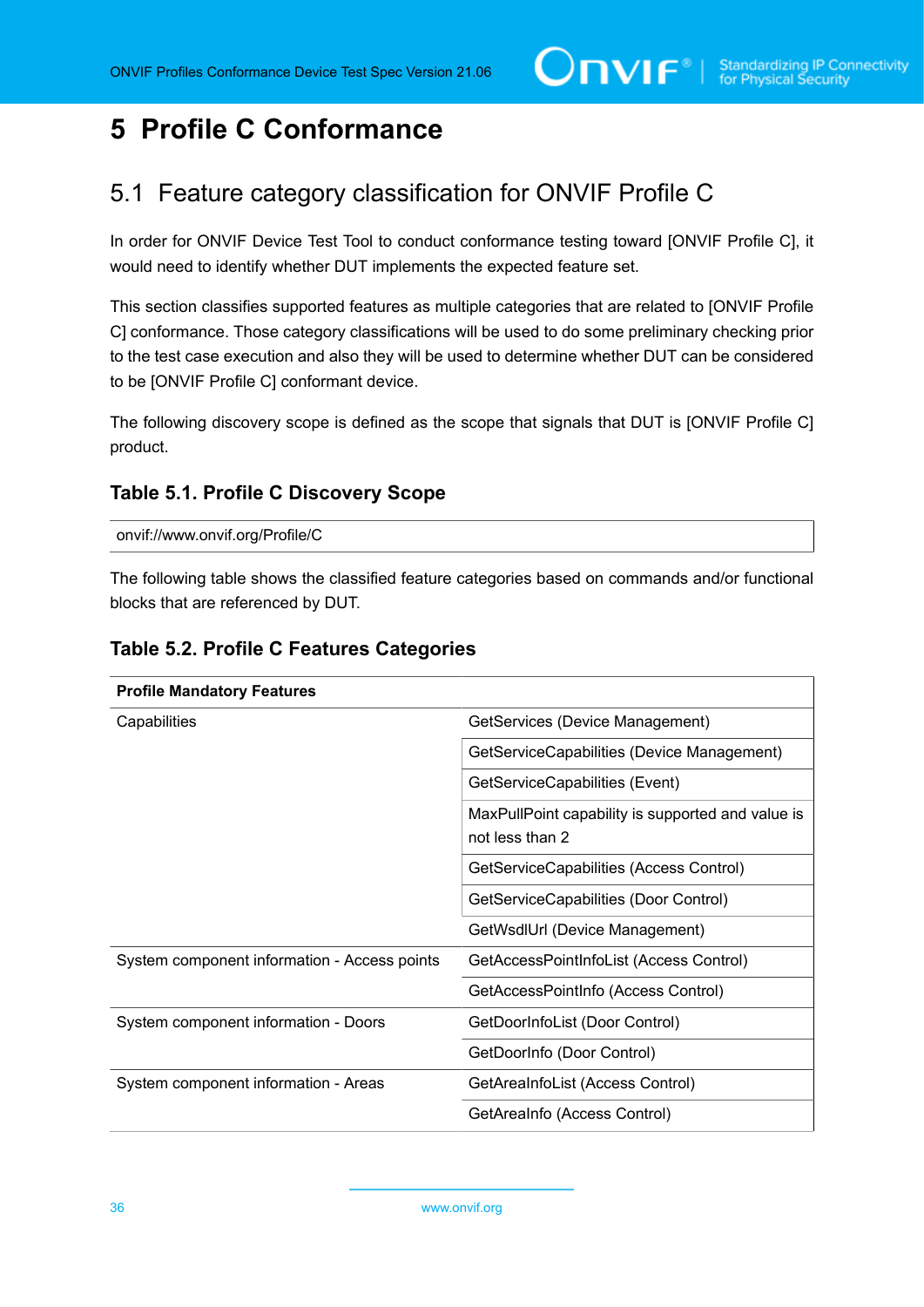# 5 Profile C Conformance

## 5.1 Feature category classification for ONVIF Profile C

In order for ONVIF Device Test Tool to conduct conformance testing toward [ONVIF Profile C], it would need to identify whether DUT implements the expected feature set.

This section classifies supported features as multiple categories that are related to [ONVIF Profile C] conformance. Those category classifications will be used to do some preliminary checking prior to the test case execution and also they will be used to determine whether DUT can be considered to be [ONVIF Profile C] conformant device.

The following discovery scope is defined as the scope that signals that DUT is [ONVIF Profile C] product.

### Table 5.1. Profile C Discovery Scope

| onvif://www.onvif.org/Profile/C |
|---|

The following table shows the classified feature categories based on commands and/or functional blocks that are referenced by DUT.

### Table 5.2. Profile C Features Categories

| **Profile Mandatory Features** | |
|---|---|
| Capabilities | GetServices (Device Management) |
| | GetServiceCapabilities (Device Management) |
| | GetServiceCapabilities (Event) |
| | MaxPullPoint capability is supported and value is not less than 2 |
| | GetServiceCapabilities (Access Control) |
| | GetServiceCapabilities (Door Control) |
| | GetWsdlUrl (Device Management) |
| System component information - Access points | GetAccessPointInfoList (Access Control) |
| | GetAccessPointInfo (Access Control) |
| System component information - Doors | GetDoorInfoList (Door Control) |
| | GetDoorInfo (Door Control) |
| System component information - Areas | GetAreaInfoList (Access Control) |
| | GetAreaInfo (Access Control) |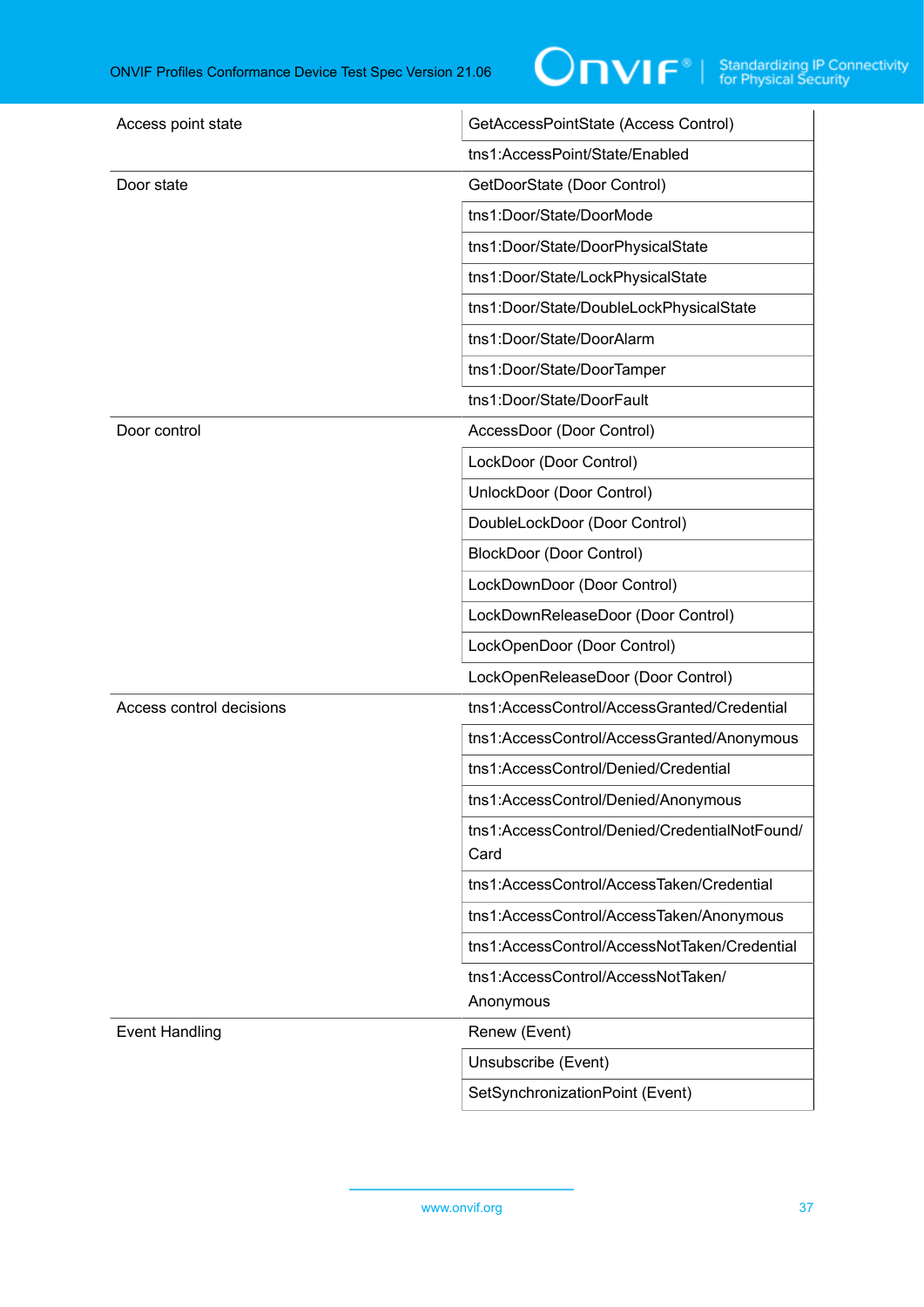| | |
|---|---|
| Access point state | GetAccessPointState (Access Control) |
| | tns1:AccessPoint/State/Enabled |
| Door state | GetDoorState (Door Control) |
| | tns1:Door/State/DoorMode |
| | tns1:Door/State/DoorPhysicalState |
| | tns1:Door/State/LockPhysicalState |
| | tns1:Door/State/DoubleLockPhysicalState |
| | tns1:Door/State/DoorAlarm |
| | tns1:Door/State/DoorTamper |
| | tns1:Door/State/DoorFault |
| Door control | AccessDoor (Door Control) |
| | LockDoor (Door Control) |
| | UnlockDoor (Door Control) |
| | DoubleLockDoor (Door Control) |
| | BlockDoor (Door Control) |
| | LockDownDoor (Door Control) |
| | LockDownReleaseDoor (Door Control) |
| | LockOpenDoor (Door Control) |
| | LockOpenReleaseDoor (Door Control) |
| Access control decisions | tns1:AccessControl/AccessGranted/Credential |
| | tns1:AccessControl/AccessGranted/Anonymous |
| | tns1:AccessControl/Denied/Credential |
| | tns1:AccessControl/Denied/Anonymous |
| | tns1:AccessControl/Denied/CredentialNotFound/Card |
| | tns1:AccessControl/AccessTaken/Credential |
| | tns1:AccessControl/AccessTaken/Anonymous |
| | tns1:AccessControl/AccessNotTaken/Credential |
| | tns1:AccessControl/AccessNotTaken/Anonymous |
| Event Handling | Renew (Event) |
| | Unsubscribe (Event) |
| | SetSynchronizationPoint (Event) |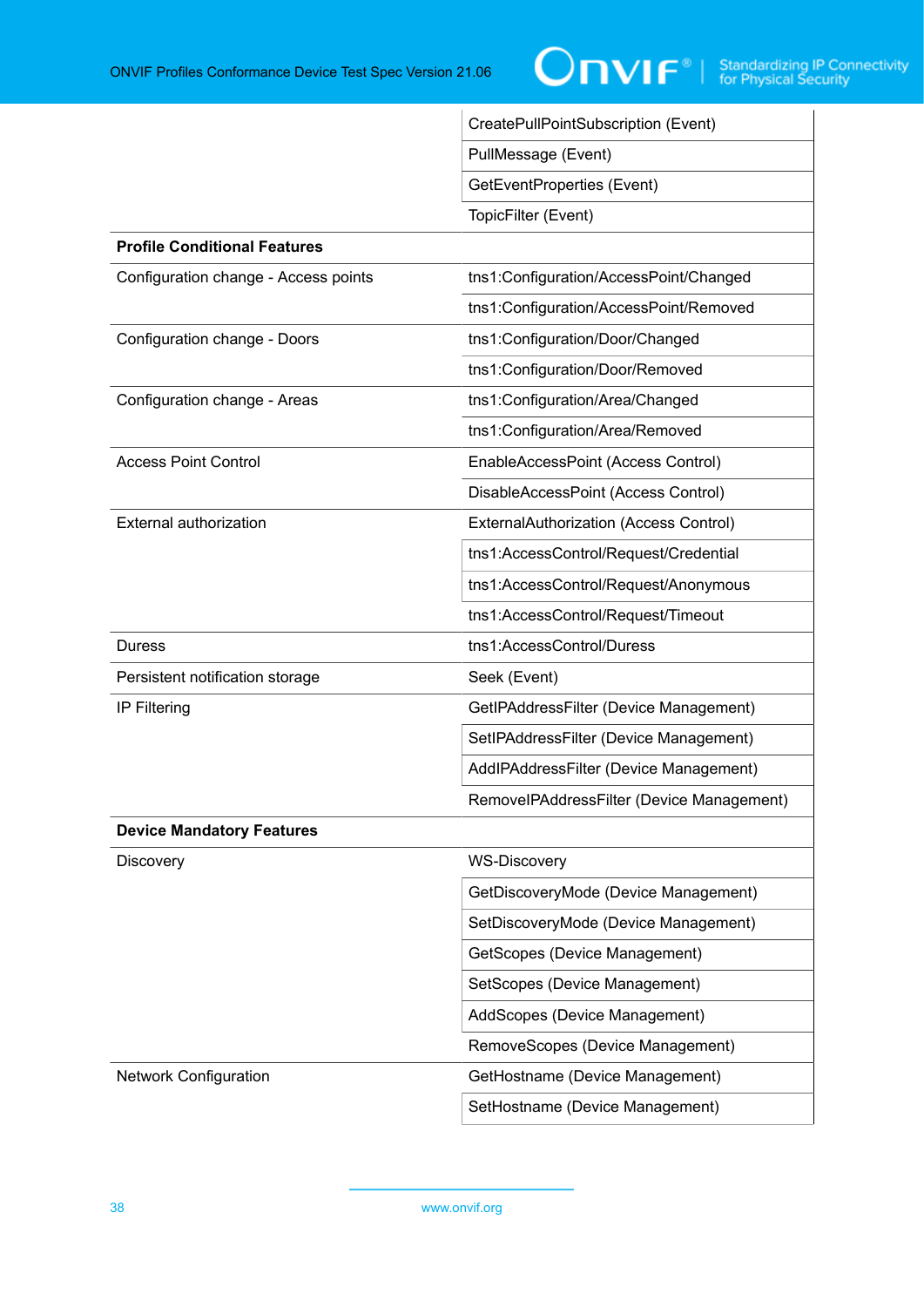| | |
|---|---|
| | CreatePullPointSubscription (Event) |
| | PullMessage (Event) |
| | GetEventProperties (Event) |
| | TopicFilter (Event) |
| **Profile Conditional Features** | |
| Configuration change - Access points | tns1:Configuration/AccessPoint/Changed |
| | tns1:Configuration/AccessPoint/Removed |
| Configuration change - Doors | tns1:Configuration/Door/Changed |
| | tns1:Configuration/Door/Removed |
| Configuration change - Areas | tns1:Configuration/Area/Changed |
| | tns1:Configuration/Area/Removed |
| Access Point Control | EnableAccessPoint (Access Control) |
| | DisableAccessPoint (Access Control) |
| External authorization | ExternalAuthorization (Access Control) |
| | tns1:AccessControl/Request/Credential |
| | tns1:AccessControl/Request/Anonymous |
| | tns1:AccessControl/Request/Timeout |
| Duress | tns1:AccessControl/Duress |
| Persistent notification storage | Seek (Event) |
| IP Filtering | GetIPAddressFilter (Device Management) |
| | SetIPAddressFilter (Device Management) |
| | AddIPAddressFilter (Device Management) |
| | RemoveIPAddressFilter (Device Management) |
| **Device Mandatory Features** | |
| Discovery | WS-Discovery |
| | GetDiscoveryMode (Device Management) |
| | SetDiscoveryMode (Device Management) |
| | GetScopes (Device Management) |
| | SetScopes (Device Management) |
| | AddScopes (Device Management) |
| | RemoveScopes (Device Management) |
| Network Configuration | GetHostname (Device Management) |
| | SetHostname (Device Management) |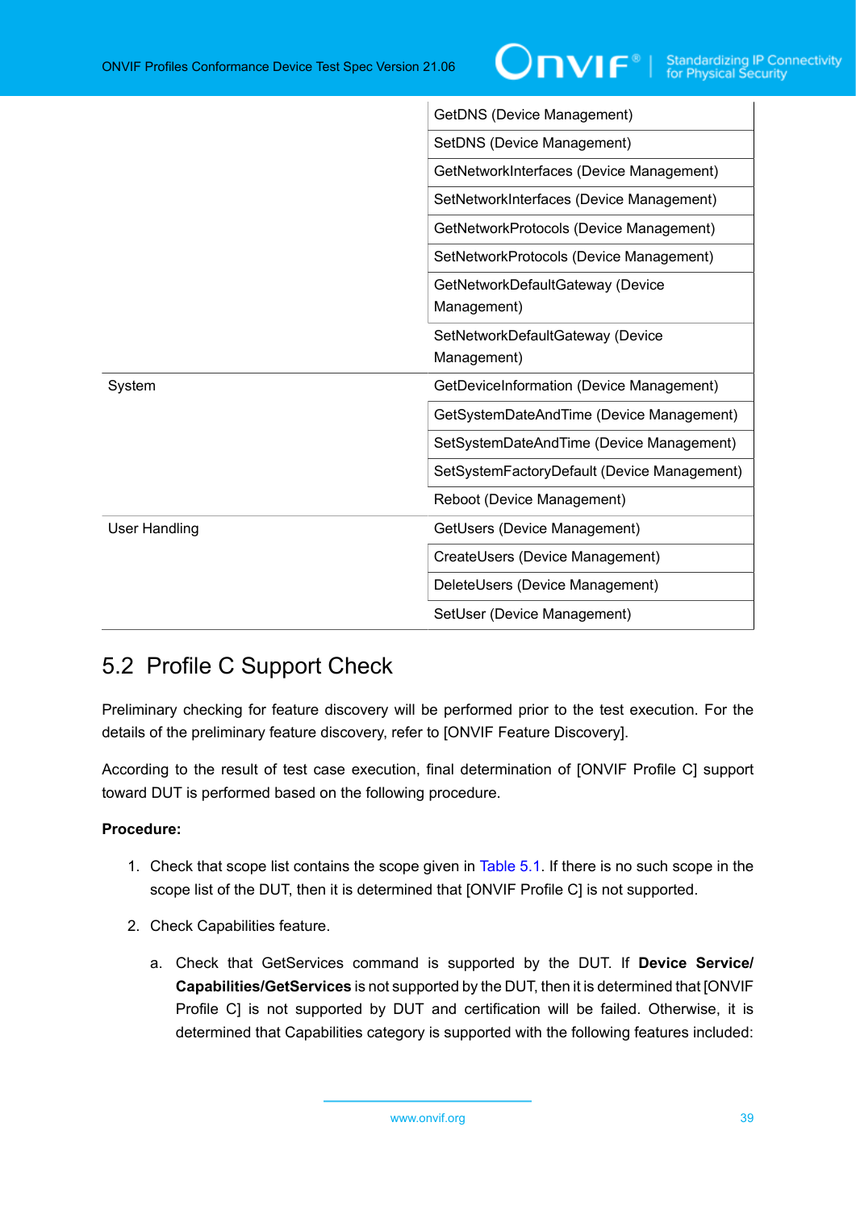| | |
|---|---|
| | GetDNS (Device Management) |
| | SetDNS (Device Management) |
| | GetNetworkInterfaces (Device Management) |
| | SetNetworkInterfaces (Device Management) |
| | GetNetworkProtocols (Device Management) |
| | SetNetworkProtocols (Device Management) |
| | GetNetworkDefaultGateway (Device Management) |
| | SetNetworkDefaultGateway (Device Management) |
| System | GetDeviceInformation (Device Management) |
| | GetSystemDateAndTime (Device Management) |
| | SetSystemDateAndTime (Device Management) |
| | SetSystemFactoryDefault (Device Management) |
| | Reboot (Device Management) |
| User Handling | GetUsers (Device Management) |
| | CreateUsers (Device Management) |
| | DeleteUsers (Device Management) |
| | SetUser (Device Management) |

## 5.2 Profile C Support Check

Preliminary checking for feature discovery will be performed prior to the test execution. For the details of the preliminary feature discovery, refer to [ONVIF Feature Discovery].

According to the result of test case execution, final determination of [ONVIF Profile C] support toward DUT is performed based on the following procedure.

**Procedure:**

1. Check that scope list contains the scope given in Table 5.1. If there is no such scope in the scope list of the DUT, then it is determined that [ONVIF Profile C] is not supported.
2. Check Capabilities feature.
   a. Check that GetServices command is supported by the DUT. If **Device Service/ Capabilities/GetServices** is not supported by the DUT, then it is determined that [ONVIF Profile C] is not supported by DUT and certification will be failed. Otherwise, it is determined that Capabilities category is supported with the following features included: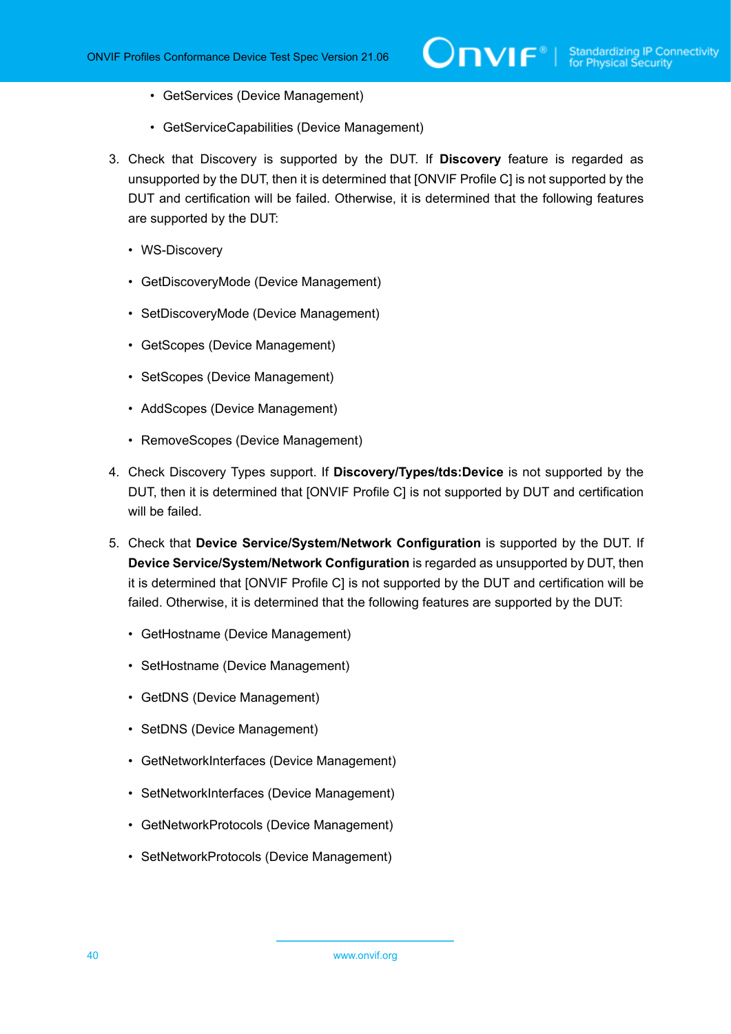- GetServices (Device Management)
- GetServiceCapabilities (Device Management)

3. Check that Discovery is supported by the DUT. If **Discovery** feature is regarded as unsupported by the DUT, then it is determined that [ONVIF Profile C] is not supported by the DUT and certification will be failed. Otherwise, it is determined that the following features are supported by the DUT:

   - WS-Discovery
   - GetDiscoveryMode (Device Management)
   - SetDiscoveryMode (Device Management)
   - GetScopes (Device Management)
   - SetScopes (Device Management)
   - AddScopes (Device Management)
   - RemoveScopes (Device Management)

4. Check Discovery Types support. If **Discovery/Types/tds:Device** is not supported by the DUT, then it is determined that [ONVIF Profile C] is not supported by DUT and certification will be failed.

5. Check that **Device Service/System/Network Configuration** is supported by the DUT. If **Device Service/System/Network Configuration** is regarded as unsupported by DUT, then it is determined that [ONVIF Profile C] is not supported by the DUT and certification will be failed. Otherwise, it is determined that the following features are supported by the DUT:

   - GetHostname (Device Management)
   - SetHostname (Device Management)
   - GetDNS (Device Management)
   - SetDNS (Device Management)
   - GetNetworkInterfaces (Device Management)
   - SetNetworkInterfaces (Device Management)
   - GetNetworkProtocols (Device Management)
   - SetNetworkProtocols (Device Management)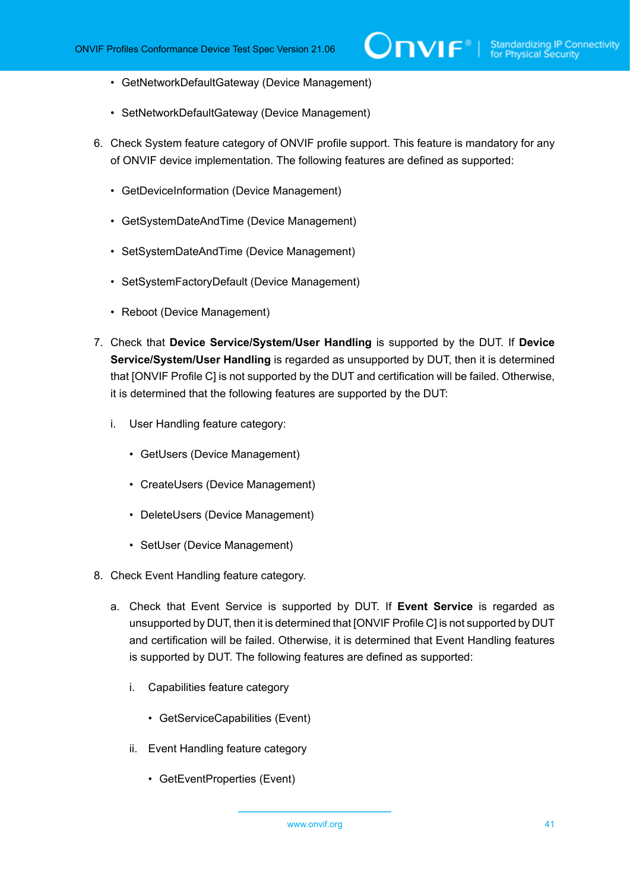- GetNetworkDefaultGateway (Device Management)
- SetNetworkDefaultGateway (Device Management)

6. Check System feature category of ONVIF profile support. This feature is mandatory for any of ONVIF device implementation. The following features are defined as supported:
   - GetDeviceInformation (Device Management)
   - GetSystemDateAndTime (Device Management)
   - SetSystemDateAndTime (Device Management)
   - SetSystemFactoryDefault (Device Management)
   - Reboot (Device Management)
7. Check that **Device Service/System/User Handling** is supported by the DUT. If **Device Service/System/User Handling** is regarded as unsupported by DUT, then it is determined that [ONVIF Profile C] is not supported by the DUT and certification will be failed. Otherwise, it is determined that the following features are supported by the DUT:
   i. User Handling feature category:
      - GetUsers (Device Management)
      - CreateUsers (Device Management)
      - DeleteUsers (Device Management)
      - SetUser (Device Management)
8. Check Event Handling feature category.
   a. Check that Event Service is supported by DUT. If **Event Service** is regarded as unsupported by DUT, then it is determined that [ONVIF Profile C] is not supported by DUT and certification will be failed. Otherwise, it is determined that Event Handling features is supported by DUT. The following features are defined as supported:
      i. Capabilities feature category
         - GetServiceCapabilities (Event)
      ii. Event Handling feature category
         - GetEventProperties (Event)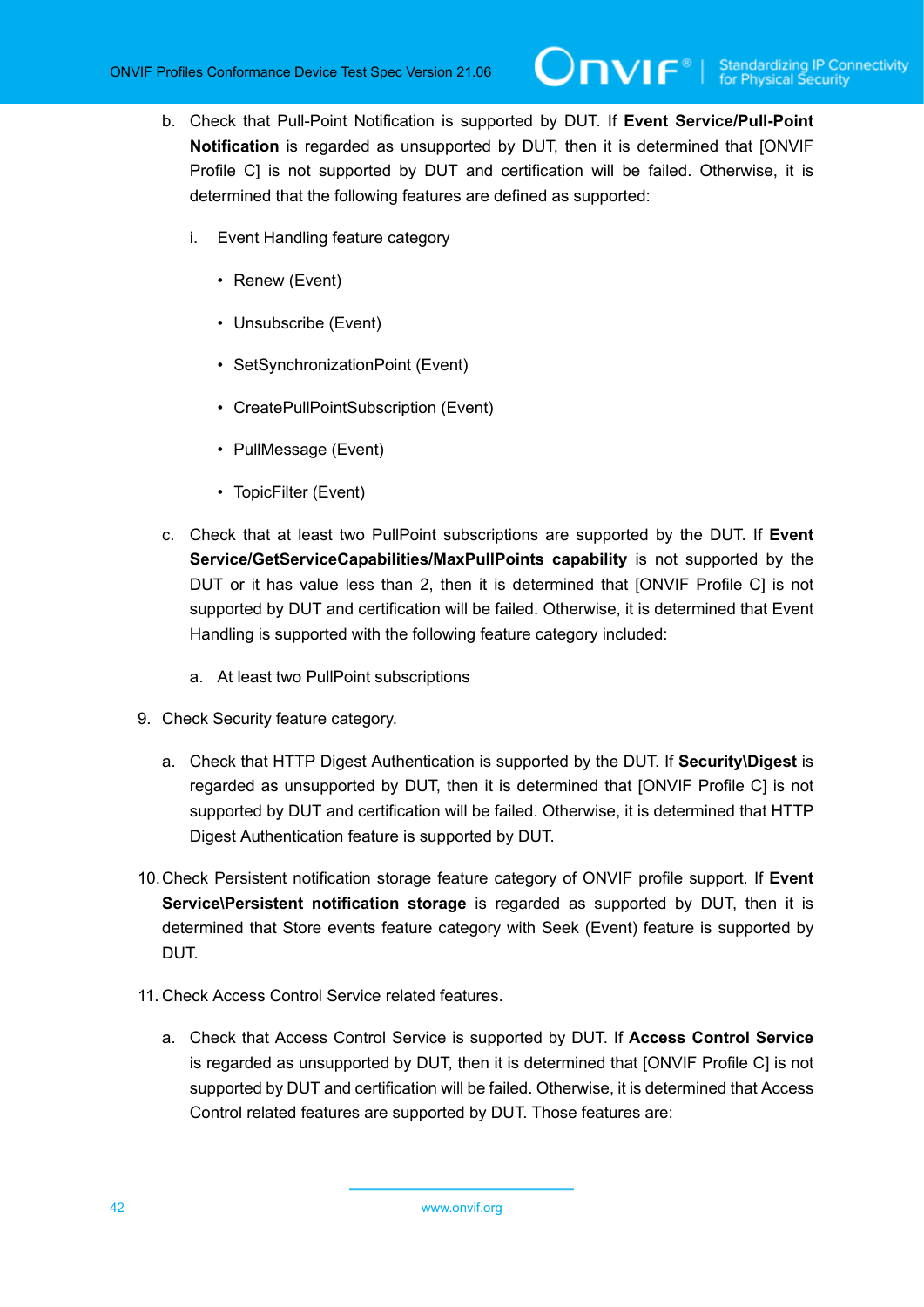b. Check that Pull-Point Notification is supported by DUT. If **Event Service/Pull-Point Notification** is regarded as unsupported by DUT, then it is determined that [ONVIF Profile C] is not supported by DUT and certification will be failed. Otherwise, it is determined that the following features are defined as supported:

   i. Event Handling feature category

      - Renew (Event)
      - Unsubscribe (Event)
      - SetSynchronizationPoint (Event)
      - CreatePullPointSubscription (Event)
      - PullMessage (Event)
      - TopicFilter (Event)

c. Check that at least two PullPoint subscriptions are supported by the DUT. If **Event Service/GetServiceCapabilities/MaxPullPoints capability** is not supported by the DUT or it has value less than 2, then it is determined that [ONVIF Profile C] is not supported by DUT and certification will be failed. Otherwise, it is determined that Event Handling is supported with the following feature category included:

   a. At least two PullPoint subscriptions

9. Check Security feature category.

   a. Check that HTTP Digest Authentication is supported by the DUT. If **Security\Digest** is regarded as unsupported by DUT, then it is determined that [ONVIF Profile C] is not supported by DUT and certification will be failed. Otherwise, it is determined that HTTP Digest Authentication feature is supported by DUT.

10. Check Persistent notification storage feature category of ONVIF profile support. If **Event Service\Persistent notification storage** is regarded as supported by DUT, then it is determined that Store events feature category with Seek (Event) feature is supported by DUT.

11. Check Access Control Service related features.

   a. Check that Access Control Service is supported by DUT. If **Access Control Service** is regarded as unsupported by DUT, then it is determined that [ONVIF Profile C] is not supported by DUT and certification will be failed. Otherwise, it is determined that Access Control related features are supported by DUT. Those features are: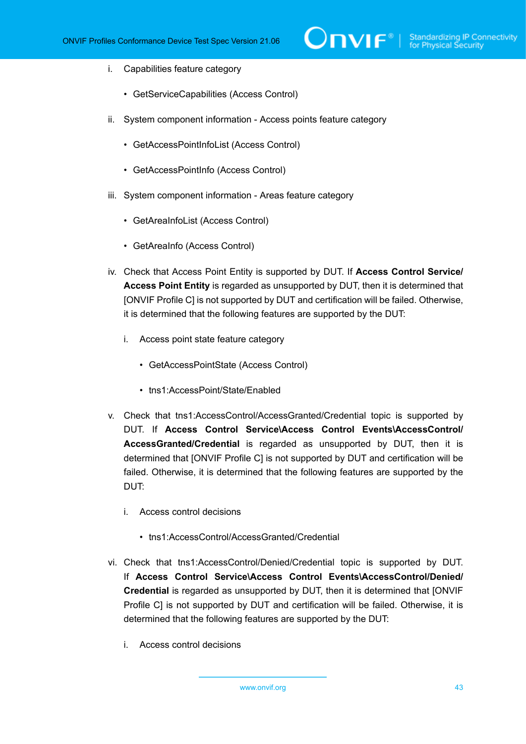i. Capabilities feature category

   - GetServiceCapabilities (Access Control)

ii. System component information - Access points feature category

   - GetAccessPointInfoList (Access Control)
   - GetAccessPointInfo (Access Control)

iii. System component information - Areas feature category

   - GetAreaInfoList (Access Control)
   - GetAreaInfo (Access Control)

iv. Check that Access Point Entity is supported by DUT. If **Access Control Service/ Access Point Entity** is regarded as unsupported by DUT, then it is determined that [ONVIF Profile C] is not supported by DUT and certification will be failed. Otherwise, it is determined that the following features are supported by the DUT:

   i. Access point state feature category

      - GetAccessPointState (Access Control)
      - tns1:AccessPoint/State/Enabled

v. Check that tns1:AccessControl/AccessGranted/Credential topic is supported by DUT. If **Access Control Service\Access Control Events\AccessControl/ AccessGranted/Credential** is regarded as unsupported by DUT, then it is determined that [ONVIF Profile C] is not supported by DUT and certification will be failed. Otherwise, it is determined that the following features are supported by the DUT:

   i. Access control decisions

      - tns1:AccessControl/AccessGranted/Credential

vi. Check that tns1:AccessControl/Denied/Credential topic is supported by DUT. If **Access Control Service\Access Control Events\AccessControl/Denied/ Credential** is regarded as unsupported by DUT, then it is determined that [ONVIF Profile C] is not supported by DUT and certification will be failed. Otherwise, it is determined that the following features are supported by the DUT:

   i. Access control decisions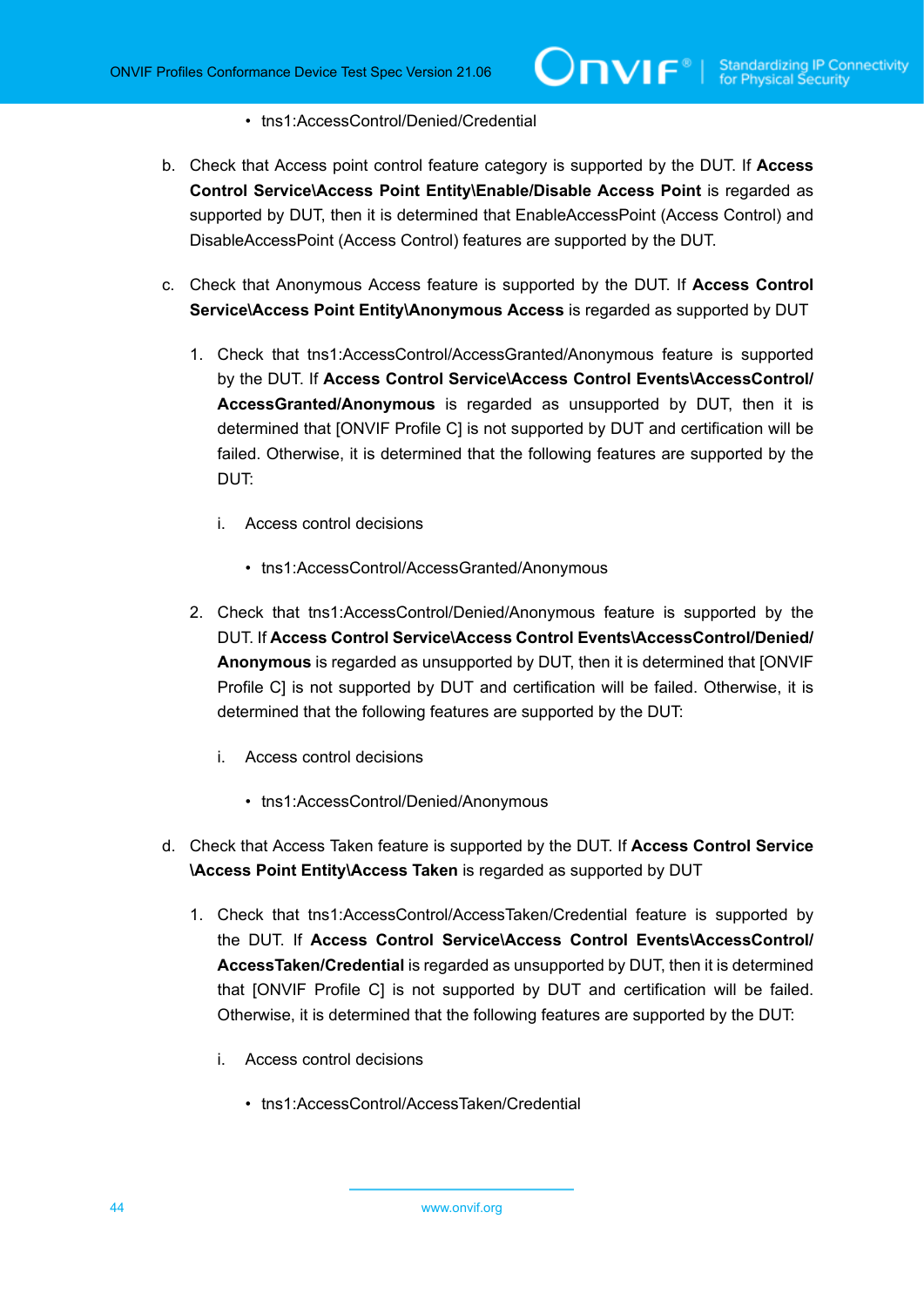- tns1:AccessControl/Denied/Credential

b. Check that Access point control feature category is supported by the DUT. If **Access Control Service\Access Point Entity\Enable/Disable Access Point** is regarded as supported by DUT, then it is determined that EnableAccessPoint (Access Control) and DisableAccessPoint (Access Control) features are supported by the DUT.

c. Check that Anonymous Access feature is supported by the DUT. If **Access Control Service\Access Point Entity\Anonymous Access** is regarded as supported by DUT

1. Check that tns1:AccessControl/AccessGranted/Anonymous feature is supported by the DUT. If **Access Control Service\Access Control Events\AccessControl/AccessGranted/Anonymous** is regarded as unsupported by DUT, then it is determined that [ONVIF Profile C] is not supported by DUT and certification will be failed. Otherwise, it is determined that the following features are supported by the DUT:

   i. Access control decisions

      - tns1:AccessControl/AccessGranted/Anonymous

2. Check that tns1:AccessControl/Denied/Anonymous feature is supported by the DUT. If **Access Control Service\Access Control Events\AccessControl/Denied/Anonymous** is regarded as unsupported by DUT, then it is determined that [ONVIF Profile C] is not supported by DUT and certification will be failed. Otherwise, it is determined that the following features are supported by the DUT:

   i. Access control decisions

      - tns1:AccessControl/Denied/Anonymous

d. Check that Access Taken feature is supported by the DUT. If **Access Control Service\Access Point Entity\Access Taken** is regarded as supported by DUT

1. Check that tns1:AccessControl/AccessTaken/Credential feature is supported by the DUT. If **Access Control Service\Access Control Events\AccessControl/AccessTaken/Credential** is regarded as unsupported by DUT, then it is determined that [ONVIF Profile C] is not supported by DUT and certification will be failed. Otherwise, it is determined that the following features are supported by the DUT:

   i. Access control decisions

      - tns1:AccessControl/AccessTaken/Credential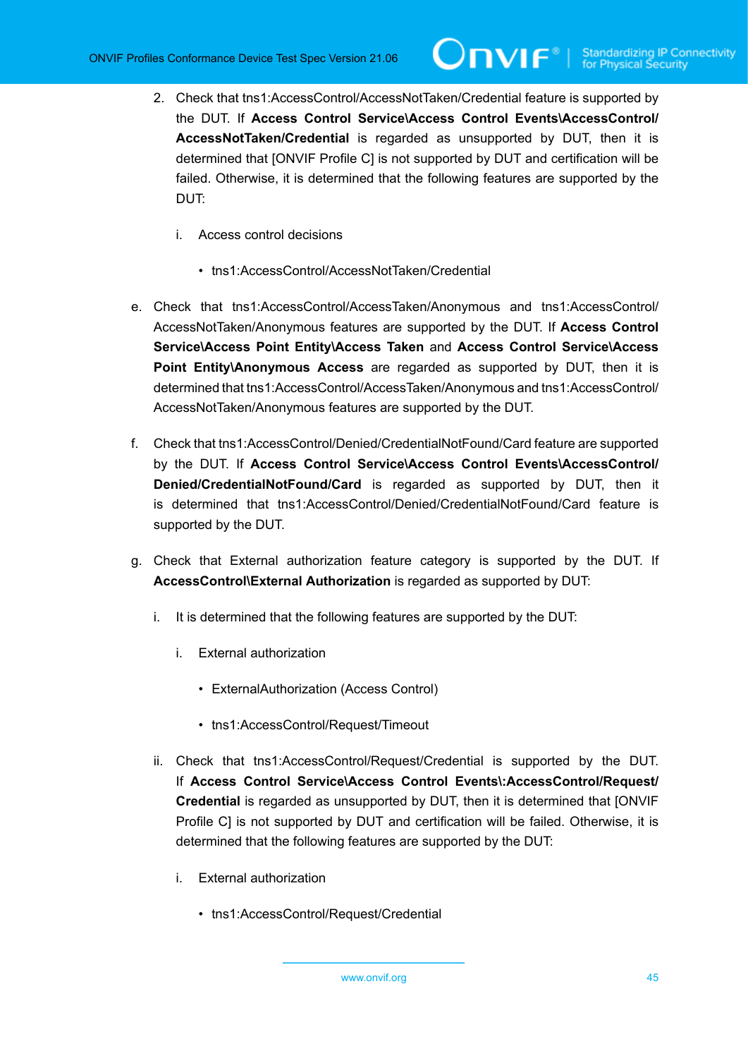2. Check that tns1:AccessControl/AccessNotTaken/Credential feature is supported by the DUT. If **Access Control Service\Access Control Events\AccessControl/AccessNotTaken/Credential** is regarded as unsupported by DUT, then it is determined that [ONVIF Profile C] is not supported by DUT and certification will be failed. Otherwise, it is determined that the following features are supported by the DUT:

   i. Access control decisions

      - tns1:AccessControl/AccessNotTaken/Credential

e. Check that tns1:AccessControl/AccessTaken/Anonymous and tns1:AccessControl/AccessNotTaken/Anonymous features are supported by the DUT. If **Access Control Service\Access Point Entity\Access Taken** and **Access Control Service\Access Point Entity\Anonymous Access** are regarded as supported by DUT, then it is determined that tns1:AccessControl/AccessTaken/Anonymous and tns1:AccessControl/AccessNotTaken/Anonymous features are supported by the DUT.

f. Check that tns1:AccessControl/Denied/CredentialNotFound/Card feature are supported by the DUT. If **Access Control Service\Access Control Events\AccessControl/Denied/CredentialNotFound/Card** is regarded as supported by DUT, then it is determined that tns1:AccessControl/Denied/CredentialNotFound/Card feature is supported by the DUT.

g. Check that External authorization feature category is supported by the DUT. If **AccessControl\External Authorization** is regarded as supported by DUT:

   i. It is determined that the following features are supported by the DUT:

      i. External authorization

         - ExternalAuthorization (Access Control)

         - tns1:AccessControl/Request/Timeout

   ii. Check that tns1:AccessControl/Request/Credential is supported by the DUT. If **Access Control Service\Access Control Events\:AccessControl/Request/Credential** is regarded as unsupported by DUT, then it is determined that [ONVIF Profile C] is not supported by DUT and certification will be failed. Otherwise, it is determined that the following features are supported by the DUT:

      i. External authorization

         - tns1:AccessControl/Request/Credential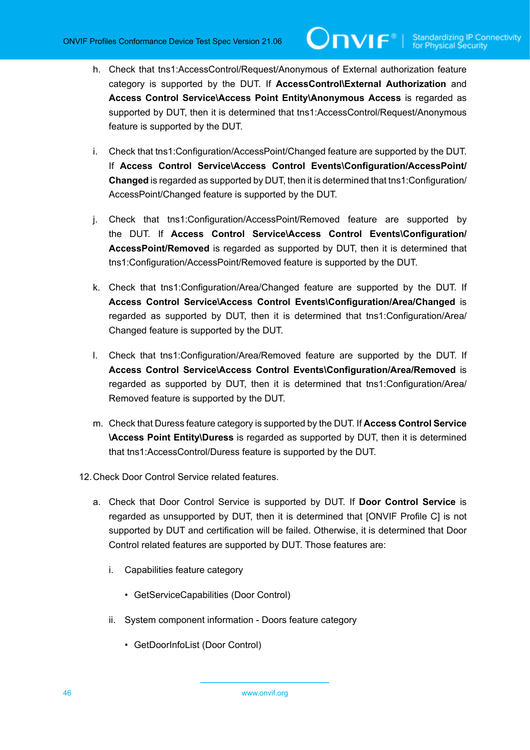h. Check that tns1:AccessControl/Request/Anonymous of External authorization feature category is supported by the DUT. If **AccessControl\External Authorization** and **Access Control Service\Access Point Entity\Anonymous Access** is regarded as supported by DUT, then it is determined that tns1:AccessControl/Request/Anonymous feature is supported by the DUT.

i. Check that tns1:Configuration/AccessPoint/Changed feature are supported by the DUT. If **Access Control Service\Access Control Events\Configuration/AccessPoint/Changed** is regarded as supported by DUT, then it is determined that tns1:Configuration/AccessPoint/Changed feature is supported by the DUT.

j. Check that tns1:Configuration/AccessPoint/Removed feature are supported by the DUT. If **Access Control Service\Access Control Events\Configuration/AccessPoint/Removed** is regarded as supported by DUT, then it is determined that tns1:Configuration/AccessPoint/Removed feature is supported by the DUT.

k. Check that tns1:Configuration/Area/Changed feature are supported by the DUT. If **Access Control Service\Access Control Events\Configuration/Area/Changed** is regarded as supported by DUT, then it is determined that tns1:Configuration/Area/Changed feature is supported by the DUT.

l. Check that tns1:Configuration/Area/Removed feature are supported by the DUT. If **Access Control Service\Access Control Events\Configuration/Area/Removed** is regarded as supported by DUT, then it is determined that tns1:Configuration/Area/Removed feature is supported by the DUT.

m. Check that Duress feature category is supported by the DUT. If **Access Control Service \Access Point Entity\Duress** is regarded as supported by DUT, then it is determined that tns1:AccessControl/Duress feature is supported by the DUT.

12. Check Door Control Service related features.

a. Check that Door Control Service is supported by DUT. If **Door Control Service** is regarded as unsupported by DUT, then it is determined that [ONVIF Profile C] is not supported by DUT and certification will be failed. Otherwise, it is determined that Door Control related features are supported by DUT. Those features are:

i. Capabilities feature category

- GetServiceCapabilities (Door Control)

ii. System component information - Doors feature category

- GetDoorInfoList (Door Control)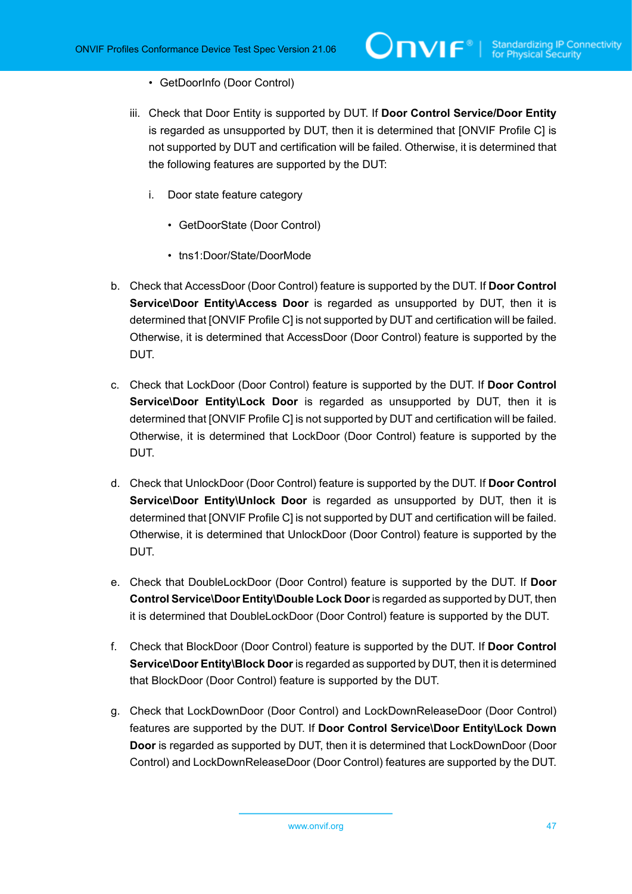- GetDoorInfo (Door Control)

iii. Check that Door Entity is supported by DUT. If **Door Control Service/Door Entity** is regarded as unsupported by DUT, then it is determined that [ONVIF Profile C] is not supported by DUT and certification will be failed. Otherwise, it is determined that the following features are supported by the DUT:

   i. Door state feature category

      - GetDoorState (Door Control)
      - tns1:Door/State/DoorMode

b. Check that AccessDoor (Door Control) feature is supported by the DUT. If **Door Control Service\Door Entity\Access Door** is regarded as unsupported by DUT, then it is determined that [ONVIF Profile C] is not supported by DUT and certification will be failed. Otherwise, it is determined that AccessDoor (Door Control) feature is supported by the DUT.

c. Check that LockDoor (Door Control) feature is supported by the DUT. If **Door Control Service\Door Entity\Lock Door** is regarded as unsupported by DUT, then it is determined that [ONVIF Profile C] is not supported by DUT and certification will be failed. Otherwise, it is determined that LockDoor (Door Control) feature is supported by the DUT.

d. Check that UnlockDoor (Door Control) feature is supported by the DUT. If **Door Control Service\Door Entity\Unlock Door** is regarded as unsupported by DUT, then it is determined that [ONVIF Profile C] is not supported by DUT and certification will be failed. Otherwise, it is determined that UnlockDoor (Door Control) feature is supported by the DUT.

e. Check that DoubleLockDoor (Door Control) feature is supported by the DUT. If **Door Control Service\Door Entity\Double Lock Door** is regarded as supported by DUT, then it is determined that DoubleLockDoor (Door Control) feature is supported by the DUT.

f. Check that BlockDoor (Door Control) feature is supported by the DUT. If **Door Control Service\Door Entity\Block Door** is regarded as supported by DUT, then it is determined that BlockDoor (Door Control) feature is supported by the DUT.

g. Check that LockDownDoor (Door Control) and LockDownReleaseDoor (Door Control) features are supported by the DUT. If **Door Control Service\Door Entity\Lock Down Door** is regarded as supported by DUT, then it is determined that LockDownDoor (Door Control) and LockDownReleaseDoor (Door Control) features are supported by the DUT.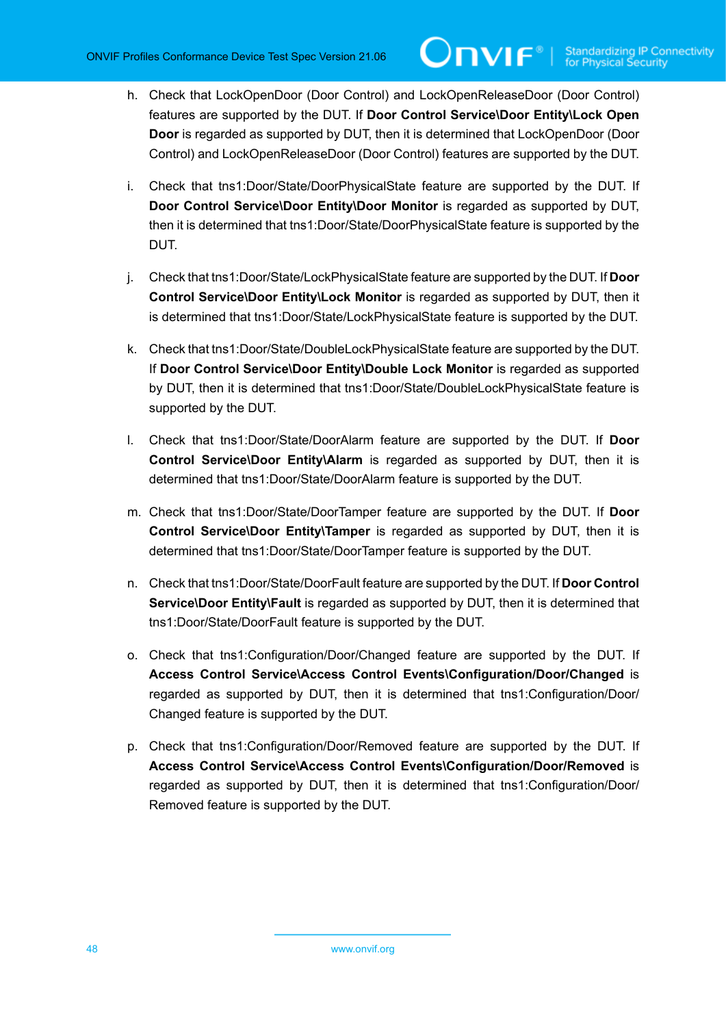h. Check that LockOpenDoor (Door Control) and LockOpenReleaseDoor (Door Control) features are supported by the DUT. If **Door Control Service\Door Entity\Lock Open Door** is regarded as supported by DUT, then it is determined that LockOpenDoor (Door Control) and LockOpenReleaseDoor (Door Control) features are supported by the DUT.

i. Check that tns1:Door/State/DoorPhysicalState feature are supported by the DUT. If **Door Control Service\Door Entity\Door Monitor** is regarded as supported by DUT, then it is determined that tns1:Door/State/DoorPhysicalState feature is supported by the DUT.

j. Check that tns1:Door/State/LockPhysicalState feature are supported by the DUT. If **Door Control Service\Door Entity\Lock Monitor** is regarded as supported by DUT, then it is determined that tns1:Door/State/LockPhysicalState feature is supported by the DUT.

k. Check that tns1:Door/State/DoubleLockPhysicalState feature are supported by the DUT. If **Door Control Service\Door Entity\Double Lock Monitor** is regarded as supported by DUT, then it is determined that tns1:Door/State/DoubleLockPhysicalState feature is supported by the DUT.

l. Check that tns1:Door/State/DoorAlarm feature are supported by the DUT. If **Door Control Service\Door Entity\Alarm** is regarded as supported by DUT, then it is determined that tns1:Door/State/DoorAlarm feature is supported by the DUT.

m. Check that tns1:Door/State/DoorTamper feature are supported by the DUT. If **Door Control Service\Door Entity\Tamper** is regarded as supported by DUT, then it is determined that tns1:Door/State/DoorTamper feature is supported by the DUT.

n. Check that tns1:Door/State/DoorFault feature are supported by the DUT. If **Door Control Service\Door Entity\Fault** is regarded as supported by DUT, then it is determined that tns1:Door/State/DoorFault feature is supported by the DUT.

o. Check that tns1:Configuration/Door/Changed feature are supported by the DUT. If **Access Control Service\Access Control Events\Configuration/Door/Changed** is regarded as supported by DUT, then it is determined that tns1:Configuration/Door/Changed feature is supported by the DUT.

p. Check that tns1:Configuration/Door/Removed feature are supported by the DUT. If **Access Control Service\Access Control Events\Configuration/Door/Removed** is regarded as supported by DUT, then it is determined that tns1:Configuration/Door/Removed feature is supported by the DUT.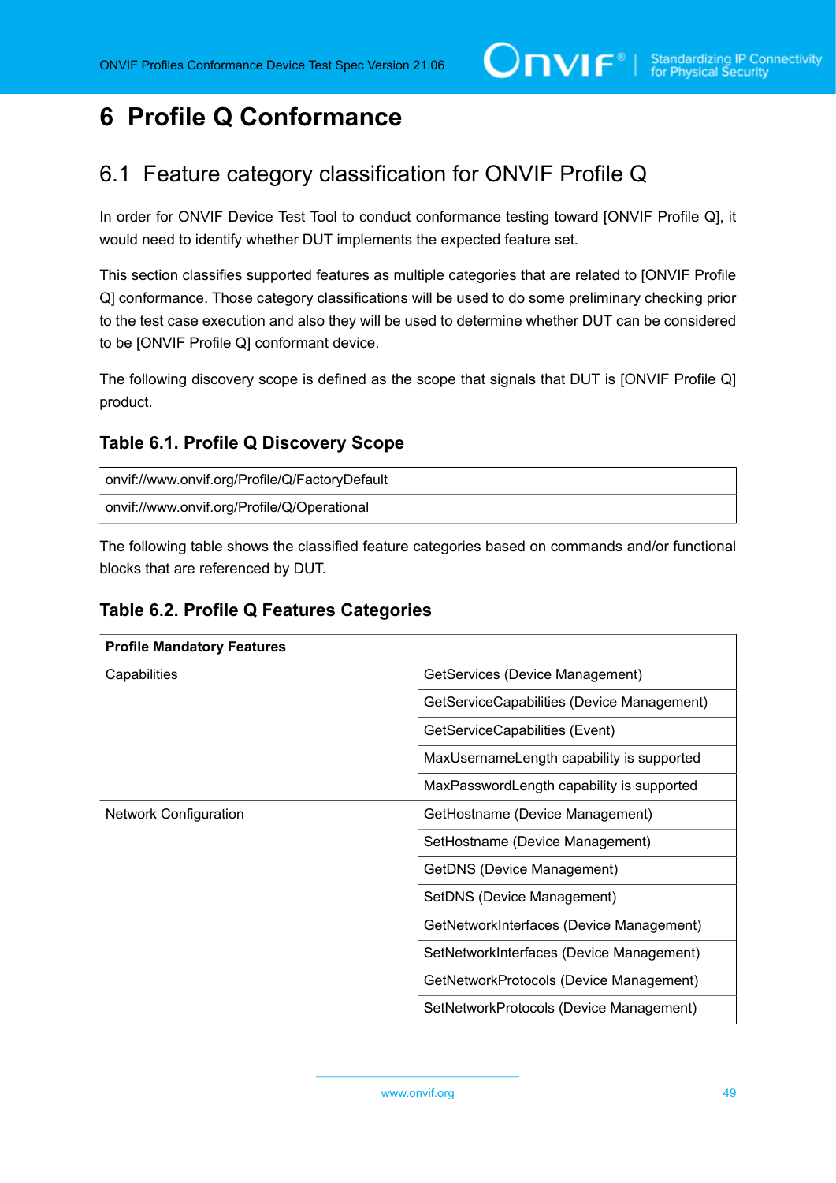# 6 Profile Q Conformance

## 6.1 Feature category classification for ONVIF Profile Q

In order for ONVIF Device Test Tool to conduct conformance testing toward [ONVIF Profile Q], it would need to identify whether DUT implements the expected feature set.

This section classifies supported features as multiple categories that are related to [ONVIF Profile Q] conformance. Those category classifications will be used to do some preliminary checking prior to the test case execution and also they will be used to determine whether DUT can be considered to be [ONVIF Profile Q] conformant device.

The following discovery scope is defined as the scope that signals that DUT is [ONVIF Profile Q] product.

### Table 6.1. Profile Q Discovery Scope

| onvif://www.onvif.org/Profile/Q/FactoryDefault |
|---|
| onvif://www.onvif.org/Profile/Q/Operational |

The following table shows the classified feature categories based on commands and/or functional blocks that are referenced by DUT.

### Table 6.2. Profile Q Features Categories

| **Profile Mandatory Features** | |
|---|---|
| Capabilities | GetServices (Device Management) |
| | GetServiceCapabilities (Device Management) |
| | GetServiceCapabilities (Event) |
| | MaxUsernameLength capability is supported |
| | MaxPasswordLength capability is supported |
| Network Configuration | GetHostname (Device Management) |
| | SetHostname (Device Management) |
| | GetDNS (Device Management) |
| | SetDNS (Device Management) |
| | GetNetworkInterfaces (Device Management) |
| | SetNetworkInterfaces (Device Management) |
| | GetNetworkProtocols (Device Management) |
| | SetNetworkProtocols (Device Management) |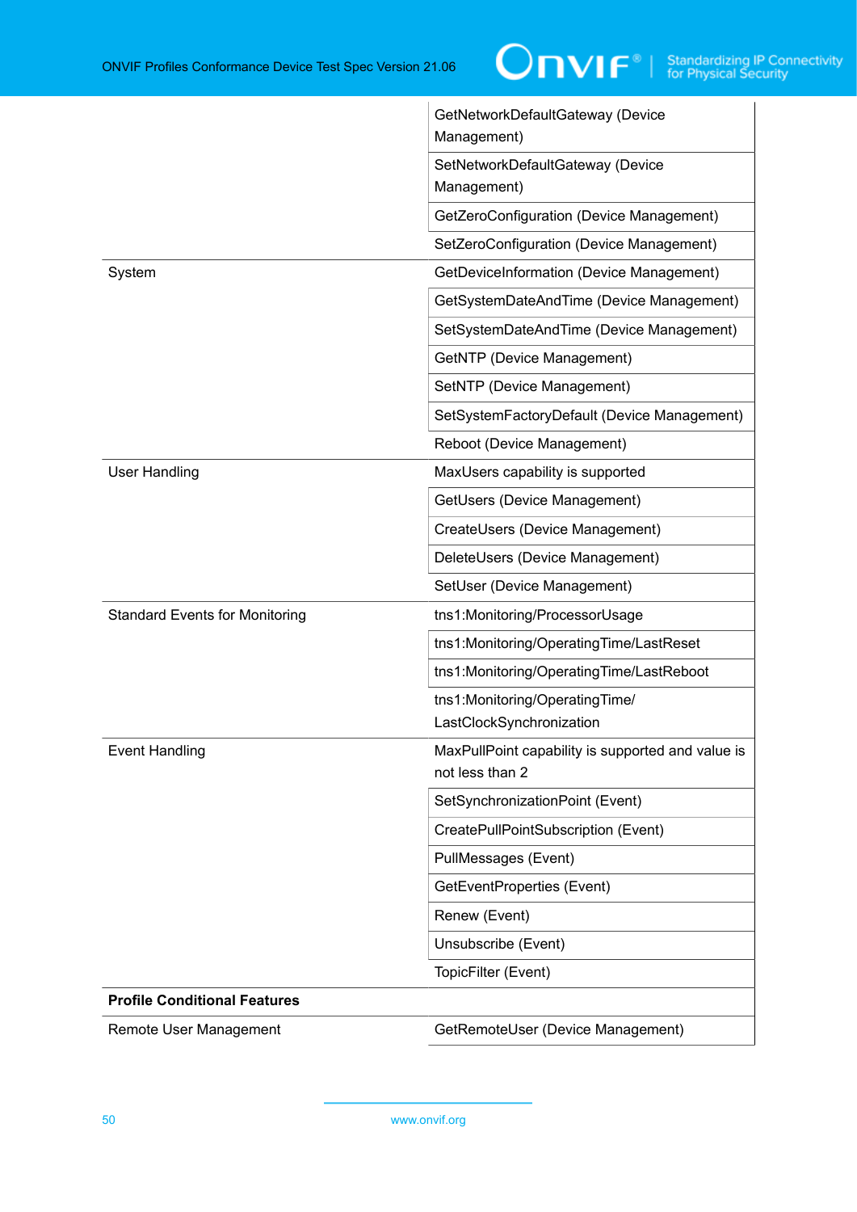| | |
|---|---|
| | GetNetworkDefaultGateway (Device Management) |
| | SetNetworkDefaultGateway (Device Management) |
| | GetZeroConfiguration (Device Management) |
| | SetZeroConfiguration (Device Management) |
| System | GetDeviceInformation (Device Management) |
| | GetSystemDateAndTime (Device Management) |
| | SetSystemDateAndTime (Device Management) |
| | GetNTP (Device Management) |
| | SetNTP (Device Management) |
| | SetSystemFactoryDefault (Device Management) |
| | Reboot (Device Management) |
| User Handling | MaxUsers capability is supported |
| | GetUsers (Device Management) |
| | CreateUsers (Device Management) |
| | DeleteUsers (Device Management) |
| | SetUser (Device Management) |
| Standard Events for Monitoring | tns1:Monitoring/ProcessorUsage |
| | tns1:Monitoring/OperatingTime/LastReset |
| | tns1:Monitoring/OperatingTime/LastReboot |
| | tns1:Monitoring/OperatingTime/LastClockSynchronization |
| Event Handling | MaxPullPoint capability is supported and value is not less than 2 |
| | SetSynchronizationPoint (Event) |
| | CreatePullPointSubscription (Event) |
| | PullMessages (Event) |
| | GetEventProperties (Event) |
| | Renew (Event) |
| | Unsubscribe (Event) |
| | TopicFilter (Event) |
| **Profile Conditional Features** | |
| Remote User Management | GetRemoteUser (Device Management) |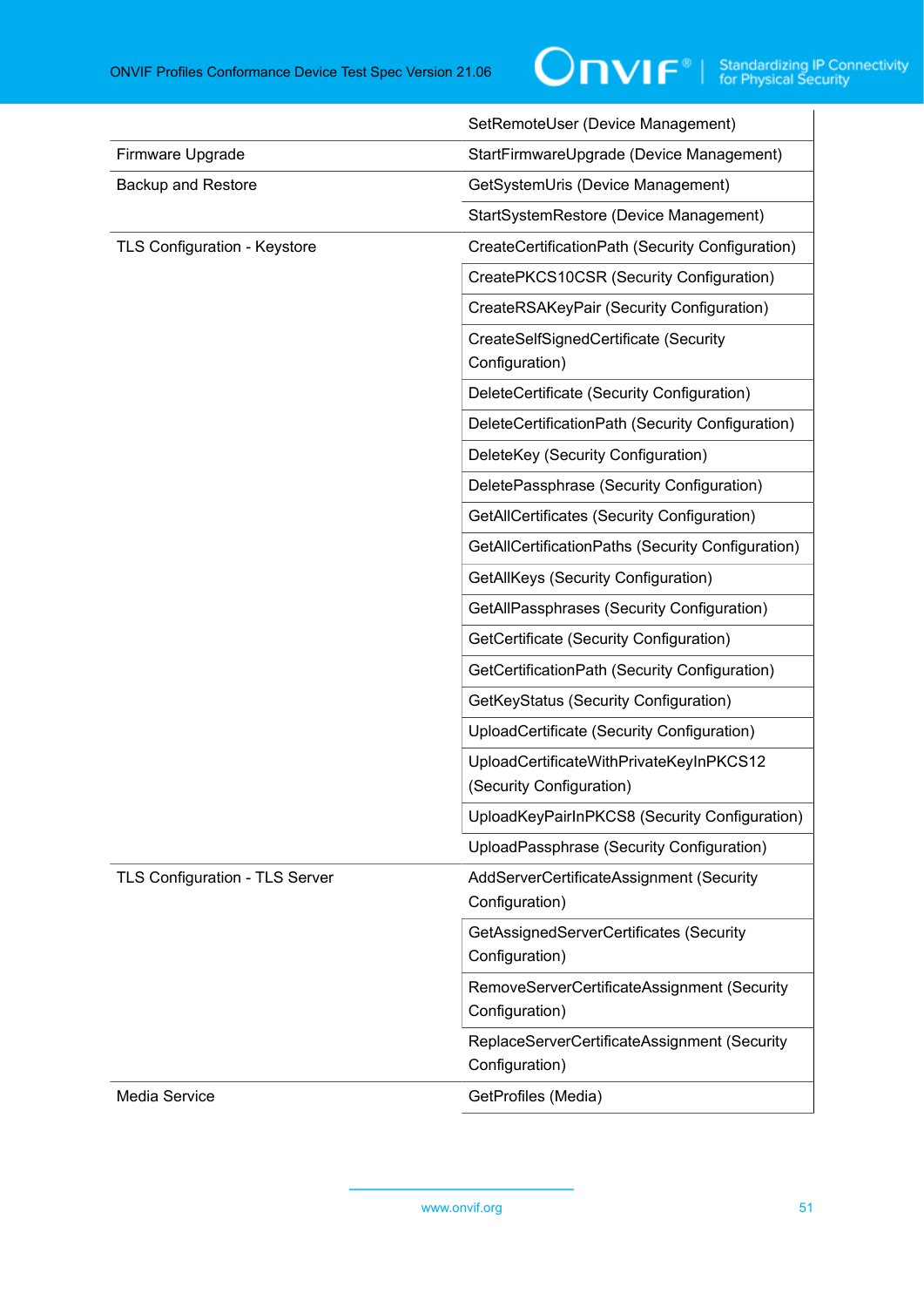| | |
|---|---|
| | SetRemoteUser (Device Management) |
| Firmware Upgrade | StartFirmwareUpgrade (Device Management) |
| Backup and Restore | GetSystemUris (Device Management) |
| | StartSystemRestore (Device Management) |
| TLS Configuration - Keystore | CreateCertificationPath (Security Configuration) |
| | CreatePKCS10CSR (Security Configuration) |
| | CreateRSAKeyPair (Security Configuration) |
| | CreateSelfSignedCertificate (Security Configuration) |
| | DeleteCertificate (Security Configuration) |
| | DeleteCertificationPath (Security Configuration) |
| | DeleteKey (Security Configuration) |
| | DeletePassphrase (Security Configuration) |
| | GetAllCertificates (Security Configuration) |
| | GetAllCertificationPaths (Security Configuration) |
| | GetAllKeys (Security Configuration) |
| | GetAllPassphrases (Security Configuration) |
| | GetCertificate (Security Configuration) |
| | GetCertificationPath (Security Configuration) |
| | GetKeyStatus (Security Configuration) |
| | UploadCertificate (Security Configuration) |
| | UploadCertificateWithPrivateKeyInPKCS12 (Security Configuration) |
| | UploadKeyPairInPKCS8 (Security Configuration) |
| | UploadPassphrase (Security Configuration) |
| TLS Configuration - TLS Server | AddServerCertificateAssignment (Security Configuration) |
| | GetAssignedServerCertificates (Security Configuration) |
| | RemoveServerCertificateAssignment (Security Configuration) |
| | ReplaceServerCertificateAssignment (Security Configuration) |
| Media Service | GetProfiles (Media) |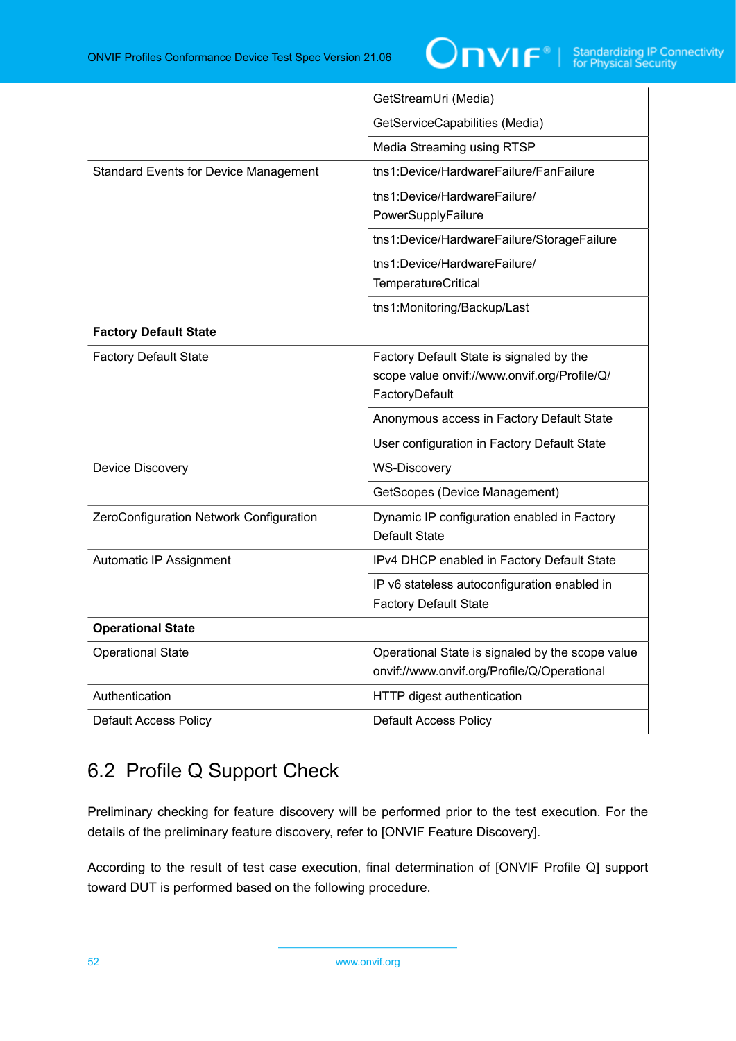| | |
|---|---|
| | GetStreamUri (Media) |
| | GetServiceCapabilities (Media) |
| | Media Streaming using RTSP |
| Standard Events for Device Management | tns1:Device/HardwareFailure/FanFailure |
| | tns1:Device/HardwareFailure/PowerSupplyFailure |
| | tns1:Device/HardwareFailure/StorageFailure |
| | tns1:Device/HardwareFailure/TemperatureCritical |
| | tns1:Monitoring/Backup/Last |
| **Factory Default State** | |
| Factory Default State | Factory Default State is signaled by the scope value onvif://www.onvif.org/Profile/Q/FactoryDefault |
| | Anonymous access in Factory Default State |
| | User configuration in Factory Default State |
| Device Discovery | WS-Discovery |
| | GetScopes (Device Management) |
| ZeroConfiguration Network Configuration | Dynamic IP configuration enabled in Factory Default State |
| Automatic IP Assignment | IPv4 DHCP enabled in Factory Default State |
| | IP v6 stateless autoconfiguration enabled in Factory Default State |
| **Operational State** | |
| Operational State | Operational State is signaled by the scope value onvif://www.onvif.org/Profile/Q/Operational |
| Authentication | HTTP digest authentication |
| Default Access Policy | Default Access Policy |

## 6.2 Profile Q Support Check

Preliminary checking for feature discovery will be performed prior to the test execution. For the details of the preliminary feature discovery, refer to [ONVIF Feature Discovery].

According to the result of test case execution, final determination of [ONVIF Profile Q] support toward DUT is performed based on the following procedure.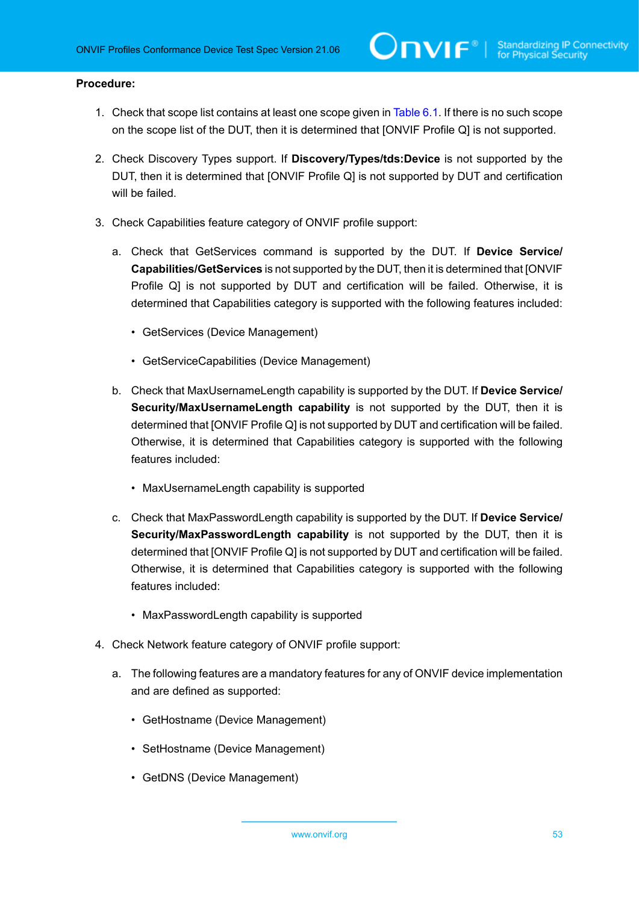**Procedure:**

1. Check that scope list contains at least one scope given in Table 6.1. If there is no such scope on the scope list of the DUT, then it is determined that [ONVIF Profile Q] is not supported.

2. Check Discovery Types support. If **Discovery/Types/tds:Device** is not supported by the DUT, then it is determined that [ONVIF Profile Q] is not supported by DUT and certification will be failed.

3. Check Capabilities feature category of ONVIF profile support:

   a. Check that GetServices command is supported by the DUT. If **Device Service/Capabilities/GetServices** is not supported by the DUT, then it is determined that [ONVIF Profile Q] is not supported by DUT and certification will be failed. Otherwise, it is determined that Capabilities category is supported with the following features included:

      - GetServices (Device Management)

      - GetServiceCapabilities (Device Management)

   b. Check that MaxUsernameLength capability is supported by the DUT. If **Device Service/Security/MaxUsernameLength capability** is not supported by the DUT, then it is determined that [ONVIF Profile Q] is not supported by DUT and certification will be failed. Otherwise, it is determined that Capabilities category is supported with the following features included:

      - MaxUsernameLength capability is supported

   c. Check that MaxPasswordLength capability is supported by the DUT. If **Device Service/Security/MaxPasswordLength capability** is not supported by the DUT, then it is determined that [ONVIF Profile Q] is not supported by DUT and certification will be failed. Otherwise, it is determined that Capabilities category is supported with the following features included:

      - MaxPasswordLength capability is supported

4. Check Network feature category of ONVIF profile support:

   a. The following features are a mandatory features for any of ONVIF device implementation and are defined as supported:

      - GetHostname (Device Management)

      - SetHostname (Device Management)

      - GetDNS (Device Management)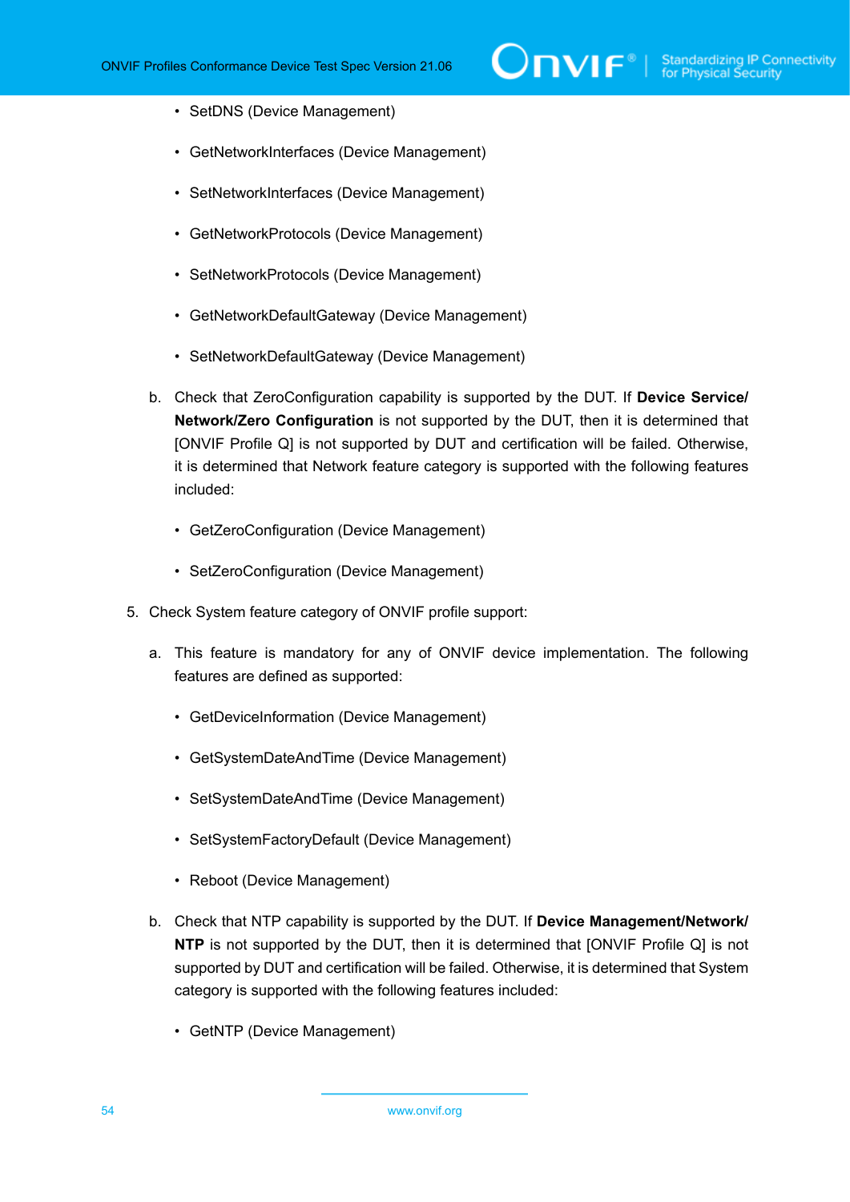- SetDNS (Device Management)
- GetNetworkInterfaces (Device Management)
- SetNetworkInterfaces (Device Management)
- GetNetworkProtocols (Device Management)
- SetNetworkProtocols (Device Management)
- GetNetworkDefaultGateway (Device Management)
- SetNetworkDefaultGateway (Device Management)

b. Check that ZeroConfiguration capability is supported by the DUT. If **Device Service/ Network/Zero Configuration** is not supported by the DUT, then it is determined that [ONVIF Profile Q] is not supported by DUT and certification will be failed. Otherwise, it is determined that Network feature category is supported with the following features included:

- GetZeroConfiguration (Device Management)
- SetZeroConfiguration (Device Management)

5. Check System feature category of ONVIF profile support:

a. This feature is mandatory for any of ONVIF device implementation. The following features are defined as supported:

- GetDeviceInformation (Device Management)
- GetSystemDateAndTime (Device Management)
- SetSystemDateAndTime (Device Management)
- SetSystemFactoryDefault (Device Management)
- Reboot (Device Management)

b. Check that NTP capability is supported by the DUT. If **Device Management/Network/ NTP** is not supported by the DUT, then it is determined that [ONVIF Profile Q] is not supported by DUT and certification will be failed. Otherwise, it is determined that System category is supported with the following features included:

- GetNTP (Device Management)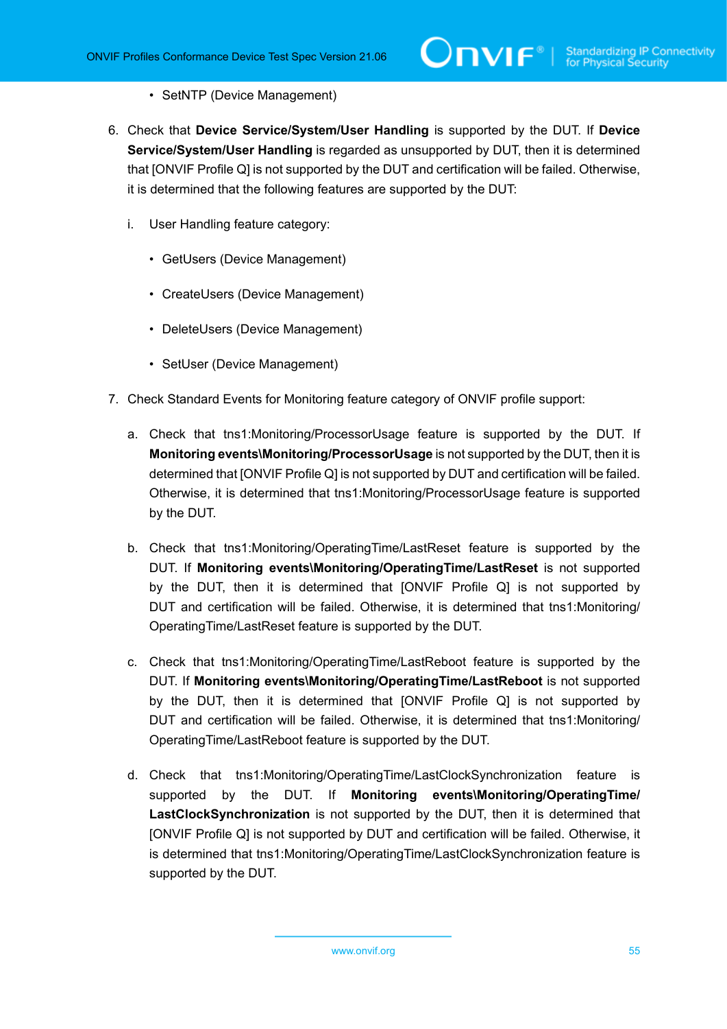- SetNTP (Device Management)

6. Check that **Device Service/System/User Handling** is supported by the DUT. If **Device Service/System/User Handling** is regarded as unsupported by DUT, then it is determined that [ONVIF Profile Q] is not supported by the DUT and certification will be failed. Otherwise, it is determined that the following features are supported by the DUT:

   i. User Handling feature category:

      - GetUsers (Device Management)
      - CreateUsers (Device Management)
      - DeleteUsers (Device Management)
      - SetUser (Device Management)

7. Check Standard Events for Monitoring feature category of ONVIF profile support:

   a. Check that tns1:Monitoring/ProcessorUsage feature is supported by the DUT. If **Monitoring events\Monitoring/ProcessorUsage** is not supported by the DUT, then it is determined that [ONVIF Profile Q] is not supported by DUT and certification will be failed. Otherwise, it is determined that tns1:Monitoring/ProcessorUsage feature is supported by the DUT.

   b. Check that tns1:Monitoring/OperatingTime/LastReset feature is supported by the DUT. If **Monitoring events\Monitoring/OperatingTime/LastReset** is not supported by the DUT, then it is determined that [ONVIF Profile Q] is not supported by DUT and certification will be failed. Otherwise, it is determined that tns1:Monitoring/OperatingTime/LastReset feature is supported by the DUT.

   c. Check that tns1:Monitoring/OperatingTime/LastReboot feature is supported by the DUT. If **Monitoring events\Monitoring/OperatingTime/LastReboot** is not supported by the DUT, then it is determined that [ONVIF Profile Q] is not supported by DUT and certification will be failed. Otherwise, it is determined that tns1:Monitoring/OperatingTime/LastReboot feature is supported by the DUT.

   d. Check that tns1:Monitoring/OperatingTime/LastClockSynchronization feature is supported by the DUT. If **Monitoring events\Monitoring/OperatingTime/LastClockSynchronization** is not supported by the DUT, then it is determined that [ONVIF Profile Q] is not supported by DUT and certification will be failed. Otherwise, it is determined that tns1:Monitoring/OperatingTime/LastClockSynchronization feature is supported by the DUT.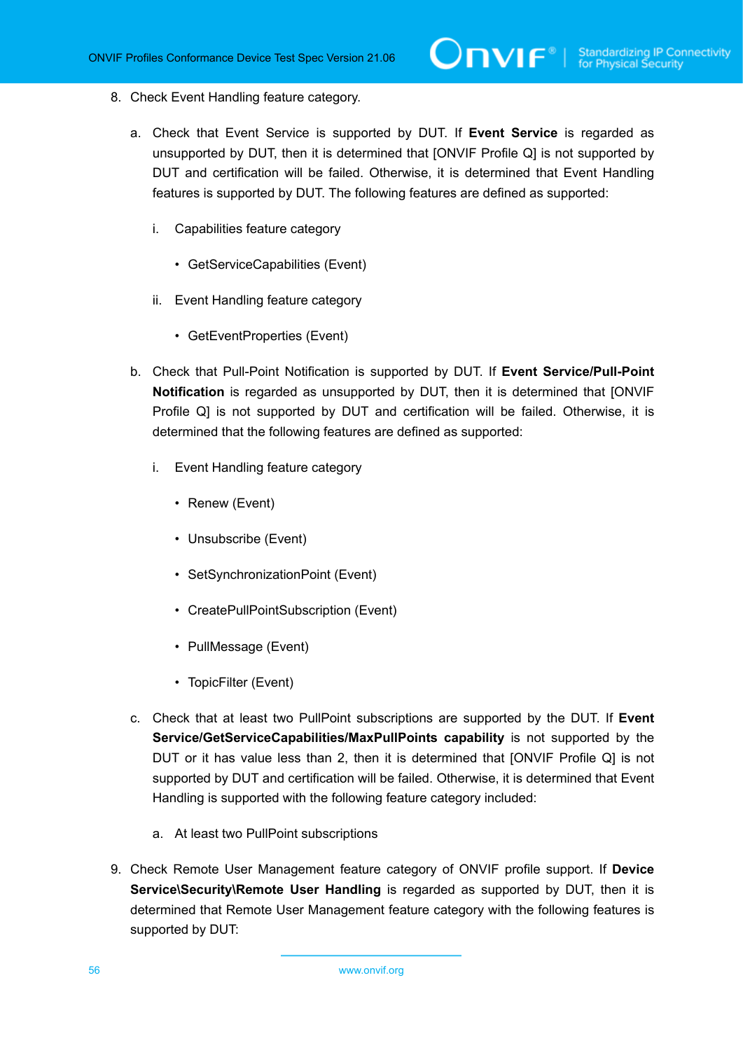8. Check Event Handling feature category.

   a. Check that Event Service is supported by DUT. If **Event Service** is regarded as unsupported by DUT, then it is determined that [ONVIF Profile Q] is not supported by DUT and certification will be failed. Otherwise, it is determined that Event Handling features is supported by DUT. The following features are defined as supported:

      i. Capabilities feature category

         - GetServiceCapabilities (Event)

      ii. Event Handling feature category

         - GetEventProperties (Event)

   b. Check that Pull-Point Notification is supported by DUT. If **Event Service/Pull-Point Notification** is regarded as unsupported by DUT, then it is determined that [ONVIF Profile Q] is not supported by DUT and certification will be failed. Otherwise, it is determined that the following features are defined as supported:

      i. Event Handling feature category

         - Renew (Event)
         - Unsubscribe (Event)
         - SetSynchronizationPoint (Event)
         - CreatePullPointSubscription (Event)
         - PullMessage (Event)
         - TopicFilter (Event)

   c. Check that at least two PullPoint subscriptions are supported by the DUT. If **Event Service/GetServiceCapabilities/MaxPullPoints capability** is not supported by the DUT or it has value less than 2, then it is determined that [ONVIF Profile Q] is not supported by DUT and certification will be failed. Otherwise, it is determined that Event Handling is supported with the following feature category included:

      a. At least two PullPoint subscriptions

9. Check Remote User Management feature category of ONVIF profile support. If **Device Service\Security\Remote User Handling** is regarded as supported by DUT, then it is determined that Remote User Management feature category with the following features is supported by DUT: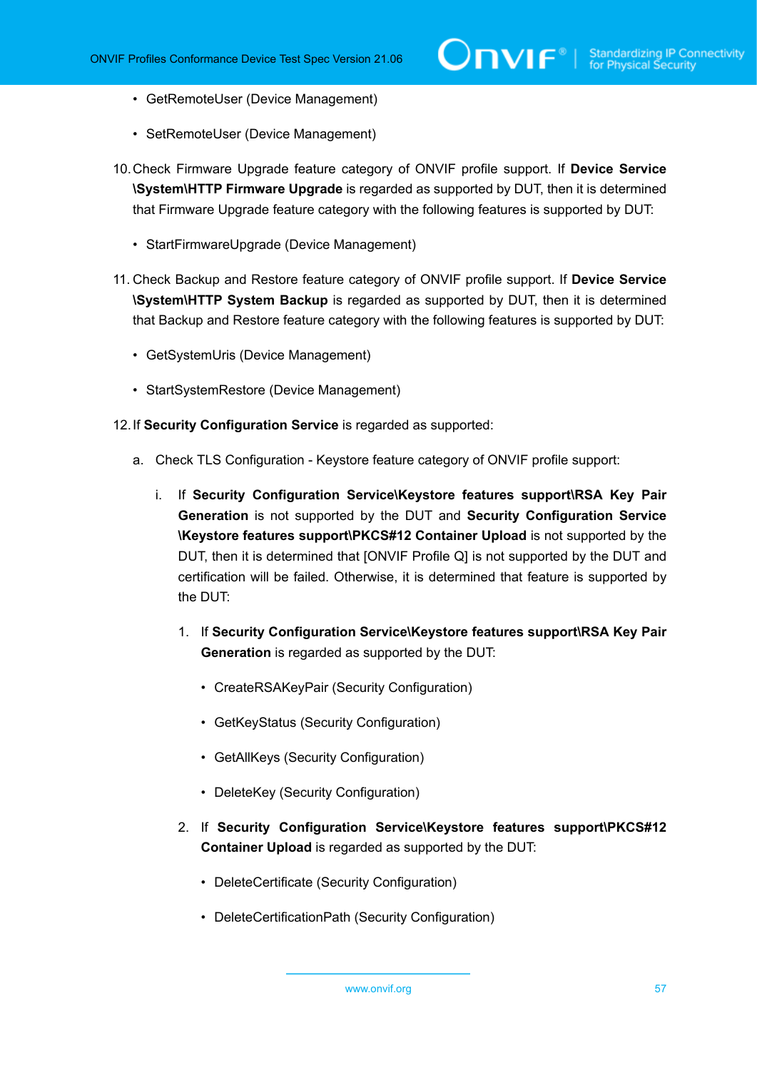- GetRemoteUser (Device Management)

- SetRemoteUser (Device Management)

10. Check Firmware Upgrade feature category of ONVIF profile support. If **Device Service \System\HTTP Firmware Upgrade** is regarded as supported by DUT, then it is determined that Firmware Upgrade feature category with the following features is supported by DUT:

    - StartFirmwareUpgrade (Device Management)

11. Check Backup and Restore feature category of ONVIF profile support. If **Device Service \System\HTTP System Backup** is regarded as supported by DUT, then it is determined that Backup and Restore feature category with the following features is supported by DUT:

    - GetSystemUris (Device Management)

    - StartSystemRestore (Device Management)

12. If **Security Configuration Service** is regarded as supported:

    a. Check TLS Configuration - Keystore feature category of ONVIF profile support:

        i. If **Security Configuration Service\Keystore features support\RSA Key Pair Generation** is not supported by the DUT and **Security Configuration Service \Keystore features support\PKCS#12 Container Upload** is not supported by the DUT, then it is determined that [ONVIF Profile Q] is not supported by the DUT and certification will be failed. Otherwise, it is determined that feature is supported by the DUT:

            1. If **Security Configuration Service\Keystore features support\RSA Key Pair Generation** is regarded as supported by the DUT:

                - CreateRSAKeyPair (Security Configuration)

                - GetKeyStatus (Security Configuration)

                - GetAllKeys (Security Configuration)

                - DeleteKey (Security Configuration)

            2. If **Security Configuration Service\Keystore features support\PKCS#12 Container Upload** is regarded as supported by the DUT:

                - DeleteCertificate (Security Configuration)

                - DeleteCertificationPath (Security Configuration)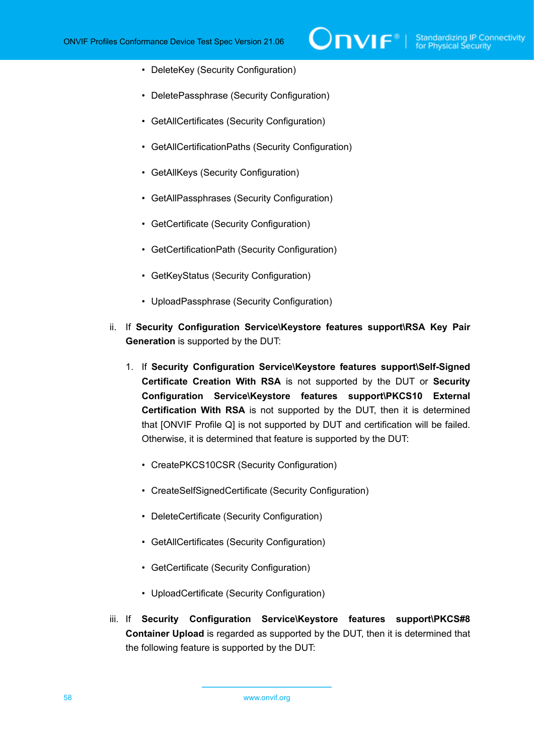- DeleteKey (Security Configuration)
- DeletePassphrase (Security Configuration)
- GetAllCertificates (Security Configuration)
- GetAllCertificationPaths (Security Configuration)
- GetAllKeys (Security Configuration)
- GetAllPassphrases (Security Configuration)
- GetCertificate (Security Configuration)
- GetCertificationPath (Security Configuration)
- GetKeyStatus (Security Configuration)
- UploadPassphrase (Security Configuration)

ii. If **Security Configuration Service\Keystore features support\RSA Key Pair Generation** is supported by the DUT:

1. If **Security Configuration Service\Keystore features support\Self-Signed Certificate Creation With RSA** is not supported by the DUT or **Security Configuration Service\Keystore features support\PKCS10 External Certification With RSA** is not supported by the DUT, then it is determined that [ONVIF Profile Q] is not supported by DUT and certification will be failed. Otherwise, it is determined that feature is supported by the DUT:

   - CreatePKCS10CSR (Security Configuration)
   - CreateSelfSignedCertificate (Security Configuration)
   - DeleteCertificate (Security Configuration)
   - GetAllCertificates (Security Configuration)
   - GetCertificate (Security Configuration)
   - UploadCertificate (Security Configuration)

iii. If **Security Configuration Service\Keystore features support\PKCS#8 Container Upload** is regarded as supported by the DUT, then it is determined that the following feature is supported by the DUT: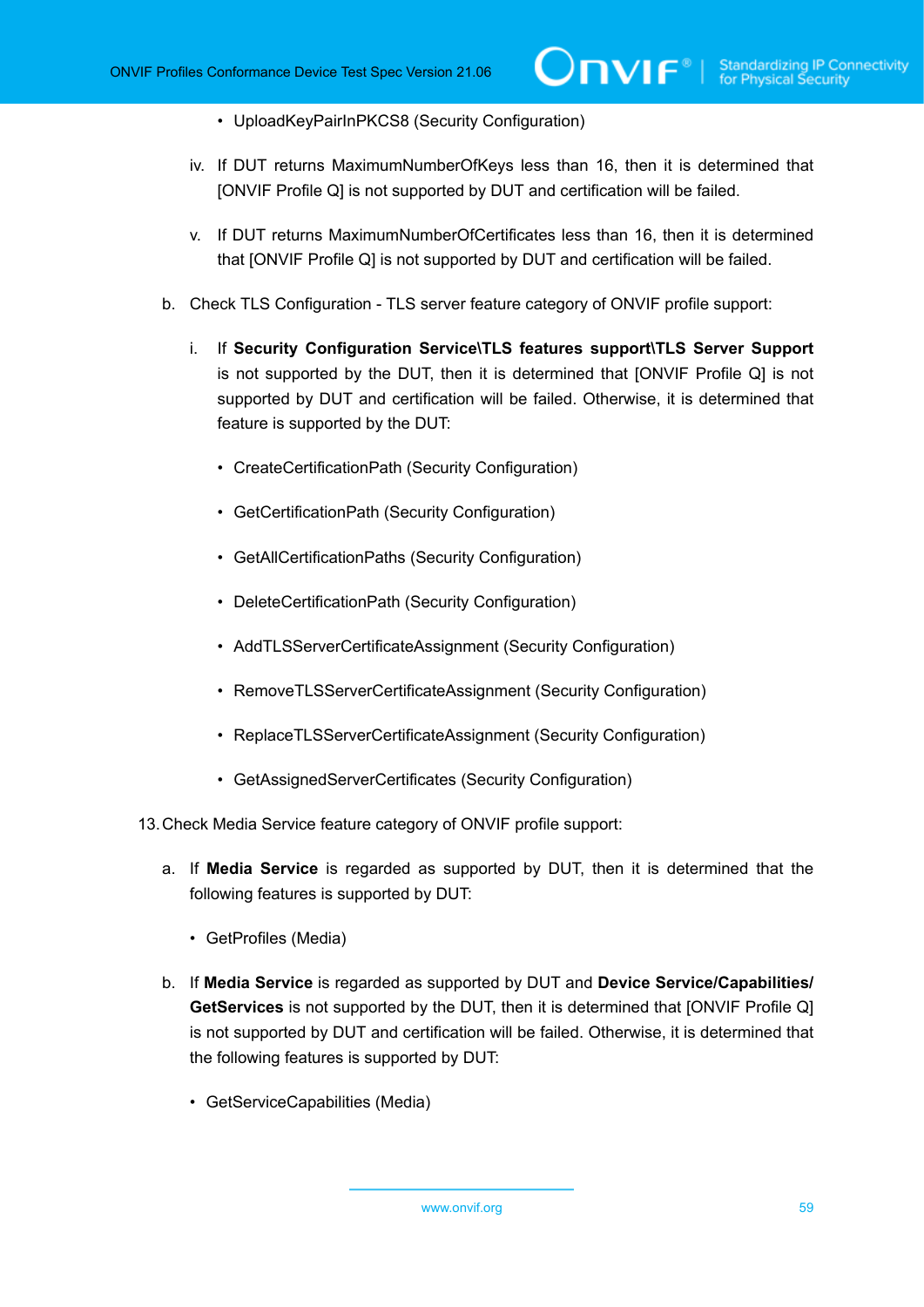- UploadKeyPairInPKCS8 (Security Configuration)

iv. If DUT returns MaximumNumberOfKeys less than 16, then it is determined that [ONVIF Profile Q] is not supported by DUT and certification will be failed.

v. If DUT returns MaximumNumberOfCertificates less than 16, then it is determined that [ONVIF Profile Q] is not supported by DUT and certification will be failed.

b. Check TLS Configuration - TLS server feature category of ONVIF profile support:

i. If **Security Configuration Service\TLS features support\TLS Server Support** is not supported by the DUT, then it is determined that [ONVIF Profile Q] is not supported by DUT and certification will be failed. Otherwise, it is determined that feature is supported by the DUT:

- CreateCertificationPath (Security Configuration)
- GetCertificationPath (Security Configuration)
- GetAllCertificationPaths (Security Configuration)
- DeleteCertificationPath (Security Configuration)
- AddTLSServerCertificateAssignment (Security Configuration)
- RemoveTLSServerCertificateAssignment (Security Configuration)
- ReplaceTLSServerCertificateAssignment (Security Configuration)
- GetAssignedServerCertificates (Security Configuration)

13. Check Media Service feature category of ONVIF profile support:

a. If **Media Service** is regarded as supported by DUT, then it is determined that the following features is supported by DUT:

- GetProfiles (Media)

b. If **Media Service** is regarded as supported by DUT and **Device Service/Capabilities/GetServices** is not supported by the DUT, then it is determined that [ONVIF Profile Q] is not supported by DUT and certification will be failed. Otherwise, it is determined that the following features is supported by DUT:

- GetServiceCapabilities (Media)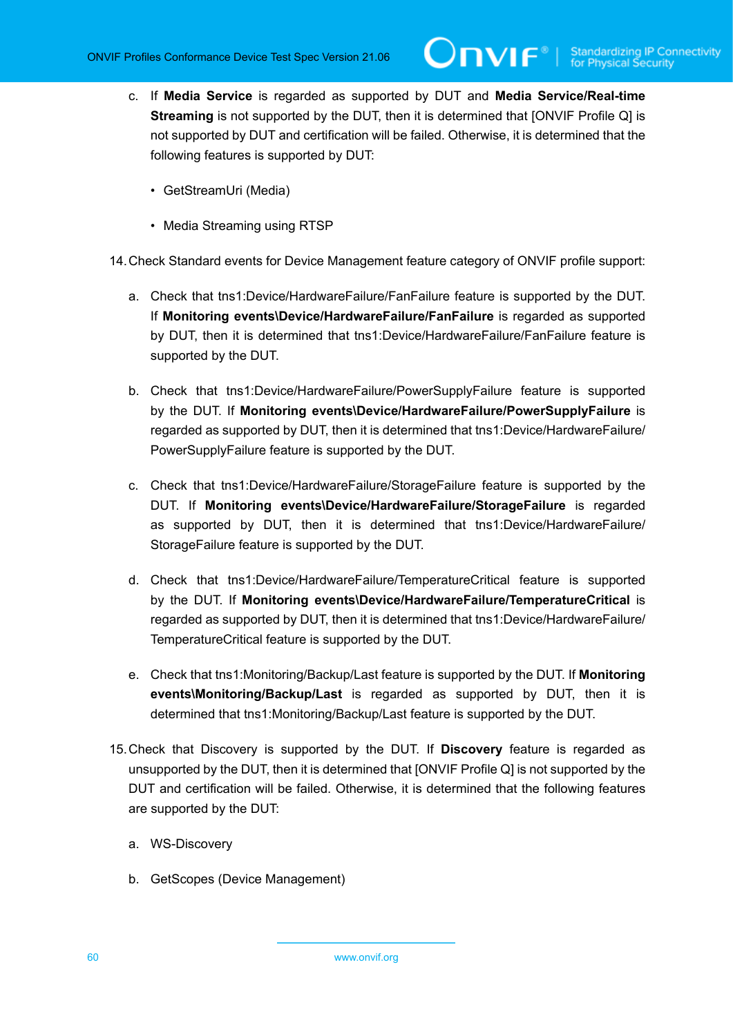c. If **Media Service** is regarded as supported by DUT and **Media Service/Real-time Streaming** is not supported by the DUT, then it is determined that [ONVIF Profile Q] is not supported by DUT and certification will be failed. Otherwise, it is determined that the following features is supported by DUT:

   - GetStreamUri (Media)

   - Media Streaming using RTSP

14. Check Standard events for Device Management feature category of ONVIF profile support:

   a. Check that tns1:Device/HardwareFailure/FanFailure feature is supported by the DUT. If **Monitoring events\Device/HardwareFailure/FanFailure** is regarded as supported by DUT, then it is determined that tns1:Device/HardwareFailure/FanFailure feature is supported by the DUT.

   b. Check that tns1:Device/HardwareFailure/PowerSupplyFailure feature is supported by the DUT. If **Monitoring events\Device/HardwareFailure/PowerSupplyFailure** is regarded as supported by DUT, then it is determined that tns1:Device/HardwareFailure/PowerSupplyFailure feature is supported by the DUT.

   c. Check that tns1:Device/HardwareFailure/StorageFailure feature is supported by the DUT. If **Monitoring events\Device/HardwareFailure/StorageFailure** is regarded as supported by DUT, then it is determined that tns1:Device/HardwareFailure/StorageFailure feature is supported by the DUT.

   d. Check that tns1:Device/HardwareFailure/TemperatureCritical feature is supported by the DUT. If **Monitoring events\Device/HardwareFailure/TemperatureCritical** is regarded as supported by DUT, then it is determined that tns1:Device/HardwareFailure/TemperatureCritical feature is supported by the DUT.

   e. Check that tns1:Monitoring/Backup/Last feature is supported by the DUT. If **Monitoring events\Monitoring/Backup/Last** is regarded as supported by DUT, then it is determined that tns1:Monitoring/Backup/Last feature is supported by the DUT.

15. Check that Discovery is supported by the DUT. If **Discovery** feature is regarded as unsupported by the DUT, then it is determined that [ONVIF Profile Q] is not supported by the DUT and certification will be failed. Otherwise, it is determined that the following features are supported by the DUT:

   a. WS-Discovery

   b. GetScopes (Device Management)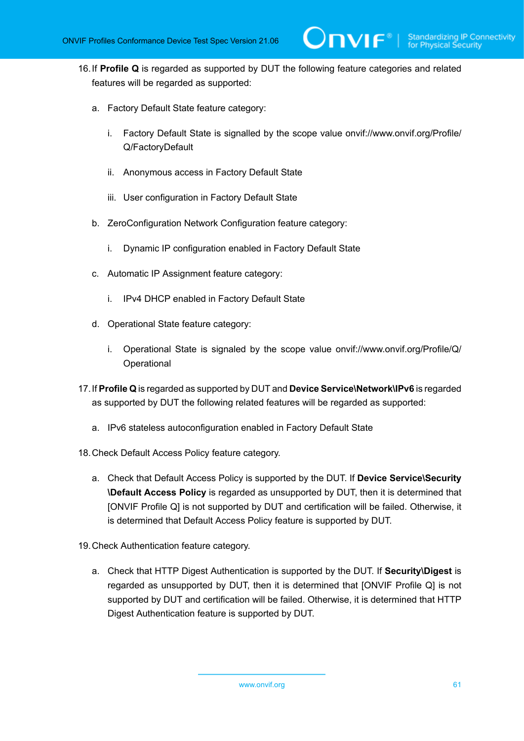16. If **Profile Q** is regarded as supported by DUT the following feature categories and related features will be regarded as supported:

    a. Factory Default State feature category:

        i. Factory Default State is signalled by the scope value onvif://www.onvif.org/Profile/Q/FactoryDefault

        ii. Anonymous access in Factory Default State

        iii. User configuration in Factory Default State

    b. ZeroConfiguration Network Configuration feature category:

        i. Dynamic IP configuration enabled in Factory Default State

    c. Automatic IP Assignment feature category:

        i. IPv4 DHCP enabled in Factory Default State

    d. Operational State feature category:

        i. Operational State is signaled by the scope value onvif://www.onvif.org/Profile/Q/Operational

17. If **Profile Q** is regarded as supported by DUT and **Device Service\Network\IPv6** is regarded as supported by DUT the following related features will be regarded as supported:

    a. IPv6 stateless autoconfiguration enabled in Factory Default State

18. Check Default Access Policy feature category.

    a. Check that Default Access Policy is supported by the DUT. If **Device Service\Security\Default Access Policy** is regarded as unsupported by DUT, then it is determined that [ONVIF Profile Q] is not supported by DUT and certification will be failed. Otherwise, it is determined that Default Access Policy feature is supported by DUT.

19. Check Authentication feature category.

    a. Check that HTTP Digest Authentication is supported by the DUT. If **Security\Digest** is regarded as unsupported by DUT, then it is determined that [ONVIF Profile Q] is not supported by DUT and certification will be failed. Otherwise, it is determined that HTTP Digest Authentication feature is supported by DUT.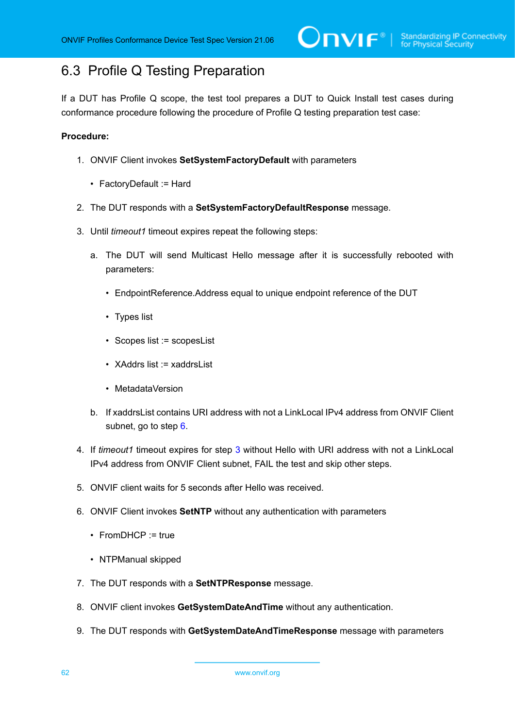## 6.3 Profile Q Testing Preparation

If a DUT has Profile Q scope, the test tool prepares a DUT to Quick Install test cases during conformance procedure following the procedure of Profile Q testing preparation test case:

**Procedure:**

1. ONVIF Client invokes **SetSystemFactoryDefault** with parameters
    - FactoryDefault := Hard
2. The DUT responds with a **SetSystemFactoryDefaultResponse** message.
3. Until *timeout1* timeout expires repeat the following steps:
    a. The DUT will send Multicast Hello message after it is successfully rebooted with parameters:
        - EndpointReference.Address equal to unique endpoint reference of the DUT
        - Types list
        - Scopes list := scopesList
        - XAddrs list := xaddrsList
        - MetadataVersion

    b. If xaddrsList contains URI address with not a LinkLocal IPv4 address from ONVIF Client subnet, go to step 6.
4. If *timeout1* timeout expires for step 3 without Hello with URI address with not a LinkLocal IPv4 address from ONVIF Client subnet, FAIL the test and skip other steps.
5. ONVIF client waits for 5 seconds after Hello was received.
6. ONVIF Client invokes **SetNTP** without any authentication with parameters
    - FromDHCP := true
    - NTPManual skipped
7. The DUT responds with a **SetNTPResponse** message.
8. ONVIF client invokes **GetSystemDateAndTime** without any authentication.
9. The DUT responds with **GetSystemDateAndTimeResponse** message with parameters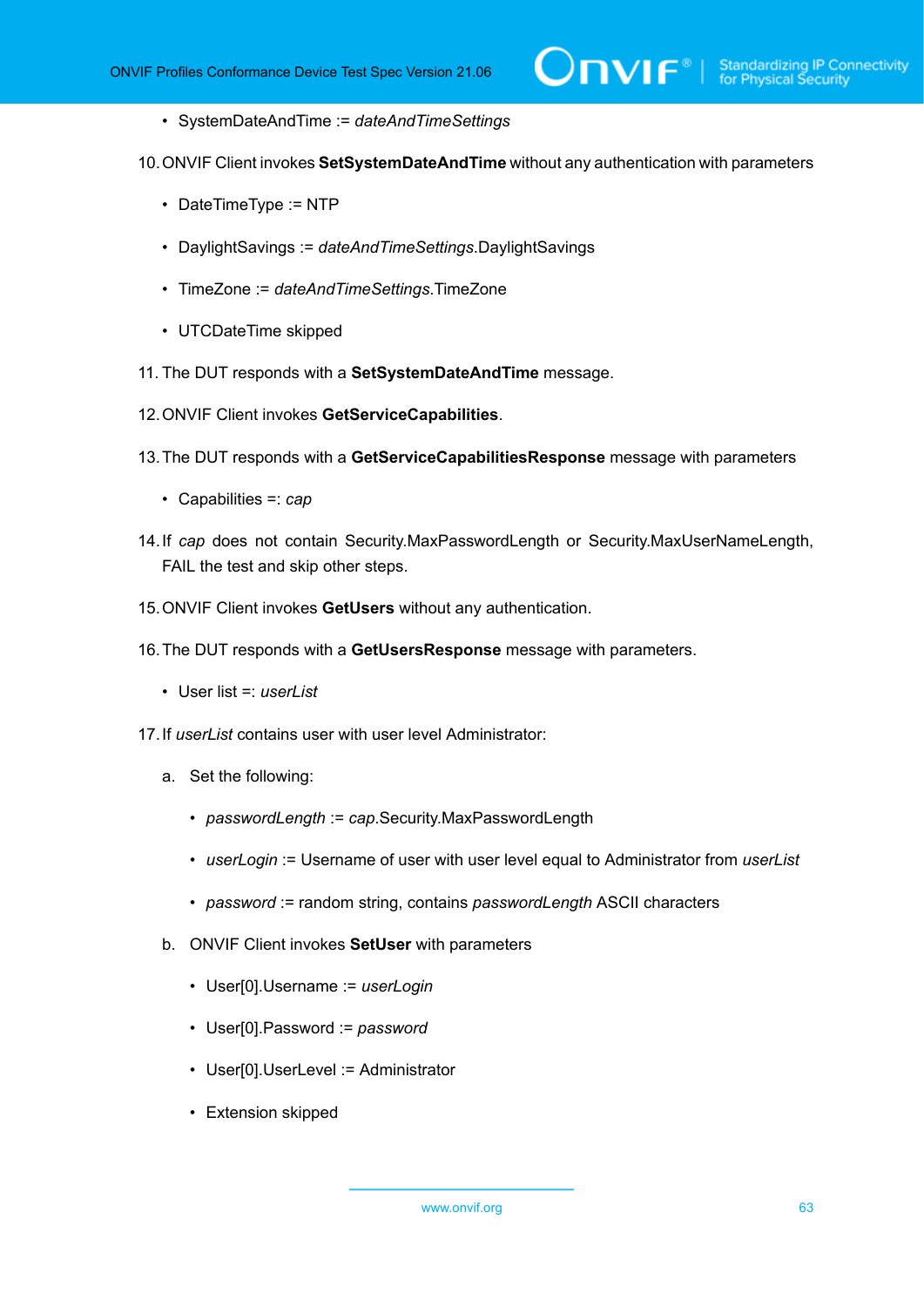- SystemDateAndTime := *dateAndTimeSettings*

10. ONVIF Client invokes **SetSystemDateAndTime** without any authentication with parameters

    - DateTimeType := NTP
    - DaylightSavings := *dateAndTimeSettings*.DaylightSavings
    - TimeZone := *dateAndTimeSettings*.TimeZone
    - UTCDateTime skipped

11. The DUT responds with a **SetSystemDateAndTime** message.

12. ONVIF Client invokes **GetServiceCapabilities**.

13. The DUT responds with a **GetServiceCapabilitiesResponse** message with parameters

    - Capabilities =: *cap*

14. If *cap* does not contain Security.MaxPasswordLength or Security.MaxUserNameLength, FAIL the test and skip other steps.

15. ONVIF Client invokes **GetUsers** without any authentication.

16. The DUT responds with a **GetUsersResponse** message with parameters.

    - User list =: *userList*

17. If *userList* contains user with user level Administrator:

    a. Set the following:

       - *passwordLength* := *cap*.Security.MaxPasswordLength
       - *userLogin* := Username of user with user level equal to Administrator from *userList*
       - *password* := random string, contains *passwordLength* ASCII characters

    b. ONVIF Client invokes **SetUser** with parameters

       - User[0].Username := *userLogin*
       - User[0].Password := *password*
       - User[0].UserLevel := Administrator
       - Extension skipped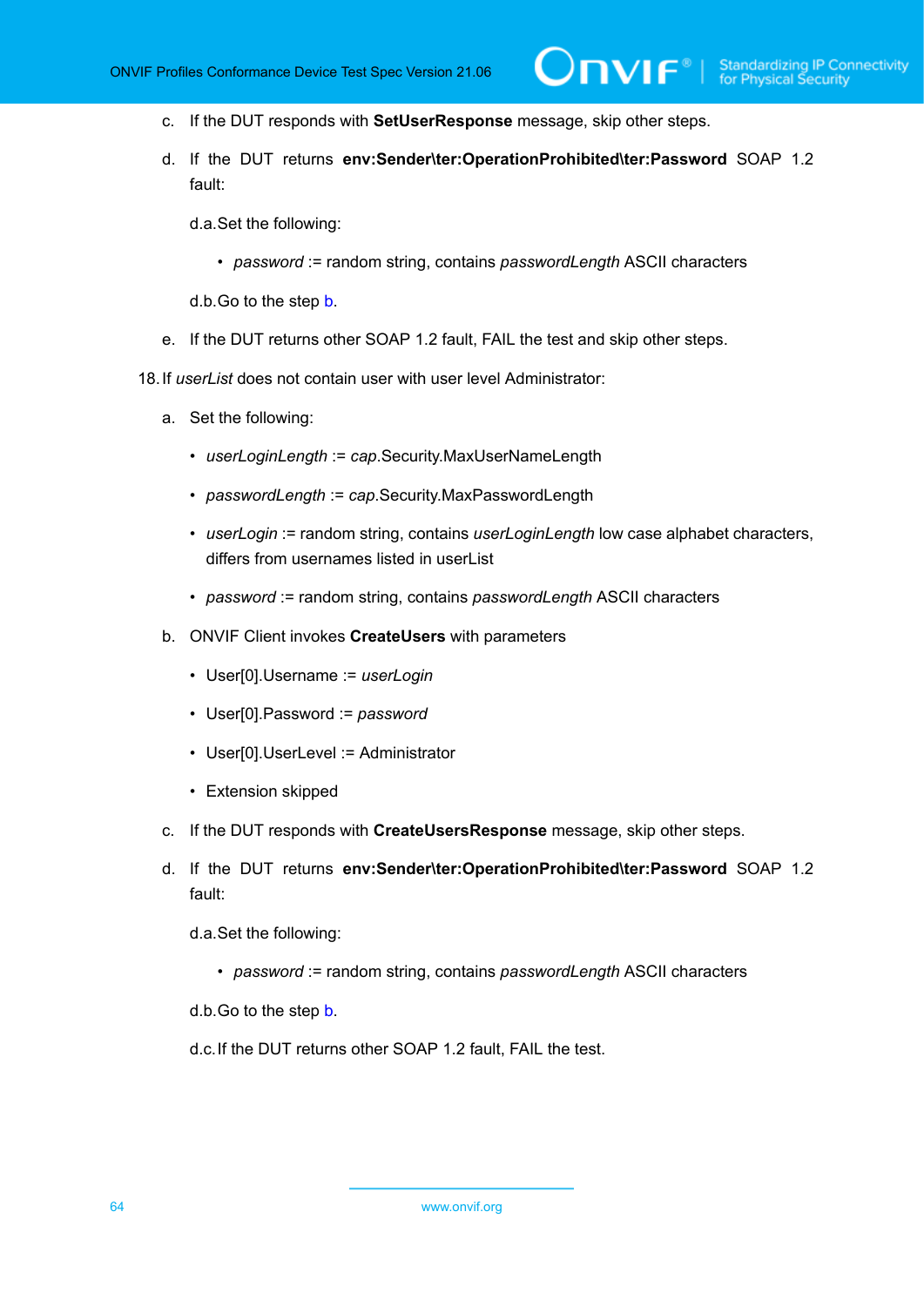c. If the DUT responds with **SetUserResponse** message, skip other steps.

d. If the DUT returns **env:Sender\ter:OperationProhibited\ter:Password** SOAP 1.2 fault:

d.a.Set the following:

- *password* := random string, contains *passwordLength* ASCII characters

d.b.Go to the step b.

e. If the DUT returns other SOAP 1.2 fault, FAIL the test and skip other steps.

18. If *userList* does not contain user with user level Administrator:

a. Set the following:

- *userLoginLength* := *cap*.Security.MaxUserNameLength
- *passwordLength* := *cap*.Security.MaxPasswordLength
- *userLogin* := random string, contains *userLoginLength* low case alphabet characters, differs from usernames listed in userList
- *password* := random string, contains *passwordLength* ASCII characters

b. ONVIF Client invokes **CreateUsers** with parameters

- User[0].Username := *userLogin*
- User[0].Password := *password*
- User[0].UserLevel := Administrator
- Extension skipped

c. If the DUT responds with **CreateUsersResponse** message, skip other steps.

d. If the DUT returns **env:Sender\ter:OperationProhibited\ter:Password** SOAP 1.2 fault:

d.a.Set the following:

- *password* := random string, contains *passwordLength* ASCII characters

d.b.Go to the step b.

d.c.If the DUT returns other SOAP 1.2 fault, FAIL the test.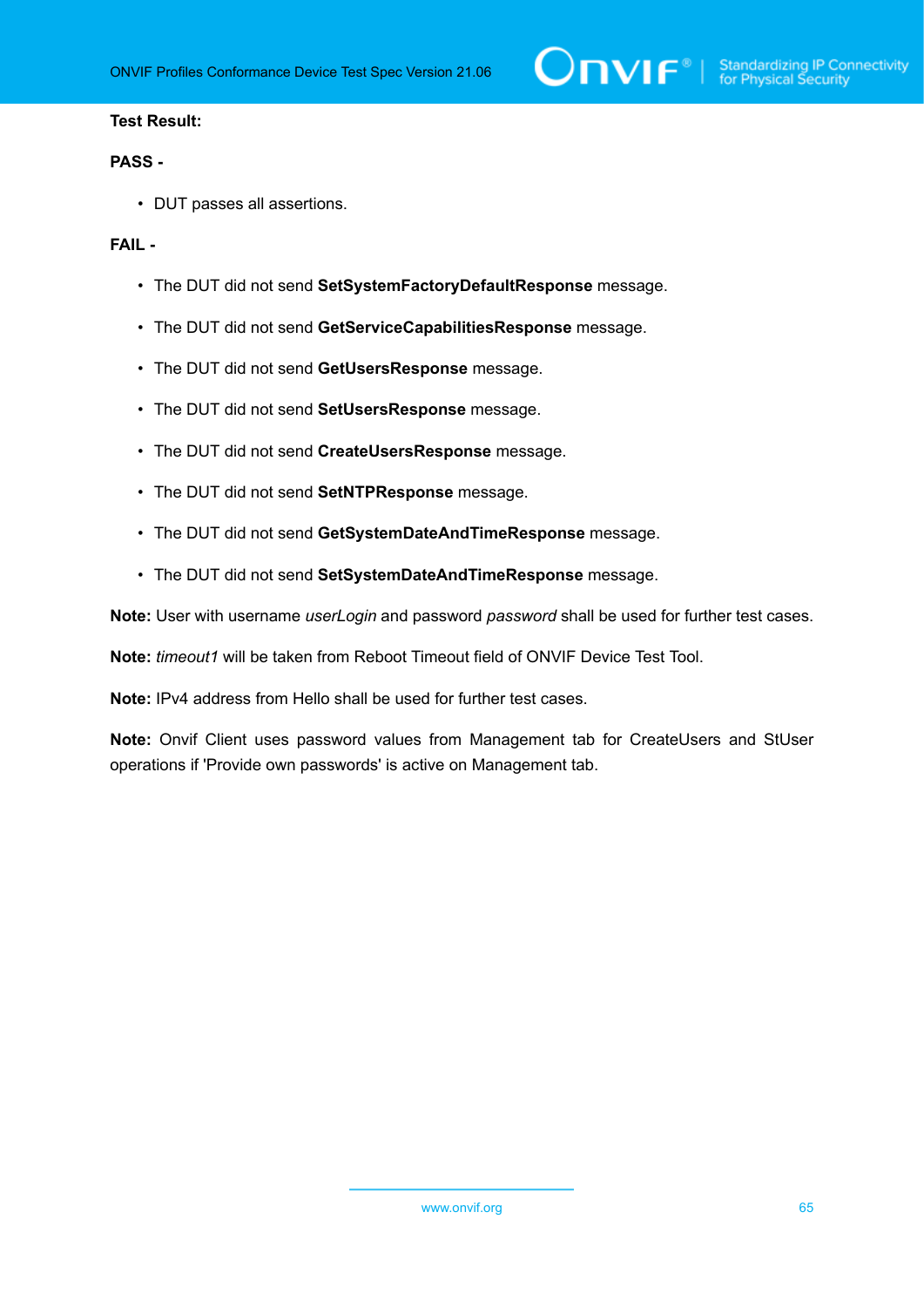**Test Result:**

**PASS -**

- DUT passes all assertions.

**FAIL -**

- The DUT did not send **SetSystemFactoryDefaultResponse** message.
- The DUT did not send **GetServiceCapabilitiesResponse** message.
- The DUT did not send **GetUsersResponse** message.
- The DUT did not send **SetUsersResponse** message.
- The DUT did not send **CreateUsersResponse** message.
- The DUT did not send **SetNTPResponse** message.
- The DUT did not send **GetSystemDateAndTimeResponse** message.
- The DUT did not send **SetSystemDateAndTimeResponse** message.

**Note:** User with username *userLogin* and password *password* shall be used for further test cases.

**Note:** *timeout1* will be taken from Reboot Timeout field of ONVIF Device Test Tool.

**Note:** IPv4 address from Hello shall be used for further test cases.

**Note:** Onvif Client uses password values from Management tab for CreateUsers and StUser operations if 'Provide own passwords' is active on Management tab.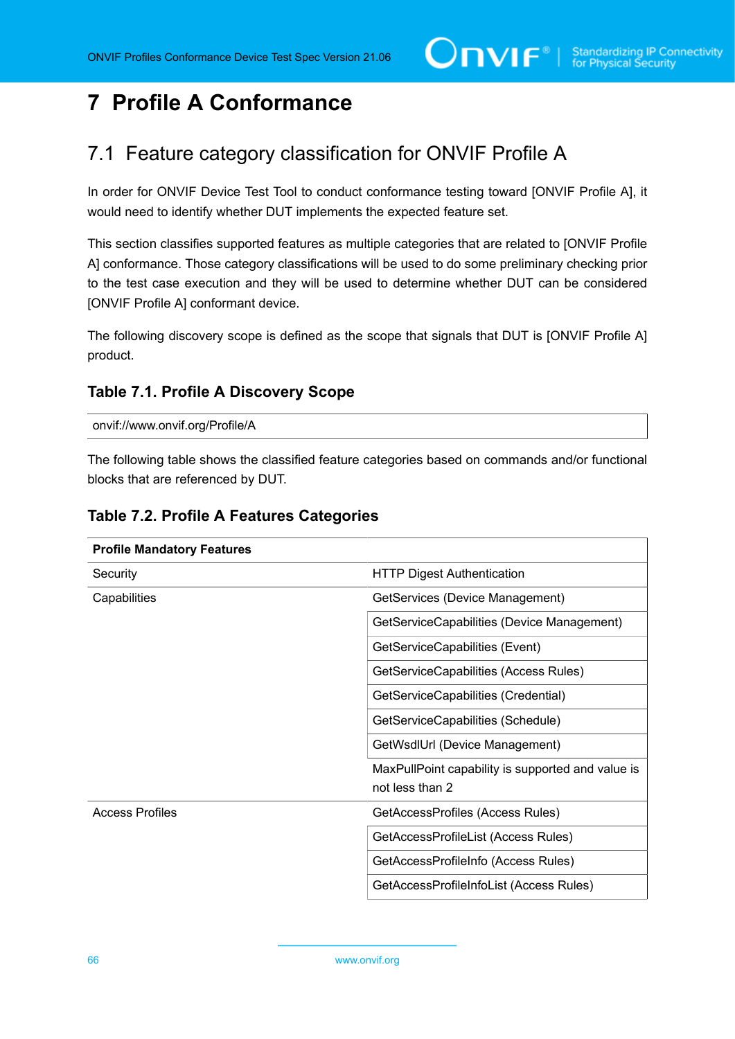# 7 Profile A Conformance

## 7.1 Feature category classification for ONVIF Profile A

In order for ONVIF Device Test Tool to conduct conformance testing toward [ONVIF Profile A], it would need to identify whether DUT implements the expected feature set.

This section classifies supported features as multiple categories that are related to [ONVIF Profile A] conformance. Those category classifications will be used to do some preliminary checking prior to the test case execution and they will be used to determine whether DUT can be considered [ONVIF Profile A] conformant device.

The following discovery scope is defined as the scope that signals that DUT is [ONVIF Profile A] product.

### Table 7.1. Profile A Discovery Scope

| onvif://www.onvif.org/Profile/A |
|---|

The following table shows the classified feature categories based on commands and/or functional blocks that are referenced by DUT.

### Table 7.2. Profile A Features Categories

| **Profile Mandatory Features** | |
|---|---|
| Security | HTTP Digest Authentication |
| Capabilities | GetServices (Device Management) |
| | GetServiceCapabilities (Device Management) |
| | GetServiceCapabilities (Event) |
| | GetServiceCapabilities (Access Rules) |
| | GetServiceCapabilities (Credential) |
| | GetServiceCapabilities (Schedule) |
| | GetWsdlUrl (Device Management) |
| | MaxPullPoint capability is supported and value is not less than 2 |
| Access Profiles | GetAccessProfiles (Access Rules) |
| | GetAccessProfileList (Access Rules) |
| | GetAccessProfileInfo (Access Rules) |
| | GetAccessProfileInfoList (Access Rules) |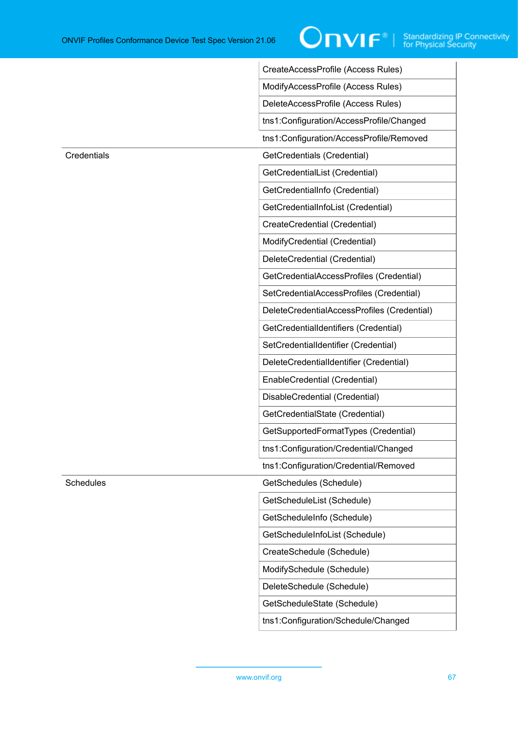| | |
|---|---|
| | CreateAccessProfile (Access Rules) |
| | ModifyAccessProfile (Access Rules) |
| | DeleteAccessProfile (Access Rules) |
| | tns1:Configuration/AccessProfile/Changed |
| | tns1:Configuration/AccessProfile/Removed |
| Credentials | GetCredentials (Credential) |
| | GetCredentialList (Credential) |
| | GetCredentialInfo (Credential) |
| | GetCredentialInfoList (Credential) |
| | CreateCredential (Credential) |
| | ModifyCredential (Credential) |
| | DeleteCredential (Credential) |
| | GetCredentialAccessProfiles (Credential) |
| | SetCredentialAccessProfiles (Credential) |
| | DeleteCredentialAccessProfiles (Credential) |
| | GetCredentialIdentifiers (Credential) |
| | SetCredentialIdentifier (Credential) |
| | DeleteCredentialIdentifier (Credential) |
| | EnableCredential (Credential) |
| | DisableCredential (Credential) |
| | GetCredentialState (Credential) |
| | GetSupportedFormatTypes (Credential) |
| | tns1:Configuration/Credential/Changed |
| | tns1:Configuration/Credential/Removed |
| Schedules | GetSchedules (Schedule) |
| | GetScheduleList (Schedule) |
| | GetScheduleInfo (Schedule) |
| | GetScheduleInfoList (Schedule) |
| | CreateSchedule (Schedule) |
| | ModifySchedule (Schedule) |
| | DeleteSchedule (Schedule) |
| | GetScheduleState (Schedule) |
| | tns1:Configuration/Schedule/Changed |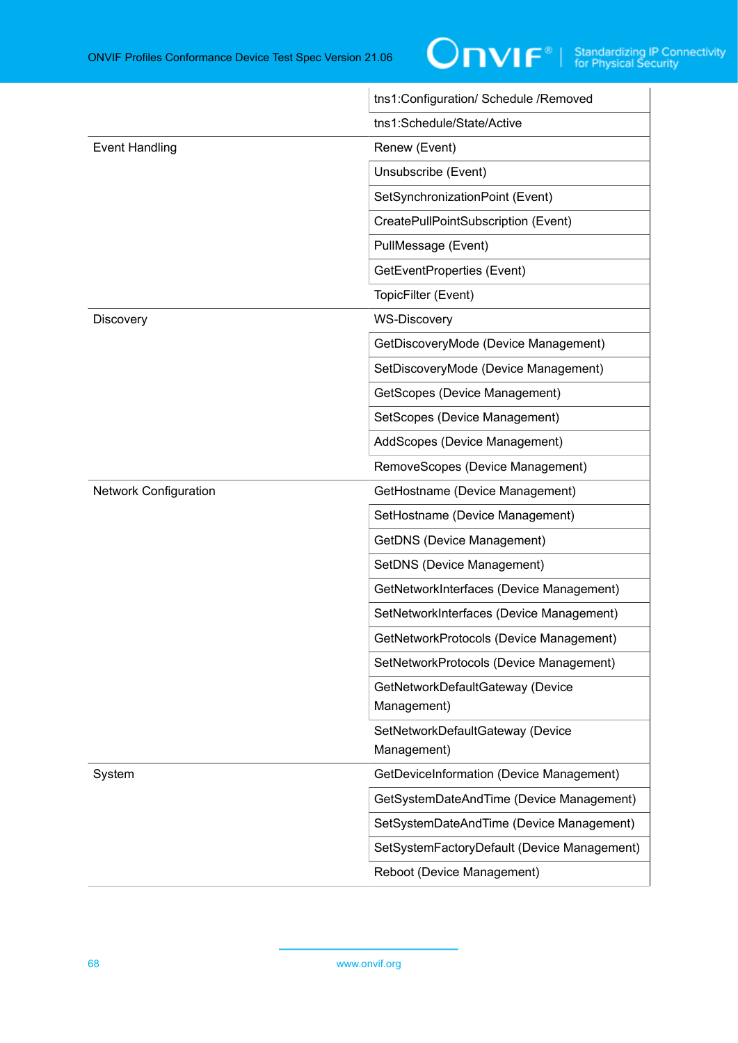| | |
|---|---|
| | tns1:Configuration/ Schedule /Removed |
| | tns1:Schedule/State/Active |
| Event Handling | Renew (Event) |
| | Unsubscribe (Event) |
| | SetSynchronizationPoint (Event) |
| | CreatePullPointSubscription (Event) |
| | PullMessage (Event) |
| | GetEventProperties (Event) |
| | TopicFilter (Event) |
| Discovery | WS-Discovery |
| | GetDiscoveryMode (Device Management) |
| | SetDiscoveryMode (Device Management) |
| | GetScopes (Device Management) |
| | SetScopes (Device Management) |
| | AddScopes (Device Management) |
| | RemoveScopes (Device Management) |
| Network Configuration | GetHostname (Device Management) |
| | SetHostname (Device Management) |
| | GetDNS (Device Management) |
| | SetDNS (Device Management) |
| | GetNetworkInterfaces (Device Management) |
| | SetNetworkInterfaces (Device Management) |
| | GetNetworkProtocols (Device Management) |
| | SetNetworkProtocols (Device Management) |
| | GetNetworkDefaultGateway (Device Management) |
| | SetNetworkDefaultGateway (Device Management) |
| System | GetDeviceInformation (Device Management) |
| | GetSystemDateAndTime (Device Management) |
| | SetSystemDateAndTime (Device Management) |
| | SetSystemFactoryDefault (Device Management) |
| | Reboot (Device Management) |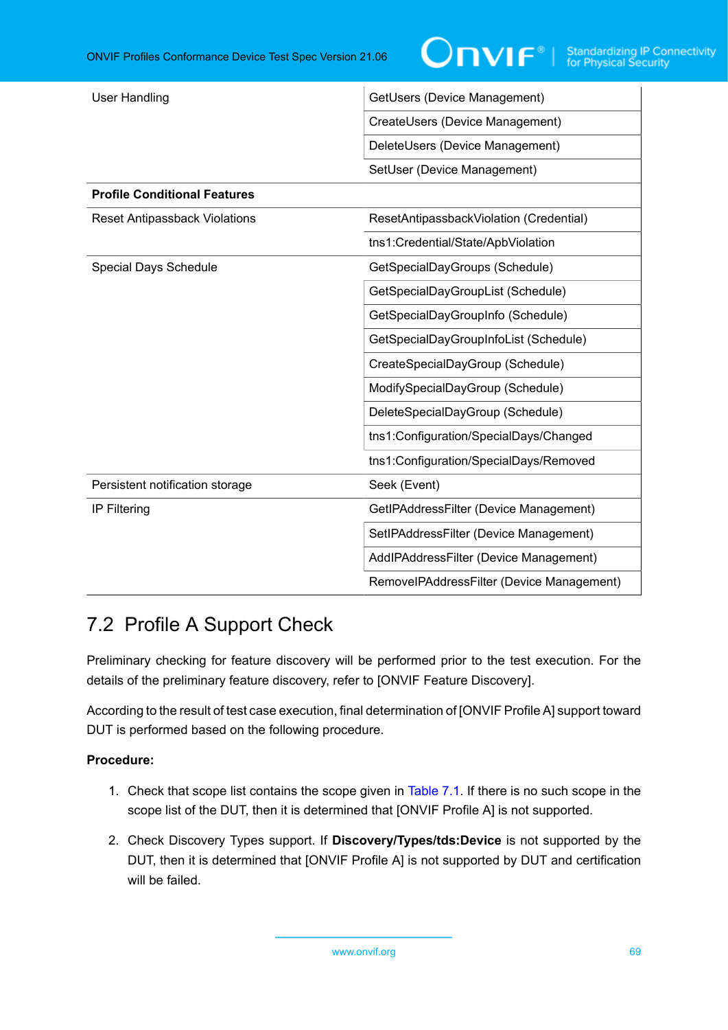| | |
|---|---|
| User Handling | GetUsers (Device Management) |
| | CreateUsers (Device Management) |
| | DeleteUsers (Device Management) |
| | SetUser (Device Management) |
| **Profile Conditional Features** | |
| Reset Antipassback Violations | ResetAntipassbackViolation (Credential) |
| | tns1:Credential/State/ApbViolation |
| Special Days Schedule | GetSpecialDayGroups (Schedule) |
| | GetSpecialDayGroupList (Schedule) |
| | GetSpecialDayGroupInfo (Schedule) |
| | GetSpecialDayGroupInfoList (Schedule) |
| | CreateSpecialDayGroup (Schedule) |
| | ModifySpecialDayGroup (Schedule) |
| | DeleteSpecialDayGroup (Schedule) |
| | tns1:Configuration/SpecialDays/Changed |
| | tns1:Configuration/SpecialDays/Removed |
| Persistent notification storage | Seek (Event) |
| IP Filtering | GetIPAddressFilter (Device Management) |
| | SetIPAddressFilter (Device Management) |
| | AddIPAddressFilter (Device Management) |
| | RemoveIPAddressFilter (Device Management) |

## 7.2 Profile A Support Check

Preliminary checking for feature discovery will be performed prior to the test execution. For the details of the preliminary feature discovery, refer to [ONVIF Feature Discovery].

According to the result of test case execution, final determination of [ONVIF Profile A] support toward DUT is performed based on the following procedure.

**Procedure:**

1. Check that scope list contains the scope given in Table 7.1. If there is no such scope in the scope list of the DUT, then it is determined that [ONVIF Profile A] is not supported.
2. Check Discovery Types support. If **Discovery/Types/tds:Device** is not supported by the DUT, then it is determined that [ONVIF Profile A] is not supported by DUT and certification will be failed.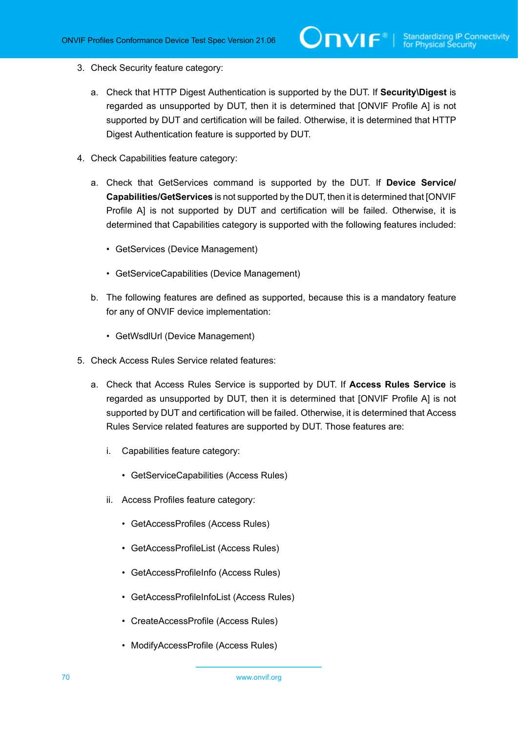3. Check Security feature category:

   a. Check that HTTP Digest Authentication is supported by the DUT. If **Security\Digest** is regarded as unsupported by DUT, then it is determined that [ONVIF Profile A] is not supported by DUT and certification will be failed. Otherwise, it is determined that HTTP Digest Authentication feature is supported by DUT.

4. Check Capabilities feature category:

   a. Check that GetServices command is supported by the DUT. If **Device Service/Capabilities/GetServices** is not supported by the DUT, then it is determined that [ONVIF Profile A] is not supported by DUT and certification will be failed. Otherwise, it is determined that Capabilities category is supported with the following features included:

      - GetServices (Device Management)
      - GetServiceCapabilities (Device Management)

   b. The following features are defined as supported, because this is a mandatory feature for any of ONVIF device implementation:

      - GetWsdlUrl (Device Management)

5. Check Access Rules Service related features:

   a. Check that Access Rules Service is supported by DUT. If **Access Rules Service** is regarded as unsupported by DUT, then it is determined that [ONVIF Profile A] is not supported by DUT and certification will be failed. Otherwise, it is determined that Access Rules Service related features are supported by DUT. Those features are:

      i. Capabilities feature category:

         - GetServiceCapabilities (Access Rules)

      ii. Access Profiles feature category:

         - GetAccessProfiles (Access Rules)
         - GetAccessProfileList (Access Rules)
         - GetAccessProfileInfo (Access Rules)
         - GetAccessProfileInfoList (Access Rules)
         - CreateAccessProfile (Access Rules)
         - ModifyAccessProfile (Access Rules)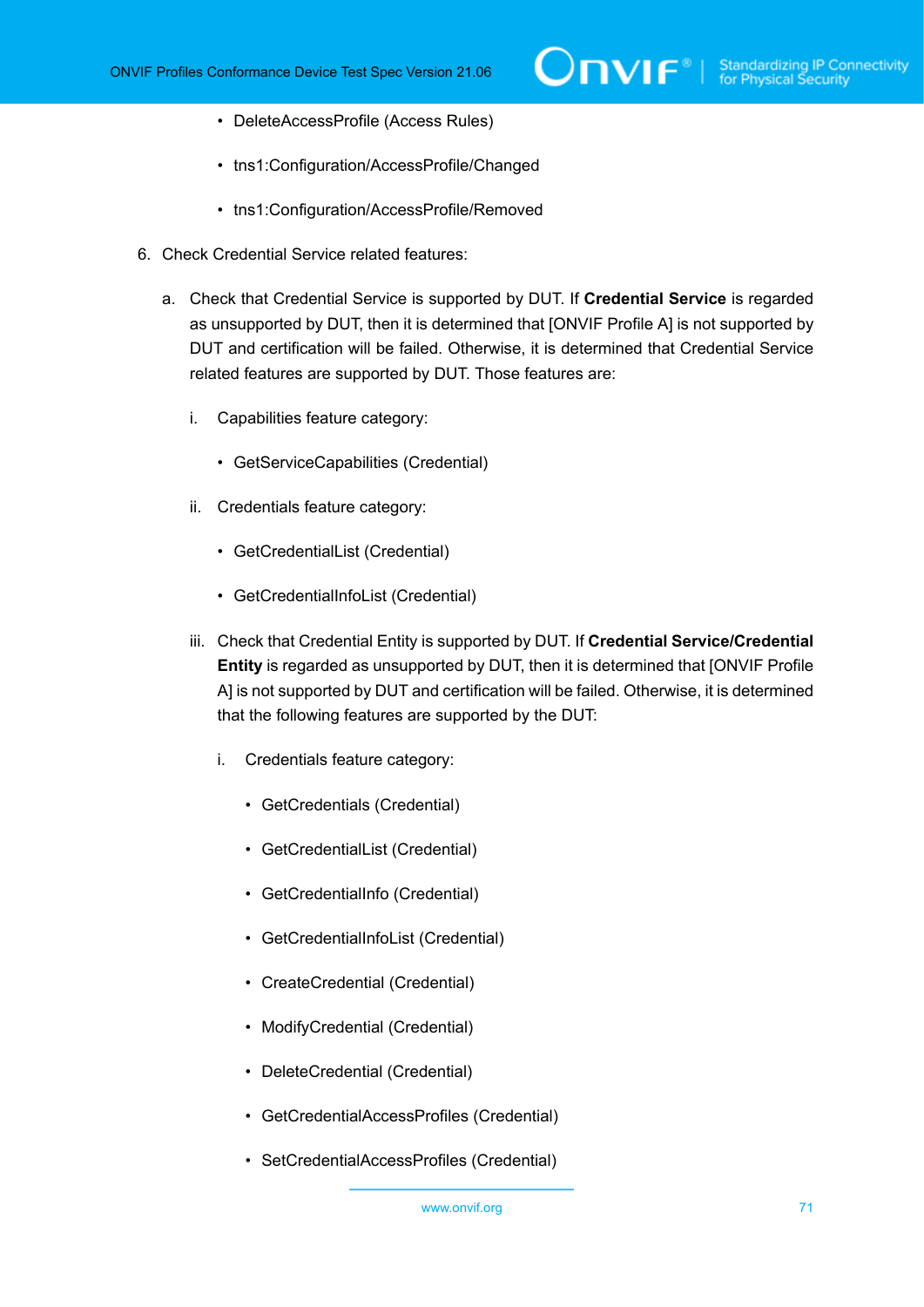- DeleteAccessProfile (Access Rules)
- tns1:Configuration/AccessProfile/Changed
- tns1:Configuration/AccessProfile/Removed

6. Check Credential Service related features:

   a. Check that Credential Service is supported by DUT. If **Credential Service** is regarded as unsupported by DUT, then it is determined that [ONVIF Profile A] is not supported by DUT and certification will be failed. Otherwise, it is determined that Credential Service related features are supported by DUT. Those features are:

      i. Capabilities feature category:

         - GetServiceCapabilities (Credential)

      ii. Credentials feature category:

         - GetCredentialList (Credential)
         - GetCredentialInfoList (Credential)

      iii. Check that Credential Entity is supported by DUT. If **Credential Service/Credential Entity** is regarded as unsupported by DUT, then it is determined that [ONVIF Profile A] is not supported by DUT and certification will be failed. Otherwise, it is determined that the following features are supported by the DUT:

         i. Credentials feature category:

            - GetCredentials (Credential)
            - GetCredentialList (Credential)
            - GetCredentialInfo (Credential)
            - GetCredentialInfoList (Credential)
            - CreateCredential (Credential)
            - ModifyCredential (Credential)
            - DeleteCredential (Credential)
            - GetCredentialAccessProfiles (Credential)
            - SetCredentialAccessProfiles (Credential)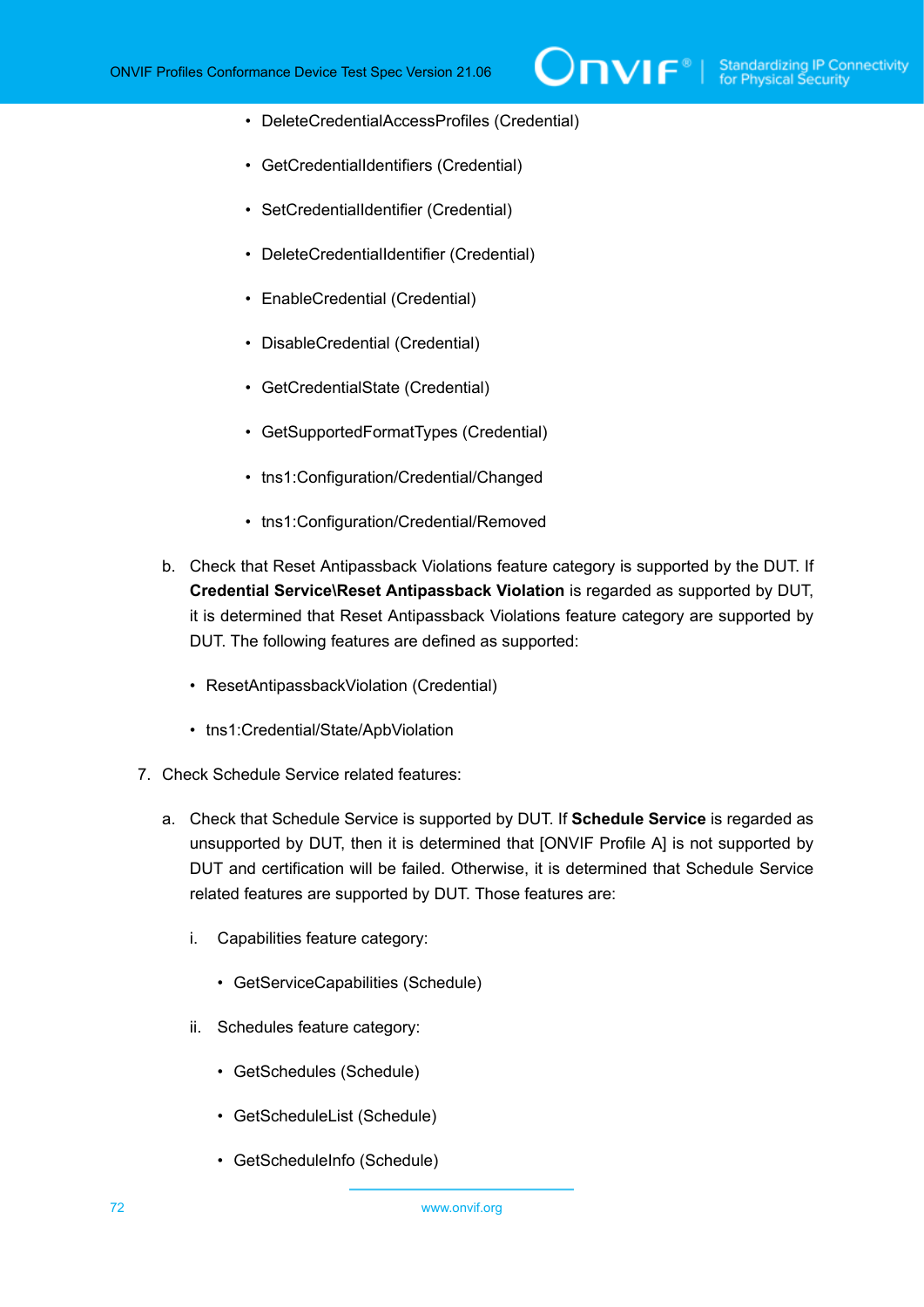- DeleteCredentialAccessProfiles (Credential)
- GetCredentialIdentifiers (Credential)
- SetCredentialIdentifier (Credential)
- DeleteCredentialIdentifier (Credential)
- EnableCredential (Credential)
- DisableCredential (Credential)
- GetCredentialState (Credential)
- GetSupportedFormatTypes (Credential)
- tns1:Configuration/Credential/Changed
- tns1:Configuration/Credential/Removed

b. Check that Reset Antipassback Violations feature category is supported by the DUT. If **Credential Service\Reset Antipassback Violation** is regarded as supported by DUT, it is determined that Reset Antipassback Violations feature category are supported by DUT. The following features are defined as supported:

- ResetAntipassbackViolation (Credential)
- tns1:Credential/State/ApbViolation

7. Check Schedule Service related features:

a. Check that Schedule Service is supported by DUT. If **Schedule Service** is regarded as unsupported by DUT, then it is determined that [ONVIF Profile A] is not supported by DUT and certification will be failed. Otherwise, it is determined that Schedule Service related features are supported by DUT. Those features are:

i. Capabilities feature category:

- GetServiceCapabilities (Schedule)

ii. Schedules feature category:

- GetSchedules (Schedule)
- GetScheduleList (Schedule)
- GetScheduleInfo (Schedule)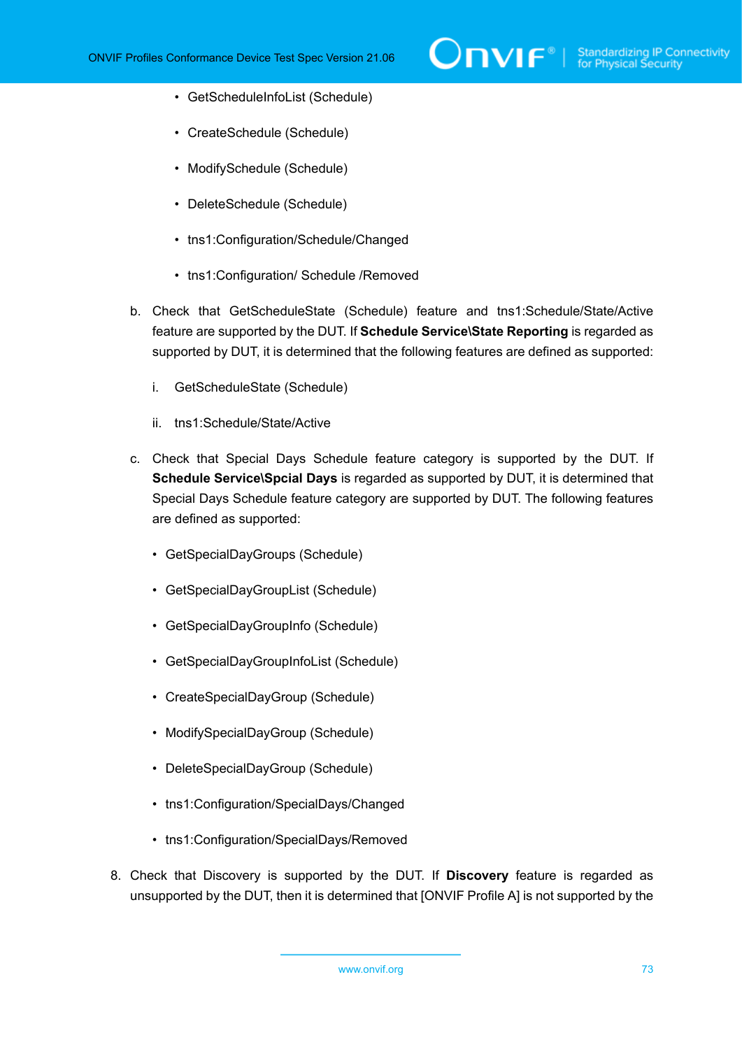- GetScheduleInfoList (Schedule)
- CreateSchedule (Schedule)
- ModifySchedule (Schedule)
- DeleteSchedule (Schedule)
- tns1:Configuration/Schedule/Changed
- tns1:Configuration/ Schedule /Removed

b. Check that GetScheduleState (Schedule) feature and tns1:Schedule/State/Active feature are supported by the DUT. If **Schedule Service\State Reporting** is regarded as supported by DUT, it is determined that the following features are defined as supported:

   i. GetScheduleState (Schedule)

   ii. tns1:Schedule/State/Active

c. Check that Special Days Schedule feature category is supported by the DUT. If **Schedule Service\Spcial Days** is regarded as supported by DUT, it is determined that Special Days Schedule feature category are supported by DUT. The following features are defined as supported:

- GetSpecialDayGroups (Schedule)
- GetSpecialDayGroupList (Schedule)
- GetSpecialDayGroupInfo (Schedule)
- GetSpecialDayGroupInfoList (Schedule)
- CreateSpecialDayGroup (Schedule)
- ModifySpecialDayGroup (Schedule)
- DeleteSpecialDayGroup (Schedule)
- tns1:Configuration/SpecialDays/Changed
- tns1:Configuration/SpecialDays/Removed

8. Check that Discovery is supported by the DUT. If **Discovery** feature is regarded as unsupported by the DUT, then it is determined that [ONVIF Profile A] is not supported by the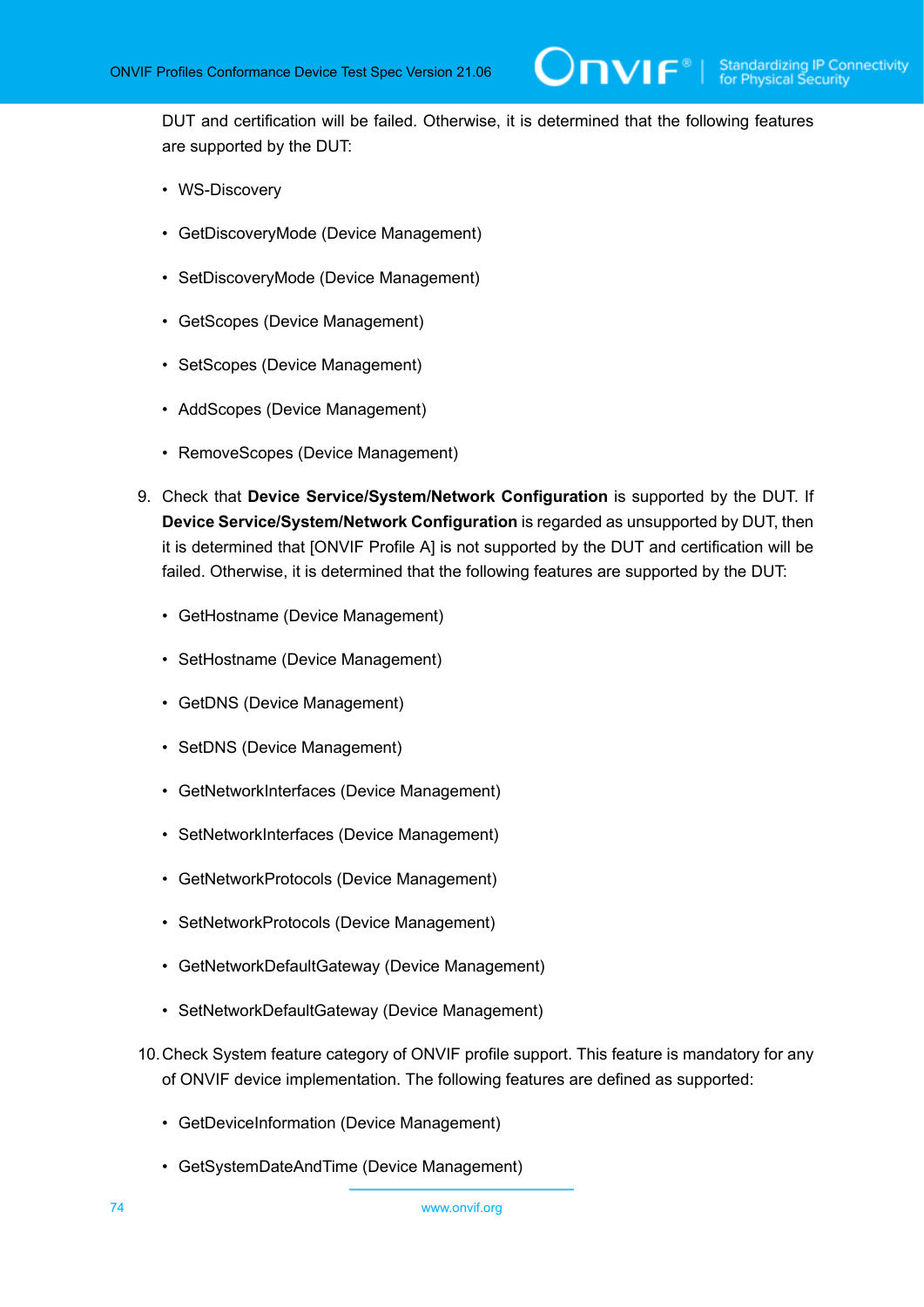DUT and certification will be failed. Otherwise, it is determined that the following features are supported by the DUT:

- WS-Discovery
- GetDiscoveryMode (Device Management)
- SetDiscoveryMode (Device Management)
- GetScopes (Device Management)
- SetScopes (Device Management)
- AddScopes (Device Management)
- RemoveScopes (Device Management)

9. Check that **Device Service/System/Network Configuration** is supported by the DUT. If **Device Service/System/Network Configuration** is regarded as unsupported by DUT, then it is determined that [ONVIF Profile A] is not supported by the DUT and certification will be failed. Otherwise, it is determined that the following features are supported by the DUT:

   - GetHostname (Device Management)
   - SetHostname (Device Management)
   - GetDNS (Device Management)
   - SetDNS (Device Management)
   - GetNetworkInterfaces (Device Management)
   - SetNetworkInterfaces (Device Management)
   - GetNetworkProtocols (Device Management)
   - SetNetworkProtocols (Device Management)
   - GetNetworkDefaultGateway (Device Management)
   - SetNetworkDefaultGateway (Device Management)

10. Check System feature category of ONVIF profile support. This feature is mandatory for any of ONVIF device implementation. The following features are defined as supported:

   - GetDeviceInformation (Device Management)
   - GetSystemDateAndTime (Device Management)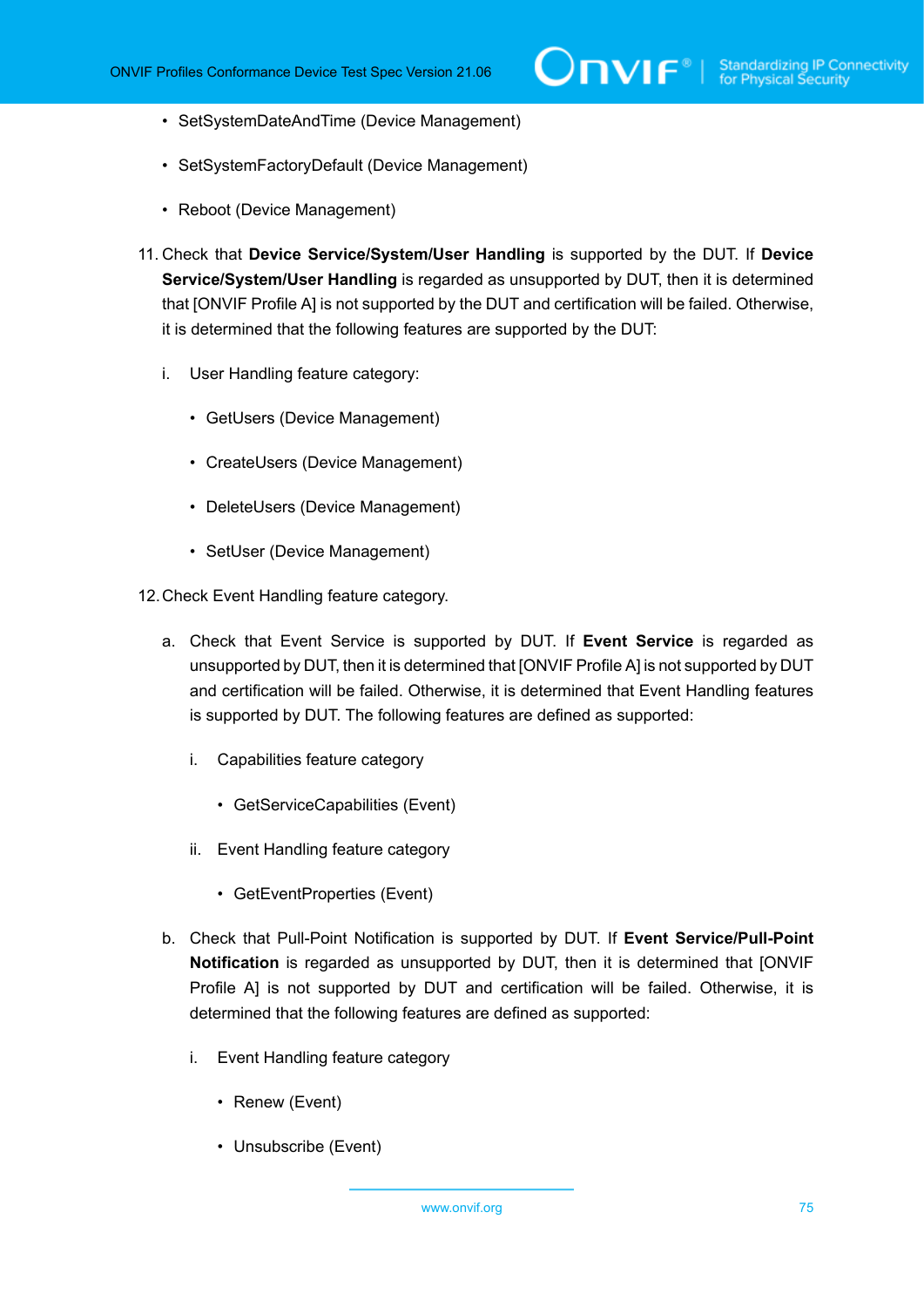- SetSystemDateAndTime (Device Management)
- SetSystemFactoryDefault (Device Management)
- Reboot (Device Management)

11. Check that **Device Service/System/User Handling** is supported by the DUT. If **Device Service/System/User Handling** is regarded as unsupported by DUT, then it is determined that [ONVIF Profile A] is not supported by the DUT and certification will be failed. Otherwise, it is determined that the following features are supported by the DUT:

    i. User Handling feature category:

       - GetUsers (Device Management)
       - CreateUsers (Device Management)
       - DeleteUsers (Device Management)
       - SetUser (Device Management)

12. Check Event Handling feature category.

    a. Check that Event Service is supported by DUT. If **Event Service** is regarded as unsupported by DUT, then it is determined that [ONVIF Profile A] is not supported by DUT and certification will be failed. Otherwise, it is determined that Event Handling features is supported by DUT. The following features are defined as supported:

       i. Capabilities feature category

          - GetServiceCapabilities (Event)

       ii. Event Handling feature category

          - GetEventProperties (Event)

    b. Check that Pull-Point Notification is supported by DUT. If **Event Service/Pull-Point Notification** is regarded as unsupported by DUT, then it is determined that [ONVIF Profile A] is not supported by DUT and certification will be failed. Otherwise, it is determined that the following features are defined as supported:

       i. Event Handling feature category

          - Renew (Event)
          - Unsubscribe (Event)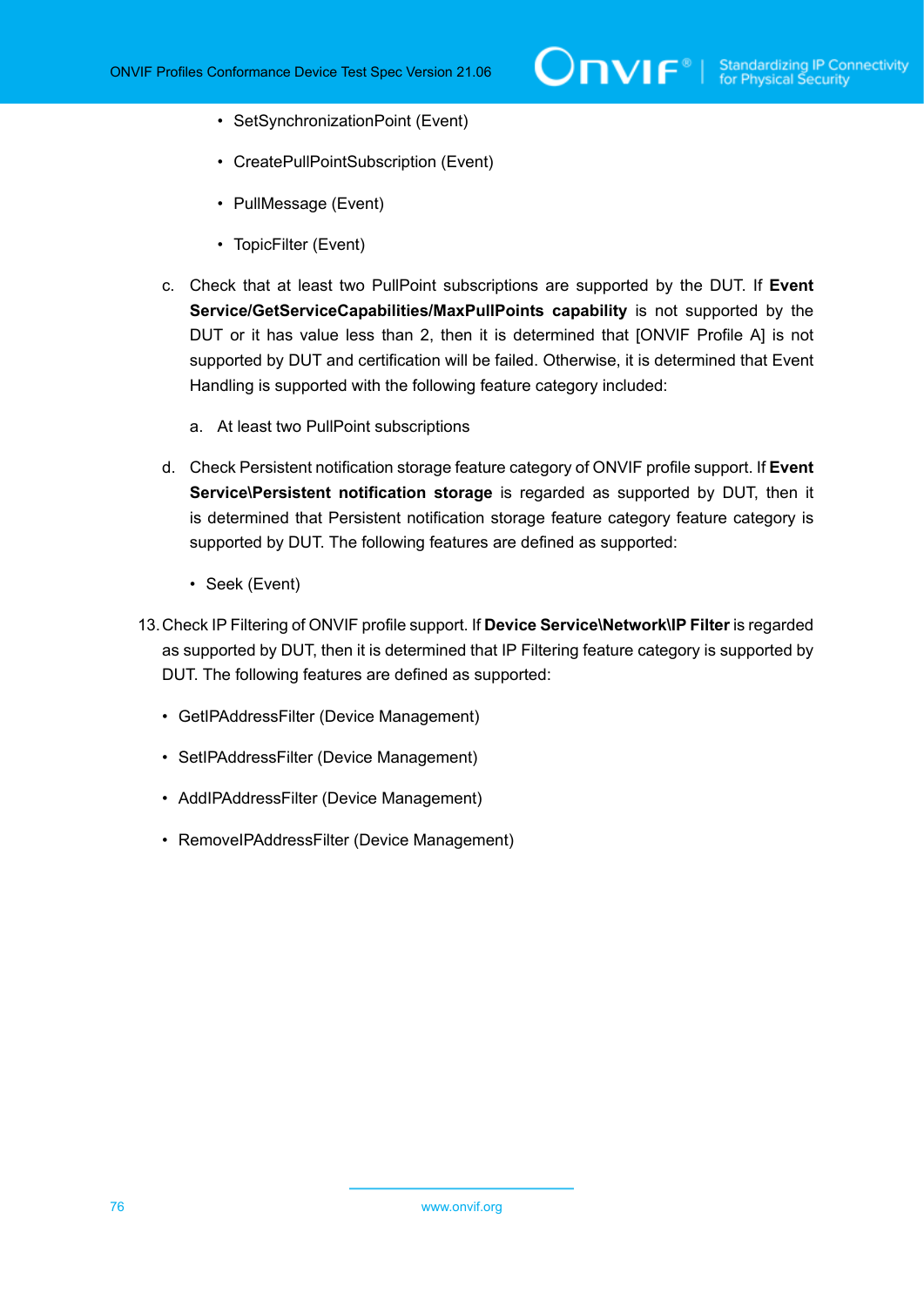- SetSynchronizationPoint (Event)
    - CreatePullPointSubscription (Event)
    - PullMessage (Event)
    - TopicFilter (Event)

  c. Check that at least two PullPoint subscriptions are supported by the DUT. If **Event Service/GetServiceCapabilities/MaxPullPoints capability** is not supported by the DUT or it has value less than 2, then it is determined that [ONVIF Profile A] is not supported by DUT and certification will be failed. Otherwise, it is determined that Event Handling is supported with the following feature category included:

     a. At least two PullPoint subscriptions

  d. Check Persistent notification storage feature category of ONVIF profile support. If **Event Service\Persistent notification storage** is regarded as supported by DUT, then it is determined that Persistent notification storage feature category feature category is supported by DUT. The following features are defined as supported:

     - Seek (Event)

13. Check IP Filtering of ONVIF profile support. If **Device Service\Network\IP Filter** is regarded as supported by DUT, then it is determined that IP Filtering feature category is supported by DUT. The following features are defined as supported:

    - GetIPAddressFilter (Device Management)
    - SetIPAddressFilter (Device Management)
    - AddIPAddressFilter (Device Management)
    - RemoveIPAddressFilter (Device Management)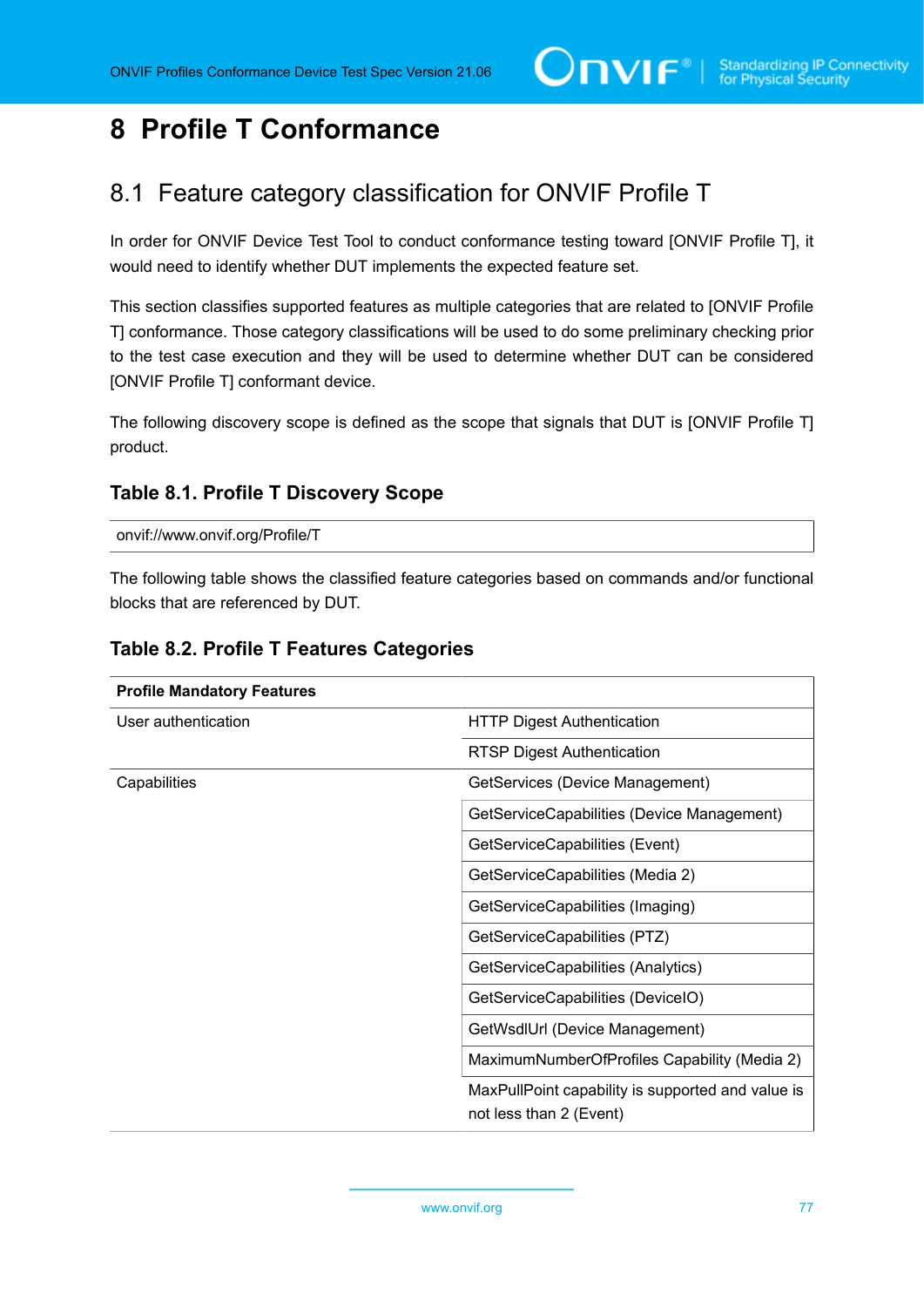# 8 Profile T Conformance

## 8.1 Feature category classification for ONVIF Profile T

In order for ONVIF Device Test Tool to conduct conformance testing toward [ONVIF Profile T], it would need to identify whether DUT implements the expected feature set.

This section classifies supported features as multiple categories that are related to [ONVIF Profile T] conformance. Those category classifications will be used to do some preliminary checking prior to the test case execution and they will be used to determine whether DUT can be considered [ONVIF Profile T] conformant device.

The following discovery scope is defined as the scope that signals that DUT is [ONVIF Profile T] product.

### Table 8.1. Profile T Discovery Scope

| onvif://www.onvif.org/Profile/T |
|---|

The following table shows the classified feature categories based on commands and/or functional blocks that are referenced by DUT.

### Table 8.2. Profile T Features Categories

| **Profile Mandatory Features** | |
|---|---|
| User authentication | HTTP Digest Authentication |
| | RTSP Digest Authentication |
| Capabilities | GetServices (Device Management) |
| | GetServiceCapabilities (Device Management) |
| | GetServiceCapabilities (Event) |
| | GetServiceCapabilities (Media 2) |
| | GetServiceCapabilities (Imaging) |
| | GetServiceCapabilities (PTZ) |
| | GetServiceCapabilities (Analytics) |
| | GetServiceCapabilities (DeviceIO) |
| | GetWsdlUrl (Device Management) |
| | MaximumNumberOfProfiles Capability (Media 2) |
| | MaxPullPoint capability is supported and value is not less than 2 (Event) |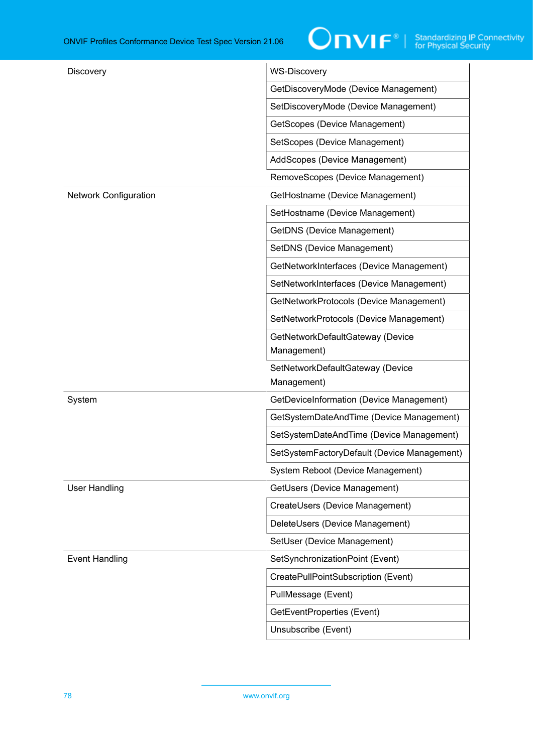| | |
|---|---|
| Discovery | WS-Discovery |
| | GetDiscoveryMode (Device Management) |
| | SetDiscoveryMode (Device Management) |
| | GetScopes (Device Management) |
| | SetScopes (Device Management) |
| | AddScopes (Device Management) |
| | RemoveScopes (Device Management) |
| Network Configuration | GetHostname (Device Management) |
| | SetHostname (Device Management) |
| | GetDNS (Device Management) |
| | SetDNS (Device Management) |
| | GetNetworkInterfaces (Device Management) |
| | SetNetworkInterfaces (Device Management) |
| | GetNetworkProtocols (Device Management) |
| | SetNetworkProtocols (Device Management) |
| | GetNetworkDefaultGateway (Device Management) |
| | SetNetworkDefaultGateway (Device Management) |
| System | GetDeviceInformation (Device Management) |
| | GetSystemDateAndTime (Device Management) |
| | SetSystemDateAndTime (Device Management) |
| | SetSystemFactoryDefault (Device Management) |
| | System Reboot (Device Management) |
| User Handling | GetUsers (Device Management) |
| | CreateUsers (Device Management) |
| | DeleteUsers (Device Management) |
| | SetUser (Device Management) |
| Event Handling | SetSynchronizationPoint (Event) |
| | CreatePullPointSubscription (Event) |
| | PullMessage (Event) |
| | GetEventProperties (Event) |
| | Unsubscribe (Event) |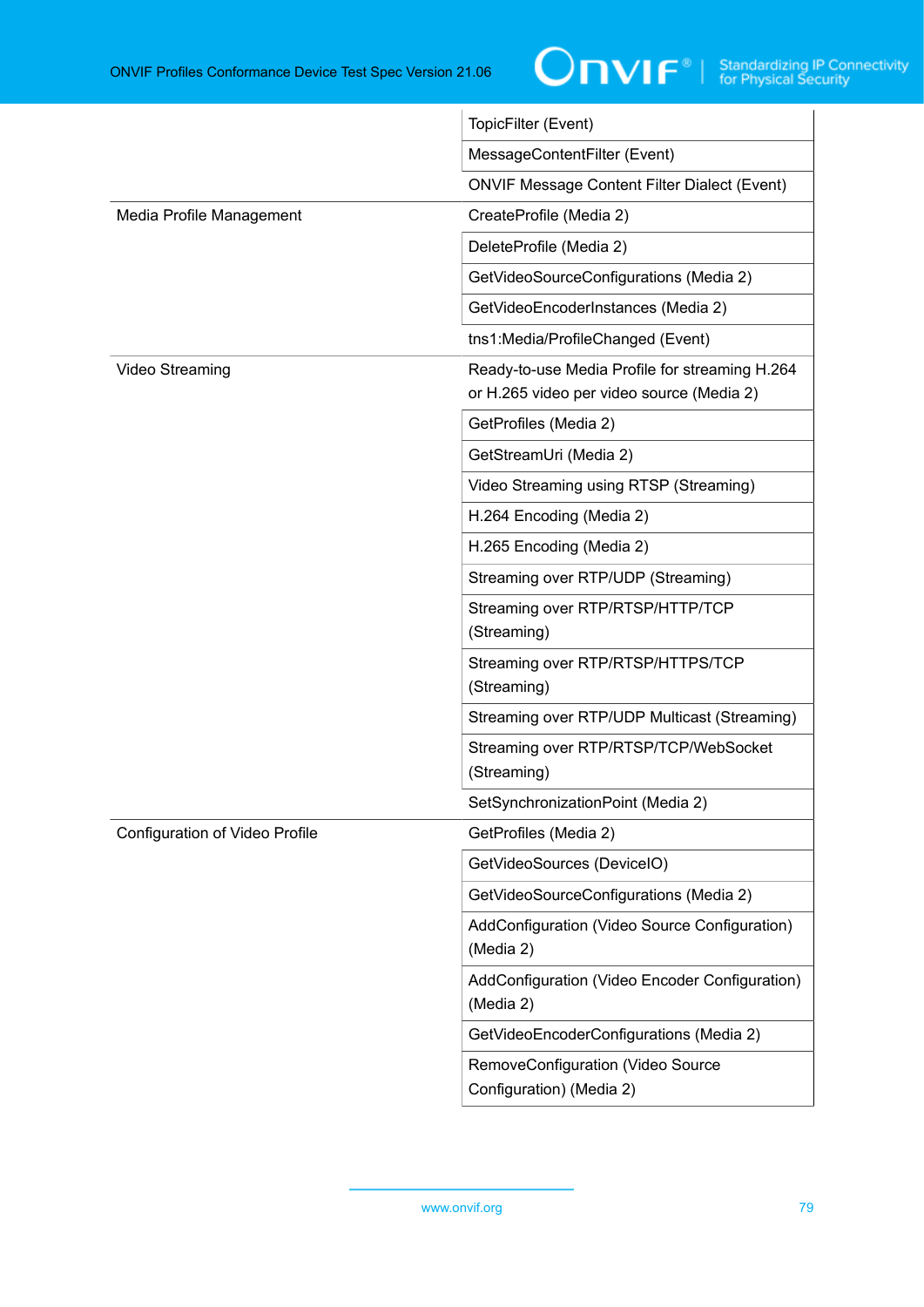| | |
|---|---|
| | TopicFilter (Event) |
| | MessageContentFilter (Event) |
| | ONVIF Message Content Filter Dialect (Event) |
| Media Profile Management | CreateProfile (Media 2) |
| | DeleteProfile (Media 2) |
| | GetVideoSourceConfigurations (Media 2) |
| | GetVideoEncoderInstances (Media 2) |
| | tns1:Media/ProfileChanged (Event) |
| Video Streaming | Ready-to-use Media Profile for streaming H.264 or H.265 video per video source (Media 2) |
| | GetProfiles (Media 2) |
| | GetStreamUri (Media 2) |
| | Video Streaming using RTSP (Streaming) |
| | H.264 Encoding (Media 2) |
| | H.265 Encoding (Media 2) |
| | Streaming over RTP/UDP (Streaming) |
| | Streaming over RTP/RTSP/HTTP/TCP (Streaming) |
| | Streaming over RTP/RTSP/HTTPS/TCP (Streaming) |
| | Streaming over RTP/UDP Multicast (Streaming) |
| | Streaming over RTP/RTSP/TCP/WebSocket (Streaming) |
| | SetSynchronizationPoint (Media 2) |
| Configuration of Video Profile | GetProfiles (Media 2) |
| | GetVideoSources (DeviceIO) |
| | GetVideoSourceConfigurations (Media 2) |
| | AddConfiguration (Video Source Configuration) (Media 2) |
| | AddConfiguration (Video Encoder Configuration) (Media 2) |
| | GetVideoEncoderConfigurations (Media 2) |
| | RemoveConfiguration (Video Source Configuration) (Media 2) |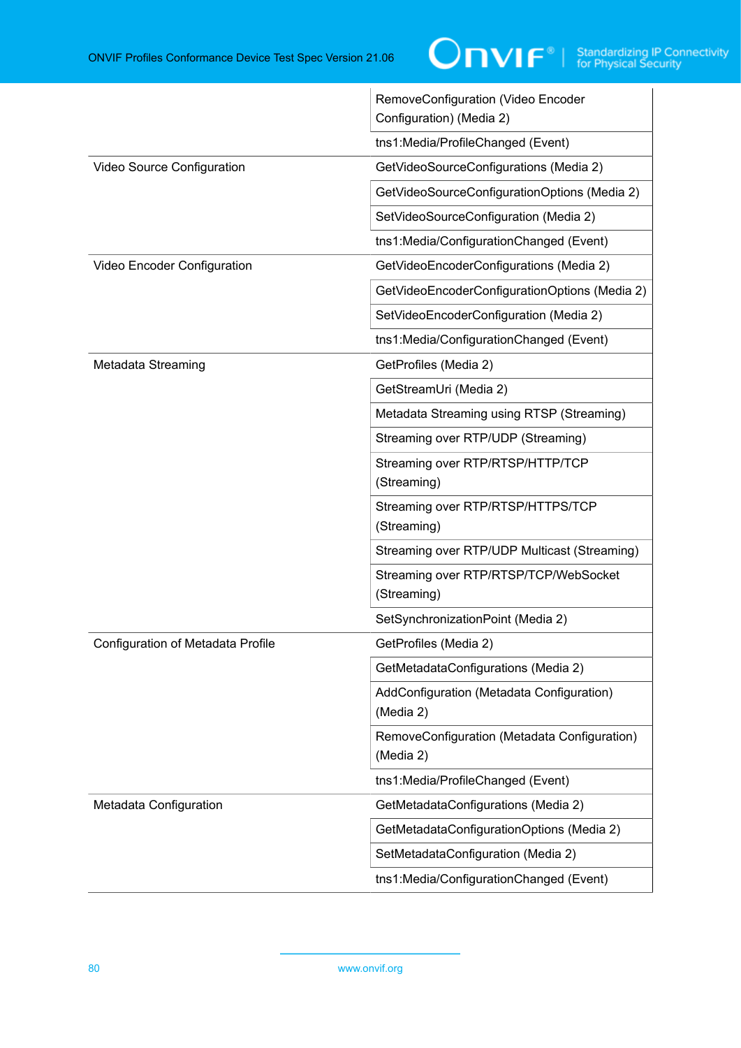| | |
|---|---|
| | RemoveConfiguration (Video Encoder Configuration) (Media 2) |
| | tns1:Media/ProfileChanged (Event) |
| Video Source Configuration | GetVideoSourceConfigurations (Media 2) |
| | GetVideoSourceConfigurationOptions (Media 2) |
| | SetVideoSourceConfiguration (Media 2) |
| | tns1:Media/ConfigurationChanged (Event) |
| Video Encoder Configuration | GetVideoEncoderConfigurations (Media 2) |
| | GetVideoEncoderConfigurationOptions (Media 2) |
| | SetVideoEncoderConfiguration (Media 2) |
| | tns1:Media/ConfigurationChanged (Event) |
| Metadata Streaming | GetProfiles (Media 2) |
| | GetStreamUri (Media 2) |
| | Metadata Streaming using RTSP (Streaming) |
| | Streaming over RTP/UDP (Streaming) |
| | Streaming over RTP/RTSP/HTTP/TCP (Streaming) |
| | Streaming over RTP/RTSP/HTTPS/TCP (Streaming) |
| | Streaming over RTP/UDP Multicast (Streaming) |
| | Streaming over RTP/RTSP/TCP/WebSocket (Streaming) |
| | SetSynchronizationPoint (Media 2) |
| Configuration of Metadata Profile | GetProfiles (Media 2) |
| | GetMetadataConfigurations (Media 2) |
| | AddConfiguration (Metadata Configuration) (Media 2) |
| | RemoveConfiguration (Metadata Configuration) (Media 2) |
| | tns1:Media/ProfileChanged (Event) |
| Metadata Configuration | GetMetadataConfigurations (Media 2) |
| | GetMetadataConfigurationOptions (Media 2) |
| | SetMetadataConfiguration (Media 2) |
| | tns1:Media/ConfigurationChanged (Event) |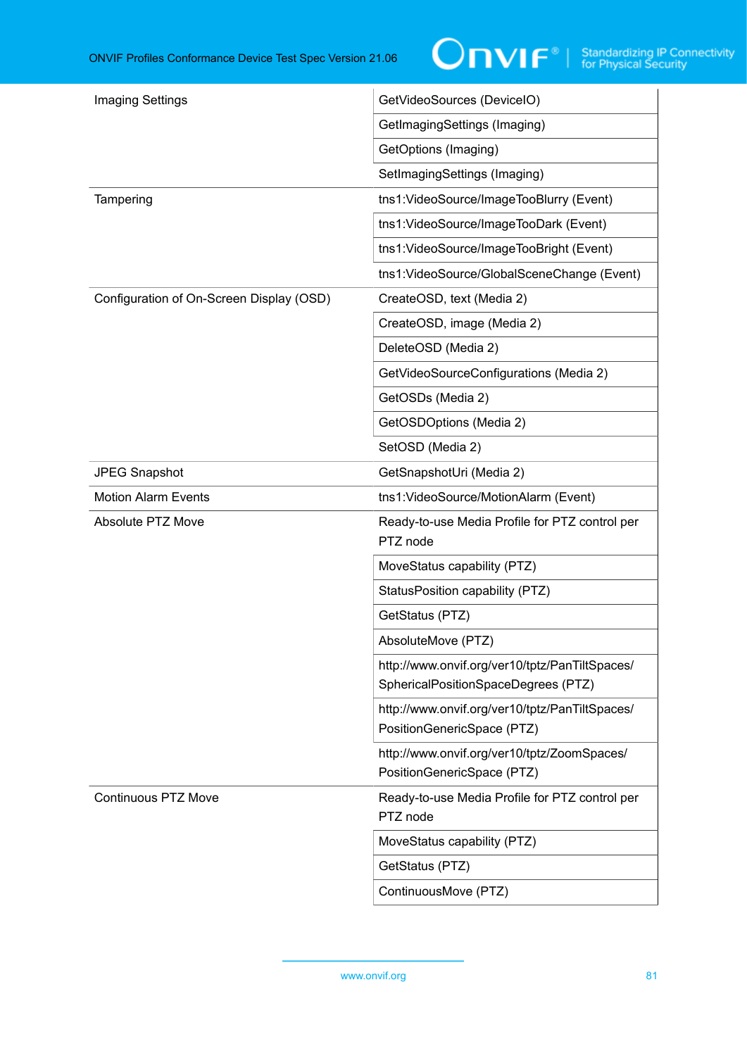| | |
|---|---|
| Imaging Settings | GetVideoSources (DeviceIO) |
| | GetImagingSettings (Imaging) |
| | GetOptions (Imaging) |
| | SetImagingSettings (Imaging) |
| Tampering | tns1:VideoSource/ImageTooBlurry (Event) |
| | tns1:VideoSource/ImageTooDark (Event) |
| | tns1:VideoSource/ImageTooBright (Event) |
| | tns1:VideoSource/GlobalSceneChange (Event) |
| Configuration of On-Screen Display (OSD) | CreateOSD, text (Media 2) |
| | CreateOSD, image (Media 2) |
| | DeleteOSD (Media 2) |
| | GetVideoSourceConfigurations (Media 2) |
| | GetOSDs (Media 2) |
| | GetOSDOptions (Media 2) |
| | SetOSD (Media 2) |
| JPEG Snapshot | GetSnapshotUri (Media 2) |
| Motion Alarm Events | tns1:VideoSource/MotionAlarm (Event) |
| Absolute PTZ Move | Ready-to-use Media Profile for PTZ control per PTZ node |
| | MoveStatus capability (PTZ) |
| | StatusPosition capability (PTZ) |
| | GetStatus (PTZ) |
| | AbsoluteMove (PTZ) |
| | http://www.onvif.org/ver10/tptz/PanTiltSpaces/SphericalPositionSpaceDegrees (PTZ) |
| | http://www.onvif.org/ver10/tptz/PanTiltSpaces/PositionGenericSpace (PTZ) |
| | http://www.onvif.org/ver10/tptz/ZoomSpaces/PositionGenericSpace (PTZ) |
| Continuous PTZ Move | Ready-to-use Media Profile for PTZ control per PTZ node |
| | MoveStatus capability (PTZ) |
| | GetStatus (PTZ) |
| | ContinuousMove (PTZ) |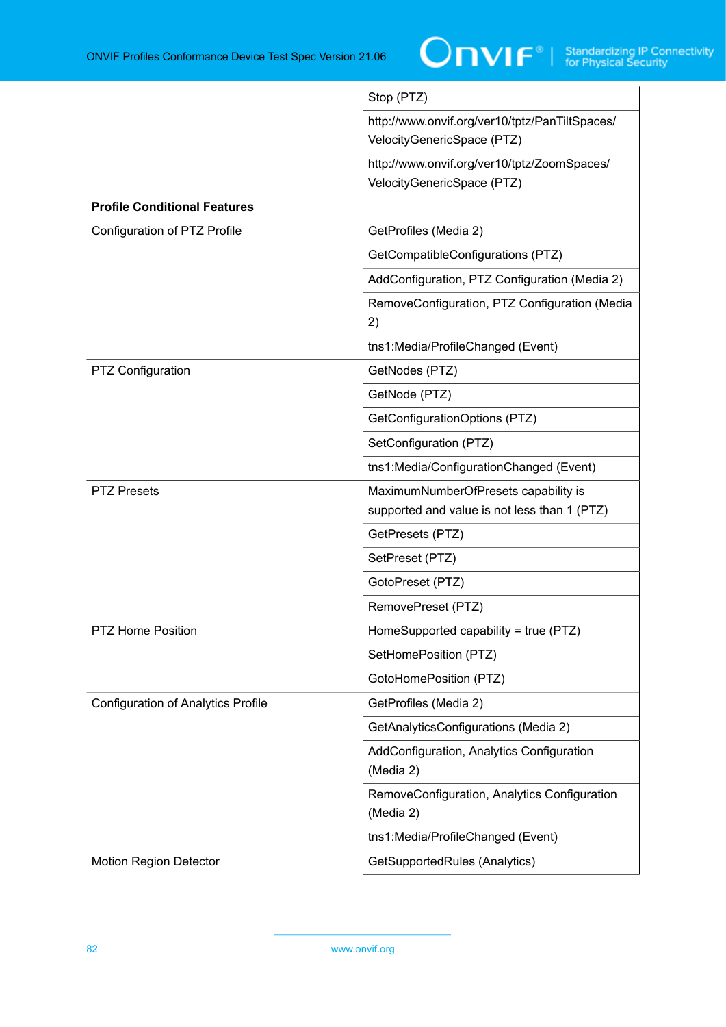| | |
|---|---|
| | Stop (PTZ) |
| | http://www.onvif.org/ver10/tptz/PanTiltSpaces/VelocityGenericSpace (PTZ) |
| | http://www.onvif.org/ver10/tptz/ZoomSpaces/VelocityGenericSpace (PTZ) |
| **Profile Conditional Features** | |
| Configuration of PTZ Profile | GetProfiles (Media 2) |
| | GetCompatibleConfigurations (PTZ) |
| | AddConfiguration, PTZ Configuration (Media 2) |
| | RemoveConfiguration, PTZ Configuration (Media 2) |
| | tns1:Media/ProfileChanged (Event) |
| PTZ Configuration | GetNodes (PTZ) |
| | GetNode (PTZ) |
| | GetConfigurationOptions (PTZ) |
| | SetConfiguration (PTZ) |
| | tns1:Media/ConfigurationChanged (Event) |
| PTZ Presets | MaximumNumberOfPresets capability is supported and value is not less than 1 (PTZ) |
| | GetPresets (PTZ) |
| | SetPreset (PTZ) |
| | GotoPreset (PTZ) |
| | RemovePreset (PTZ) |
| PTZ Home Position | HomeSupported capability = true (PTZ) |
| | SetHomePosition (PTZ) |
| | GotoHomePosition (PTZ) |
| Configuration of Analytics Profile | GetProfiles (Media 2) |
| | GetAnalyticsConfigurations (Media 2) |
| | AddConfiguration, Analytics Configuration (Media 2) |
| | RemoveConfiguration, Analytics Configuration (Media 2) |
| | tns1:Media/ProfileChanged (Event) |
| Motion Region Detector | GetSupportedRules (Analytics) |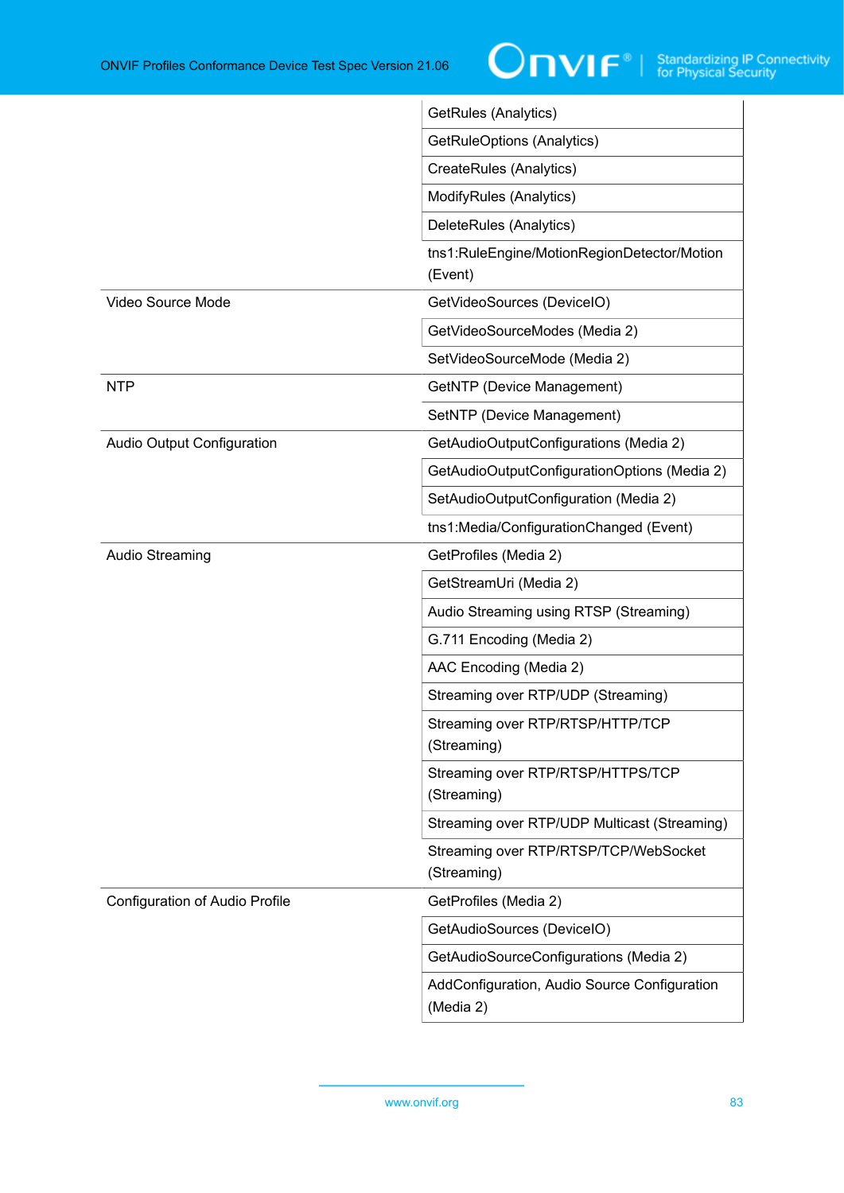| | |
|---|---|
| | GetRules (Analytics) |
| | GetRuleOptions (Analytics) |
| | CreateRules (Analytics) |
| | ModifyRules (Analytics) |
| | DeleteRules (Analytics) |
| | tns1:RuleEngine/MotionRegionDetector/Motion (Event) |
| Video Source Mode | GetVideoSources (DeviceIO) |
| | GetVideoSourceModes (Media 2) |
| | SetVideoSourceMode (Media 2) |
| NTP | GetNTP (Device Management) |
| | SetNTP (Device Management) |
| Audio Output Configuration | GetAudioOutputConfigurations (Media 2) |
| | GetAudioOutputConfigurationOptions (Media 2) |
| | SetAudioOutputConfiguration (Media 2) |
| | tns1:Media/ConfigurationChanged (Event) |
| Audio Streaming | GetProfiles (Media 2) |
| | GetStreamUri (Media 2) |
| | Audio Streaming using RTSP (Streaming) |
| | G.711 Encoding (Media 2) |
| | AAC Encoding (Media 2) |
| | Streaming over RTP/UDP (Streaming) |
| | Streaming over RTP/RTSP/HTTP/TCP (Streaming) |
| | Streaming over RTP/RTSP/HTTPS/TCP (Streaming) |
| | Streaming over RTP/UDP Multicast (Streaming) |
| | Streaming over RTP/RTSP/TCP/WebSocket (Streaming) |
| Configuration of Audio Profile | GetProfiles (Media 2) |
| | GetAudioSources (DeviceIO) |
| | GetAudioSourceConfigurations (Media 2) |
| | AddConfiguration, Audio Source Configuration (Media 2) |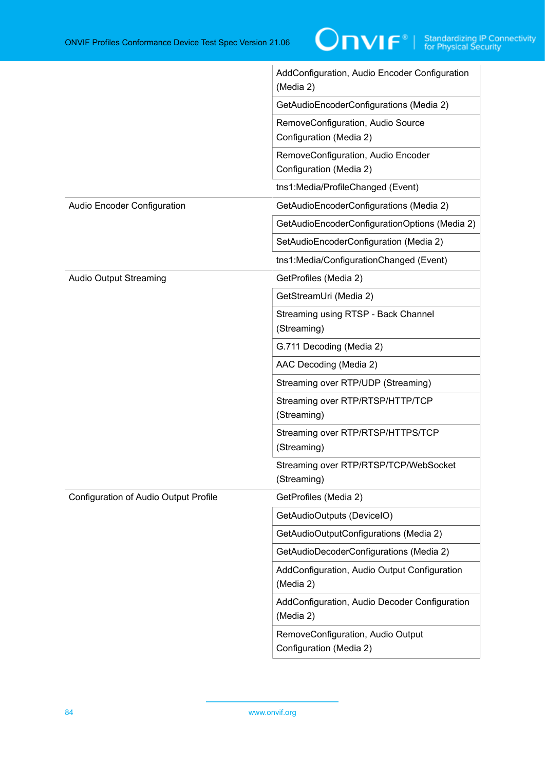| | |
|---|---|
| | AddConfiguration, Audio Encoder Configuration (Media 2) |
| | GetAudioEncoderConfigurations (Media 2) |
| | RemoveConfiguration, Audio Source Configuration (Media 2) |
| | RemoveConfiguration, Audio Encoder Configuration (Media 2) |
| | tns1:Media/ProfileChanged (Event) |
| Audio Encoder Configuration | GetAudioEncoderConfigurations (Media 2) |
| | GetAudioEncoderConfigurationOptions (Media 2) |
| | SetAudioEncoderConfiguration (Media 2) |
| | tns1:Media/ConfigurationChanged (Event) |
| Audio Output Streaming | GetProfiles (Media 2) |
| | GetStreamUri (Media 2) |
| | Streaming using RTSP - Back Channel (Streaming) |
| | G.711 Decoding (Media 2) |
| | AAC Decoding (Media 2) |
| | Streaming over RTP/UDP (Streaming) |
| | Streaming over RTP/RTSP/HTTP/TCP (Streaming) |
| | Streaming over RTP/RTSP/HTTPS/TCP (Streaming) |
| | Streaming over RTP/RTSP/TCP/WebSocket (Streaming) |
| Configuration of Audio Output Profile | GetProfiles (Media 2) |
| | GetAudioOutputs (DeviceIO) |
| | GetAudioOutputConfigurations (Media 2) |
| | GetAudioDecoderConfigurations (Media 2) |
| | AddConfiguration, Audio Output Configuration (Media 2) |
| | AddConfiguration, Audio Decoder Configuration (Media 2) |
| | RemoveConfiguration, Audio Output Configuration (Media 2) |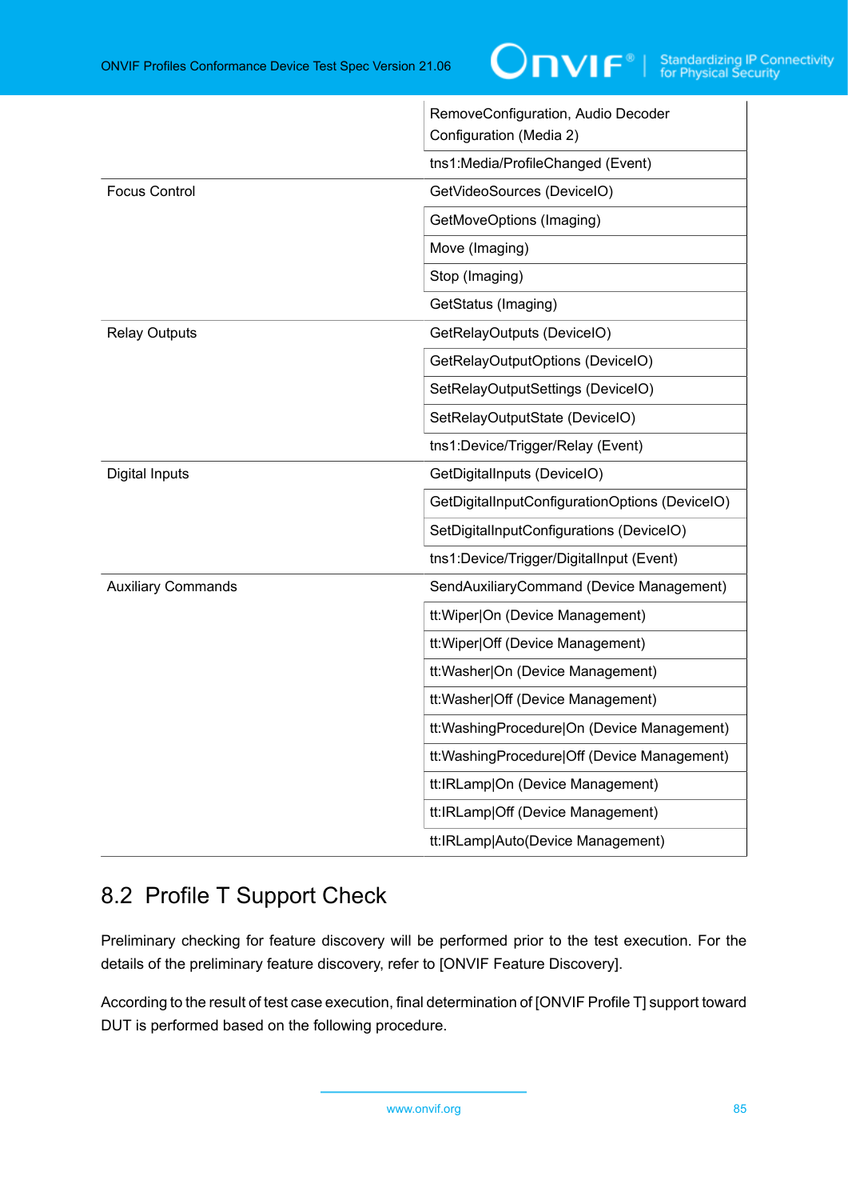| | |
|---|---|
| | RemoveConfiguration, Audio Decoder Configuration (Media 2) |
| | tns1:Media/ProfileChanged (Event) |
| Focus Control | GetVideoSources (DeviceIO) |
| | GetMoveOptions (Imaging) |
| | Move (Imaging) |
| | Stop (Imaging) |
| | GetStatus (Imaging) |
| Relay Outputs | GetRelayOutputs (DeviceIO) |
| | GetRelayOutputOptions (DeviceIO) |
| | SetRelayOutputSettings (DeviceIO) |
| | SetRelayOutputState (DeviceIO) |
| | tns1:Device/Trigger/Relay (Event) |
| Digital Inputs | GetDigitalInputs (DeviceIO) |
| | GetDigitalInputConfigurationOptions (DeviceIO) |
| | SetDigitalInputConfigurations (DeviceIO) |
| | tns1:Device/Trigger/DigitalInput (Event) |
| Auxiliary Commands | SendAuxiliaryCommand (Device Management) |
| | tt:Wiper\|On (Device Management) |
| | tt:Wiper\|Off (Device Management) |
| | tt:Washer\|On (Device Management) |
| | tt:Washer\|Off (Device Management) |
| | tt:WashingProcedure\|On (Device Management) |
| | tt:WashingProcedure\|Off (Device Management) |
| | tt:IRLamp\|On (Device Management) |
| | tt:IRLamp\|Off (Device Management) |
| | tt:IRLamp\|Auto(Device Management) |

## 8.2 Profile T Support Check

Preliminary checking for feature discovery will be performed prior to the test execution. For the details of the preliminary feature discovery, refer to [ONVIF Feature Discovery].

According to the result of test case execution, final determination of [ONVIF Profile T] support toward DUT is performed based on the following procedure.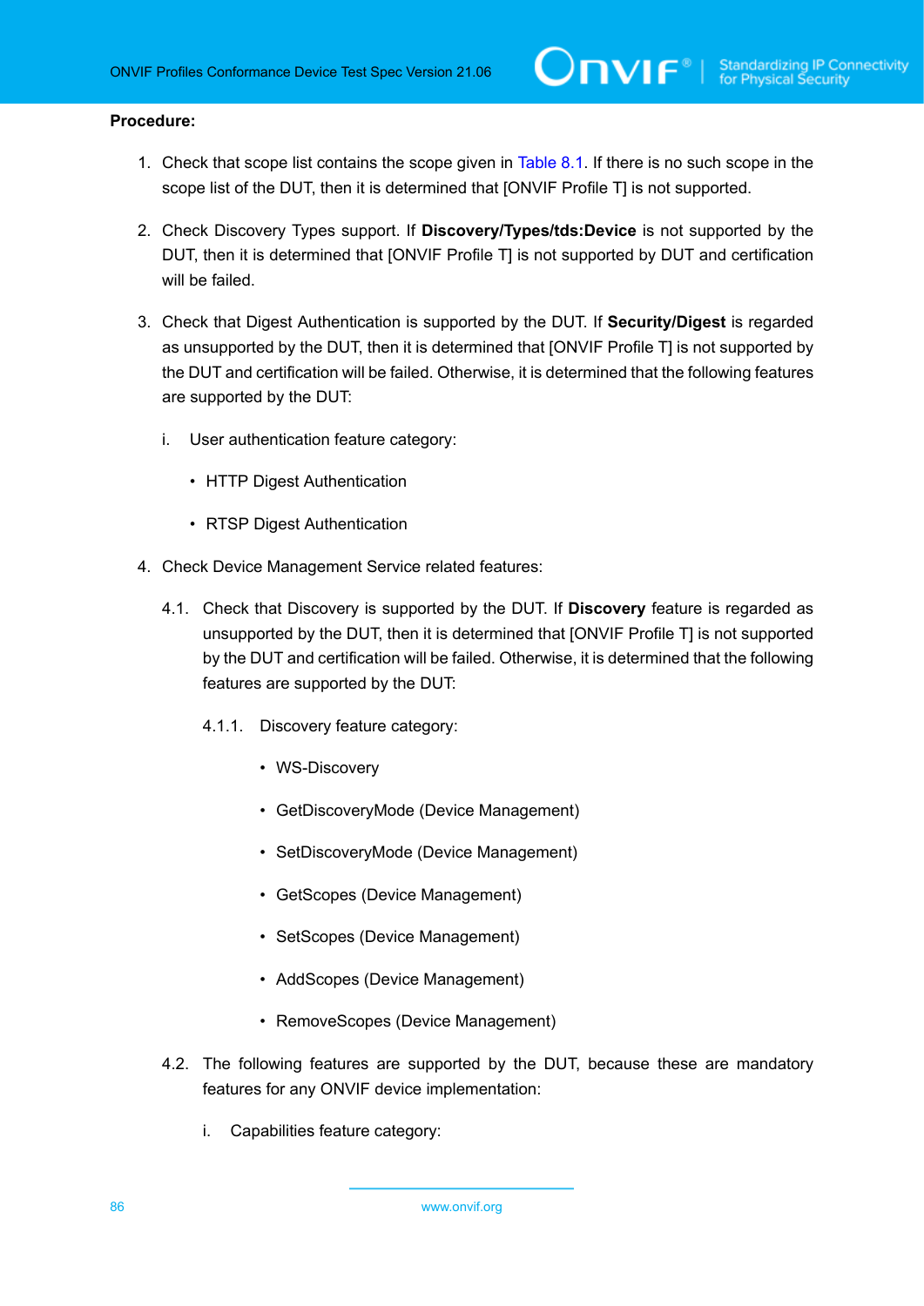**Procedure:**

1. Check that scope list contains the scope given in Table 8.1. If there is no such scope in the scope list of the DUT, then it is determined that [ONVIF Profile T] is not supported.

2. Check Discovery Types support. If **Discovery/Types/tds:Device** is not supported by the DUT, then it is determined that [ONVIF Profile T] is not supported by DUT and certification will be failed.

3. Check that Digest Authentication is supported by the DUT. If **Security/Digest** is regarded as unsupported by the DUT, then it is determined that [ONVIF Profile T] is not supported by the DUT and certification will be failed. Otherwise, it is determined that the following features are supported by the DUT:

   i. User authentication feature category:

      - HTTP Digest Authentication

      - RTSP Digest Authentication

4. Check Device Management Service related features:

   4.1. Check that Discovery is supported by the DUT. If **Discovery** feature is regarded as unsupported by the DUT, then it is determined that [ONVIF Profile T] is not supported by the DUT and certification will be failed. Otherwise, it is determined that the following features are supported by the DUT:

   4.1.1. Discovery feature category:

      - WS-Discovery

      - GetDiscoveryMode (Device Management)

      - SetDiscoveryMode (Device Management)

      - GetScopes (Device Management)

      - SetScopes (Device Management)

      - AddScopes (Device Management)

      - RemoveScopes (Device Management)

   4.2. The following features are supported by the DUT, because these are mandatory features for any ONVIF device implementation:

   i. Capabilities feature category: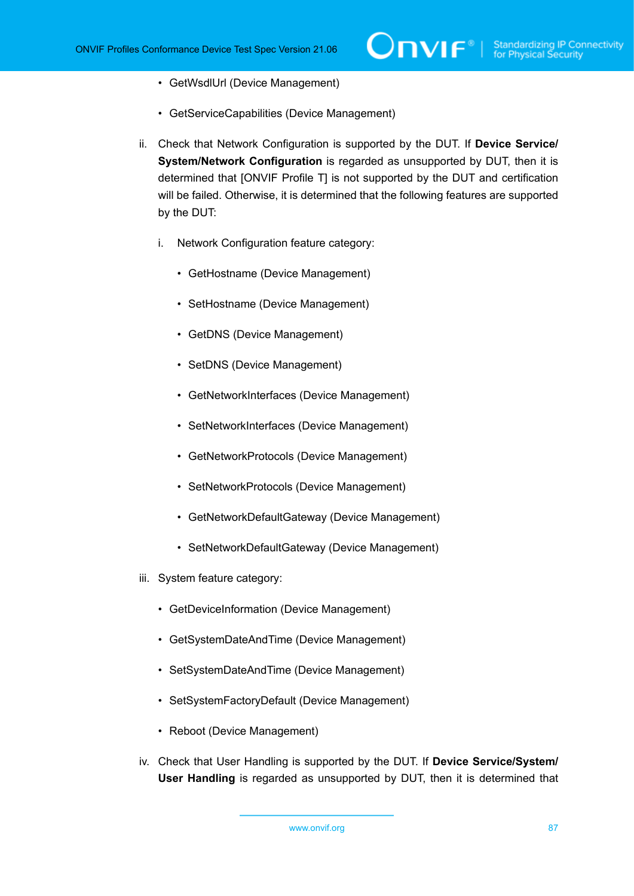- GetWsdlUrl (Device Management)
- GetServiceCapabilities (Device Management)

ii. Check that Network Configuration is supported by the DUT. If **Device Service/System/Network Configuration** is regarded as unsupported by DUT, then it is determined that [ONVIF Profile T] is not supported by the DUT and certification will be failed. Otherwise, it is determined that the following features are supported by the DUT:

   i. Network Configuration feature category:

      - GetHostname (Device Management)
      - SetHostname (Device Management)
      - GetDNS (Device Management)
      - SetDNS (Device Management)
      - GetNetworkInterfaces (Device Management)
      - SetNetworkInterfaces (Device Management)
      - GetNetworkProtocols (Device Management)
      - SetNetworkProtocols (Device Management)
      - GetNetworkDefaultGateway (Device Management)
      - SetNetworkDefaultGateway (Device Management)

iii. System feature category:

   - GetDeviceInformation (Device Management)
   - GetSystemDateAndTime (Device Management)
   - SetSystemDateAndTime (Device Management)
   - SetSystemFactoryDefault (Device Management)
   - Reboot (Device Management)

iv. Check that User Handling is supported by the DUT. If **Device Service/System/User Handling** is regarded as unsupported by DUT, then it is determined that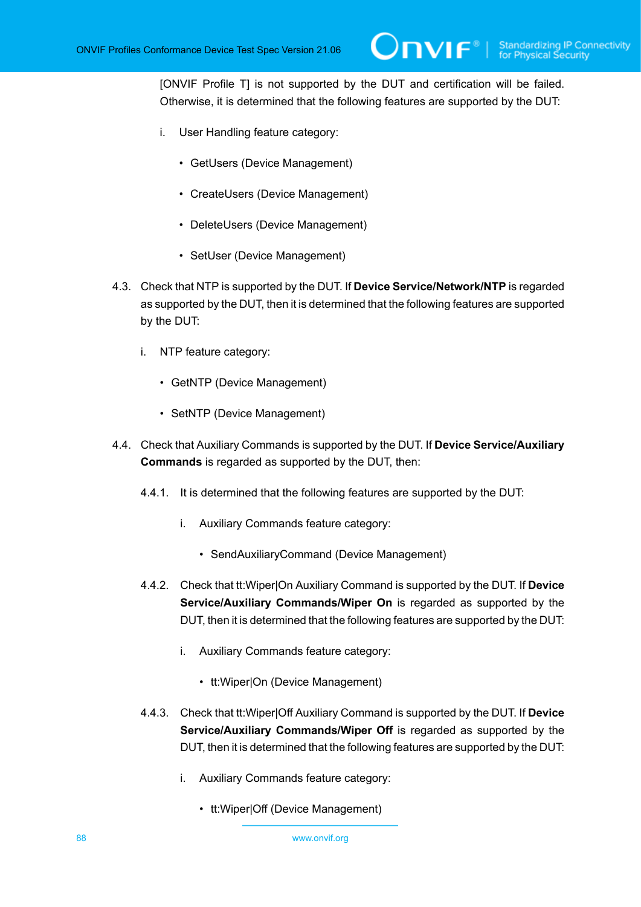[ONVIF Profile T] is not supported by the DUT and certification will be failed. Otherwise, it is determined that the following features are supported by the DUT:

i. User Handling feature category:

- GetUsers (Device Management)
- CreateUsers (Device Management)
- DeleteUsers (Device Management)
- SetUser (Device Management)

4.3. Check that NTP is supported by the DUT. If **Device Service/Network/NTP** is regarded as supported by the DUT, then it is determined that the following features are supported by the DUT:

i. NTP feature category:

- GetNTP (Device Management)
- SetNTP (Device Management)

4.4. Check that Auxiliary Commands is supported by the DUT. If **Device Service/Auxiliary Commands** is regarded as supported by the DUT, then:

4.4.1. It is determined that the following features are supported by the DUT:

i. Auxiliary Commands feature category:

- SendAuxiliaryCommand (Device Management)

4.4.2. Check that tt:Wiper|On Auxiliary Command is supported by the DUT. If **Device Service/Auxiliary Commands/Wiper On** is regarded as supported by the DUT, then it is determined that the following features are supported by the DUT:

i. Auxiliary Commands feature category:

- tt:Wiper|On (Device Management)

4.4.3. Check that tt:Wiper|Off Auxiliary Command is supported by the DUT. If **Device Service/Auxiliary Commands/Wiper Off** is regarded as supported by the DUT, then it is determined that the following features are supported by the DUT:

i. Auxiliary Commands feature category:

- tt:Wiper|Off (Device Management)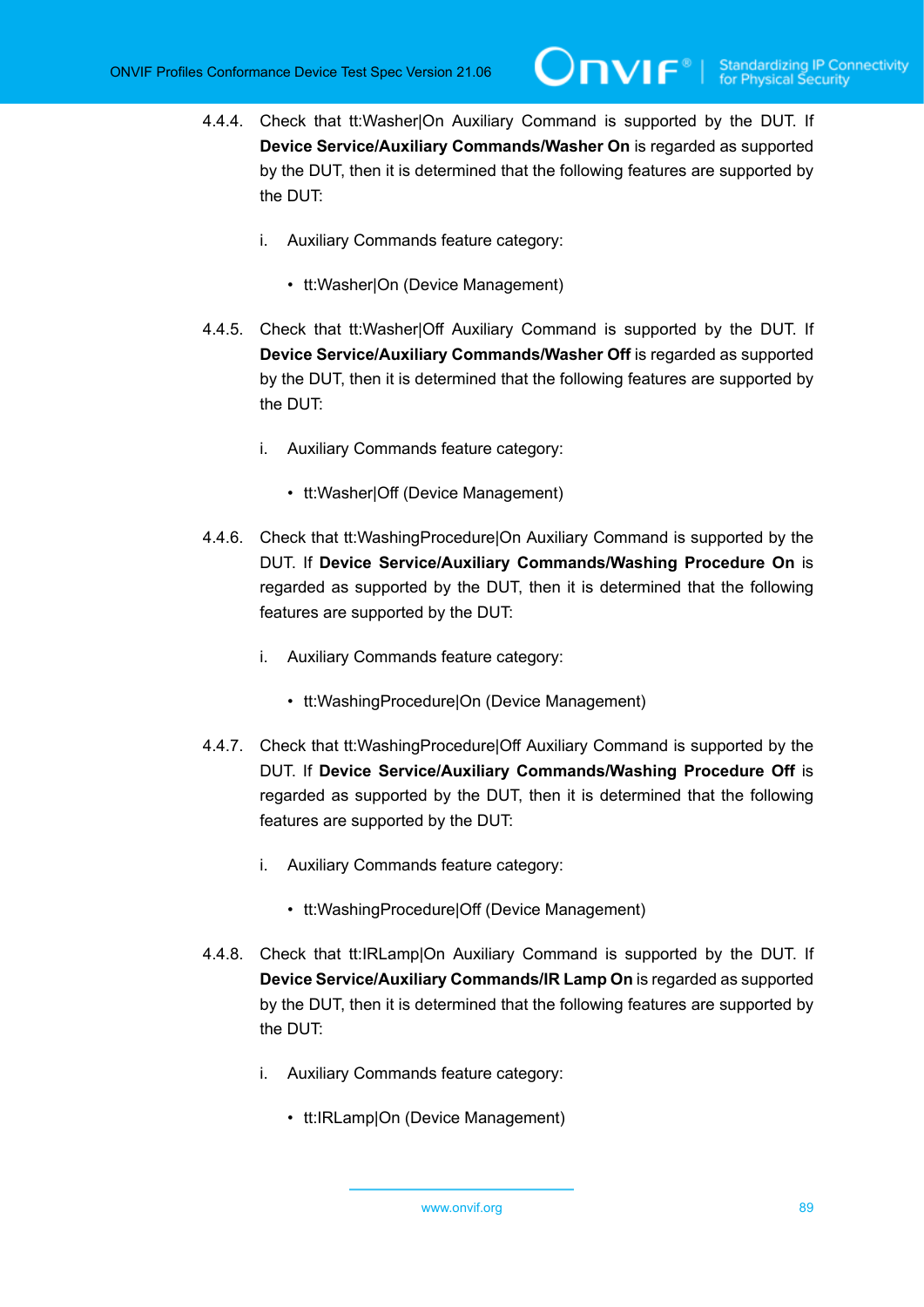4.4.4. Check that tt:Washer|On Auxiliary Command is supported by the DUT. If **Device Service/Auxiliary Commands/Washer On** is regarded as supported by the DUT, then it is determined that the following features are supported by the DUT:

i. Auxiliary Commands feature category:

- tt:Washer|On (Device Management)

4.4.5. Check that tt:Washer|Off Auxiliary Command is supported by the DUT. If **Device Service/Auxiliary Commands/Washer Off** is regarded as supported by the DUT, then it is determined that the following features are supported by the DUT:

i. Auxiliary Commands feature category:

- tt:Washer|Off (Device Management)

4.4.6. Check that tt:WashingProcedure|On Auxiliary Command is supported by the DUT. If **Device Service/Auxiliary Commands/Washing Procedure On** is regarded as supported by the DUT, then it is determined that the following features are supported by the DUT:

i. Auxiliary Commands feature category:

- tt:WashingProcedure|On (Device Management)

4.4.7. Check that tt:WashingProcedure|Off Auxiliary Command is supported by the DUT. If **Device Service/Auxiliary Commands/Washing Procedure Off** is regarded as supported by the DUT, then it is determined that the following features are supported by the DUT:

i. Auxiliary Commands feature category:

- tt:WashingProcedure|Off (Device Management)

4.4.8. Check that tt:IRLamp|On Auxiliary Command is supported by the DUT. If **Device Service/Auxiliary Commands/IR Lamp On** is regarded as supported by the DUT, then it is determined that the following features are supported by the DUT:

i. Auxiliary Commands feature category:

- tt:IRLamp|On (Device Management)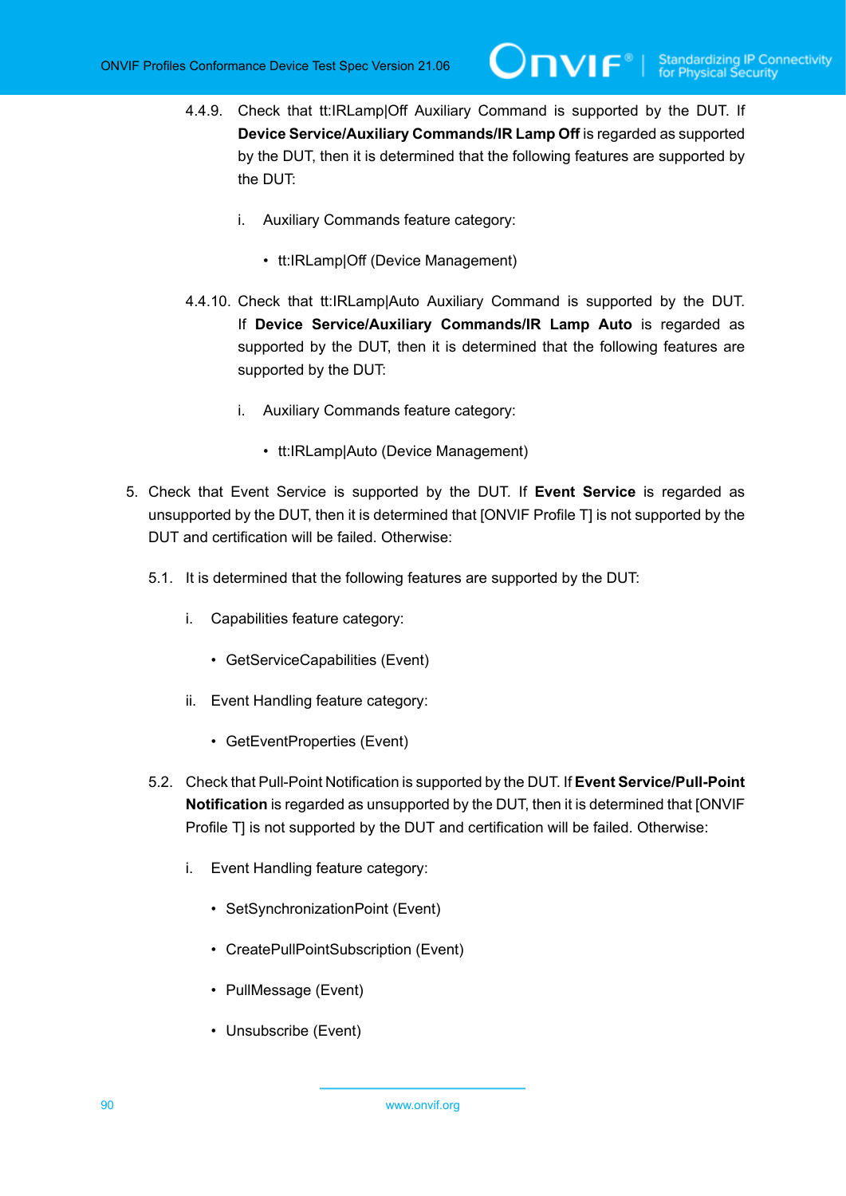4.4.9. Check that tt:IRLamp|Off Auxiliary Command is supported by the DUT. If **Device Service/Auxiliary Commands/IR Lamp Off** is regarded as supported by the DUT, then it is determined that the following features are supported by the DUT:

i. Auxiliary Commands feature category:

- tt:IRLamp|Off (Device Management)

4.4.10. Check that tt:IRLamp|Auto Auxiliary Command is supported by the DUT. If **Device Service/Auxiliary Commands/IR Lamp Auto** is regarded as supported by the DUT, then it is determined that the following features are supported by the DUT:

i. Auxiliary Commands feature category:

- tt:IRLamp|Auto (Device Management)

5. Check that Event Service is supported by the DUT. If **Event Service** is regarded as unsupported by the DUT, then it is determined that [ONVIF Profile T] is not supported by the DUT and certification will be failed. Otherwise:

5.1. It is determined that the following features are supported by the DUT:

i. Capabilities feature category:

- GetServiceCapabilities (Event)

ii. Event Handling feature category:

- GetEventProperties (Event)

5.2. Check that Pull-Point Notification is supported by the DUT. If **Event Service/Pull-Point Notification** is regarded as unsupported by the DUT, then it is determined that [ONVIF Profile T] is not supported by the DUT and certification will be failed. Otherwise:

i. Event Handling feature category:

- SetSynchronizationPoint (Event)
- CreatePullPointSubscription (Event)
- PullMessage (Event)
- Unsubscribe (Event)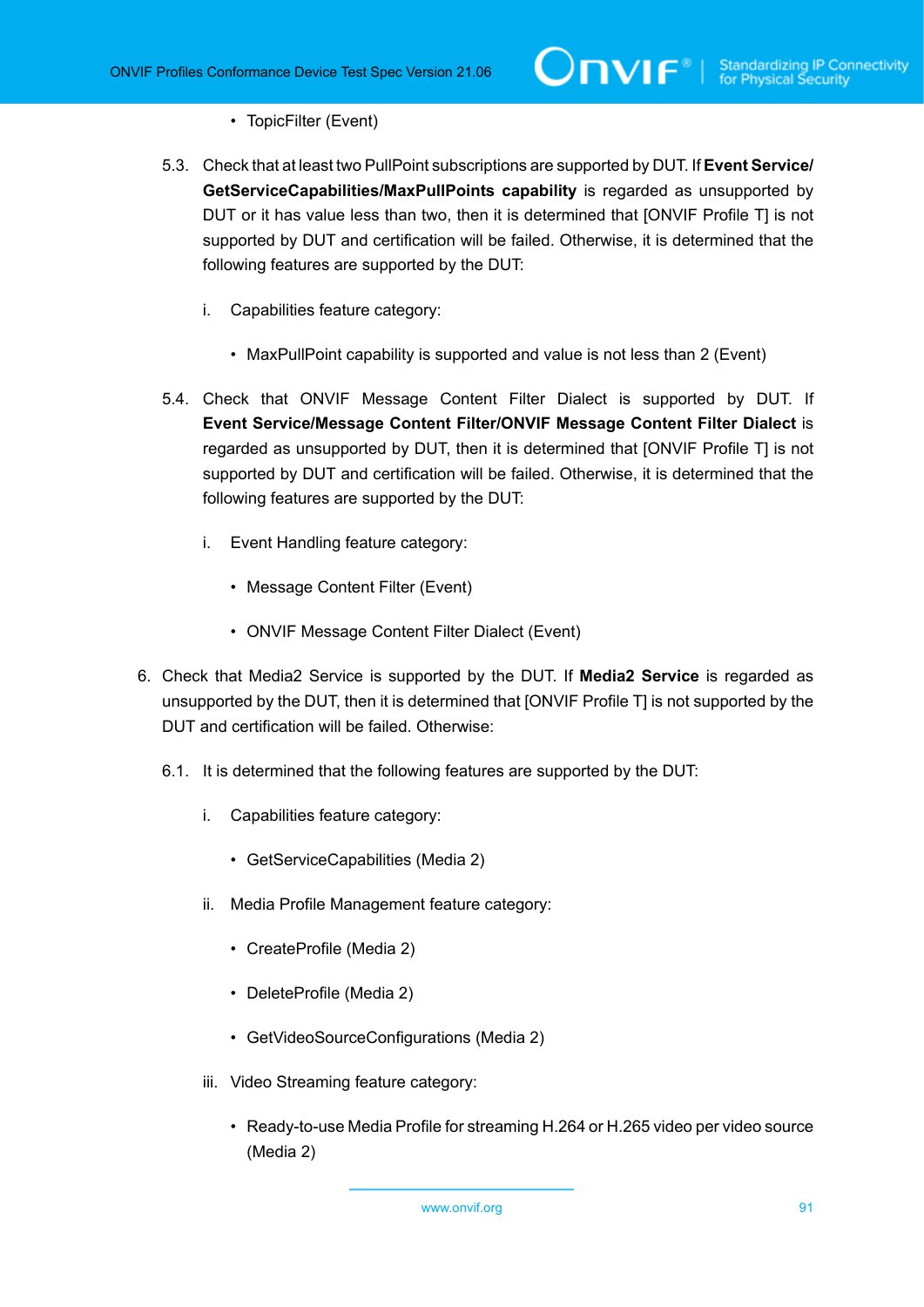- TopicFilter (Event)

5.3. Check that at least two PullPoint subscriptions are supported by DUT. If **Event Service/ GetServiceCapabilities/MaxPullPoints capability** is regarded as unsupported by DUT or it has value less than two, then it is determined that [ONVIF Profile T] is not supported by DUT and certification will be failed. Otherwise, it is determined that the following features are supported by the DUT:

   i. Capabilities feature category:

      - MaxPullPoint capability is supported and value is not less than 2 (Event)

5.4. Check that ONVIF Message Content Filter Dialect is supported by DUT. If **Event Service/Message Content Filter/ONVIF Message Content Filter Dialect** is regarded as unsupported by DUT, then it is determined that [ONVIF Profile T] is not supported by DUT and certification will be failed. Otherwise, it is determined that the following features are supported by the DUT:

   i. Event Handling feature category:

      - Message Content Filter (Event)
      - ONVIF Message Content Filter Dialect (Event)

6. Check that Media2 Service is supported by the DUT. If **Media2 Service** is regarded as unsupported by the DUT, then it is determined that [ONVIF Profile T] is not supported by the DUT and certification will be failed. Otherwise:

   6.1. It is determined that the following features are supported by the DUT:

   i. Capabilities feature category:

      - GetServiceCapabilities (Media 2)

   ii. Media Profile Management feature category:

      - CreateProfile (Media 2)
      - DeleteProfile (Media 2)
      - GetVideoSourceConfigurations (Media 2)

   iii. Video Streaming feature category:

      - Ready-to-use Media Profile for streaming H.264 or H.265 video per video source (Media 2)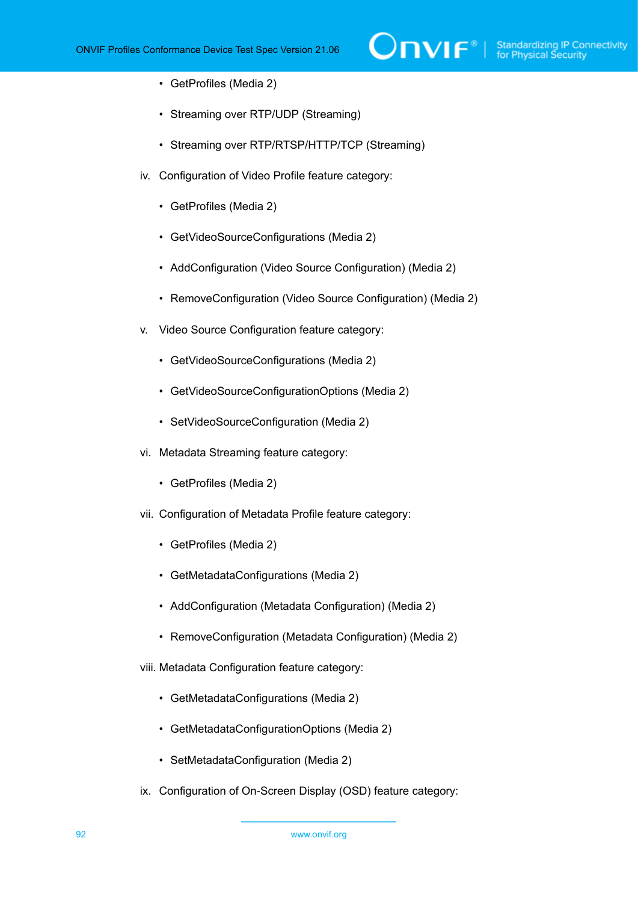- GetProfiles (Media 2)
- Streaming over RTP/UDP (Streaming)
- Streaming over RTP/RTSP/HTTP/TCP (Streaming)

iv. Configuration of Video Profile feature category:

- GetProfiles (Media 2)
- GetVideoSourceConfigurations (Media 2)
- AddConfiguration (Video Source Configuration) (Media 2)
- RemoveConfiguration (Video Source Configuration) (Media 2)

v. Video Source Configuration feature category:

- GetVideoSourceConfigurations (Media 2)
- GetVideoSourceConfigurationOptions (Media 2)
- SetVideoSourceConfiguration (Media 2)

vi. Metadata Streaming feature category:

- GetProfiles (Media 2)

vii. Configuration of Metadata Profile feature category:

- GetProfiles (Media 2)
- GetMetadataConfigurations (Media 2)
- AddConfiguration (Metadata Configuration) (Media 2)
- RemoveConfiguration (Metadata Configuration) (Media 2)

viii. Metadata Configuration feature category:

- GetMetadataConfigurations (Media 2)
- GetMetadataConfigurationOptions (Media 2)
- SetMetadataConfiguration (Media 2)

ix. Configuration of On-Screen Display (OSD) feature category: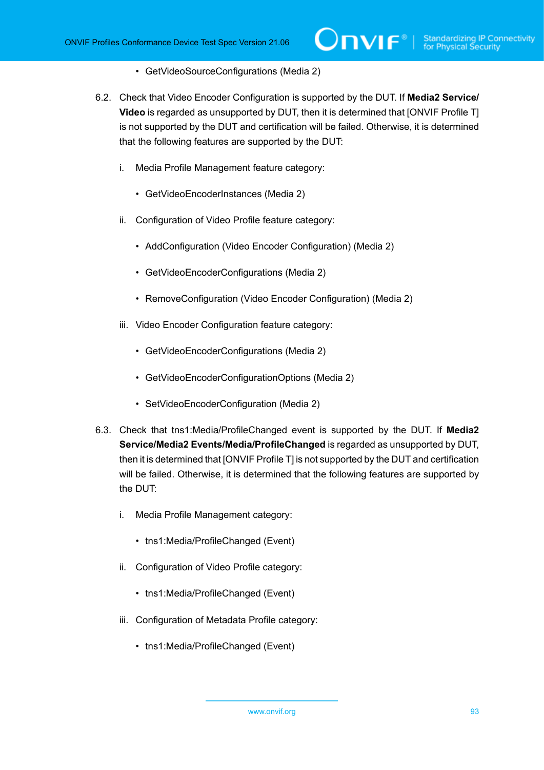- GetVideoSourceConfigurations (Media 2)

6.2. Check that Video Encoder Configuration is supported by the DUT. If **Media2 Service/Video** is regarded as unsupported by DUT, then it is determined that [ONVIF Profile T] is not supported by the DUT and certification will be failed. Otherwise, it is determined that the following features are supported by the DUT:

   i. Media Profile Management feature category:

      - GetVideoEncoderInstances (Media 2)

   ii. Configuration of Video Profile feature category:

      - AddConfiguration (Video Encoder Configuration) (Media 2)
      - GetVideoEncoderConfigurations (Media 2)
      - RemoveConfiguration (Video Encoder Configuration) (Media 2)

   iii. Video Encoder Configuration feature category:

      - GetVideoEncoderConfigurations (Media 2)
      - GetVideoEncoderConfigurationOptions (Media 2)
      - SetVideoEncoderConfiguration (Media 2)

6.3. Check that tns1:Media/ProfileChanged event is supported by the DUT. If **Media2 Service/Media2 Events/Media/ProfileChanged** is regarded as unsupported by DUT, then it is determined that [ONVIF Profile T] is not supported by the DUT and certification will be failed. Otherwise, it is determined that the following features are supported by the DUT:

   i. Media Profile Management category:

      - tns1:Media/ProfileChanged (Event)

   ii. Configuration of Video Profile category:

      - tns1:Media/ProfileChanged (Event)

   iii. Configuration of Metadata Profile category:

      - tns1:Media/ProfileChanged (Event)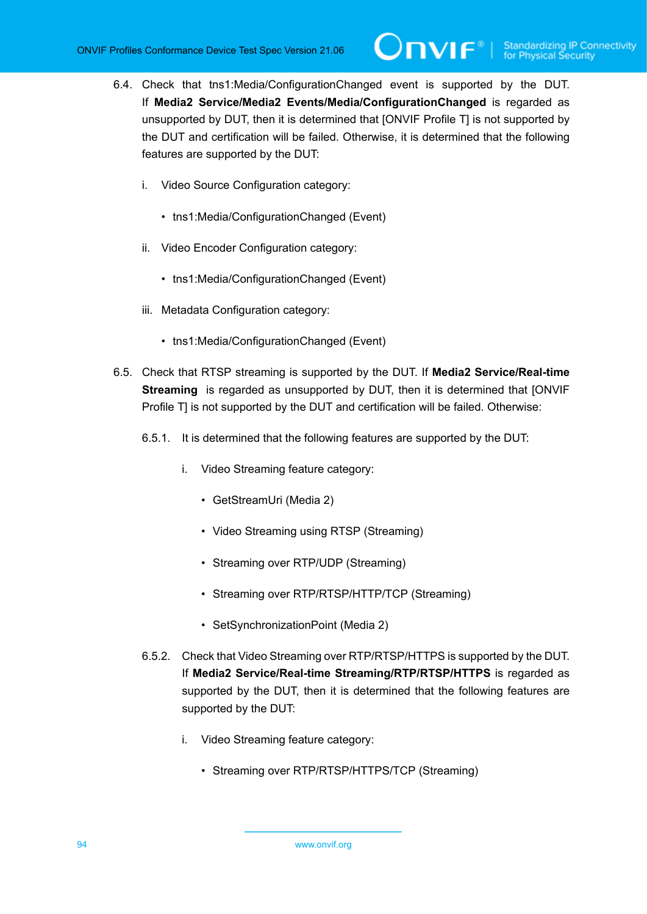6.4. Check that tns1:Media/ConfigurationChanged event is supported by the DUT. If **Media2 Service/Media2 Events/Media/ConfigurationChanged** is regarded as unsupported by DUT, then it is determined that [ONVIF Profile T] is not supported by the DUT and certification will be failed. Otherwise, it is determined that the following features are supported by the DUT:

   i. Video Source Configuration category:

      - tns1:Media/ConfigurationChanged (Event)

   ii. Video Encoder Configuration category:

      - tns1:Media/ConfigurationChanged (Event)

   iii. Metadata Configuration category:

      - tns1:Media/ConfigurationChanged (Event)

6.5. Check that RTSP streaming is supported by the DUT. If **Media2 Service/Real-time Streaming** is regarded as unsupported by DUT, then it is determined that [ONVIF Profile T] is not supported by the DUT and certification will be failed. Otherwise:

   6.5.1. It is determined that the following features are supported by the DUT:

      i. Video Streaming feature category:

         - GetStreamUri (Media 2)
         - Video Streaming using RTSP (Streaming)
         - Streaming over RTP/UDP (Streaming)
         - Streaming over RTP/RTSP/HTTP/TCP (Streaming)
         - SetSynchronizationPoint (Media 2)

   6.5.2. Check that Video Streaming over RTP/RTSP/HTTPS is supported by the DUT. If **Media2 Service/Real-time Streaming/RTP/RTSP/HTTPS** is regarded as supported by the DUT, then it is determined that the following features are supported by the DUT:

      i. Video Streaming feature category:

         - Streaming over RTP/RTSP/HTTPS/TCP (Streaming)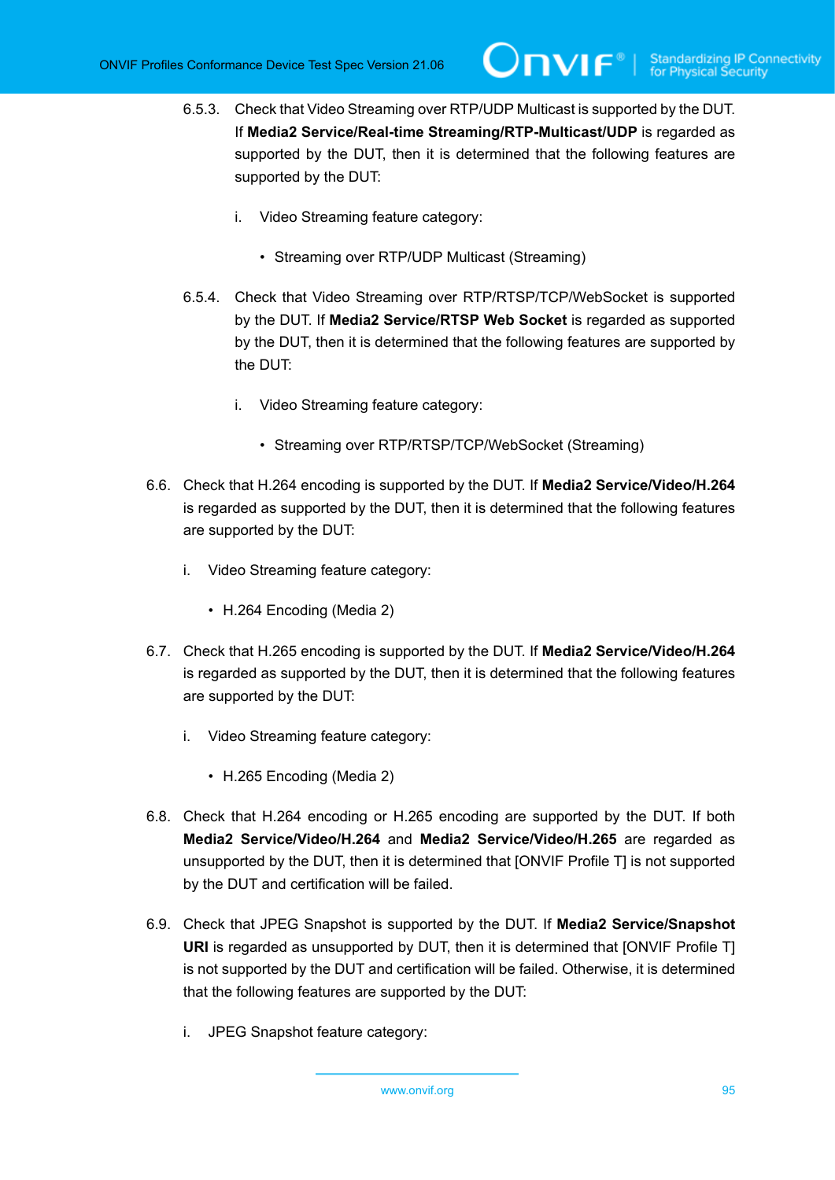6.5.3. Check that Video Streaming over RTP/UDP Multicast is supported by the DUT. If **Media2 Service/Real-time Streaming/RTP-Multicast/UDP** is regarded as supported by the DUT, then it is determined that the following features are supported by the DUT:

   i. Video Streaming feature category:

      - Streaming over RTP/UDP Multicast (Streaming)

6.5.4. Check that Video Streaming over RTP/RTSP/TCP/WebSocket is supported by the DUT. If **Media2 Service/RTSP Web Socket** is regarded as supported by the DUT, then it is determined that the following features are supported by the DUT:

   i. Video Streaming feature category:

      - Streaming over RTP/RTSP/TCP/WebSocket (Streaming)

6.6. Check that H.264 encoding is supported by the DUT. If **Media2 Service/Video/H.264** is regarded as supported by the DUT, then it is determined that the following features are supported by the DUT:

   i. Video Streaming feature category:

      - H.264 Encoding (Media 2)

6.7. Check that H.265 encoding is supported by the DUT. If **Media2 Service/Video/H.264** is regarded as supported by the DUT, then it is determined that the following features are supported by the DUT:

   i. Video Streaming feature category:

      - H.265 Encoding (Media 2)

6.8. Check that H.264 encoding or H.265 encoding are supported by the DUT. If both **Media2 Service/Video/H.264** and **Media2 Service/Video/H.265** are regarded as unsupported by the DUT, then it is determined that [ONVIF Profile T] is not supported by the DUT and certification will be failed.

6.9. Check that JPEG Snapshot is supported by the DUT. If **Media2 Service/Snapshot URI** is regarded as unsupported by DUT, then it is determined that [ONVIF Profile T] is not supported by the DUT and certification will be failed. Otherwise, it is determined that the following features are supported by the DUT:

   i. JPEG Snapshot feature category: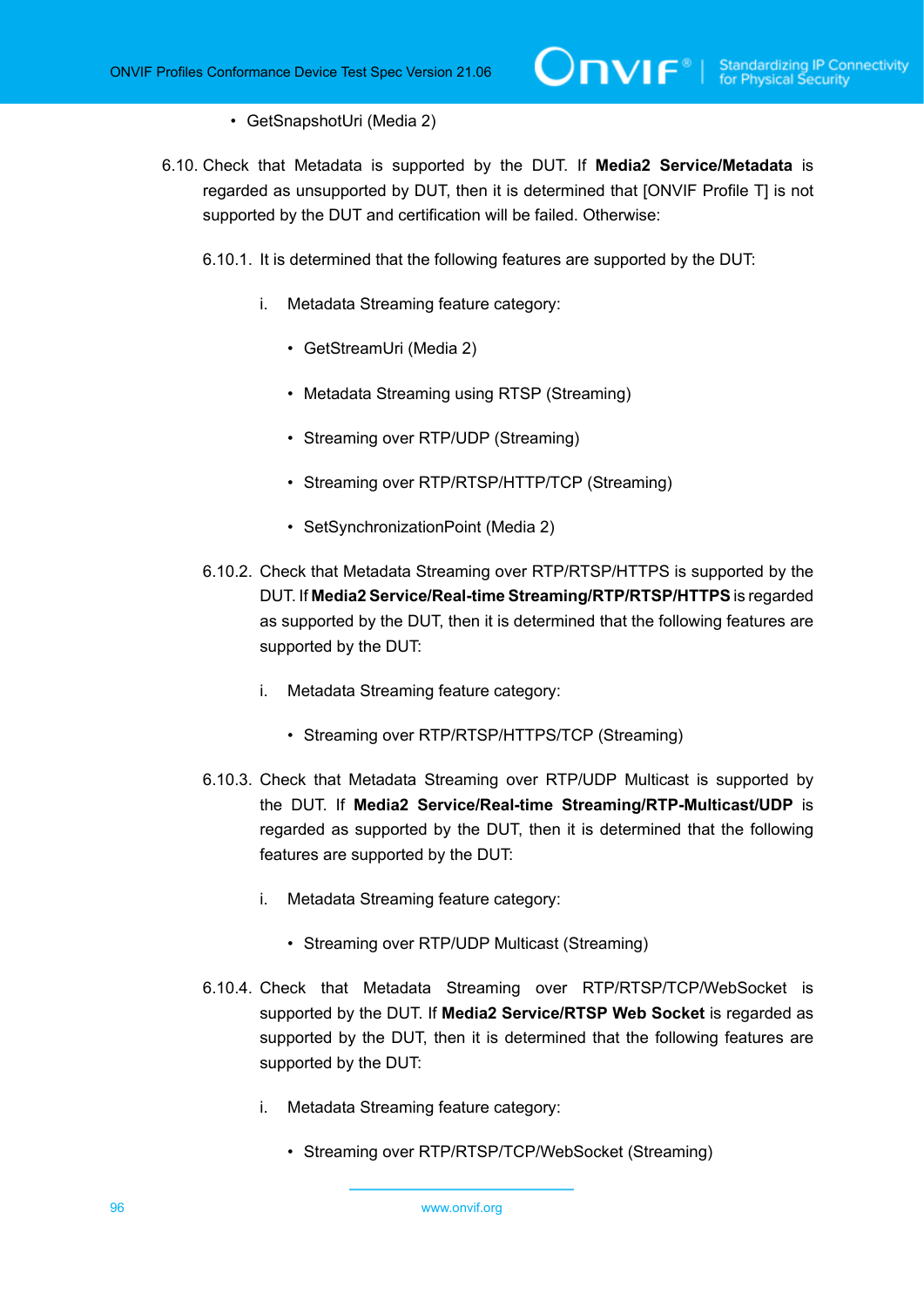- GetSnapshotUri (Media 2)

6.10. Check that Metadata is supported by the DUT. If **Media2 Service/Metadata** is regarded as unsupported by DUT, then it is determined that [ONVIF Profile T] is not supported by the DUT and certification will be failed. Otherwise:

6.10.1. It is determined that the following features are supported by the DUT:

i. Metadata Streaming feature category:

- GetStreamUri (Media 2)
- Metadata Streaming using RTSP (Streaming)
- Streaming over RTP/UDP (Streaming)
- Streaming over RTP/RTSP/HTTP/TCP (Streaming)
- SetSynchronizationPoint (Media 2)

6.10.2. Check that Metadata Streaming over RTP/RTSP/HTTPS is supported by the DUT. If **Media2 Service/Real-time Streaming/RTP/RTSP/HTTPS** is regarded as supported by the DUT, then it is determined that the following features are supported by the DUT:

i. Metadata Streaming feature category:

- Streaming over RTP/RTSP/HTTPS/TCP (Streaming)

6.10.3. Check that Metadata Streaming over RTP/UDP Multicast is supported by the DUT. If **Media2 Service/Real-time Streaming/RTP-Multicast/UDP** is regarded as supported by the DUT, then it is determined that the following features are supported by the DUT:

i. Metadata Streaming feature category:

- Streaming over RTP/UDP Multicast (Streaming)

6.10.4. Check that Metadata Streaming over RTP/RTSP/TCP/WebSocket is supported by the DUT. If **Media2 Service/RTSP Web Socket** is regarded as supported by the DUT, then it is determined that the following features are supported by the DUT:

i. Metadata Streaming feature category:

- Streaming over RTP/RTSP/TCP/WebSocket (Streaming)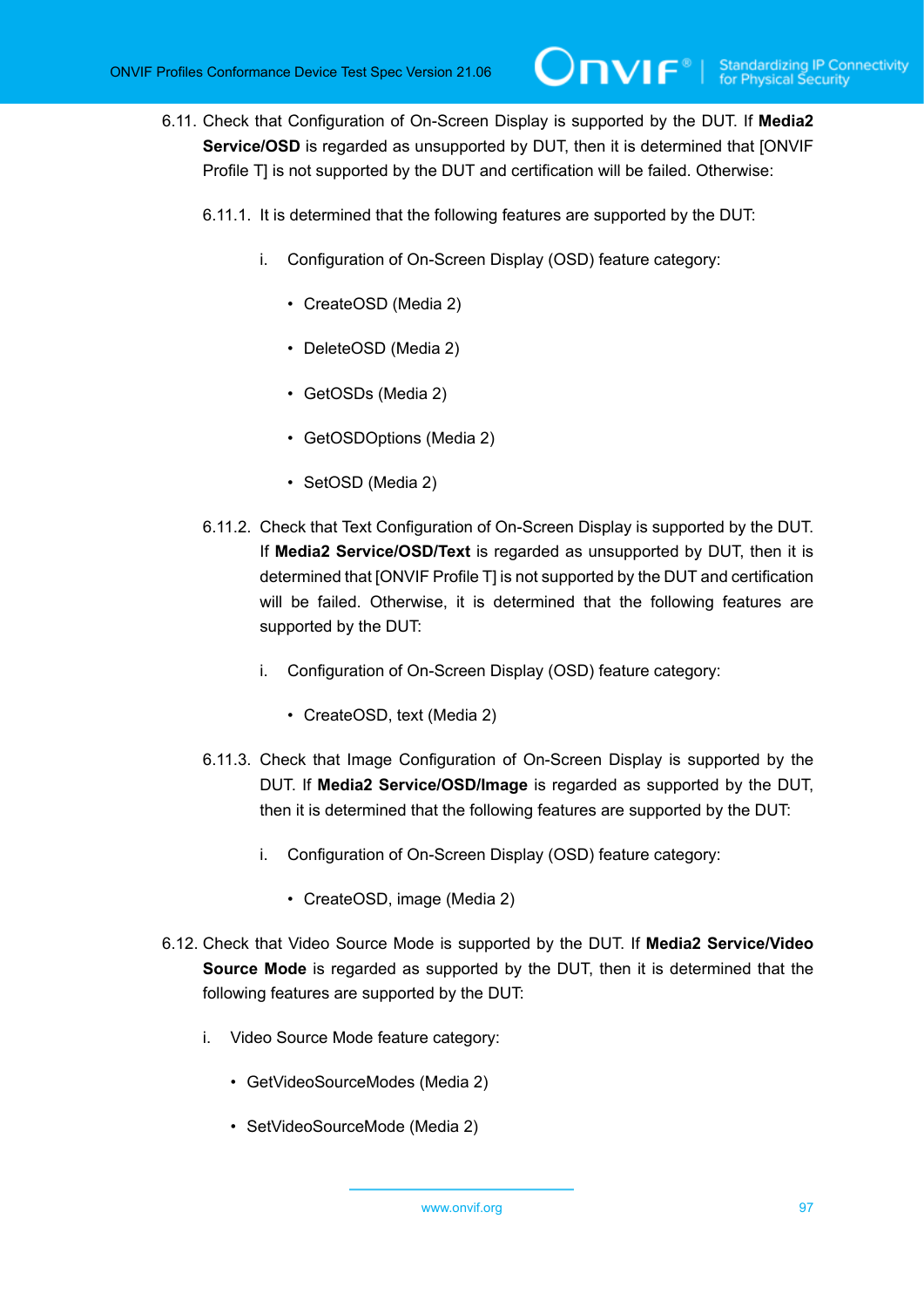6.11. Check that Configuration of On-Screen Display is supported by the DUT. If **Media2 Service/OSD** is regarded as unsupported by DUT, then it is determined that [ONVIF Profile T] is not supported by the DUT and certification will be failed. Otherwise:

6.11.1. It is determined that the following features are supported by the DUT:

i. Configuration of On-Screen Display (OSD) feature category:

- CreateOSD (Media 2)
- DeleteOSD (Media 2)
- GetOSDs (Media 2)
- GetOSDOptions (Media 2)
- SetOSD (Media 2)

6.11.2. Check that Text Configuration of On-Screen Display is supported by the DUT. If **Media2 Service/OSD/Text** is regarded as unsupported by DUT, then it is determined that [ONVIF Profile T] is not supported by the DUT and certification will be failed. Otherwise, it is determined that the following features are supported by the DUT:

i. Configuration of On-Screen Display (OSD) feature category:

- CreateOSD, text (Media 2)

6.11.3. Check that Image Configuration of On-Screen Display is supported by the DUT. If **Media2 Service/OSD/Image** is regarded as supported by the DUT, then it is determined that the following features are supported by the DUT:

i. Configuration of On-Screen Display (OSD) feature category:

- CreateOSD, image (Media 2)

6.12. Check that Video Source Mode is supported by the DUT. If **Media2 Service/Video Source Mode** is regarded as supported by the DUT, then it is determined that the following features are supported by the DUT:

i. Video Source Mode feature category:

- GetVideoSourceModes (Media 2)
- SetVideoSourceMode (Media 2)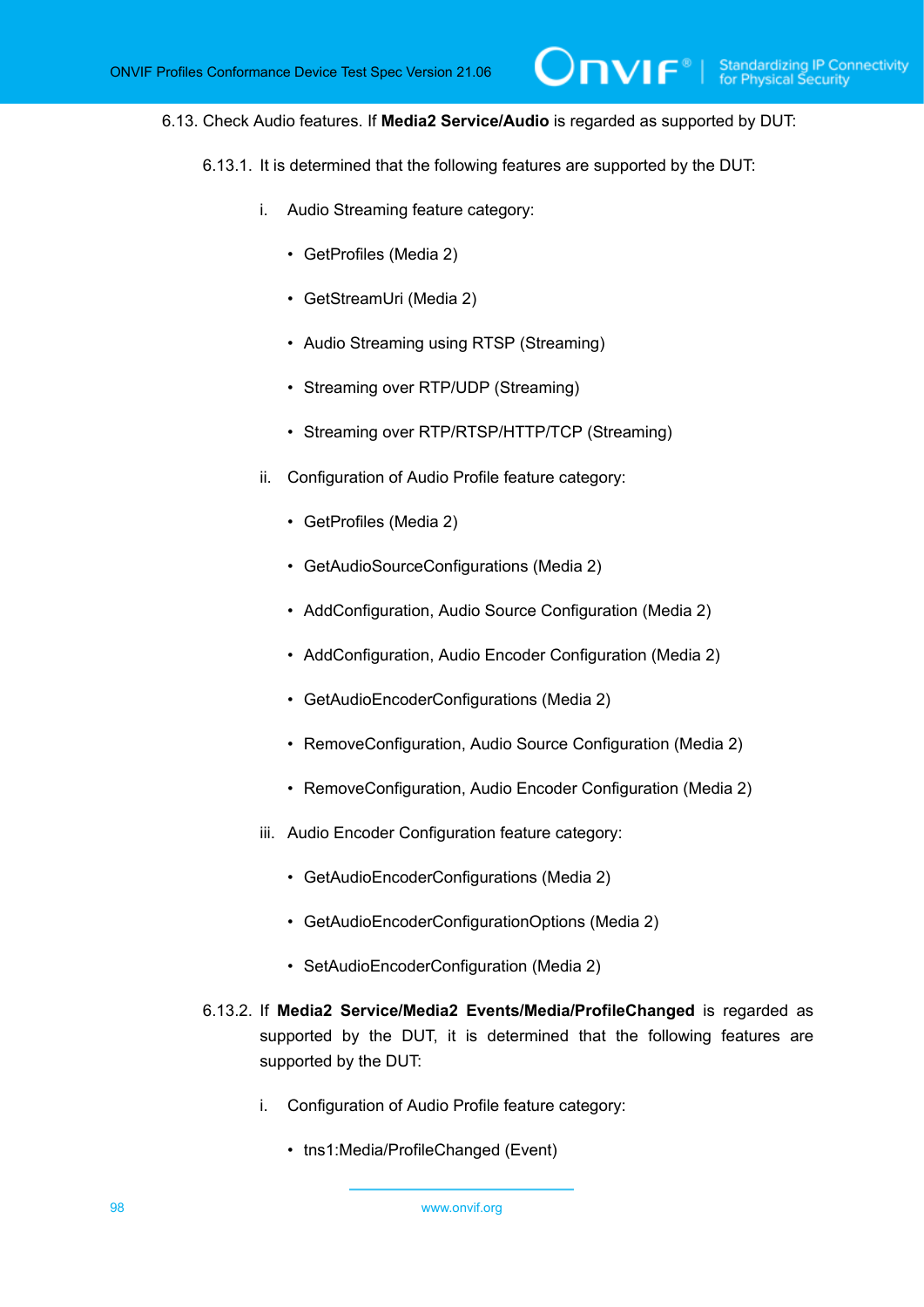6.13. Check Audio features. If **Media2 Service/Audio** is regarded as supported by DUT:

6.13.1. It is determined that the following features are supported by the DUT:

i. Audio Streaming feature category:

- GetProfiles (Media 2)
- GetStreamUri (Media 2)
- Audio Streaming using RTSP (Streaming)
- Streaming over RTP/UDP (Streaming)
- Streaming over RTP/RTSP/HTTP/TCP (Streaming)

ii. Configuration of Audio Profile feature category:

- GetProfiles (Media 2)
- GetAudioSourceConfigurations (Media 2)
- AddConfiguration, Audio Source Configuration (Media 2)
- AddConfiguration, Audio Encoder Configuration (Media 2)
- GetAudioEncoderConfigurations (Media 2)
- RemoveConfiguration, Audio Source Configuration (Media 2)
- RemoveConfiguration, Audio Encoder Configuration (Media 2)

iii. Audio Encoder Configuration feature category:

- GetAudioEncoderConfigurations (Media 2)
- GetAudioEncoderConfigurationOptions (Media 2)
- SetAudioEncoderConfiguration (Media 2)

6.13.2. If **Media2 Service/Media2 Events/Media/ProfileChanged** is regarded as supported by the DUT, it is determined that the following features are supported by the DUT:

i. Configuration of Audio Profile feature category:

- tns1:Media/ProfileChanged (Event)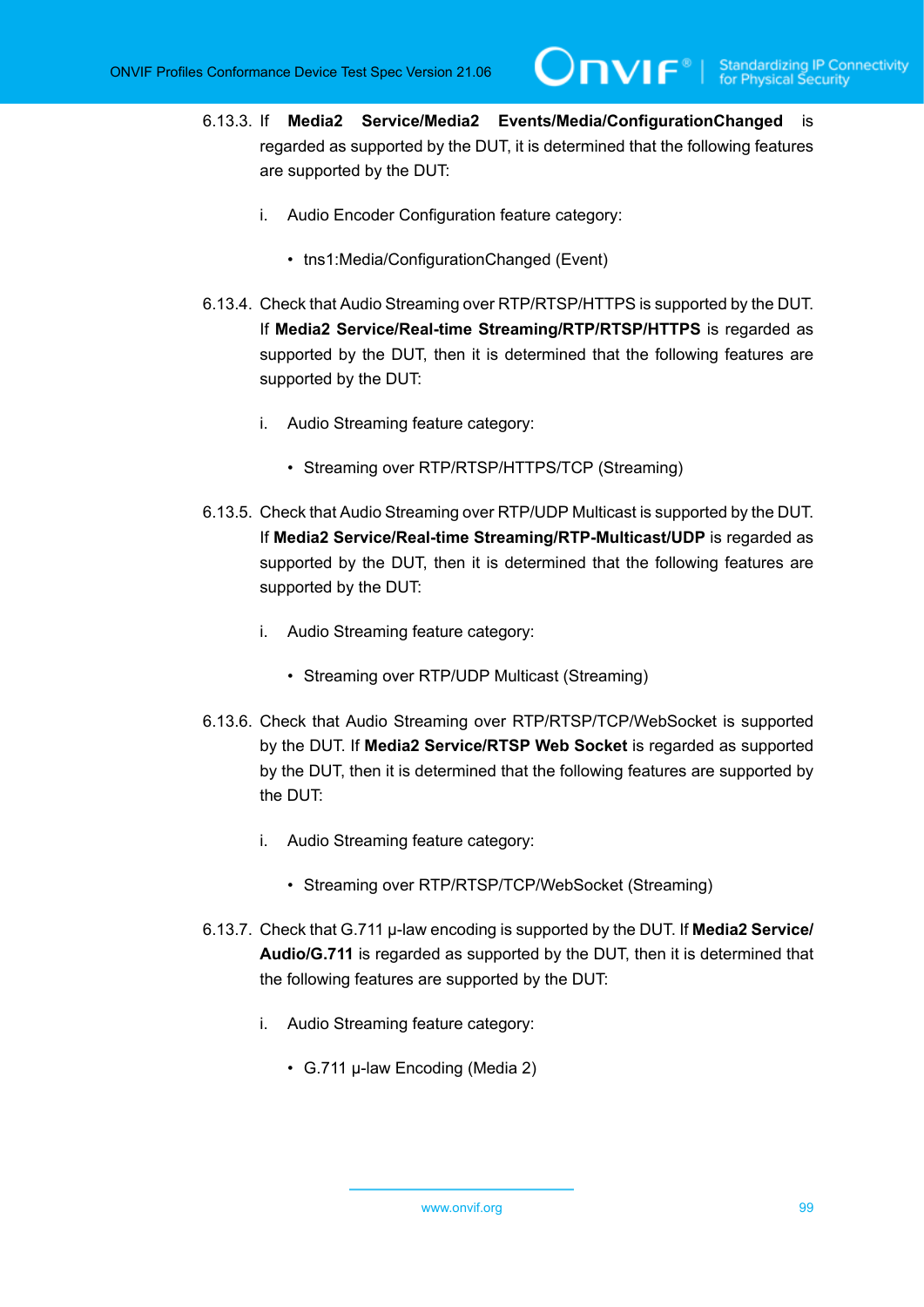6.13.3. If **Media2 Service/Media2 Events/Media/ConfigurationChanged** is regarded as supported by the DUT, it is determined that the following features are supported by the DUT:

i. Audio Encoder Configuration feature category:

- tns1:Media/ConfigurationChanged (Event)

6.13.4. Check that Audio Streaming over RTP/RTSP/HTTPS is supported by the DUT. If **Media2 Service/Real-time Streaming/RTP/RTSP/HTTPS** is regarded as supported by the DUT, then it is determined that the following features are supported by the DUT:

i. Audio Streaming feature category:

- Streaming over RTP/RTSP/HTTPS/TCP (Streaming)

6.13.5. Check that Audio Streaming over RTP/UDP Multicast is supported by the DUT. If **Media2 Service/Real-time Streaming/RTP-Multicast/UDP** is regarded as supported by the DUT, then it is determined that the following features are supported by the DUT:

i. Audio Streaming feature category:

- Streaming over RTP/UDP Multicast (Streaming)

6.13.6. Check that Audio Streaming over RTP/RTSP/TCP/WebSocket is supported by the DUT. If **Media2 Service/RTSP Web Socket** is regarded as supported by the DUT, then it is determined that the following features are supported by the DUT:

i. Audio Streaming feature category:

- Streaming over RTP/RTSP/TCP/WebSocket (Streaming)

6.13.7. Check that G.711 μ-law encoding is supported by the DUT. If **Media2 Service/Audio/G.711** is regarded as supported by the DUT, then it is determined that the following features are supported by the DUT:

i. Audio Streaming feature category:

- G.711 μ-law Encoding (Media 2)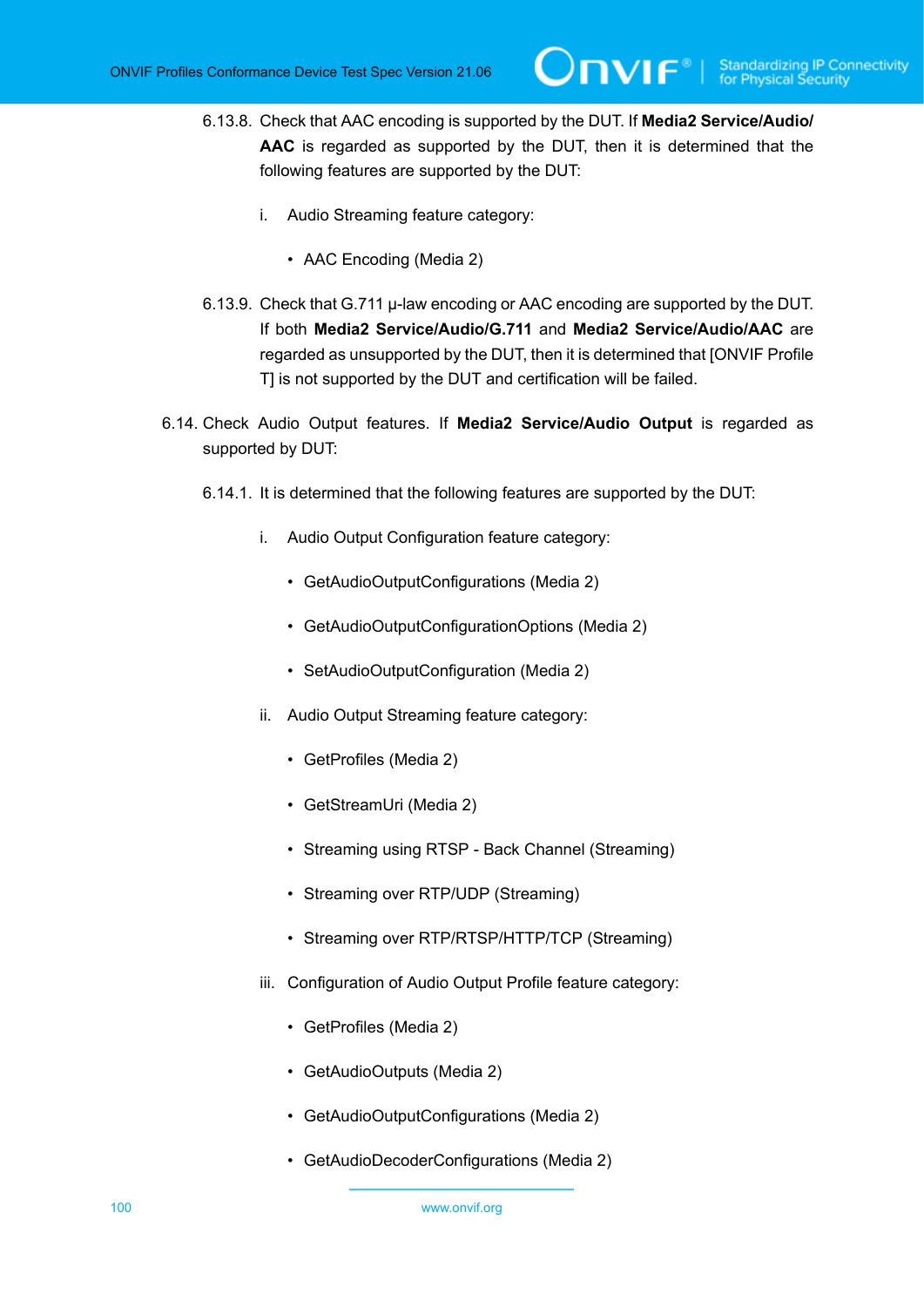6.13.8. Check that AAC encoding is supported by the DUT. If **Media2 Service/Audio/AAC** is regarded as supported by the DUT, then it is determined that the following features are supported by the DUT:

i. Audio Streaming feature category:

- AAC Encoding (Media 2)

6.13.9. Check that G.711 μ-law encoding or AAC encoding are supported by the DUT. If both **Media2 Service/Audio/G.711** and **Media2 Service/Audio/AAC** are regarded as unsupported by the DUT, then it is determined that [ONVIF Profile T] is not supported by the DUT and certification will be failed.

6.14. Check Audio Output features. If **Media2 Service/Audio Output** is regarded as supported by DUT:

6.14.1. It is determined that the following features are supported by the DUT:

i. Audio Output Configuration feature category:

- GetAudioOutputConfigurations (Media 2)
- GetAudioOutputConfigurationOptions (Media 2)
- SetAudioOutputConfiguration (Media 2)

ii. Audio Output Streaming feature category:

- GetProfiles (Media 2)
- GetStreamUri (Media 2)
- Streaming using RTSP - Back Channel (Streaming)
- Streaming over RTP/UDP (Streaming)
- Streaming over RTP/RTSP/HTTP/TCP (Streaming)

iii. Configuration of Audio Output Profile feature category:

- GetProfiles (Media 2)
- GetAudioOutputs (Media 2)
- GetAudioOutputConfigurations (Media 2)
- GetAudioDecoderConfigurations (Media 2)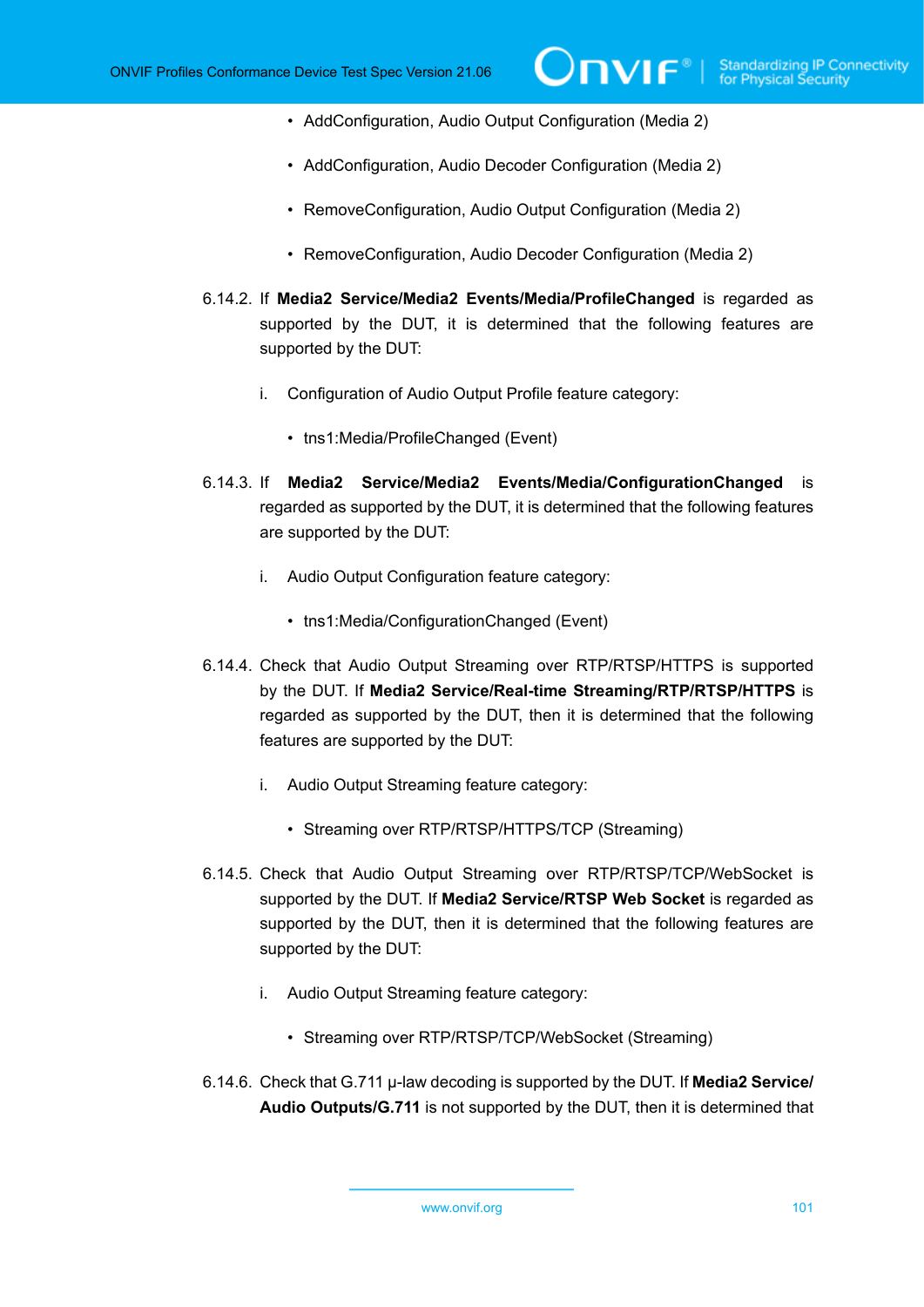- AddConfiguration, Audio Output Configuration (Media 2)
- AddConfiguration, Audio Decoder Configuration (Media 2)
- RemoveConfiguration, Audio Output Configuration (Media 2)
- RemoveConfiguration, Audio Decoder Configuration (Media 2)

6.14.2. If **Media2 Service/Media2 Events/Media/ProfileChanged** is regarded as supported by the DUT, it is determined that the following features are supported by the DUT:

i. Configuration of Audio Output Profile feature category:

- tns1:Media/ProfileChanged (Event)

6.14.3. If **Media2 Service/Media2 Events/Media/ConfigurationChanged** is regarded as supported by the DUT, it is determined that the following features are supported by the DUT:

i. Audio Output Configuration feature category:

- tns1:Media/ConfigurationChanged (Event)

6.14.4. Check that Audio Output Streaming over RTP/RTSP/HTTPS is supported by the DUT. If **Media2 Service/Real-time Streaming/RTP/RTSP/HTTPS** is regarded as supported by the DUT, then it is determined that the following features are supported by the DUT:

i. Audio Output Streaming feature category:

- Streaming over RTP/RTSP/HTTPS/TCP (Streaming)

6.14.5. Check that Audio Output Streaming over RTP/RTSP/TCP/WebSocket is supported by the DUT. If **Media2 Service/RTSP Web Socket** is regarded as supported by the DUT, then it is determined that the following features are supported by the DUT:

i. Audio Output Streaming feature category:

- Streaming over RTP/RTSP/TCP/WebSocket (Streaming)

6.14.6. Check that G.711 μ-law decoding is supported by the DUT. If **Media2 Service/Audio Outputs/G.711** is not supported by the DUT, then it is determined that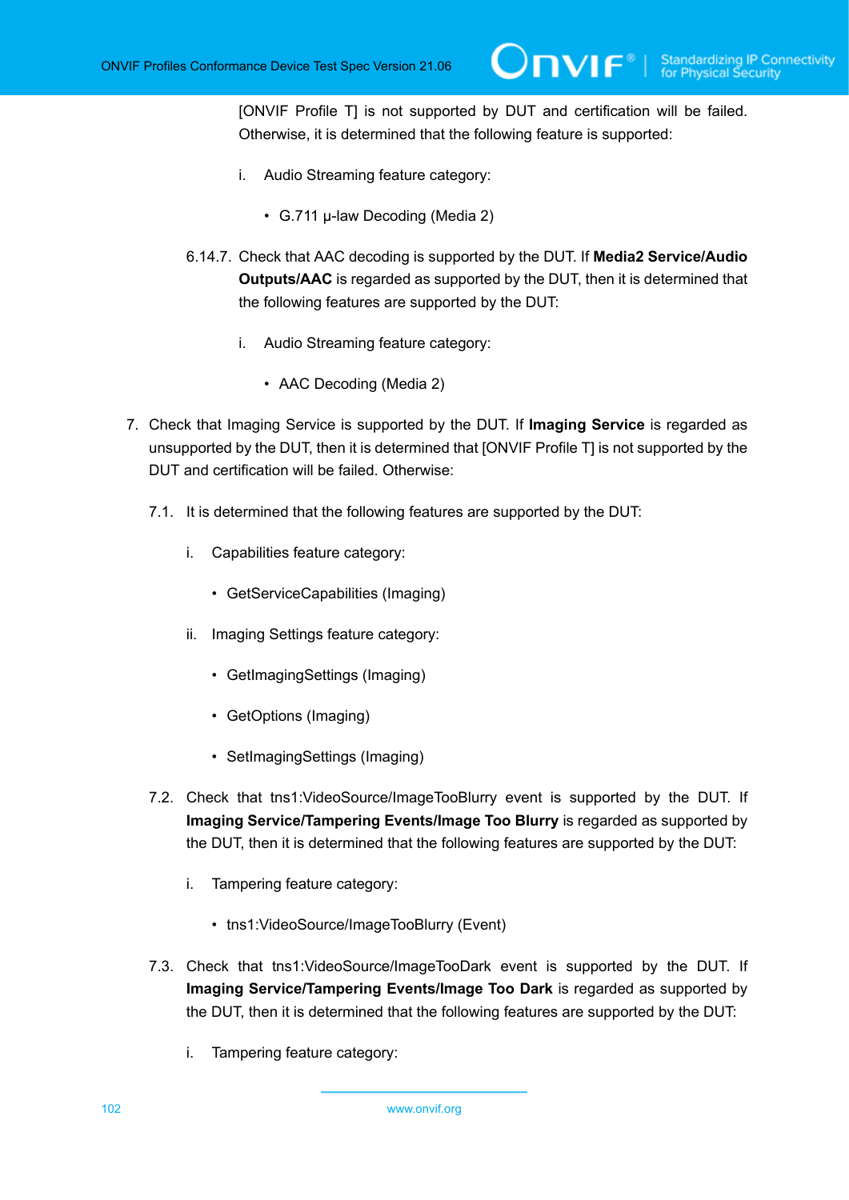[ONVIF Profile T] is not supported by DUT and certification will be failed. Otherwise, it is determined that the following feature is supported:

i. Audio Streaming feature category:

- G.711 μ-law Decoding (Media 2)

6.14.7. Check that AAC decoding is supported by the DUT. If **Media2 Service/Audio Outputs/AAC** is regarded as supported by the DUT, then it is determined that the following features are supported by the DUT:

i. Audio Streaming feature category:

- AAC Decoding (Media 2)

7. Check that Imaging Service is supported by the DUT. If **Imaging Service** is regarded as unsupported by the DUT, then it is determined that [ONVIF Profile T] is not supported by the DUT and certification will be failed. Otherwise:

7.1. It is determined that the following features are supported by the DUT:

i. Capabilities feature category:

- GetServiceCapabilities (Imaging)

ii. Imaging Settings feature category:

- GetImagingSettings (Imaging)
- GetOptions (Imaging)
- SetImagingSettings (Imaging)

7.2. Check that tns1:VideoSource/ImageTooBlurry event is supported by the DUT. If **Imaging Service/Tampering Events/Image Too Blurry** is regarded as supported by the DUT, then it is determined that the following features are supported by the DUT:

i. Tampering feature category:

- tns1:VideoSource/ImageTooBlurry (Event)

7.3. Check that tns1:VideoSource/ImageTooDark event is supported by the DUT. If **Imaging Service/Tampering Events/Image Too Dark** is regarded as supported by the DUT, then it is determined that the following features are supported by the DUT:

i. Tampering feature category: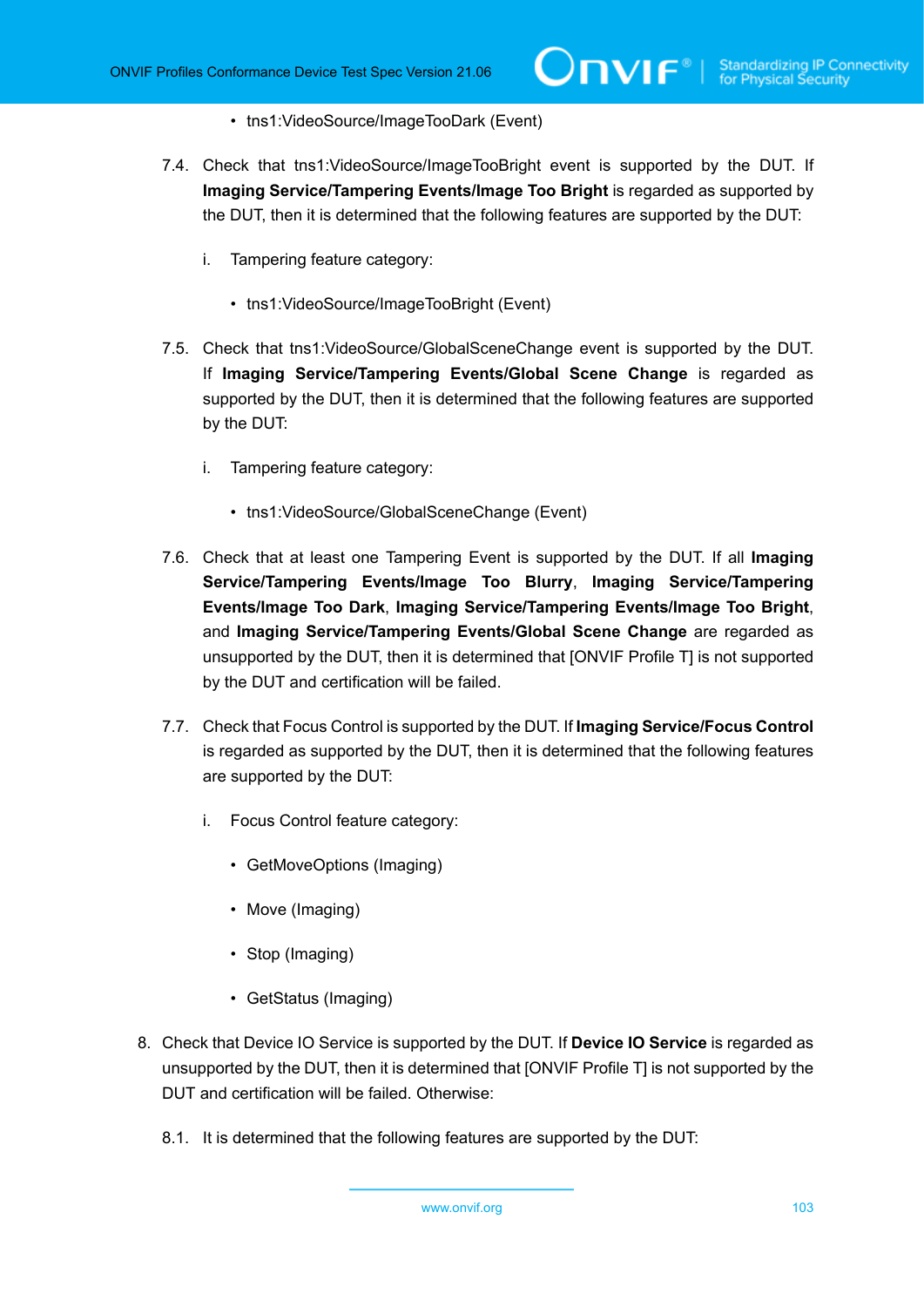- tns1:VideoSource/ImageTooDark (Event)

7.4. Check that tns1:VideoSource/ImageTooBright event is supported by the DUT. If **Imaging Service/Tampering Events/Image Too Bright** is regarded as supported by the DUT, then it is determined that the following features are supported by the DUT:

   i. Tampering feature category:

   - tns1:VideoSource/ImageTooBright (Event)

7.5. Check that tns1:VideoSource/GlobalSceneChange event is supported by the DUT. If **Imaging Service/Tampering Events/Global Scene Change** is regarded as supported by the DUT, then it is determined that the following features are supported by the DUT:

   i. Tampering feature category:

   - tns1:VideoSource/GlobalSceneChange (Event)

7.6. Check that at least one Tampering Event is supported by the DUT. If all **Imaging Service/Tampering Events/Image Too Blurry**, **Imaging Service/Tampering Events/Image Too Dark**, **Imaging Service/Tampering Events/Image Too Bright**, and **Imaging Service/Tampering Events/Global Scene Change** are regarded as unsupported by the DUT, then it is determined that [ONVIF Profile T] is not supported by the DUT and certification will be failed.

7.7. Check that Focus Control is supported by the DUT. If **Imaging Service/Focus Control** is regarded as supported by the DUT, then it is determined that the following features are supported by the DUT:

   i. Focus Control feature category:

   - GetMoveOptions (Imaging)
   - Move (Imaging)
   - Stop (Imaging)
   - GetStatus (Imaging)

8. Check that Device IO Service is supported by the DUT. If **Device IO Service** is regarded as unsupported by the DUT, then it is determined that [ONVIF Profile T] is not supported by the DUT and certification will be failed. Otherwise:

8.1. It is determined that the following features are supported by the DUT: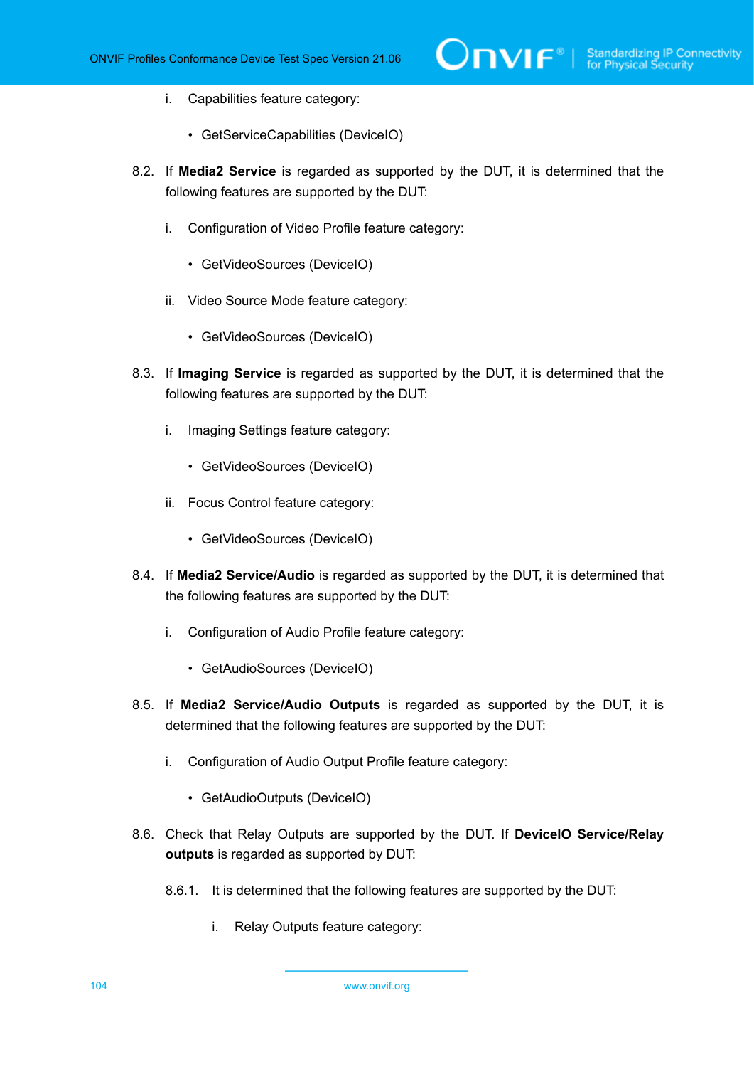i. Capabilities feature category:

- GetServiceCapabilities (DeviceIO)

8.2. If **Media2 Service** is regarded as supported by the DUT, it is determined that the following features are supported by the DUT:

i. Configuration of Video Profile feature category:

- GetVideoSources (DeviceIO)

ii. Video Source Mode feature category:

- GetVideoSources (DeviceIO)

8.3. If **Imaging Service** is regarded as supported by the DUT, it is determined that the following features are supported by the DUT:

i. Imaging Settings feature category:

- GetVideoSources (DeviceIO)

ii. Focus Control feature category:

- GetVideoSources (DeviceIO)

8.4. If **Media2 Service/Audio** is regarded as supported by the DUT, it is determined that the following features are supported by the DUT:

i. Configuration of Audio Profile feature category:

- GetAudioSources (DeviceIO)

8.5. If **Media2 Service/Audio Outputs** is regarded as supported by the DUT, it is determined that the following features are supported by the DUT:

i. Configuration of Audio Output Profile feature category:

- GetAudioOutputs (DeviceIO)

8.6. Check that Relay Outputs are supported by the DUT. If **DeviceIO Service/Relay outputs** is regarded as supported by DUT:

8.6.1. It is determined that the following features are supported by the DUT:

i. Relay Outputs feature category: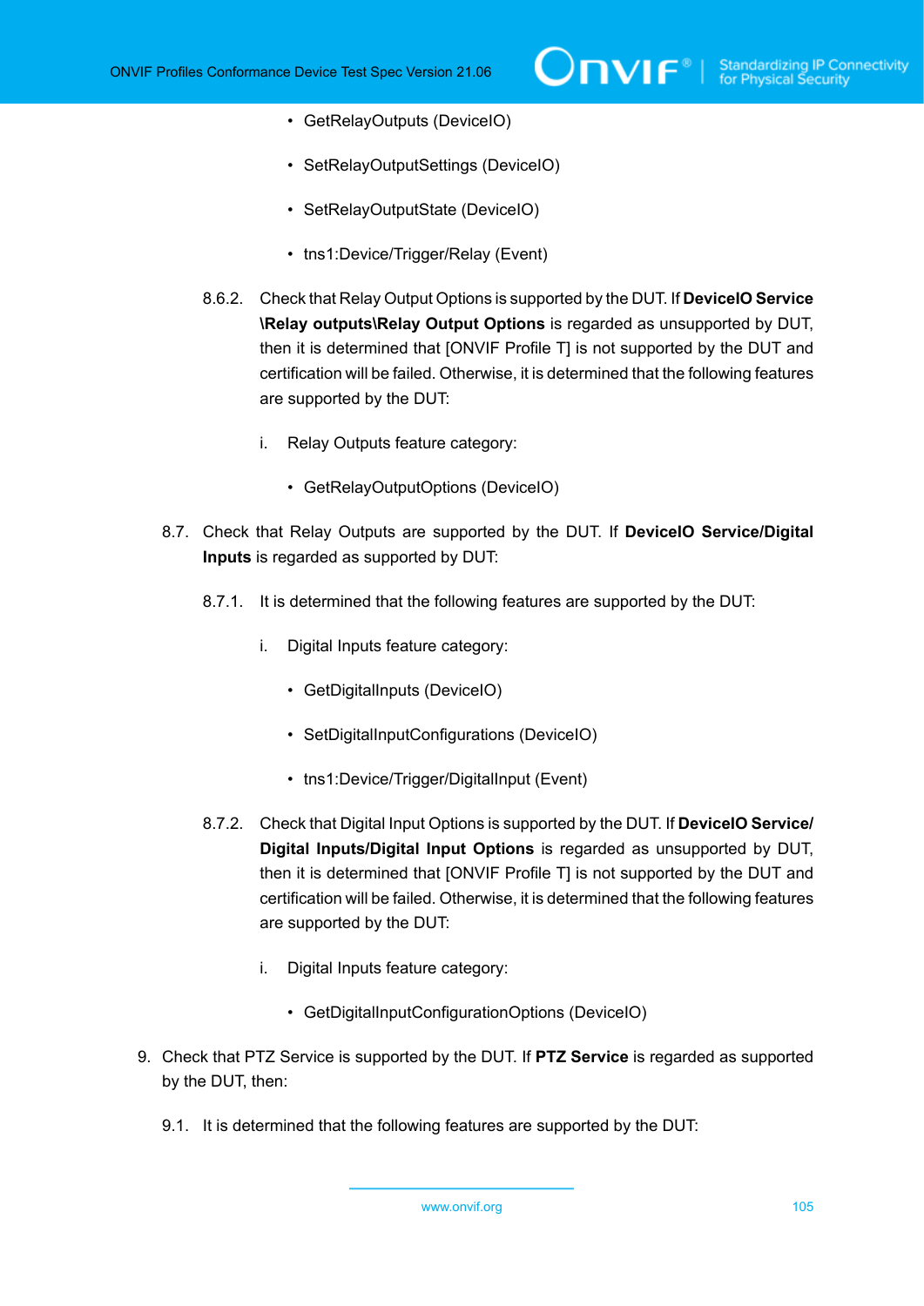- GetRelayOutputs (DeviceIO)

- SetRelayOutputSettings (DeviceIO)

- SetRelayOutputState (DeviceIO)

- tns1:Device/Trigger/Relay (Event)

8.6.2. Check that Relay Output Options is supported by the DUT. If **DeviceIO Service \Relay outputs\Relay Output Options** is regarded as unsupported by DUT, then it is determined that [ONVIF Profile T] is not supported by the DUT and certification will be failed. Otherwise, it is determined that the following features are supported by the DUT:

i. Relay Outputs feature category:

- GetRelayOutputOptions (DeviceIO)

8.7. Check that Relay Outputs are supported by the DUT. If **DeviceIO Service/Digital Inputs** is regarded as supported by DUT:

8.7.1. It is determined that the following features are supported by the DUT:

i. Digital Inputs feature category:

- GetDigitalInputs (DeviceIO)

- SetDigitalInputConfigurations (DeviceIO)

- tns1:Device/Trigger/DigitalInput (Event)

8.7.2. Check that Digital Input Options is supported by the DUT. If **DeviceIO Service/ Digital Inputs/Digital Input Options** is regarded as unsupported by DUT, then it is determined that [ONVIF Profile T] is not supported by the DUT and certification will be failed. Otherwise, it is determined that the following features are supported by the DUT:

i. Digital Inputs feature category:

- GetDigitalInputConfigurationOptions (DeviceIO)

9. Check that PTZ Service is supported by the DUT. If **PTZ Service** is regarded as supported by the DUT, then:

9.1. It is determined that the following features are supported by the DUT: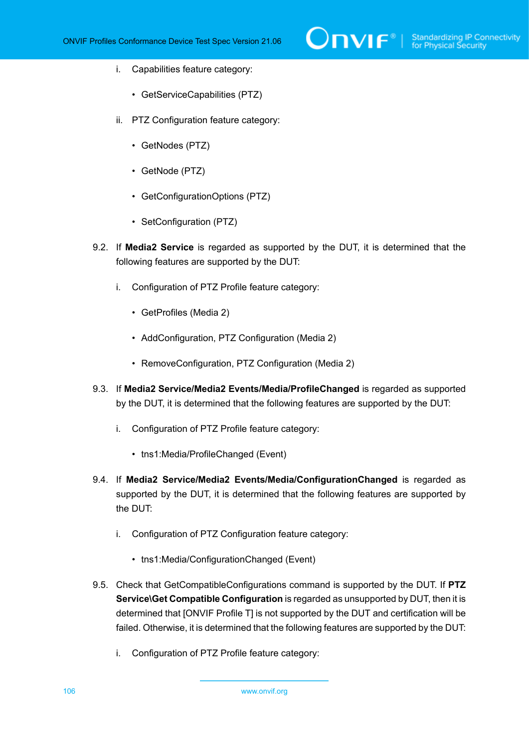i. Capabilities feature category:

- GetServiceCapabilities (PTZ)

ii. PTZ Configuration feature category:

- GetNodes (PTZ)
- GetNode (PTZ)
- GetConfigurationOptions (PTZ)
- SetConfiguration (PTZ)

9.2. If **Media2 Service** is regarded as supported by the DUT, it is determined that the following features are supported by the DUT:

i. Configuration of PTZ Profile feature category:

- GetProfiles (Media 2)
- AddConfiguration, PTZ Configuration (Media 2)
- RemoveConfiguration, PTZ Configuration (Media 2)

9.3. If **Media2 Service/Media2 Events/Media/ProfileChanged** is regarded as supported by the DUT, it is determined that the following features are supported by the DUT:

i. Configuration of PTZ Profile feature category:

- tns1:Media/ProfileChanged (Event)

9.4. If **Media2 Service/Media2 Events/Media/ConfigurationChanged** is regarded as supported by the DUT, it is determined that the following features are supported by the DUT:

i. Configuration of PTZ Configuration feature category:

- tns1:Media/ConfigurationChanged (Event)

9.5. Check that GetCompatibleConfigurations command is supported by the DUT. If **PTZ Service\Get Compatible Configuration** is regarded as unsupported by DUT, then it is determined that [ONVIF Profile T] is not supported by the DUT and certification will be failed. Otherwise, it is determined that the following features are supported by the DUT:

i. Configuration of PTZ Profile feature category: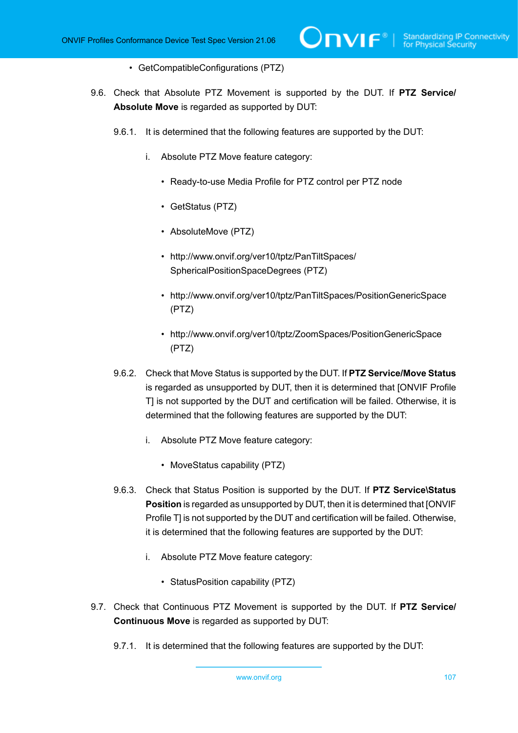- GetCompatibleConfigurations (PTZ)

9.6. Check that Absolute PTZ Movement is supported by the DUT. If **PTZ Service/ Absolute Move** is regarded as supported by DUT:

9.6.1. It is determined that the following features are supported by the DUT:

i. Absolute PTZ Move feature category:

- Ready-to-use Media Profile for PTZ control per PTZ node
- GetStatus (PTZ)
- AbsoluteMove (PTZ)
- http://www.onvif.org/ver10/tptz/PanTiltSpaces/SphericalPositionSpaceDegrees (PTZ)
- http://www.onvif.org/ver10/tptz/PanTiltSpaces/PositionGenericSpace (PTZ)
- http://www.onvif.org/ver10/tptz/ZoomSpaces/PositionGenericSpace (PTZ)

9.6.2. Check that Move Status is supported by the DUT. If **PTZ Service/Move Status** is regarded as unsupported by DUT, then it is determined that [ONVIF Profile T] is not supported by the DUT and certification will be failed. Otherwise, it is determined that the following features are supported by the DUT:

i. Absolute PTZ Move feature category:

- MoveStatus capability (PTZ)

9.6.3. Check that Status Position is supported by the DUT. If **PTZ Service\Status Position** is regarded as unsupported by DUT, then it is determined that [ONVIF Profile T] is not supported by the DUT and certification will be failed. Otherwise, it is determined that the following features are supported by the DUT:

i. Absolute PTZ Move feature category:

- StatusPosition capability (PTZ)

9.7. Check that Continuous PTZ Movement is supported by the DUT. If **PTZ Service/ Continuous Move** is regarded as supported by DUT:

9.7.1. It is determined that the following features are supported by the DUT: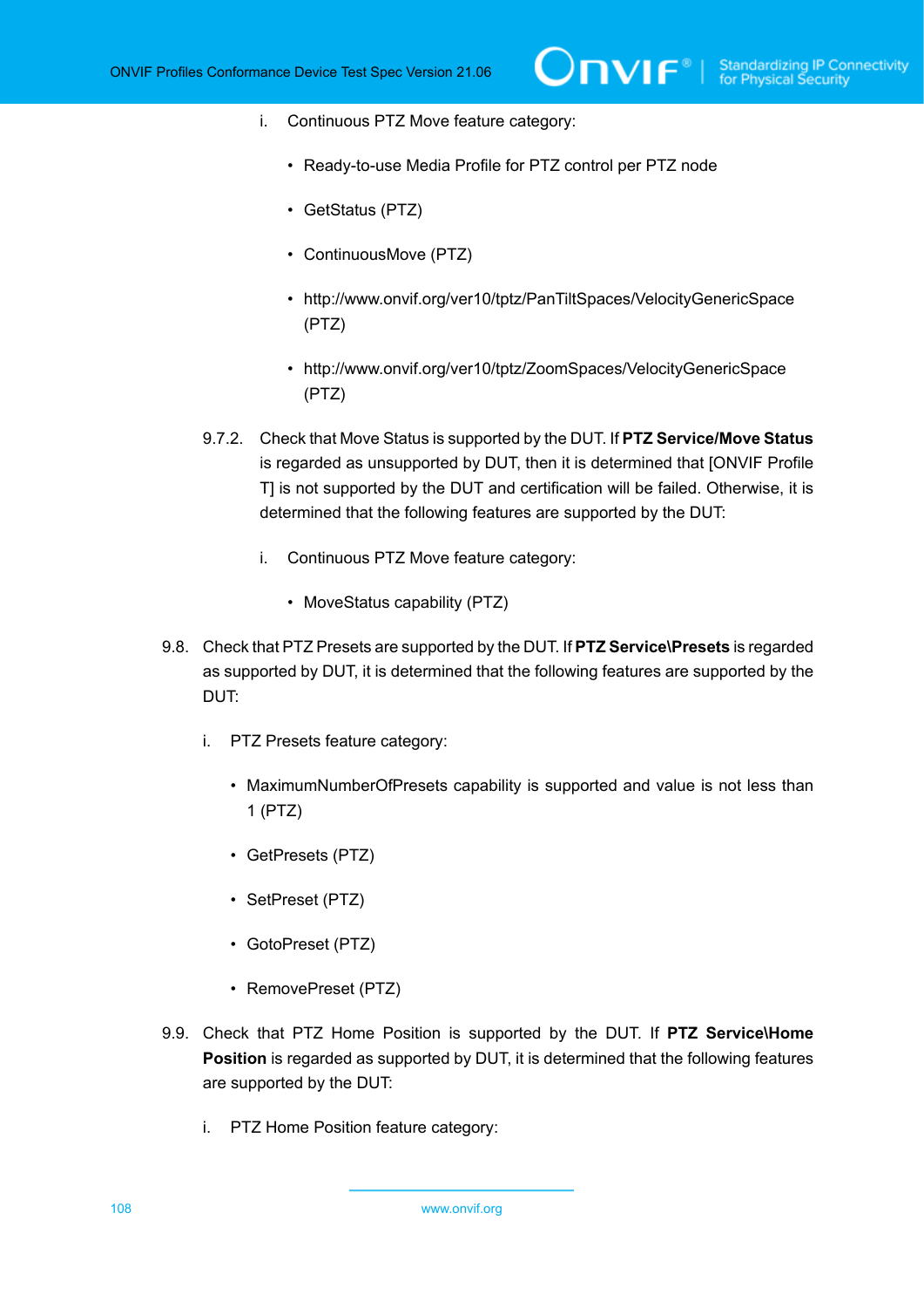i. Continuous PTZ Move feature category:

- Ready-to-use Media Profile for PTZ control per PTZ node
- GetStatus (PTZ)
- ContinuousMove (PTZ)
- http://www.onvif.org/ver10/tptz/PanTiltSpaces/VelocityGenericSpace (PTZ)
- http://www.onvif.org/ver10/tptz/ZoomSpaces/VelocityGenericSpace (PTZ)

9.7.2. Check that Move Status is supported by the DUT. If **PTZ Service/Move Status** is regarded as unsupported by DUT, then it is determined that [ONVIF Profile T] is not supported by the DUT and certification will be failed. Otherwise, it is determined that the following features are supported by the DUT:

i. Continuous PTZ Move feature category:

- MoveStatus capability (PTZ)

9.8. Check that PTZ Presets are supported by the DUT. If **PTZ Service\Presets** is regarded as supported by DUT, it is determined that the following features are supported by the DUT:

i. PTZ Presets feature category:

- MaximumNumberOfPresets capability is supported and value is not less than 1 (PTZ)
- GetPresets (PTZ)
- SetPreset (PTZ)
- GotoPreset (PTZ)
- RemovePreset (PTZ)

9.9. Check that PTZ Home Position is supported by the DUT. If **PTZ Service\Home Position** is regarded as supported by DUT, it is determined that the following features are supported by the DUT:

i. PTZ Home Position feature category: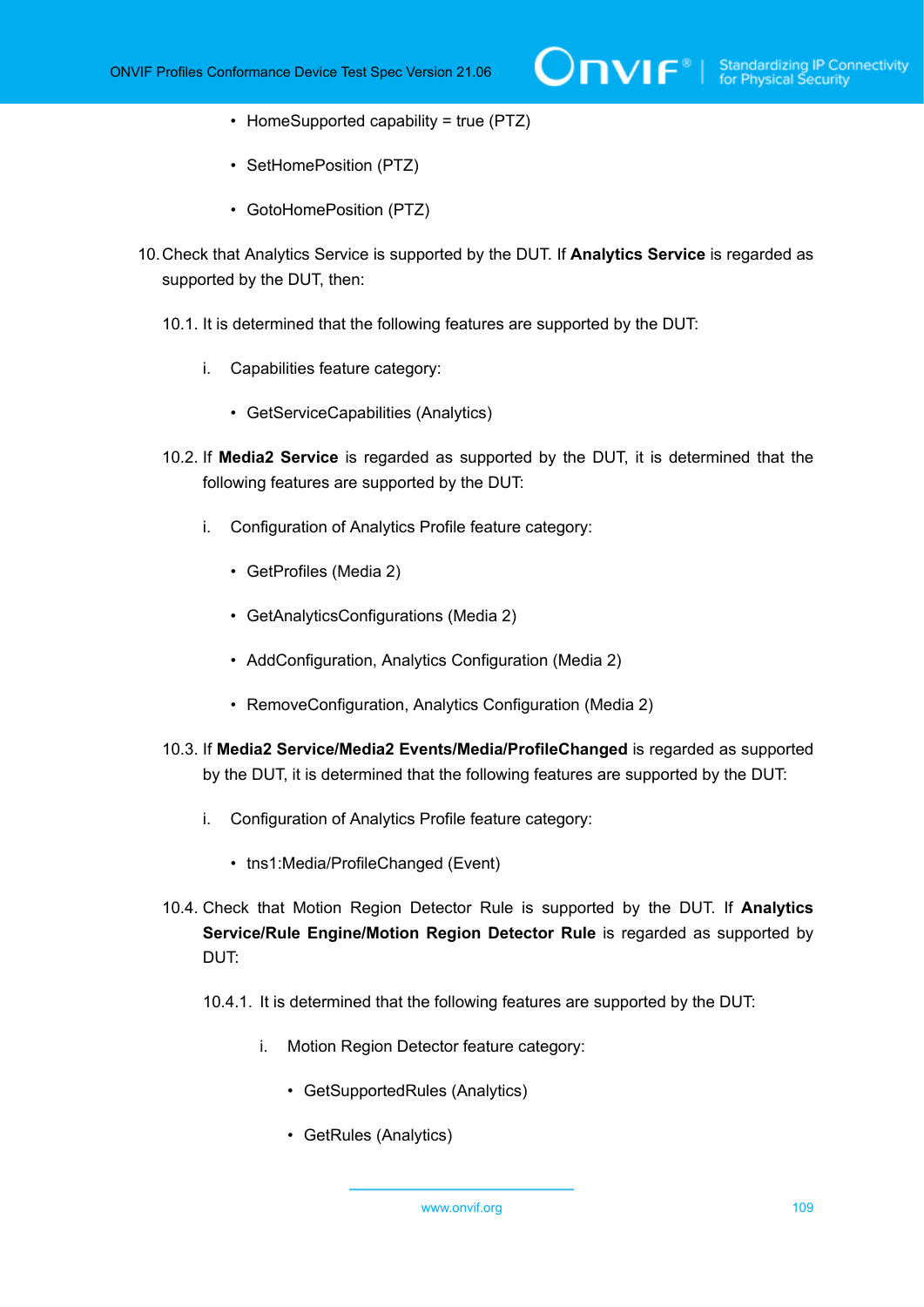- HomeSupported capability = true (PTZ)
- SetHomePosition (PTZ)
- GotoHomePosition (PTZ)

10. Check that Analytics Service is supported by the DUT. If **Analytics Service** is regarded as supported by the DUT, then:

    10.1. It is determined that the following features are supported by the DUT:

    i. Capabilities feature category:

    - GetServiceCapabilities (Analytics)

    10.2. If **Media2 Service** is regarded as supported by the DUT, it is determined that the following features are supported by the DUT:

    i. Configuration of Analytics Profile feature category:

    - GetProfiles (Media 2)
    - GetAnalyticsConfigurations (Media 2)
    - AddConfiguration, Analytics Configuration (Media 2)
    - RemoveConfiguration, Analytics Configuration (Media 2)

    10.3. If **Media2 Service/Media2 Events/Media/ProfileChanged** is regarded as supported by the DUT, it is determined that the following features are supported by the DUT:

    i. Configuration of Analytics Profile feature category:

    - tns1:Media/ProfileChanged (Event)

    10.4. Check that Motion Region Detector Rule is supported by the DUT. If **Analytics Service/Rule Engine/Motion Region Detector Rule** is regarded as supported by DUT:

    10.4.1. It is determined that the following features are supported by the DUT:

    i. Motion Region Detector feature category:

    - GetSupportedRules (Analytics)
    - GetRules (Analytics)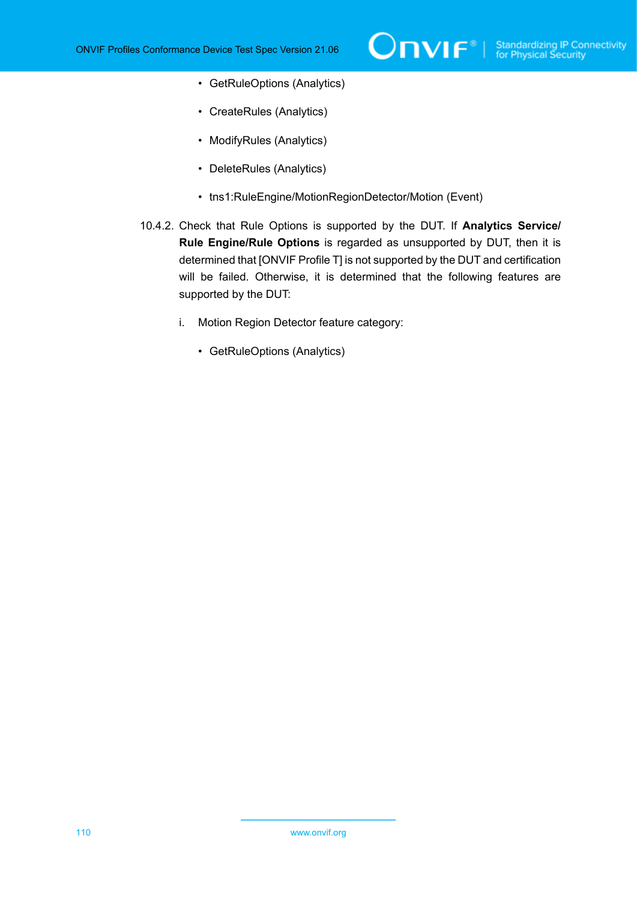- GetRuleOptions (Analytics)
- CreateRules (Analytics)
- ModifyRules (Analytics)
- DeleteRules (Analytics)
- tns1:RuleEngine/MotionRegionDetector/Motion (Event)

10.4.2. Check that Rule Options is supported by the DUT. If **Analytics Service/ Rule Engine/Rule Options** is regarded as unsupported by DUT, then it is determined that [ONVIF Profile T] is not supported by the DUT and certification will be failed. Otherwise, it is determined that the following features are supported by the DUT:

i. Motion Region Detector feature category:

- GetRuleOptions (Analytics)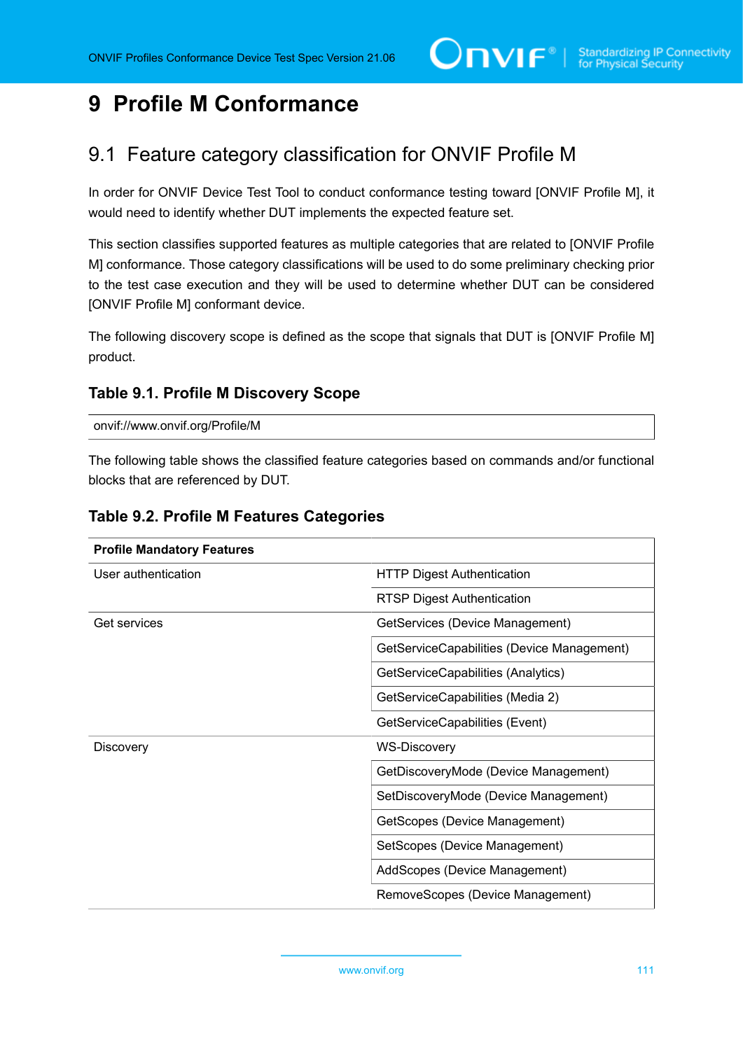# 9 Profile M Conformance

## 9.1 Feature category classification for ONVIF Profile M

In order for ONVIF Device Test Tool to conduct conformance testing toward [ONVIF Profile M], it would need to identify whether DUT implements the expected feature set.

This section classifies supported features as multiple categories that are related to [ONVIF Profile M] conformance. Those category classifications will be used to do some preliminary checking prior to the test case execution and they will be used to determine whether DUT can be considered [ONVIF Profile M] conformant device.

The following discovery scope is defined as the scope that signals that DUT is [ONVIF Profile M] product.

### Table 9.1. Profile M Discovery Scope

| onvif://www.onvif.org/Profile/M |
|---|

The following table shows the classified feature categories based on commands and/or functional blocks that are referenced by DUT.

### Table 9.2. Profile M Features Categories

| **Profile Mandatory Features** | |
|---|---|
| User authentication | HTTP Digest Authentication |
| | RTSP Digest Authentication |
| Get services | GetServices (Device Management) |
| | GetServiceCapabilities (Device Management) |
| | GetServiceCapabilities (Analytics) |
| | GetServiceCapabilities (Media 2) |
| | GetServiceCapabilities (Event) |
| Discovery | WS-Discovery |
| | GetDiscoveryMode (Device Management) |
| | SetDiscoveryMode (Device Management) |
| | GetScopes (Device Management) |
| | SetScopes (Device Management) |
| | AddScopes (Device Management) |
| | RemoveScopes (Device Management) |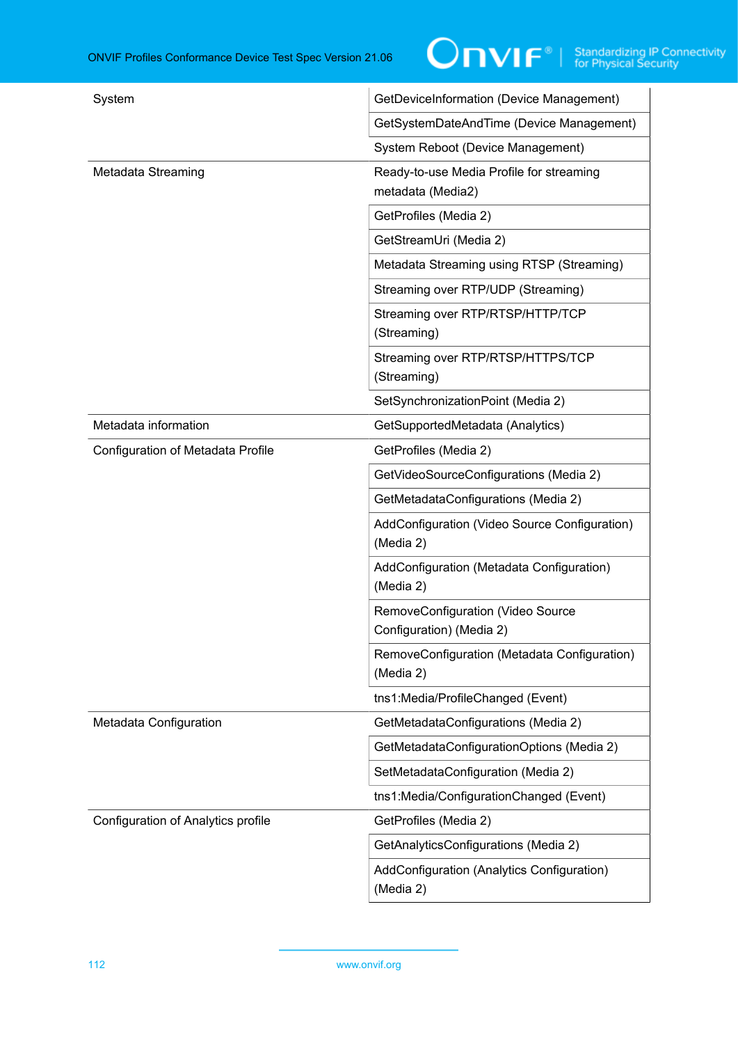| | |
|---|---|
| System | GetDeviceInformation (Device Management) |
| | GetSystemDateAndTime (Device Management) |
| | System Reboot (Device Management) |
| Metadata Streaming | Ready-to-use Media Profile for streaming metadata (Media2) |
| | GetProfiles (Media 2) |
| | GetStreamUri (Media 2) |
| | Metadata Streaming using RTSP (Streaming) |
| | Streaming over RTP/UDP (Streaming) |
| | Streaming over RTP/RTSP/HTTP/TCP (Streaming) |
| | Streaming over RTP/RTSP/HTTPS/TCP (Streaming) |
| | SetSynchronizationPoint (Media 2) |
| Metadata information | GetSupportedMetadata (Analytics) |
| Configuration of Metadata Profile | GetProfiles (Media 2) |
| | GetVideoSourceConfigurations (Media 2) |
| | GetMetadataConfigurations (Media 2) |
| | AddConfiguration (Video Source Configuration) (Media 2) |
| | AddConfiguration (Metadata Configuration) (Media 2) |
| | RemoveConfiguration (Video Source Configuration) (Media 2) |
| | RemoveConfiguration (Metadata Configuration) (Media 2) |
| | tns1:Media/ProfileChanged (Event) |
| Metadata Configuration | GetMetadataConfigurations (Media 2) |
| | GetMetadataConfigurationOptions (Media 2) |
| | SetMetadataConfiguration (Media 2) |
| | tns1:Media/ConfigurationChanged (Event) |
| Configuration of Analytics profile | GetProfiles (Media 2) |
| | GetAnalyticsConfigurations (Media 2) |
| | AddConfiguration (Analytics Configuration) (Media 2) |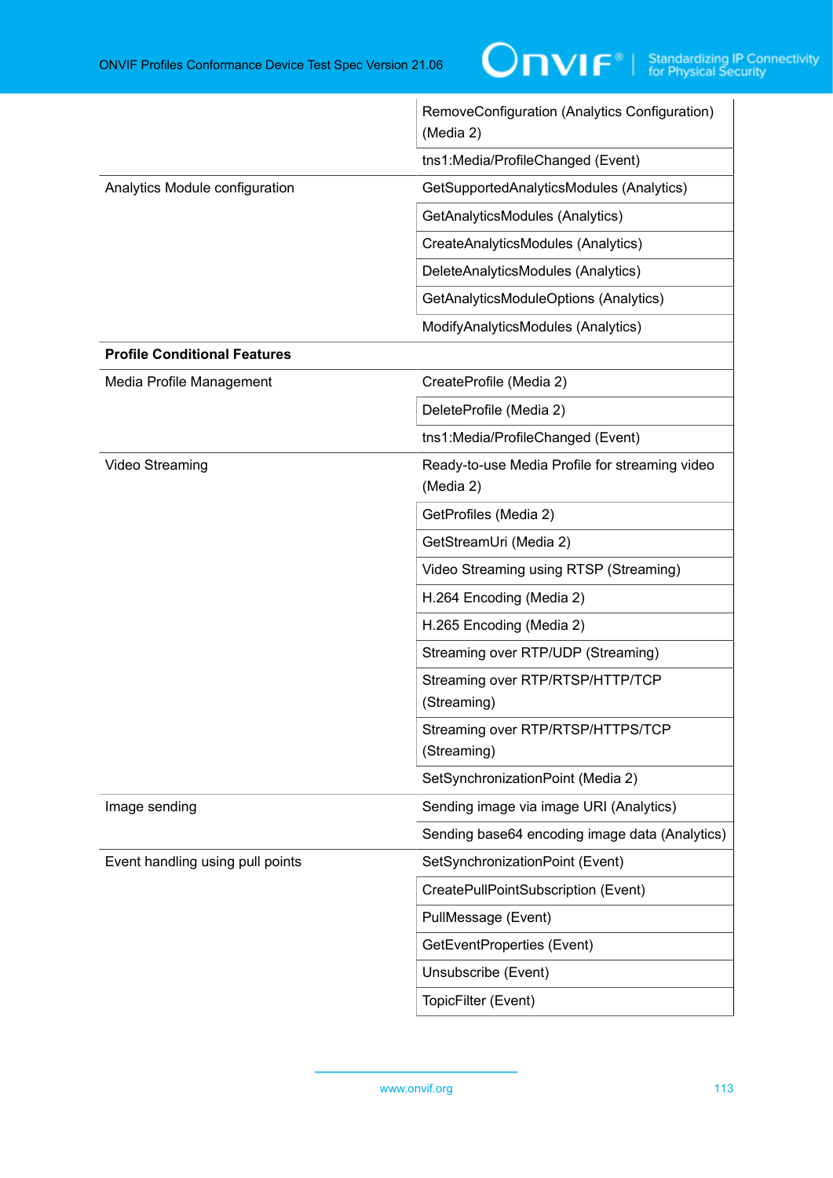| | |
|---|---|
| | RemoveConfiguration (Analytics Configuration) (Media 2) |
| | tns1:Media/ProfileChanged (Event) |
| Analytics Module configuration | GetSupportedAnalyticsModules (Analytics) |
| | GetAnalyticsModules (Analytics) |
| | CreateAnalyticsModules (Analytics) |
| | DeleteAnalyticsModules (Analytics) |
| | GetAnalyticsModuleOptions (Analytics) |
| | ModifyAnalyticsModules (Analytics) |
| **Profile Conditional Features** | |
| Media Profile Management | CreateProfile (Media 2) |
| | DeleteProfile (Media 2) |
| | tns1:Media/ProfileChanged (Event) |
| Video Streaming | Ready-to-use Media Profile for streaming video (Media 2) |
| | GetProfiles (Media 2) |
| | GetStreamUri (Media 2) |
| | Video Streaming using RTSP (Streaming) |
| | H.264 Encoding (Media 2) |
| | H.265 Encoding (Media 2) |
| | Streaming over RTP/UDP (Streaming) |
| | Streaming over RTP/RTSP/HTTP/TCP (Streaming) |
| | Streaming over RTP/RTSP/HTTPS/TCP (Streaming) |
| | SetSynchronizationPoint (Media 2) |
| Image sending | Sending image via image URI (Analytics) |
| | Sending base64 encoding image data (Analytics) |
| Event handling using pull points | SetSynchronizationPoint (Event) |
| | CreatePullPointSubscription (Event) |
| | PullMessage (Event) |
| | GetEventProperties (Event) |
| | Unsubscribe (Event) |
| | TopicFilter (Event) |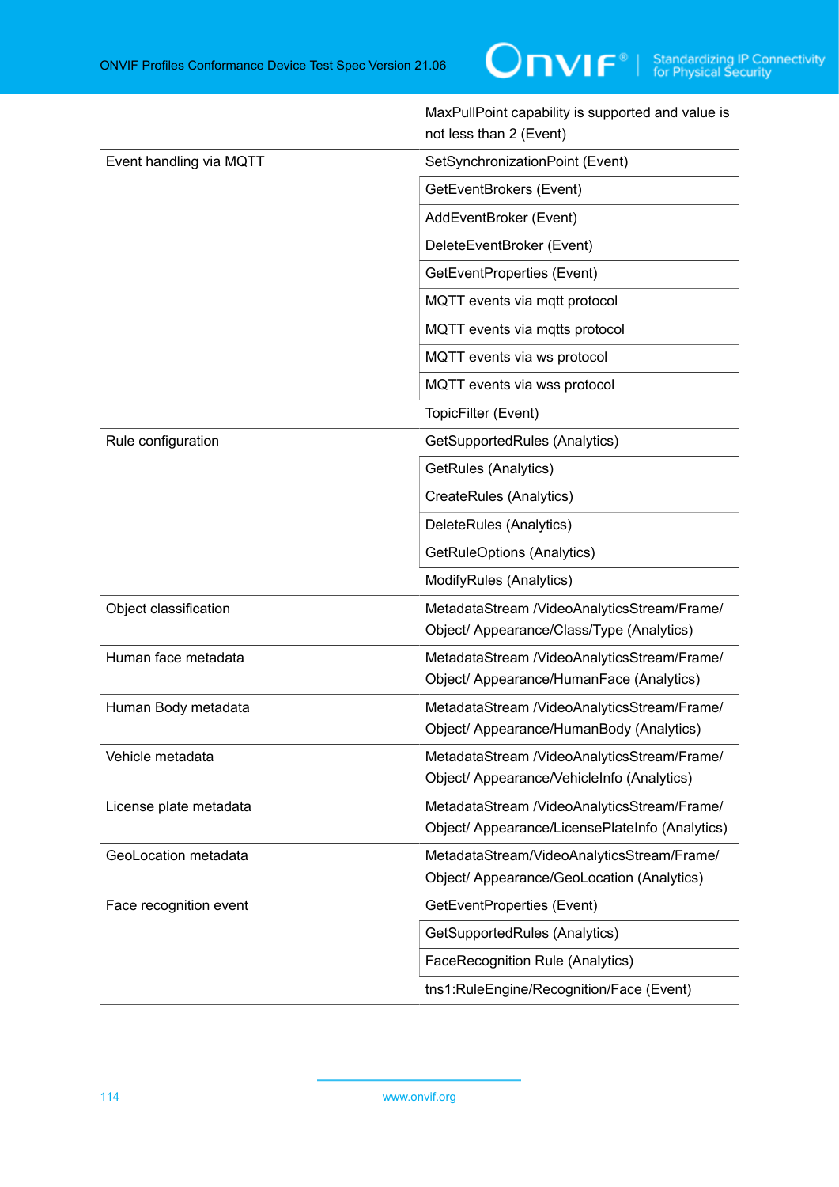| | |
|---|---|
| | MaxPullPoint capability is supported and value is not less than 2 (Event) |
| Event handling via MQTT | SetSynchronizationPoint (Event) |
| | GetEventBrokers (Event) |
| | AddEventBroker (Event) |
| | DeleteEventBroker (Event) |
| | GetEventProperties (Event) |
| | MQTT events via mqtt protocol |
| | MQTT events via mqtts protocol |
| | MQTT events via ws protocol |
| | MQTT events via wss protocol |
| | TopicFilter (Event) |
| Rule configuration | GetSupportedRules (Analytics) |
| | GetRules (Analytics) |
| | CreateRules (Analytics) |
| | DeleteRules (Analytics) |
| | GetRuleOptions (Analytics) |
| | ModifyRules (Analytics) |
| Object classification | MetadataStream /VideoAnalyticsStream/Frame/ Object/ Appearance/Class/Type (Analytics) |
| Human face metadata | MetadataStream /VideoAnalyticsStream/Frame/ Object/ Appearance/HumanFace (Analytics) |
| Human Body metadata | MetadataStream /VideoAnalyticsStream/Frame/ Object/ Appearance/HumanBody (Analytics) |
| Vehicle metadata | MetadataStream /VideoAnalyticsStream/Frame/ Object/ Appearance/VehicleInfo (Analytics) |
| License plate metadata | MetadataStream /VideoAnalyticsStream/Frame/ Object/ Appearance/LicensePlateInfo (Analytics) |
| GeoLocation metadata | MetadataStream/VideoAnalyticsStream/Frame/ Object/ Appearance/GeoLocation (Analytics) |
| Face recognition event | GetEventProperties (Event) |
| | GetSupportedRules (Analytics) |
| | FaceRecognition Rule (Analytics) |
| | tns1:RuleEngine/Recognition/Face (Event) |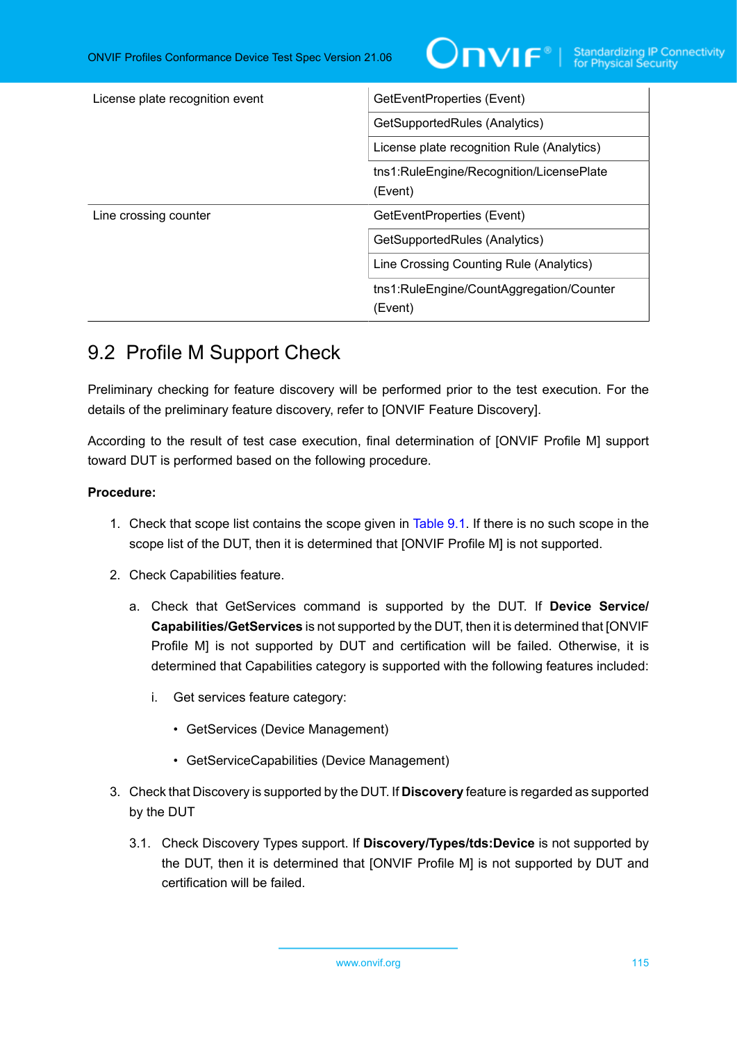| | |
|---|---|
| License plate recognition event | GetEventProperties (Event) |
| | GetSupportedRules (Analytics) |
| | License plate recognition Rule (Analytics) |
| | tns1:RuleEngine/Recognition/LicensePlate (Event) |
| Line crossing counter | GetEventProperties (Event) |
| | GetSupportedRules (Analytics) |
| | Line Crossing Counting Rule (Analytics) |
| | tns1:RuleEngine/CountAggregation/Counter (Event) |

## 9.2 Profile M Support Check

Preliminary checking for feature discovery will be performed prior to the test execution. For the details of the preliminary feature discovery, refer to [ONVIF Feature Discovery].

According to the result of test case execution, final determination of [ONVIF Profile M] support toward DUT is performed based on the following procedure.

**Procedure:**

1. Check that scope list contains the scope given in Table 9.1. If there is no such scope in the scope list of the DUT, then it is determined that [ONVIF Profile M] is not supported.

2. Check Capabilities feature.

   a. Check that GetServices command is supported by the DUT. If **Device Service/ Capabilities/GetServices** is not supported by the DUT, then it is determined that [ONVIF Profile M] is not supported by DUT and certification will be failed. Otherwise, it is determined that Capabilities category is supported with the following features included:

      i. Get services feature category:

         - GetServices (Device Management)

         - GetServiceCapabilities (Device Management)

3. Check that Discovery is supported by the DUT. If **Discovery** feature is regarded as supported by the DUT

   3.1. Check Discovery Types support. If **Discovery/Types/tds:Device** is not supported by the DUT, then it is determined that [ONVIF Profile M] is not supported by DUT and certification will be failed.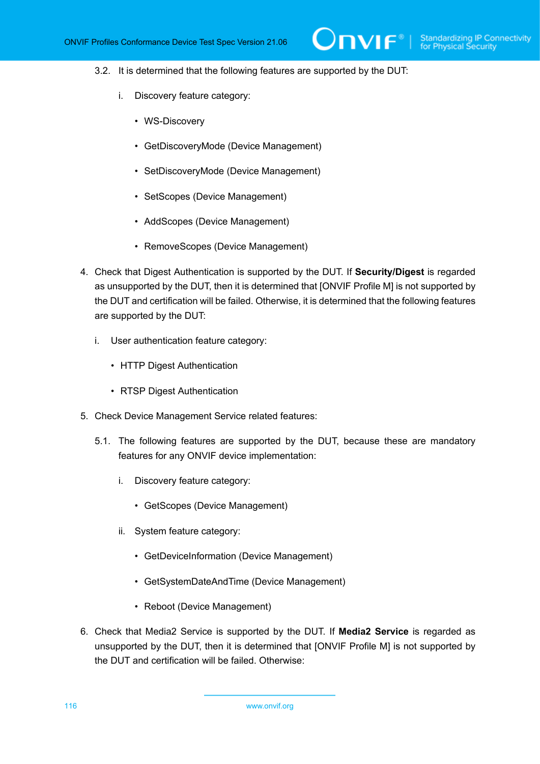3.2. It is determined that the following features are supported by the DUT:

i. Discovery feature category:

- WS-Discovery
- GetDiscoveryMode (Device Management)
- SetDiscoveryMode (Device Management)
- SetScopes (Device Management)
- AddScopes (Device Management)
- RemoveScopes (Device Management)

4. Check that Digest Authentication is supported by the DUT. If **Security/Digest** is regarded as unsupported by the DUT, then it is determined that [ONVIF Profile M] is not supported by the DUT and certification will be failed. Otherwise, it is determined that the following features are supported by the DUT:

i. User authentication feature category:

- HTTP Digest Authentication
- RTSP Digest Authentication

5. Check Device Management Service related features:

5.1. The following features are supported by the DUT, because these are mandatory features for any ONVIF device implementation:

i. Discovery feature category:

- GetScopes (Device Management)

ii. System feature category:

- GetDeviceInformation (Device Management)
- GetSystemDateAndTime (Device Management)
- Reboot (Device Management)

6. Check that Media2 Service is supported by the DUT. If **Media2 Service** is regarded as unsupported by the DUT, then it is determined that [ONVIF Profile M] is not supported by the DUT and certification will be failed. Otherwise: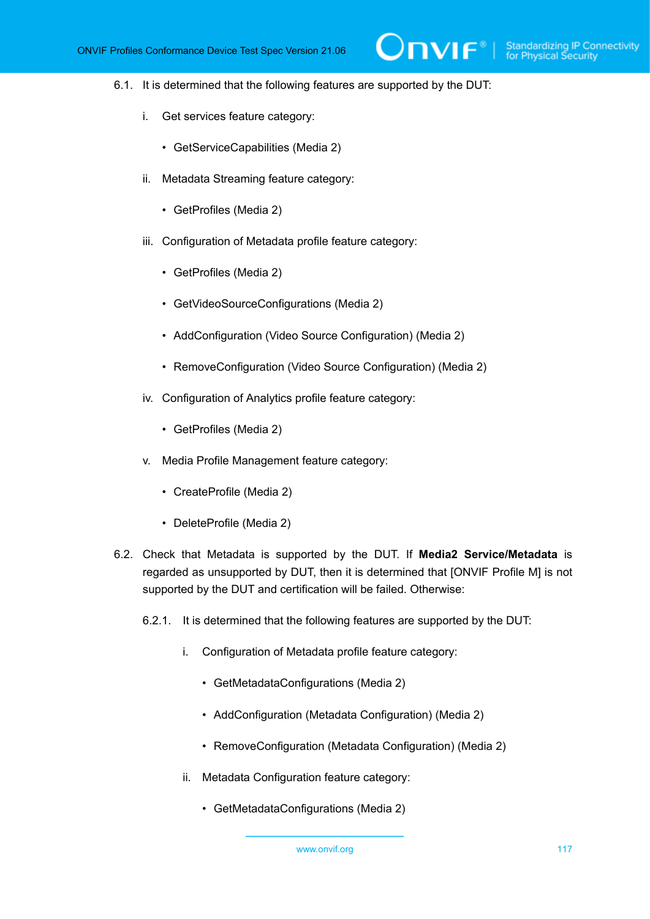6.1. It is determined that the following features are supported by the DUT:

   i. Get services feature category:

      - GetServiceCapabilities (Media 2)

   ii. Metadata Streaming feature category:

      - GetProfiles (Media 2)

   iii. Configuration of Metadata profile feature category:

      - GetProfiles (Media 2)
      - GetVideoSourceConfigurations (Media 2)
      - AddConfiguration (Video Source Configuration) (Media 2)
      - RemoveConfiguration (Video Source Configuration) (Media 2)

   iv. Configuration of Analytics profile feature category:

      - GetProfiles (Media 2)

   v. Media Profile Management feature category:

      - CreateProfile (Media 2)
      - DeleteProfile (Media 2)

6.2. Check that Metadata is supported by the DUT. If **Media2 Service/Metadata** is regarded as unsupported by DUT, then it is determined that [ONVIF Profile M] is not supported by the DUT and certification will be failed. Otherwise:

   6.2.1. It is determined that the following features are supported by the DUT:

      i. Configuration of Metadata profile feature category:

         - GetMetadataConfigurations (Media 2)
         - AddConfiguration (Metadata Configuration) (Media 2)
         - RemoveConfiguration (Metadata Configuration) (Media 2)

      ii. Metadata Configuration feature category:

         - GetMetadataConfigurations (Media 2)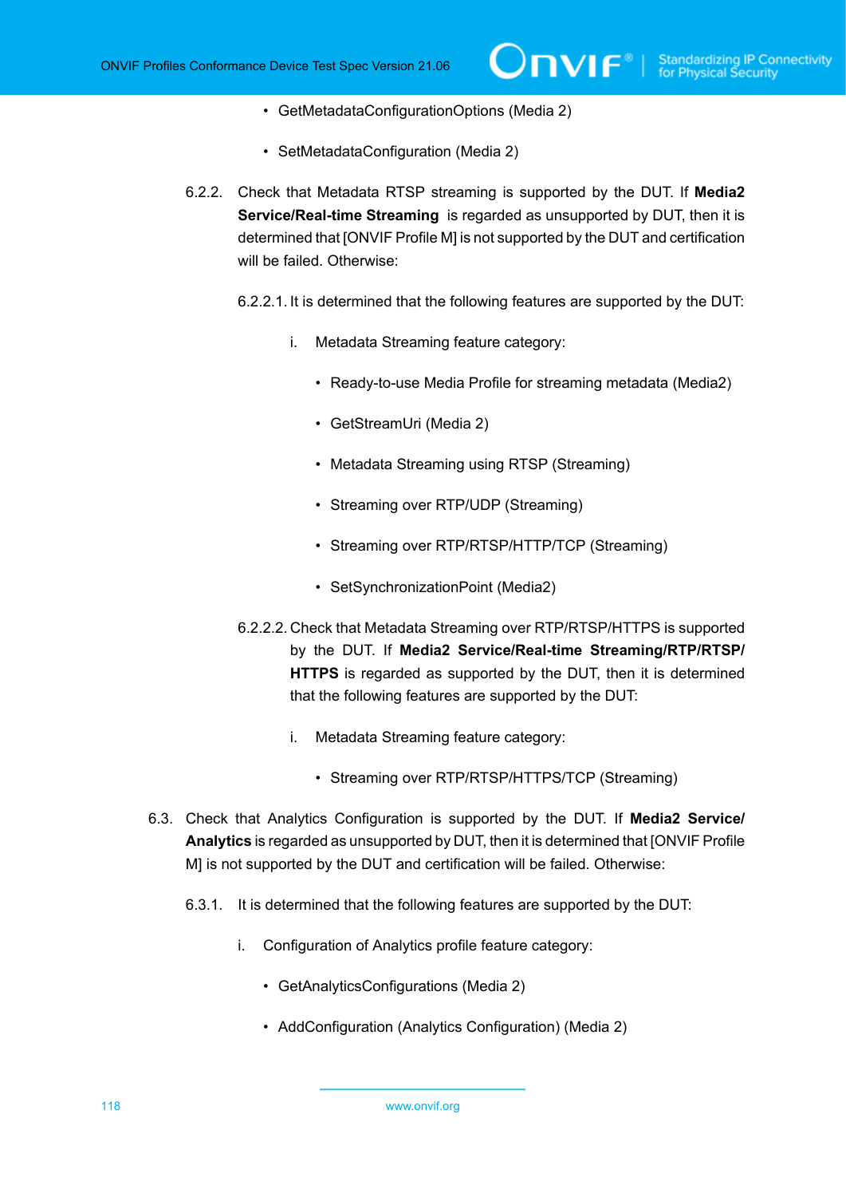- GetMetadataConfigurationOptions (Media 2)
- SetMetadataConfiguration (Media 2)

6.2.2. Check that Metadata RTSP streaming is supported by the DUT. If **Media2 Service/Real-time Streaming** is regarded as unsupported by DUT, then it is determined that [ONVIF Profile M] is not supported by the DUT and certification will be failed. Otherwise:

6.2.2.1. It is determined that the following features are supported by the DUT:

i. Metadata Streaming feature category:

- Ready-to-use Media Profile for streaming metadata (Media2)
- GetStreamUri (Media 2)
- Metadata Streaming using RTSP (Streaming)
- Streaming over RTP/UDP (Streaming)
- Streaming over RTP/RTSP/HTTP/TCP (Streaming)
- SetSynchronizationPoint (Media2)

6.2.2.2. Check that Metadata Streaming over RTP/RTSP/HTTPS is supported by the DUT. If **Media2 Service/Real-time Streaming/RTP/RTSP/HTTPS** is regarded as supported by the DUT, then it is determined that the following features are supported by the DUT:

i. Metadata Streaming feature category:

- Streaming over RTP/RTSP/HTTPS/TCP (Streaming)

6.3. Check that Analytics Configuration is supported by the DUT. If **Media2 Service/Analytics** is regarded as unsupported by DUT, then it is determined that [ONVIF Profile M] is not supported by the DUT and certification will be failed. Otherwise:

6.3.1. It is determined that the following features are supported by the DUT:

i. Configuration of Analytics profile feature category:

- GetAnalyticsConfigurations (Media 2)
- AddConfiguration (Analytics Configuration) (Media 2)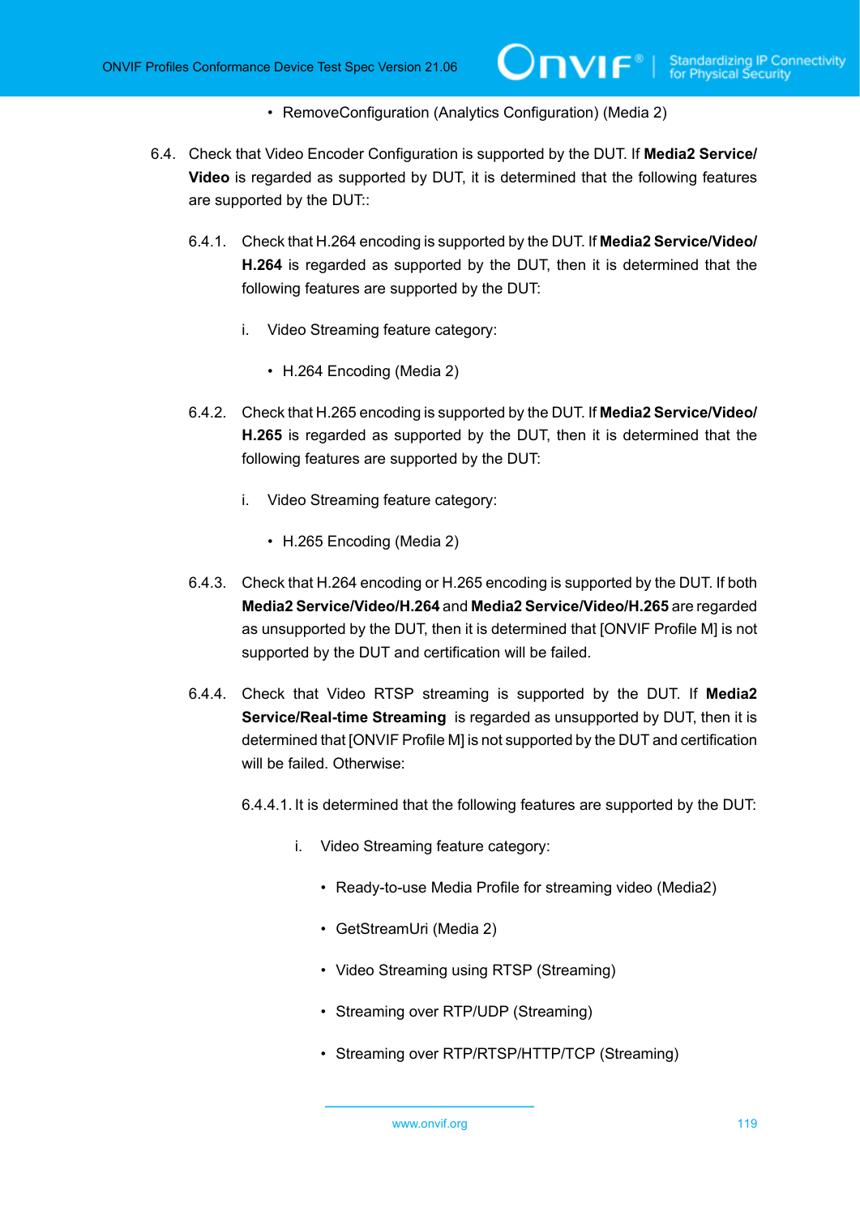- RemoveConfiguration (Analytics Configuration) (Media 2)

6.4. Check that Video Encoder Configuration is supported by the DUT. If **Media2 Service/Video** is regarded as supported by DUT, it is determined that the following features are supported by the DUT::

6.4.1. Check that H.264 encoding is supported by the DUT. If **Media2 Service/Video/H.264** is regarded as supported by the DUT, then it is determined that the following features are supported by the DUT:

i. Video Streaming feature category:

- H.264 Encoding (Media 2)

6.4.2. Check that H.265 encoding is supported by the DUT. If **Media2 Service/Video/H.265** is regarded as supported by the DUT, then it is determined that the following features are supported by the DUT:

i. Video Streaming feature category:

- H.265 Encoding (Media 2)

6.4.3. Check that H.264 encoding or H.265 encoding is supported by the DUT. If both **Media2 Service/Video/H.264** and **Media2 Service/Video/H.265** are regarded as unsupported by the DUT, then it is determined that [ONVIF Profile M] is not supported by the DUT and certification will be failed.

6.4.4. Check that Video RTSP streaming is supported by the DUT. If **Media2 Service/Real-time Streaming** is regarded as unsupported by DUT, then it is determined that [ONVIF Profile M] is not supported by the DUT and certification will be failed. Otherwise:

6.4.4.1. It is determined that the following features are supported by the DUT:

i. Video Streaming feature category:

- Ready-to-use Media Profile for streaming video (Media2)
- GetStreamUri (Media 2)
- Video Streaming using RTSP (Streaming)
- Streaming over RTP/UDP (Streaming)
- Streaming over RTP/RTSP/HTTP/TCP (Streaming)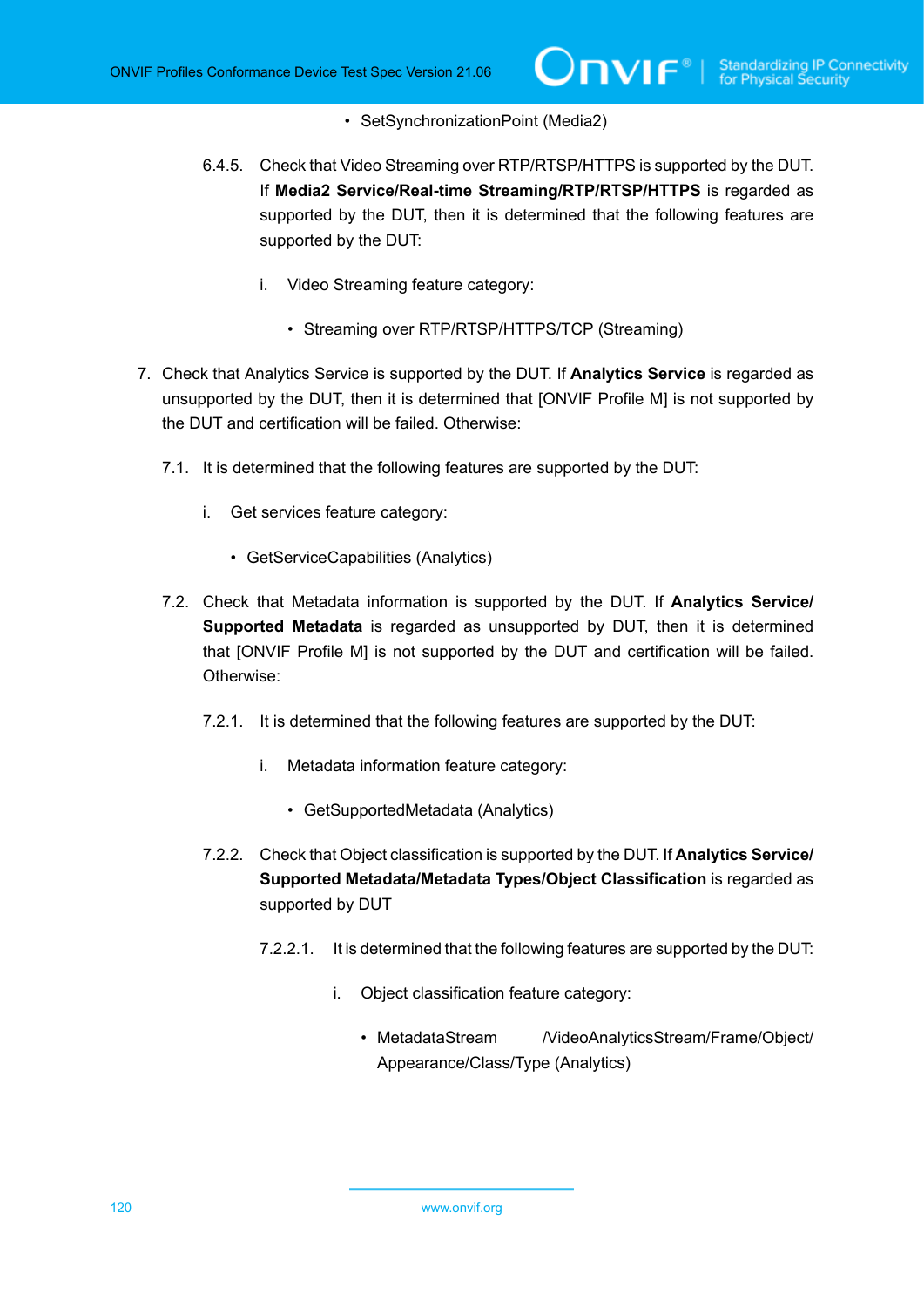- SetSynchronizationPoint (Media2)

6.4.5. Check that Video Streaming over RTP/RTSP/HTTPS is supported by the DUT. If **Media2 Service/Real-time Streaming/RTP/RTSP/HTTPS** is regarded as supported by the DUT, then it is determined that the following features are supported by the DUT:

i. Video Streaming feature category:

- Streaming over RTP/RTSP/HTTPS/TCP (Streaming)

7. Check that Analytics Service is supported by the DUT. If **Analytics Service** is regarded as unsupported by the DUT, then it is determined that [ONVIF Profile M] is not supported by the DUT and certification will be failed. Otherwise:

7.1. It is determined that the following features are supported by the DUT:

i. Get services feature category:

- GetServiceCapabilities (Analytics)

7.2. Check that Metadata information is supported by the DUT. If **Analytics Service/ Supported Metadata** is regarded as unsupported by DUT, then it is determined that [ONVIF Profile M] is not supported by the DUT and certification will be failed. Otherwise:

7.2.1. It is determined that the following features are supported by the DUT:

i. Metadata information feature category:

- GetSupportedMetadata (Analytics)

7.2.2. Check that Object classification is supported by the DUT. If **Analytics Service/ Supported Metadata/Metadata Types/Object Classification** is regarded as supported by DUT

7.2.2.1. It is determined that the following features are supported by the DUT:

i. Object classification feature category:

- MetadataStream /VideoAnalyticsStream/Frame/Object/ Appearance/Class/Type (Analytics)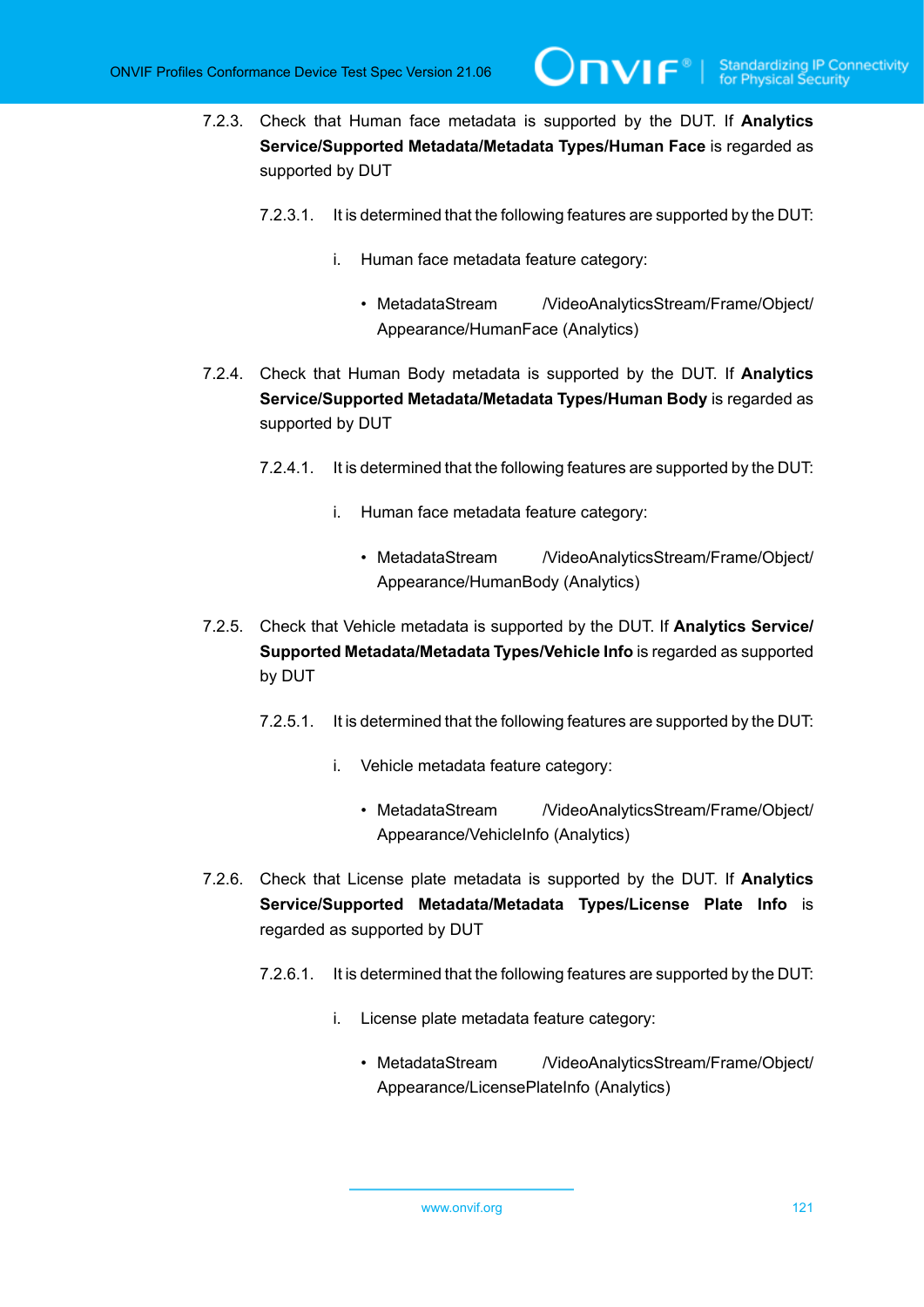7.2.3. Check that Human face metadata is supported by the DUT. If **Analytics Service/Supported Metadata/Metadata Types/Human Face** is regarded as supported by DUT

7.2.3.1. It is determined that the following features are supported by the DUT:

i. Human face metadata feature category:

- MetadataStream /VideoAnalyticsStream/Frame/Object/Appearance/HumanFace (Analytics)

7.2.4. Check that Human Body metadata is supported by the DUT. If **Analytics Service/Supported Metadata/Metadata Types/Human Body** is regarded as supported by DUT

7.2.4.1. It is determined that the following features are supported by the DUT:

i. Human face metadata feature category:

- MetadataStream /VideoAnalyticsStream/Frame/Object/Appearance/HumanBody (Analytics)

7.2.5. Check that Vehicle metadata is supported by the DUT. If **Analytics Service/Supported Metadata/Metadata Types/Vehicle Info** is regarded as supported by DUT

7.2.5.1. It is determined that the following features are supported by the DUT:

i. Vehicle metadata feature category:

- MetadataStream /VideoAnalyticsStream/Frame/Object/Appearance/VehicleInfo (Analytics)

7.2.6. Check that License plate metadata is supported by the DUT. If **Analytics Service/Supported Metadata/Metadata Types/License Plate Info** is regarded as supported by DUT

7.2.6.1. It is determined that the following features are supported by the DUT:

i. License plate metadata feature category:

- MetadataStream /VideoAnalyticsStream/Frame/Object/Appearance/LicensePlateInfo (Analytics)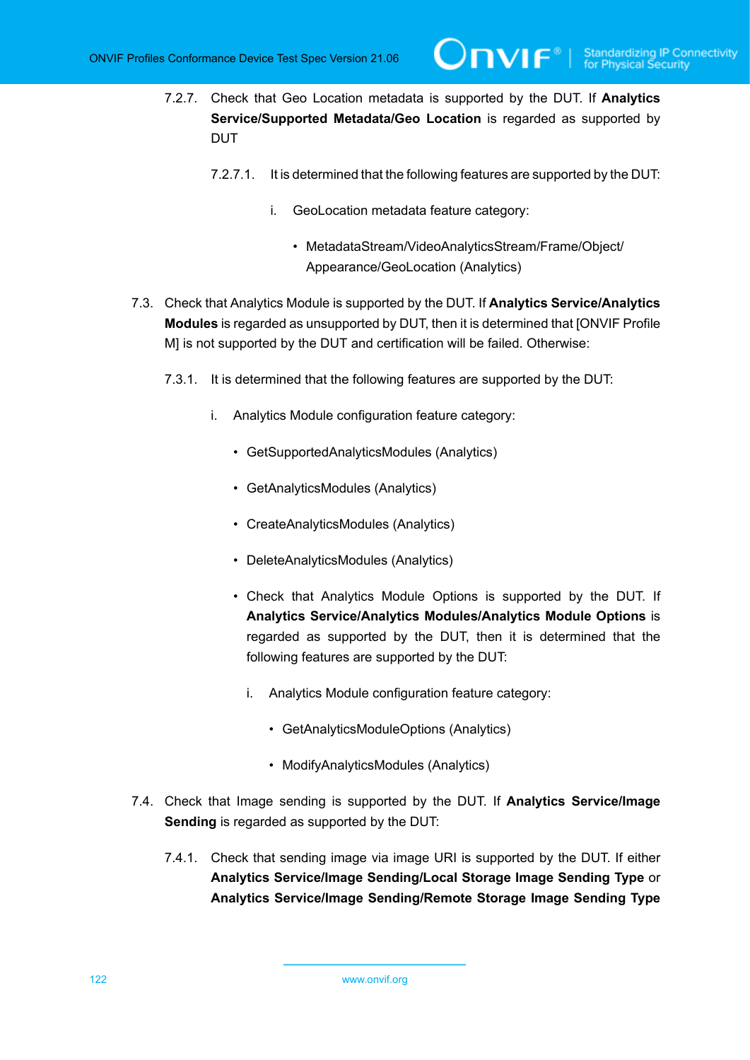7.2.7. Check that Geo Location metadata is supported by the DUT. If **Analytics Service/Supported Metadata/Geo Location** is regarded as supported by DUT

7.2.7.1. It is determined that the following features are supported by the DUT:

i. GeoLocation metadata feature category:

- MetadataStream/VideoAnalyticsStream/Frame/Object/Appearance/GeoLocation (Analytics)

7.3. Check that Analytics Module is supported by the DUT. If **Analytics Service/Analytics Modules** is regarded as unsupported by DUT, then it is determined that [ONVIF Profile M] is not supported by the DUT and certification will be failed. Otherwise:

7.3.1. It is determined that the following features are supported by the DUT:

i. Analytics Module configuration feature category:

- GetSupportedAnalyticsModules (Analytics)
- GetAnalyticsModules (Analytics)
- CreateAnalyticsModules (Analytics)
- DeleteAnalyticsModules (Analytics)
- Check that Analytics Module Options is supported by the DUT. If **Analytics Service/Analytics Modules/Analytics Module Options** is regarded as supported by the DUT, then it is determined that the following features are supported by the DUT:

  i. Analytics Module configuration feature category:

  - GetAnalyticsModuleOptions (Analytics)
  - ModifyAnalyticsModules (Analytics)

7.4. Check that Image sending is supported by the DUT. If **Analytics Service/Image Sending** is regarded as supported by the DUT:

7.4.1. Check that sending image via image URI is supported by the DUT. If either **Analytics Service/Image Sending/Local Storage Image Sending Type** or **Analytics Service/Image Sending/Remote Storage Image Sending Type**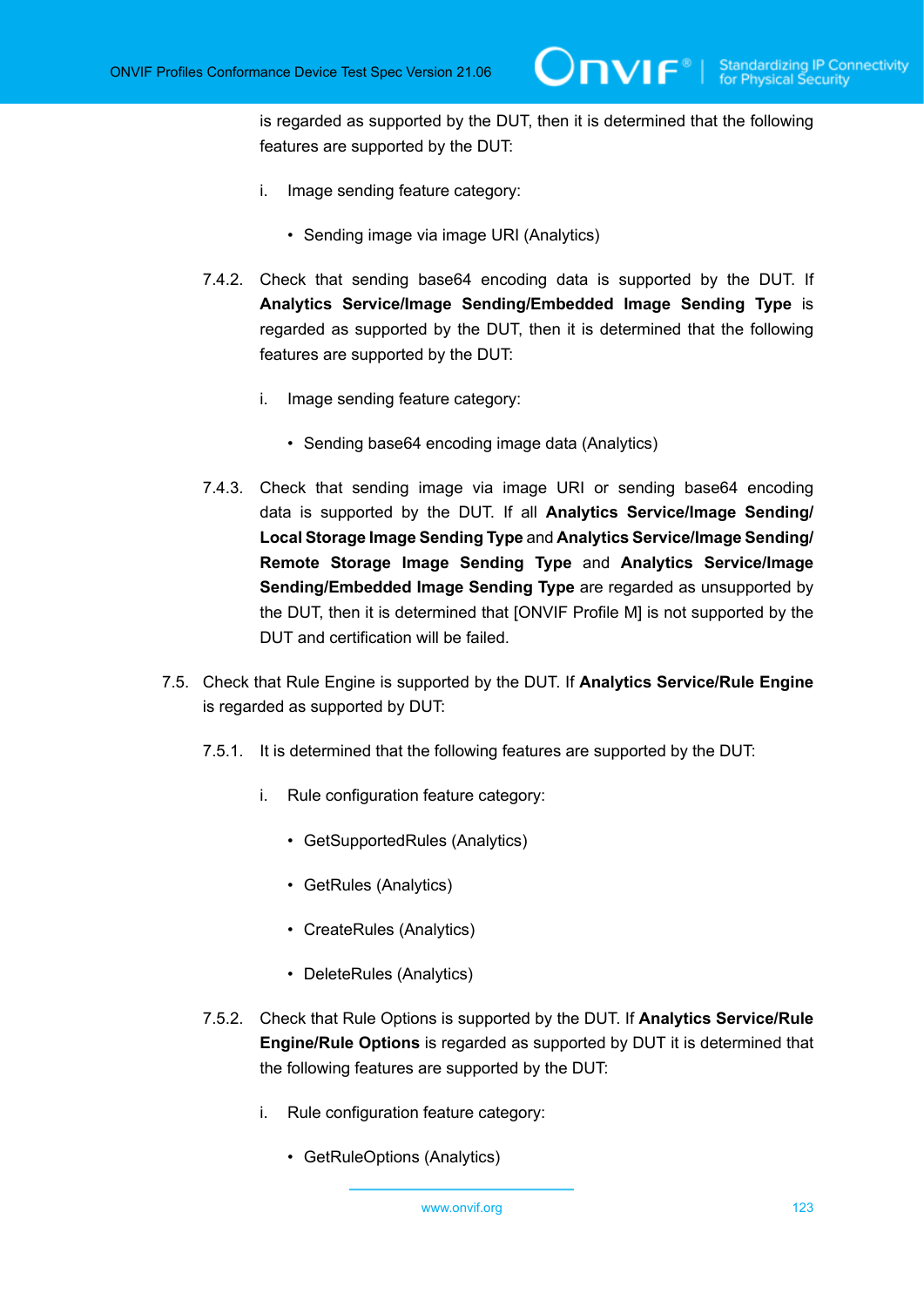is regarded as supported by the DUT, then it is determined that the following features are supported by the DUT:

i. Image sending feature category:

- Sending image via image URI (Analytics)

7.4.2. Check that sending base64 encoding data is supported by the DUT. If **Analytics Service/Image Sending/Embedded Image Sending Type** is regarded as supported by the DUT, then it is determined that the following features are supported by the DUT:

i. Image sending feature category:

- Sending base64 encoding image data (Analytics)

7.4.3. Check that sending image via image URI or sending base64 encoding data is supported by the DUT. If all **Analytics Service/Image Sending/Local Storage Image Sending Type** and **Analytics Service/Image Sending/Remote Storage Image Sending Type** and **Analytics Service/Image Sending/Embedded Image Sending Type** are regarded as unsupported by the DUT, then it is determined that [ONVIF Profile M] is not supported by the DUT and certification will be failed.

7.5. Check that Rule Engine is supported by the DUT. If **Analytics Service/Rule Engine** is regarded as supported by DUT:

7.5.1. It is determined that the following features are supported by the DUT:

i. Rule configuration feature category:

- GetSupportedRules (Analytics)
- GetRules (Analytics)
- CreateRules (Analytics)
- DeleteRules (Analytics)

7.5.2. Check that Rule Options is supported by the DUT. If **Analytics Service/Rule Engine/Rule Options** is regarded as supported by DUT it is determined that the following features are supported by the DUT:

i. Rule configuration feature category:

- GetRuleOptions (Analytics)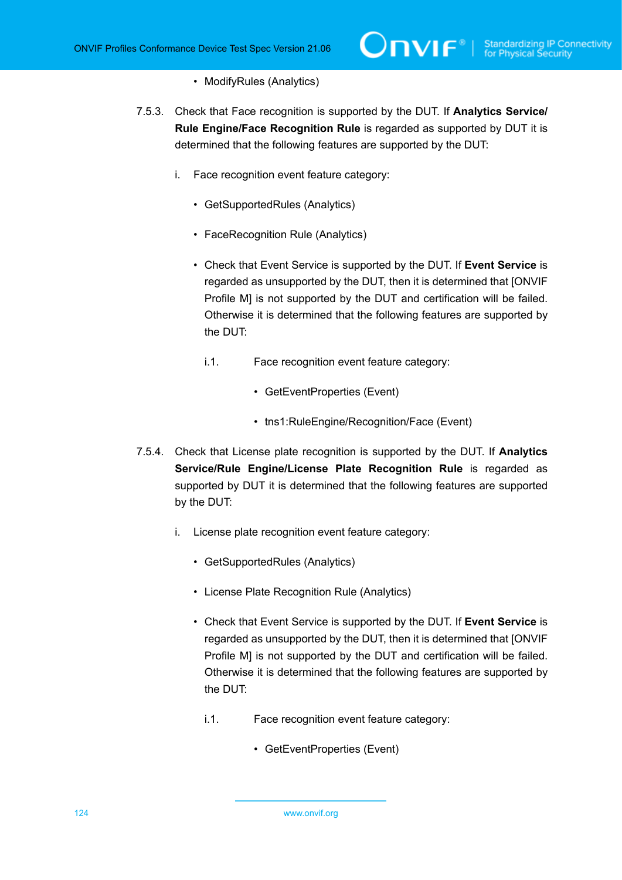- ModifyRules (Analytics)

7.5.3. Check that Face recognition is supported by the DUT. If **Analytics Service/ Rule Engine/Face Recognition Rule** is regarded as supported by DUT it is determined that the following features are supported by the DUT:

i. Face recognition event feature category:

- GetSupportedRules (Analytics)
- FaceRecognition Rule (Analytics)
- Check that Event Service is supported by the DUT. If **Event Service** is regarded as unsupported by the DUT, then it is determined that [ONVIF Profile M] is not supported by the DUT and certification will be failed. Otherwise it is determined that the following features are supported by the DUT:

  i.1. Face recognition event feature category:

  - GetEventProperties (Event)
  - tns1:RuleEngine/Recognition/Face (Event)

7.5.4. Check that License plate recognition is supported by the DUT. If **Analytics Service/Rule Engine/License Plate Recognition Rule** is regarded as supported by DUT it is determined that the following features are supported by the DUT:

i. License plate recognition event feature category:

- GetSupportedRules (Analytics)
- License Plate Recognition Rule (Analytics)
- Check that Event Service is supported by the DUT. If **Event Service** is regarded as unsupported by the DUT, then it is determined that [ONVIF Profile M] is not supported by the DUT and certification will be failed. Otherwise it is determined that the following features are supported by the DUT:

  i.1. Face recognition event feature category:

  - GetEventProperties (Event)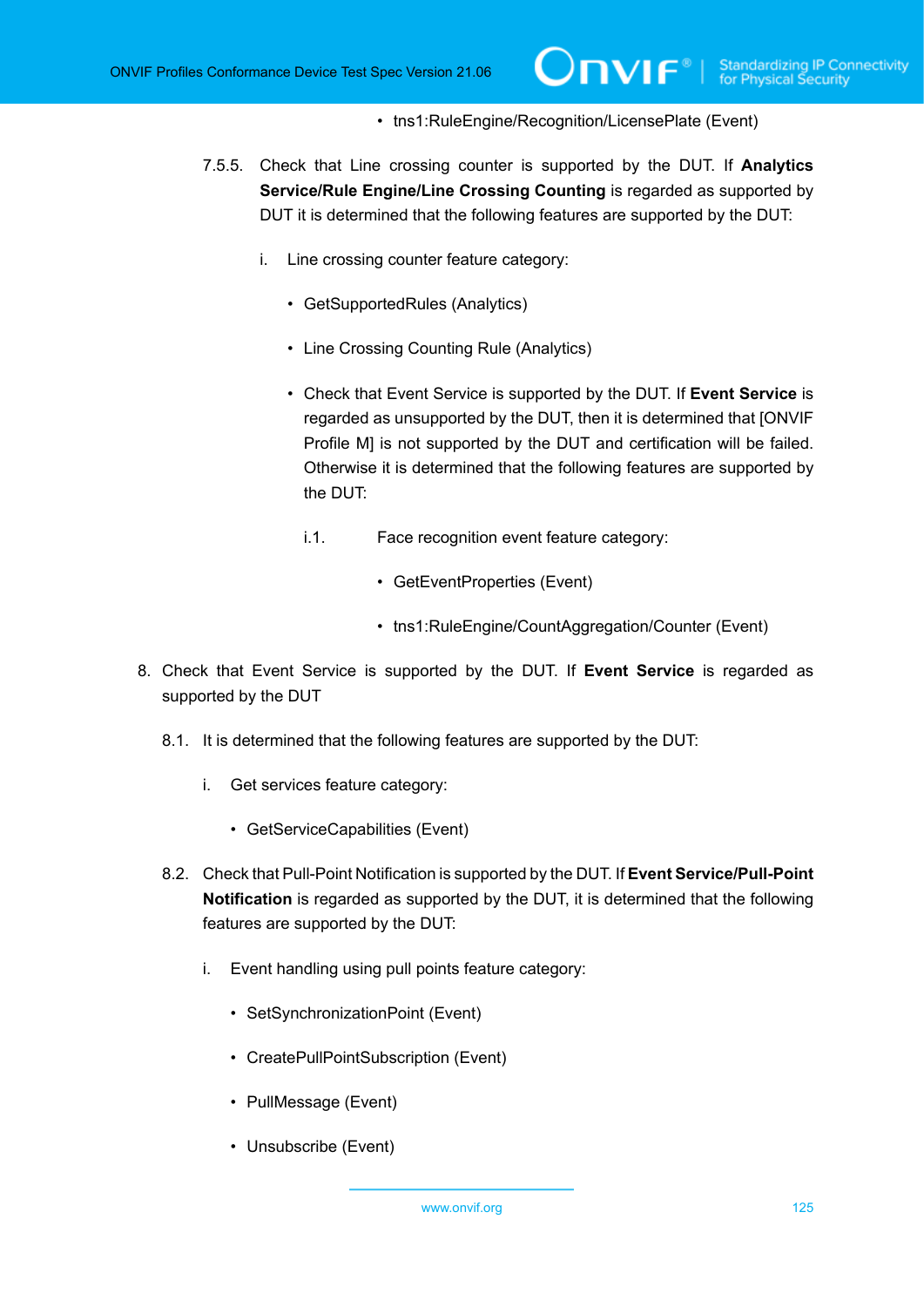- tns1:RuleEngine/Recognition/LicensePlate (Event)

7.5.5. Check that Line crossing counter is supported by the DUT. If **Analytics Service/Rule Engine/Line Crossing Counting** is regarded as supported by DUT it is determined that the following features are supported by the DUT:

i. Line crossing counter feature category:

- GetSupportedRules (Analytics)
- Line Crossing Counting Rule (Analytics)
- Check that Event Service is supported by the DUT. If **Event Service** is regarded as unsupported by the DUT, then it is determined that [ONVIF Profile M] is not supported by the DUT and certification will be failed. Otherwise it is determined that the following features are supported by the DUT:

i.1. Face recognition event feature category:

- GetEventProperties (Event)
- tns1:RuleEngine/CountAggregation/Counter (Event)

8. Check that Event Service is supported by the DUT. If **Event Service** is regarded as supported by the DUT

8.1. It is determined that the following features are supported by the DUT:

i. Get services feature category:

- GetServiceCapabilities (Event)

8.2. Check that Pull-Point Notification is supported by the DUT. If **Event Service/Pull-Point Notification** is regarded as supported by the DUT, it is determined that the following features are supported by the DUT:

i. Event handling using pull points feature category:

- SetSynchronizationPoint (Event)
- CreatePullPointSubscription (Event)
- PullMessage (Event)
- Unsubscribe (Event)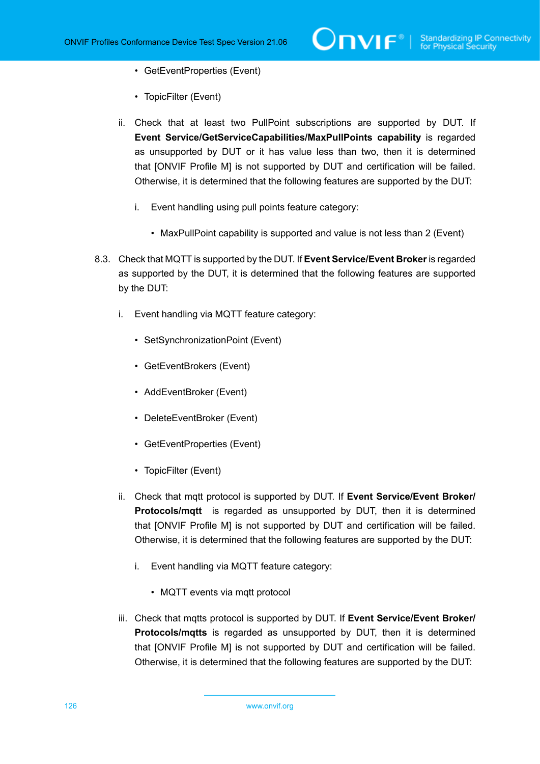- GetEventProperties (Event)
- TopicFilter (Event)

ii. Check that at least two PullPoint subscriptions are supported by DUT. If **Event Service/GetServiceCapabilities/MaxPullPoints capability** is regarded as unsupported by DUT or it has value less than two, then it is determined that [ONVIF Profile M] is not supported by DUT and certification will be failed. Otherwise, it is determined that the following features are supported by the DUT:

   i. Event handling using pull points feature category:

   - MaxPullPoint capability is supported and value is not less than 2 (Event)

8.3. Check that MQTT is supported by the DUT. If **Event Service/Event Broker** is regarded as supported by the DUT, it is determined that the following features are supported by the DUT:

i. Event handling via MQTT feature category:

- SetSynchronizationPoint (Event)
- GetEventBrokers (Event)
- AddEventBroker (Event)
- DeleteEventBroker (Event)
- GetEventProperties (Event)
- TopicFilter (Event)

ii. Check that mqtt protocol is supported by DUT. If **Event Service/Event Broker/Protocols/mqtt** is regarded as unsupported by DUT, then it is determined that [ONVIF Profile M] is not supported by DUT and certification will be failed. Otherwise, it is determined that the following features are supported by the DUT:

   i. Event handling via MQTT feature category:

   - MQTT events via mqtt protocol

iii. Check that mqtts protocol is supported by DUT. If **Event Service/Event Broker/Protocols/mqtts** is regarded as unsupported by DUT, then it is determined that [ONVIF Profile M] is not supported by DUT and certification will be failed. Otherwise, it is determined that the following features are supported by the DUT: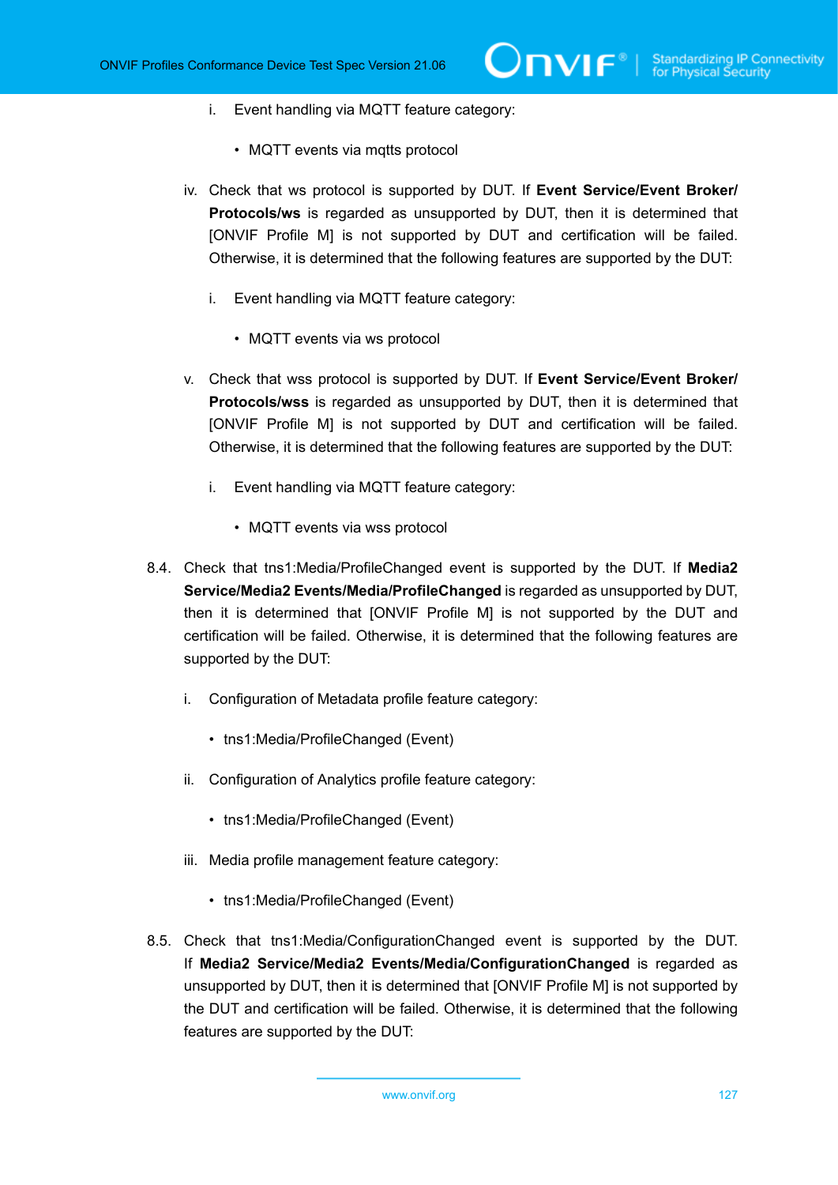i. Event handling via MQTT feature category:

   - MQTT events via mqtts protocol

iv. Check that ws protocol is supported by DUT. If **Event Service/Event Broker/Protocols/ws** is regarded as unsupported by DUT, then it is determined that [ONVIF Profile M] is not supported by DUT and certification will be failed. Otherwise, it is determined that the following features are supported by the DUT:

   i. Event handling via MQTT feature category:

      - MQTT events via ws protocol

v. Check that wss protocol is supported by DUT. If **Event Service/Event Broker/Protocols/wss** is regarded as unsupported by DUT, then it is determined that [ONVIF Profile M] is not supported by DUT and certification will be failed. Otherwise, it is determined that the following features are supported by the DUT:

   i. Event handling via MQTT feature category:

      - MQTT events via wss protocol

8.4. Check that tns1:Media/ProfileChanged event is supported by the DUT. If **Media2 Service/Media2 Events/Media/ProfileChanged** is regarded as unsupported by DUT, then it is determined that [ONVIF Profile M] is not supported by the DUT and certification will be failed. Otherwise, it is determined that the following features are supported by the DUT:

   i. Configuration of Metadata profile feature category:

      - tns1:Media/ProfileChanged (Event)

   ii. Configuration of Analytics profile feature category:

      - tns1:Media/ProfileChanged (Event)

   iii. Media profile management feature category:

      - tns1:Media/ProfileChanged (Event)

8.5. Check that tns1:Media/ConfigurationChanged event is supported by the DUT. If **Media2 Service/Media2 Events/Media/ConfigurationChanged** is regarded as unsupported by DUT, then it is determined that [ONVIF Profile M] is not supported by the DUT and certification will be failed. Otherwise, it is determined that the following features are supported by the DUT: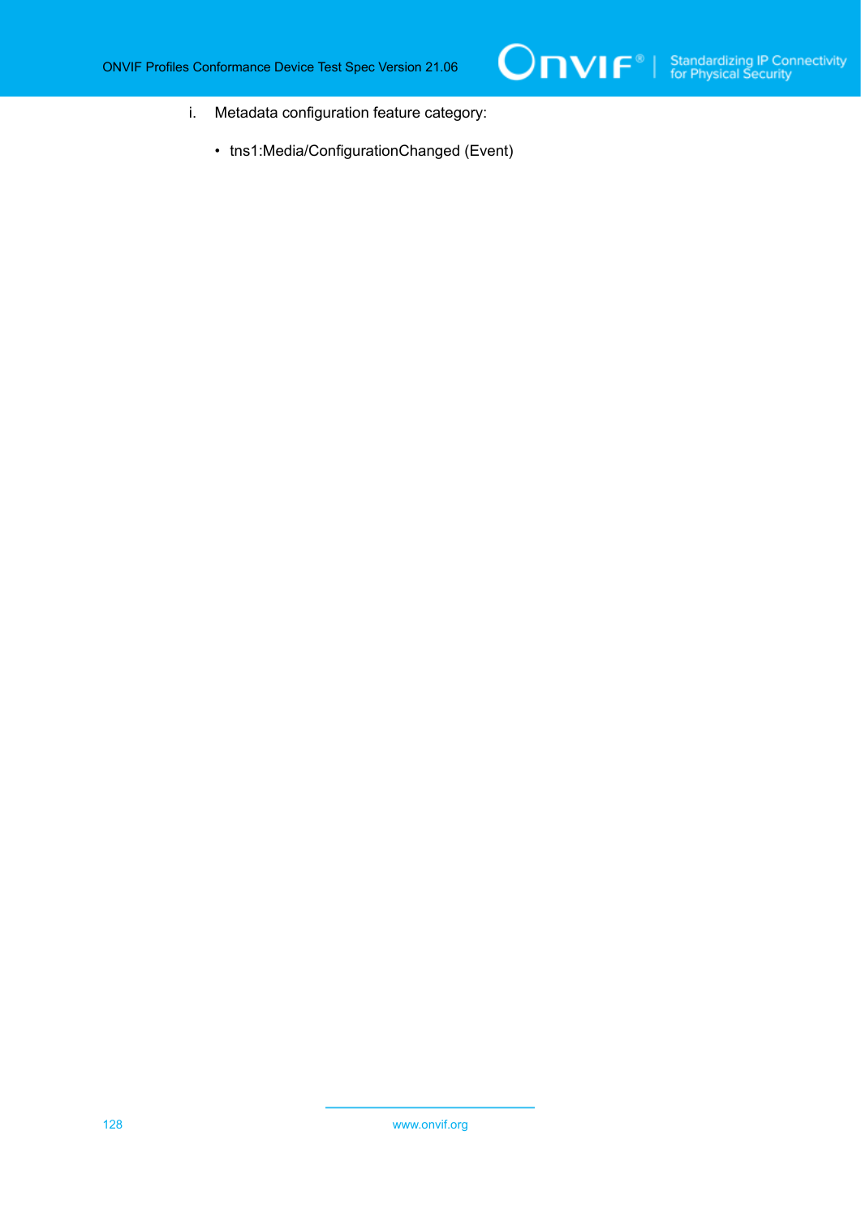i. Metadata configuration feature category:

- tns1:Media/ConfigurationChanged (Event)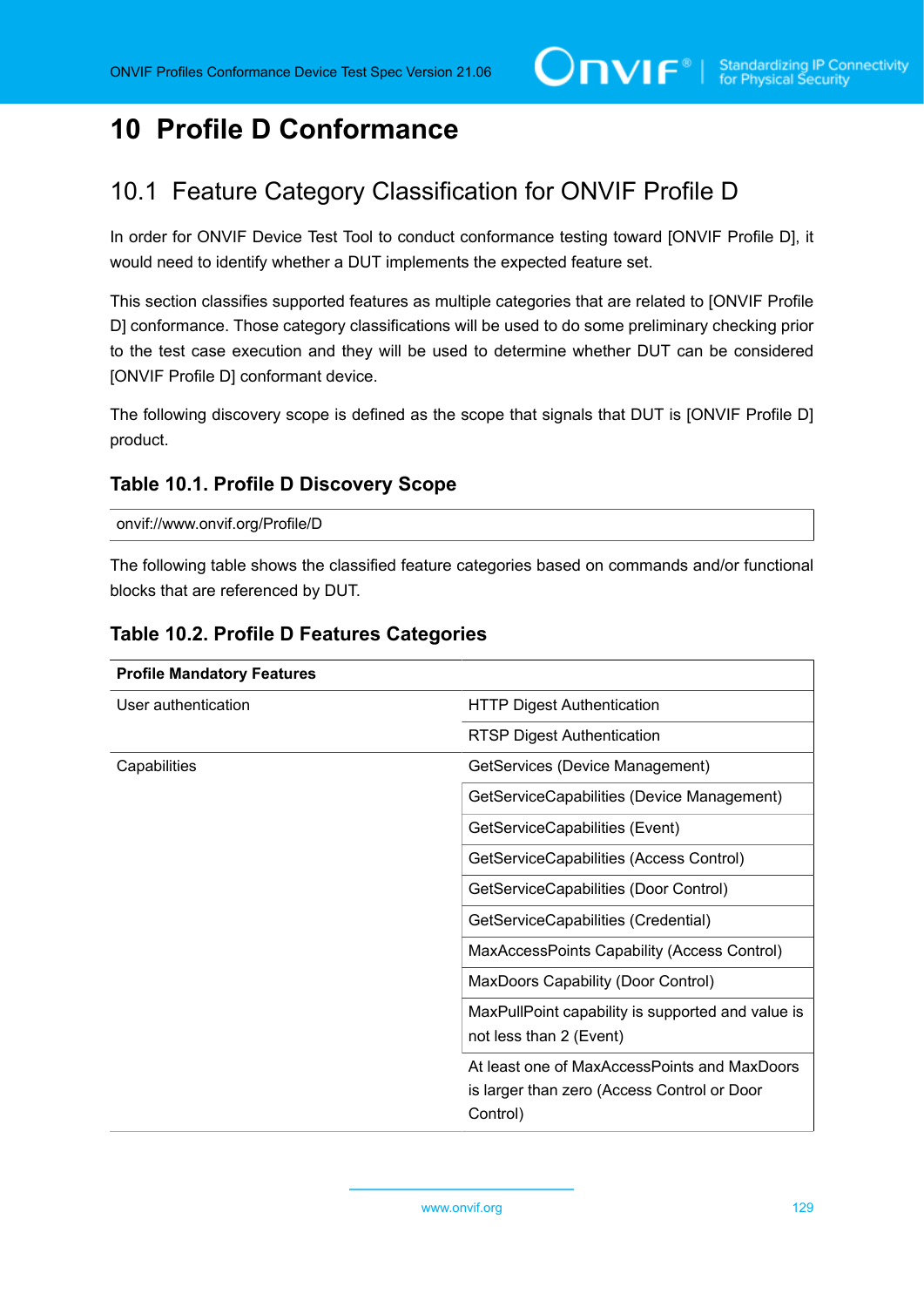# 10 Profile D Conformance

## 10.1 Feature Category Classification for ONVIF Profile D

In order for ONVIF Device Test Tool to conduct conformance testing toward [ONVIF Profile D], it would need to identify whether a DUT implements the expected feature set.

This section classifies supported features as multiple categories that are related to [ONVIF Profile D] conformance. Those category classifications will be used to do some preliminary checking prior to the test case execution and they will be used to determine whether DUT can be considered [ONVIF Profile D] conformant device.

The following discovery scope is defined as the scope that signals that DUT is [ONVIF Profile D] product.

### Table 10.1. Profile D Discovery Scope

| onvif://www.onvif.org/Profile/D |
|---|

The following table shows the classified feature categories based on commands and/or functional blocks that are referenced by DUT.

### Table 10.2. Profile D Features Categories

| **Profile Mandatory Features** | |
|---|---|
| User authentication | HTTP Digest Authentication |
| | RTSP Digest Authentication |
| Capabilities | GetServices (Device Management) |
| | GetServiceCapabilities (Device Management) |
| | GetServiceCapabilities (Event) |
| | GetServiceCapabilities (Access Control) |
| | GetServiceCapabilities (Door Control) |
| | GetServiceCapabilities (Credential) |
| | MaxAccessPoints Capability (Access Control) |
| | MaxDoors Capability (Door Control) |
| | MaxPullPoint capability is supported and value is not less than 2 (Event) |
| | At least one of MaxAccessPoints and MaxDoors is larger than zero (Access Control or Door Control) |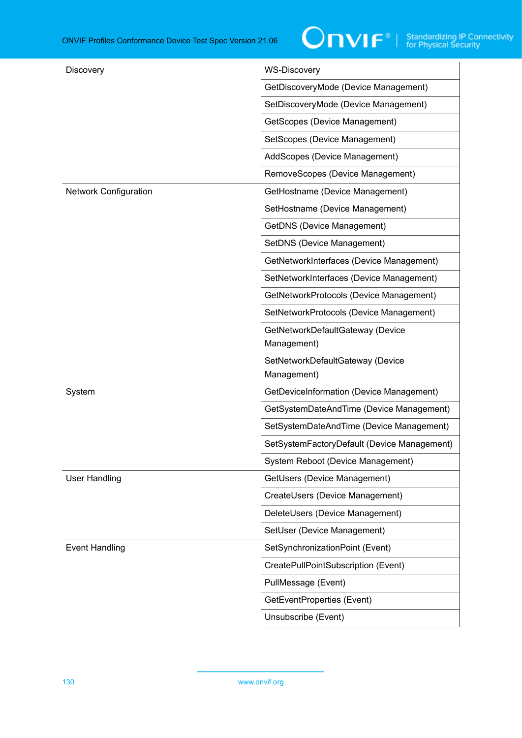| | |
|---|---|
| Discovery | WS-Discovery |
| | GetDiscoveryMode (Device Management) |
| | SetDiscoveryMode (Device Management) |
| | GetScopes (Device Management) |
| | SetScopes (Device Management) |
| | AddScopes (Device Management) |
| | RemoveScopes (Device Management) |
| Network Configuration | GetHostname (Device Management) |
| | SetHostname (Device Management) |
| | GetDNS (Device Management) |
| | SetDNS (Device Management) |
| | GetNetworkInterfaces (Device Management) |
| | SetNetworkInterfaces (Device Management) |
| | GetNetworkProtocols (Device Management) |
| | SetNetworkProtocols (Device Management) |
| | GetNetworkDefaultGateway (Device Management) |
| | SetNetworkDefaultGateway (Device Management) |
| System | GetDeviceInformation (Device Management) |
| | GetSystemDateAndTime (Device Management) |
| | SetSystemDateAndTime (Device Management) |
| | SetSystemFactoryDefault (Device Management) |
| | System Reboot (Device Management) |
| User Handling | GetUsers (Device Management) |
| | CreateUsers (Device Management) |
| | DeleteUsers (Device Management) |
| | SetUser (Device Management) |
| Event Handling | SetSynchronizationPoint (Event) |
| | CreatePullPointSubscription (Event) |
| | PullMessage (Event) |
| | GetEventProperties (Event) |
| | Unsubscribe (Event) |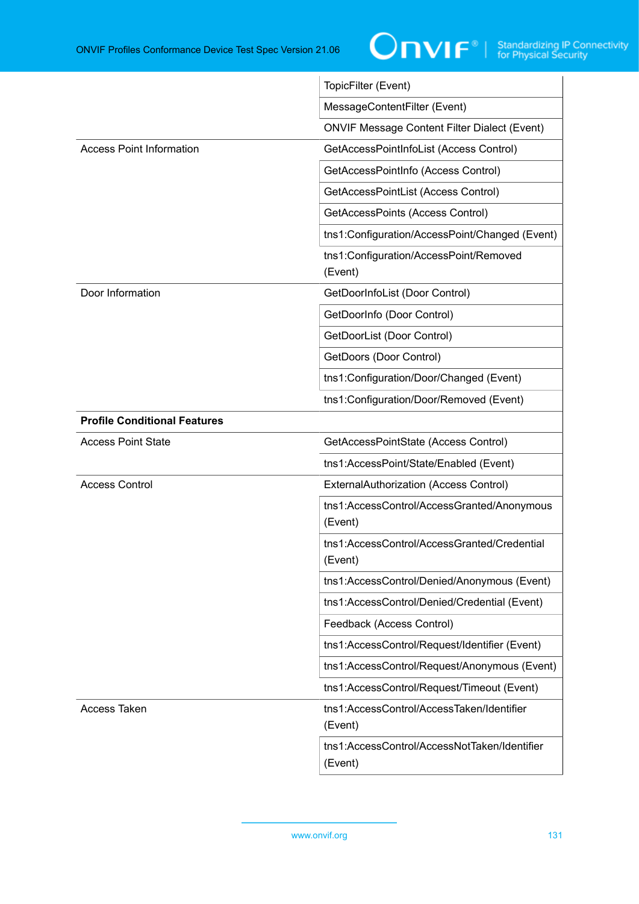| | |
|---|---|
| | TopicFilter (Event) |
| | MessageContentFilter (Event) |
| | ONVIF Message Content Filter Dialect (Event) |
| Access Point Information | GetAccessPointInfoList (Access Control) |
| | GetAccessPointInfo (Access Control) |
| | GetAccessPointList (Access Control) |
| | GetAccessPoints (Access Control) |
| | tns1:Configuration/AccessPoint/Changed (Event) |
| | tns1:Configuration/AccessPoint/Removed (Event) |
| Door Information | GetDoorInfoList (Door Control) |
| | GetDoorInfo (Door Control) |
| | GetDoorList (Door Control) |
| | GetDoors (Door Control) |
| | tns1:Configuration/Door/Changed (Event) |
| | tns1:Configuration/Door/Removed (Event) |
| **Profile Conditional Features** | |
| Access Point State | GetAccessPointState (Access Control) |
| | tns1:AccessPoint/State/Enabled (Event) |
| Access Control | ExternalAuthorization (Access Control) |
| | tns1:AccessControl/AccessGranted/Anonymous (Event) |
| | tns1:AccessControl/AccessGranted/Credential (Event) |
| | tns1:AccessControl/Denied/Anonymous (Event) |
| | tns1:AccessControl/Denied/Credential (Event) |
| | Feedback (Access Control) |
| | tns1:AccessControl/Request/Identifier (Event) |
| | tns1:AccessControl/Request/Anonymous (Event) |
| | tns1:AccessControl/Request/Timeout (Event) |
| Access Taken | tns1:AccessControl/AccessTaken/Identifier (Event) |
| | tns1:AccessControl/AccessNotTaken/Identifier (Event) |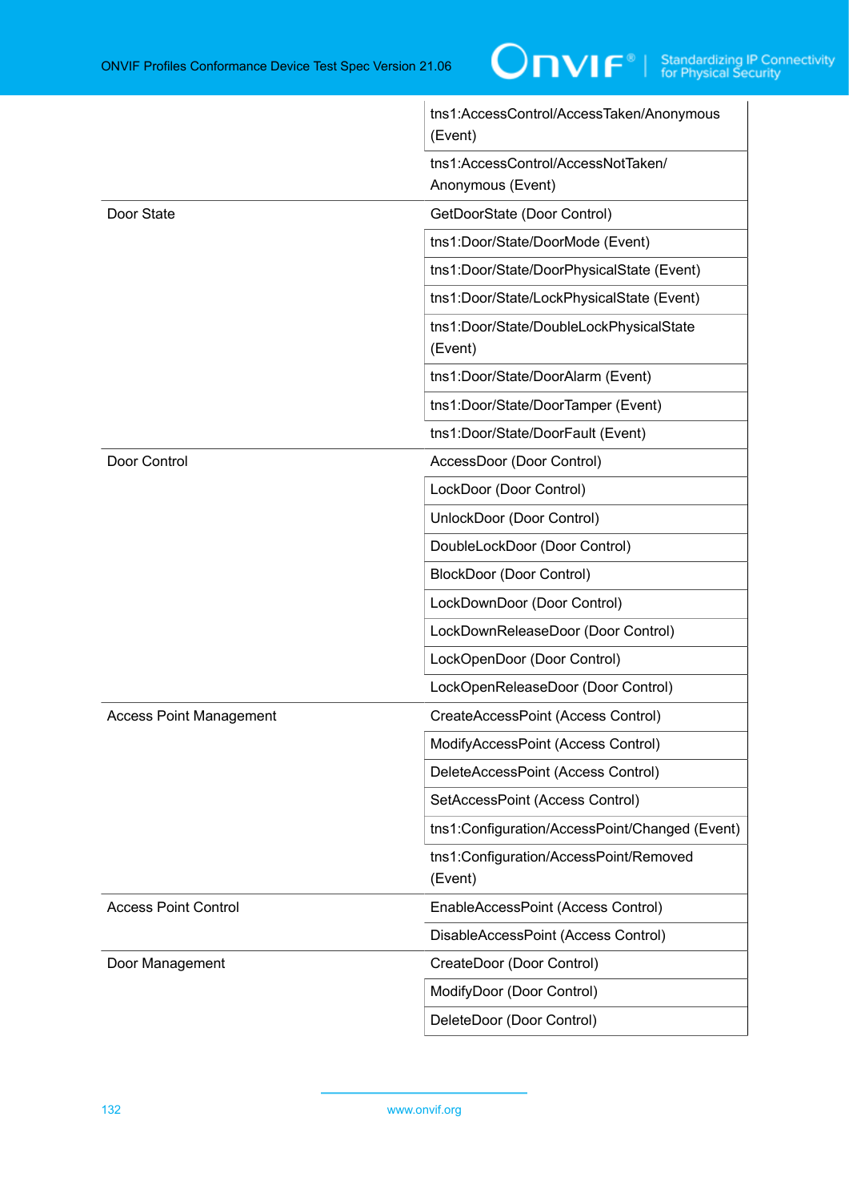| | |
|---|---|
| | tns1:AccessControl/AccessTaken/Anonymous (Event) |
| | tns1:AccessControl/AccessNotTaken/Anonymous (Event) |
| Door State | GetDoorState (Door Control) |
| | tns1:Door/State/DoorMode (Event) |
| | tns1:Door/State/DoorPhysicalState (Event) |
| | tns1:Door/State/LockPhysicalState (Event) |
| | tns1:Door/State/DoubleLockPhysicalState (Event) |
| | tns1:Door/State/DoorAlarm (Event) |
| | tns1:Door/State/DoorTamper (Event) |
| | tns1:Door/State/DoorFault (Event) |
| Door Control | AccessDoor (Door Control) |
| | LockDoor (Door Control) |
| | UnlockDoor (Door Control) |
| | DoubleLockDoor (Door Control) |
| | BlockDoor (Door Control) |
| | LockDownDoor (Door Control) |
| | LockDownReleaseDoor (Door Control) |
| | LockOpenDoor (Door Control) |
| | LockOpenReleaseDoor (Door Control) |
| Access Point Management | CreateAccessPoint (Access Control) |
| | ModifyAccessPoint (Access Control) |
| | DeleteAccessPoint (Access Control) |
| | SetAccessPoint (Access Control) |
| | tns1:Configuration/AccessPoint/Changed (Event) |
| | tns1:Configuration/AccessPoint/Removed (Event) |
| Access Point Control | EnableAccessPoint (Access Control) |
| | DisableAccessPoint (Access Control) |
| Door Management | CreateDoor (Door Control) |
| | ModifyDoor (Door Control) |
| | DeleteDoor (Door Control) |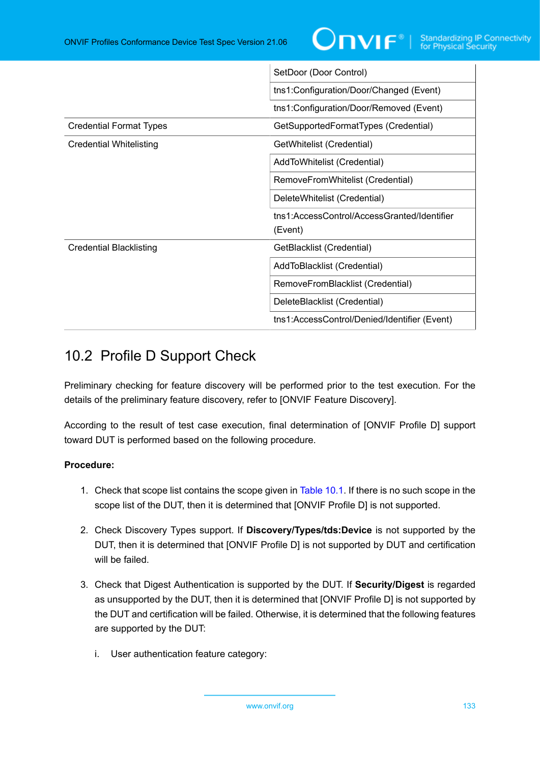| | |
|---|---|
| | SetDoor (Door Control) |
| | tns1:Configuration/Door/Changed (Event) |
| | tns1:Configuration/Door/Removed (Event) |
| Credential Format Types | GetSupportedFormatTypes (Credential) |
| Credential Whitelisting | GetWhitelist (Credential) |
| | AddToWhitelist (Credential) |
| | RemoveFromWhitelist (Credential) |
| | DeleteWhitelist (Credential) |
| | tns1:AccessControl/AccessGranted/Identifier (Event) |
| Credential Blacklisting | GetBlacklist (Credential) |
| | AddToBlacklist (Credential) |
| | RemoveFromBlacklist (Credential) |
| | DeleteBlacklist (Credential) |
| | tns1:AccessControl/Denied/Identifier (Event) |

## 10.2 Profile D Support Check

Preliminary checking for feature discovery will be performed prior to the test execution. For the details of the preliminary feature discovery, refer to [ONVIF Feature Discovery].

According to the result of test case execution, final determination of [ONVIF Profile D] support toward DUT is performed based on the following procedure.

**Procedure:**

1. Check that scope list contains the scope given in Table 10.1. If there is no such scope in the scope list of the DUT, then it is determined that [ONVIF Profile D] is not supported.
2. Check Discovery Types support. If **Discovery/Types/tds:Device** is not supported by the DUT, then it is determined that [ONVIF Profile D] is not supported by DUT and certification will be failed.
3. Check that Digest Authentication is supported by the DUT. If **Security/Digest** is regarded as unsupported by the DUT, then it is determined that [ONVIF Profile D] is not supported by the DUT and certification will be failed. Otherwise, it is determined that the following features are supported by the DUT:

   i. User authentication feature category: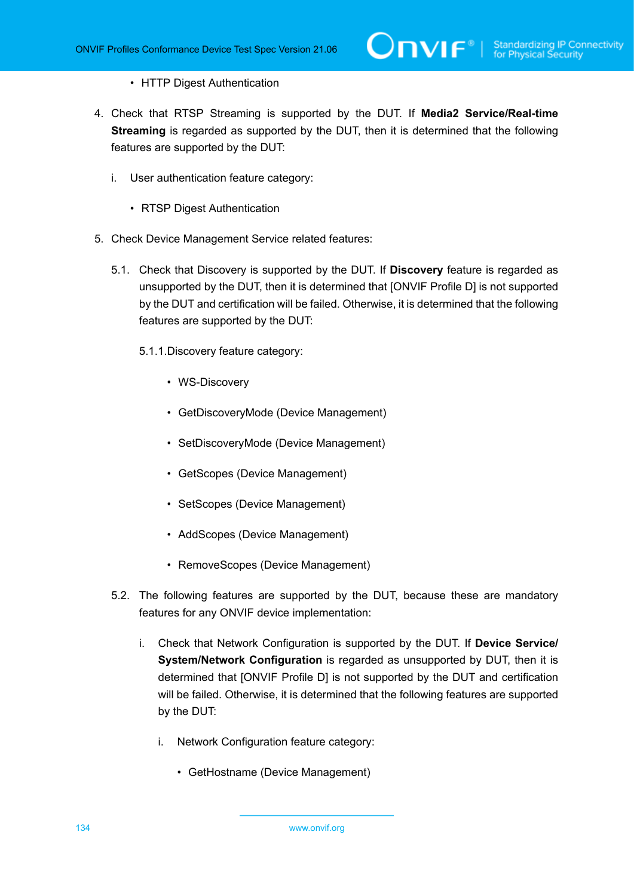- HTTP Digest Authentication

4. Check that RTSP Streaming is supported by the DUT. If **Media2 Service/Real-time Streaming** is regarded as supported by the DUT, then it is determined that the following features are supported by the DUT:

   i. User authentication feature category:

   - RTSP Digest Authentication

5. Check Device Management Service related features:

   5.1. Check that Discovery is supported by the DUT. If **Discovery** feature is regarded as unsupported by the DUT, then it is determined that [ONVIF Profile D] is not supported by the DUT and certification will be failed. Otherwise, it is determined that the following features are supported by the DUT:

   5.1.1.Discovery feature category:

   - WS-Discovery
   - GetDiscoveryMode (Device Management)
   - SetDiscoveryMode (Device Management)
   - GetScopes (Device Management)
   - SetScopes (Device Management)
   - AddScopes (Device Management)
   - RemoveScopes (Device Management)

   5.2. The following features are supported by the DUT, because these are mandatory features for any ONVIF device implementation:

   i. Check that Network Configuration is supported by the DUT. If **Device Service/System/Network Configuration** is regarded as unsupported by DUT, then it is determined that [ONVIF Profile D] is not supported by the DUT and certification will be failed. Otherwise, it is determined that the following features are supported by the DUT:

   i. Network Configuration feature category:

   - GetHostname (Device Management)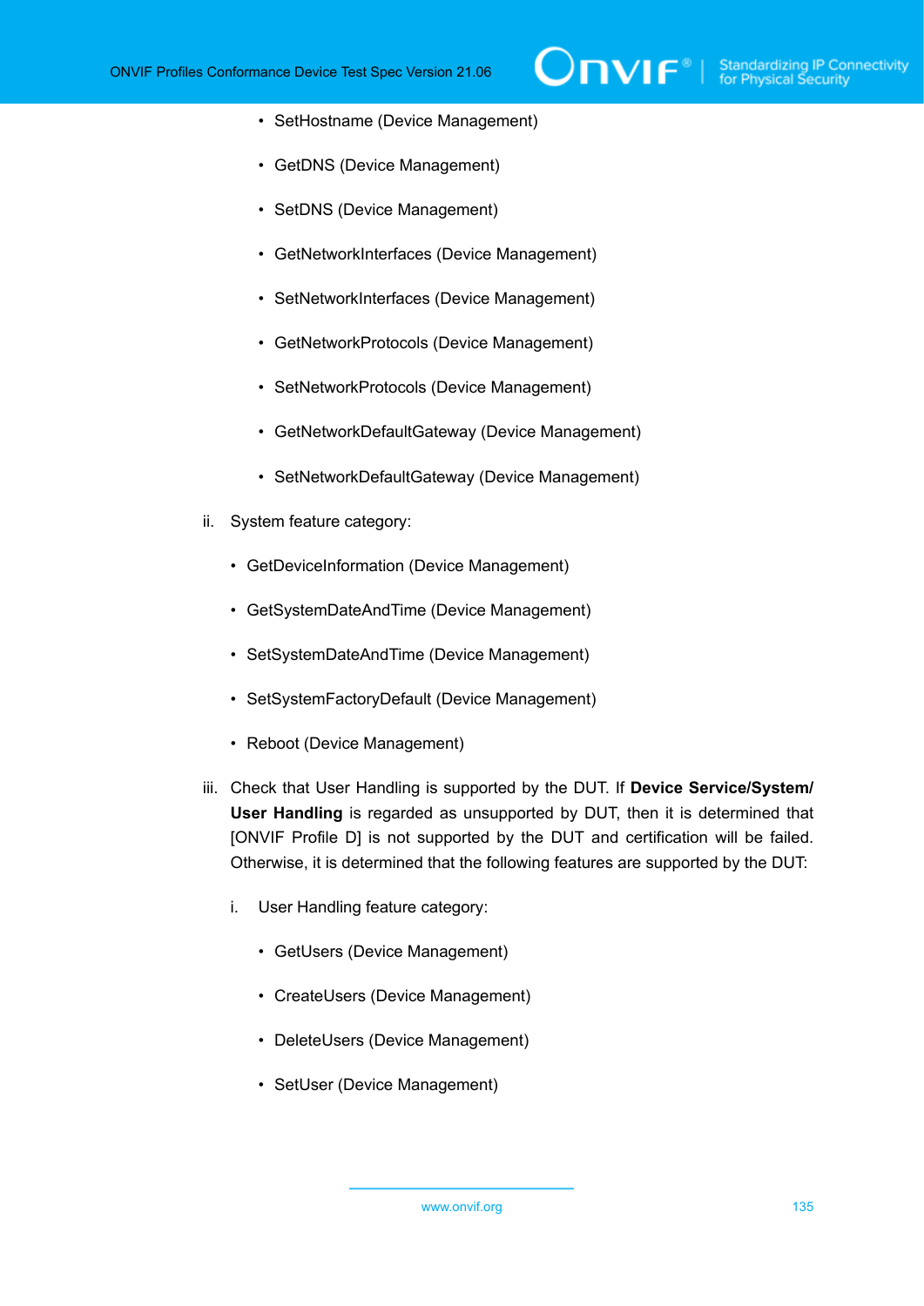- SetHostname (Device Management)
- GetDNS (Device Management)
- SetDNS (Device Management)
- GetNetworkInterfaces (Device Management)
- SetNetworkInterfaces (Device Management)
- GetNetworkProtocols (Device Management)
- SetNetworkProtocols (Device Management)
- GetNetworkDefaultGateway (Device Management)
- SetNetworkDefaultGateway (Device Management)

ii. System feature category:

- GetDeviceInformation (Device Management)
- GetSystemDateAndTime (Device Management)
- SetSystemDateAndTime (Device Management)
- SetSystemFactoryDefault (Device Management)
- Reboot (Device Management)

iii. Check that User Handling is supported by the DUT. If **Device Service/System/User Handling** is regarded as unsupported by DUT, then it is determined that [ONVIF Profile D] is not supported by the DUT and certification will be failed. Otherwise, it is determined that the following features are supported by the DUT:

i. User Handling feature category:

- GetUsers (Device Management)
- CreateUsers (Device Management)
- DeleteUsers (Device Management)
- SetUser (Device Management)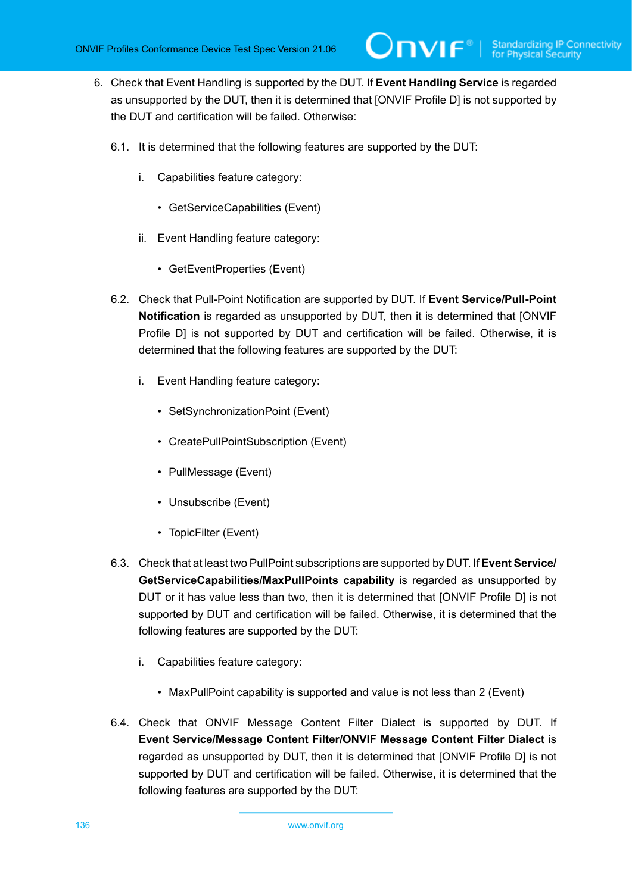6. Check that Event Handling is supported by the DUT. If **Event Handling Service** is regarded as unsupported by the DUT, then it is determined that [ONVIF Profile D] is not supported by the DUT and certification will be failed. Otherwise:

   6.1. It is determined that the following features are supported by the DUT:

   i. Capabilities feature category:

   - GetServiceCapabilities (Event)

   ii. Event Handling feature category:

   - GetEventProperties (Event)

   6.2. Check that Pull-Point Notification are supported by DUT. If **Event Service/Pull-Point Notification** is regarded as unsupported by DUT, then it is determined that [ONVIF Profile D] is not supported by DUT and certification will be failed. Otherwise, it is determined that the following features are supported by the DUT:

   i. Event Handling feature category:

   - SetSynchronizationPoint (Event)
   - CreatePullPointSubscription (Event)
   - PullMessage (Event)
   - Unsubscribe (Event)
   - TopicFilter (Event)

   6.3. Check that at least two PullPoint subscriptions are supported by DUT. If **Event Service/ GetServiceCapabilities/MaxPullPoints capability** is regarded as unsupported by DUT or it has value less than two, then it is determined that [ONVIF Profile D] is not supported by DUT and certification will be failed. Otherwise, it is determined that the following features are supported by the DUT:

   i. Capabilities feature category:

   - MaxPullPoint capability is supported and value is not less than 2 (Event)

   6.4. Check that ONVIF Message Content Filter Dialect is supported by DUT. If **Event Service/Message Content Filter/ONVIF Message Content Filter Dialect** is regarded as unsupported by DUT, then it is determined that [ONVIF Profile D] is not supported by DUT and certification will be failed. Otherwise, it is determined that the following features are supported by the DUT: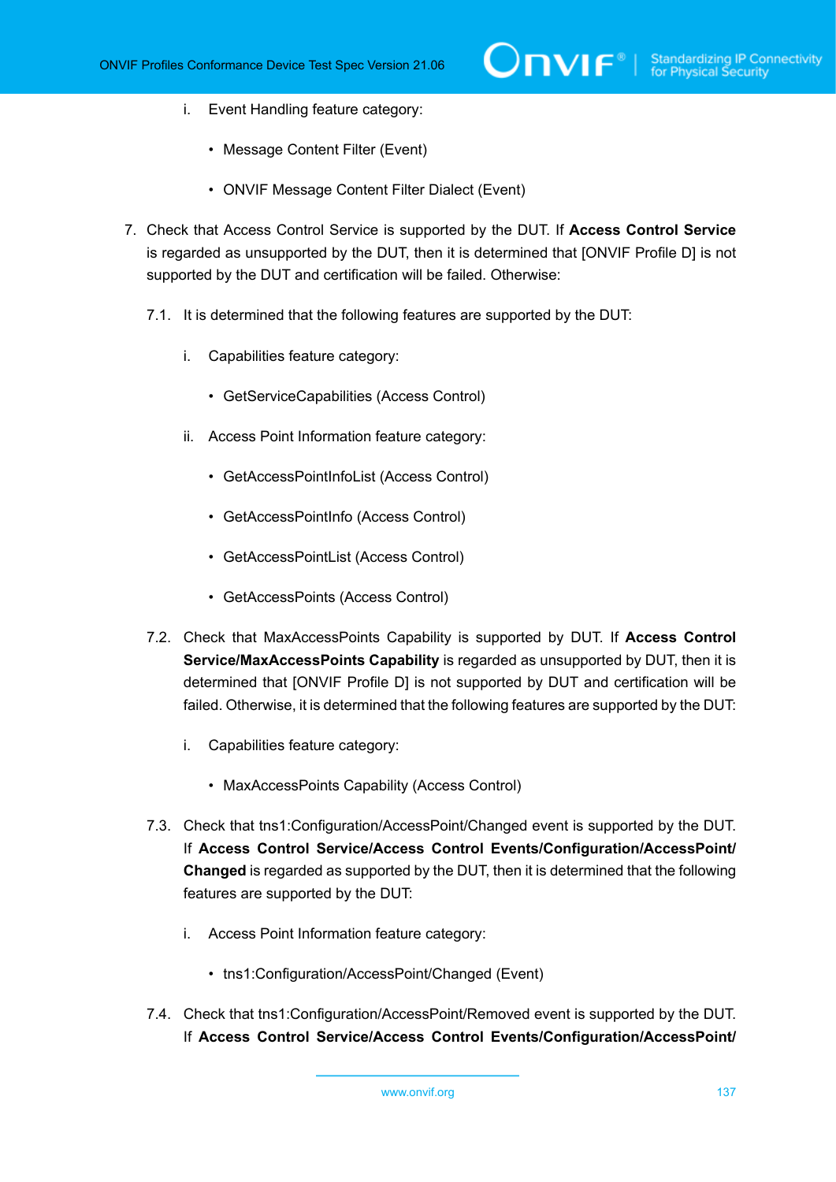i. Event Handling feature category:

  - Message Content Filter (Event)
  - ONVIF Message Content Filter Dialect (Event)

7. Check that Access Control Service is supported by the DUT. If **Access Control Service** is regarded as unsupported by the DUT, then it is determined that [ONVIF Profile D] is not supported by the DUT and certification will be failed. Otherwise:

   7.1. It is determined that the following features are supported by the DUT:

   i. Capabilities feature category:

     - GetServiceCapabilities (Access Control)

   ii. Access Point Information feature category:

     - GetAccessPointInfoList (Access Control)
     - GetAccessPointInfo (Access Control)
     - GetAccessPointList (Access Control)
     - GetAccessPoints (Access Control)

   7.2. Check that MaxAccessPoints Capability is supported by DUT. If **Access Control Service/MaxAccessPoints Capability** is regarded as unsupported by DUT, then it is determined that [ONVIF Profile D] is not supported by DUT and certification will be failed. Otherwise, it is determined that the following features are supported by the DUT:

   i. Capabilities feature category:

     - MaxAccessPoints Capability (Access Control)

   7.3. Check that tns1:Configuration/AccessPoint/Changed event is supported by the DUT. If **Access Control Service/Access Control Events/Configuration/AccessPoint/Changed** is regarded as supported by the DUT, then it is determined that the following features are supported by the DUT:

   i. Access Point Information feature category:

     - tns1:Configuration/AccessPoint/Changed (Event)

   7.4. Check that tns1:Configuration/AccessPoint/Removed event is supported by the DUT. If **Access Control Service/Access Control Events/Configuration/AccessPoint/**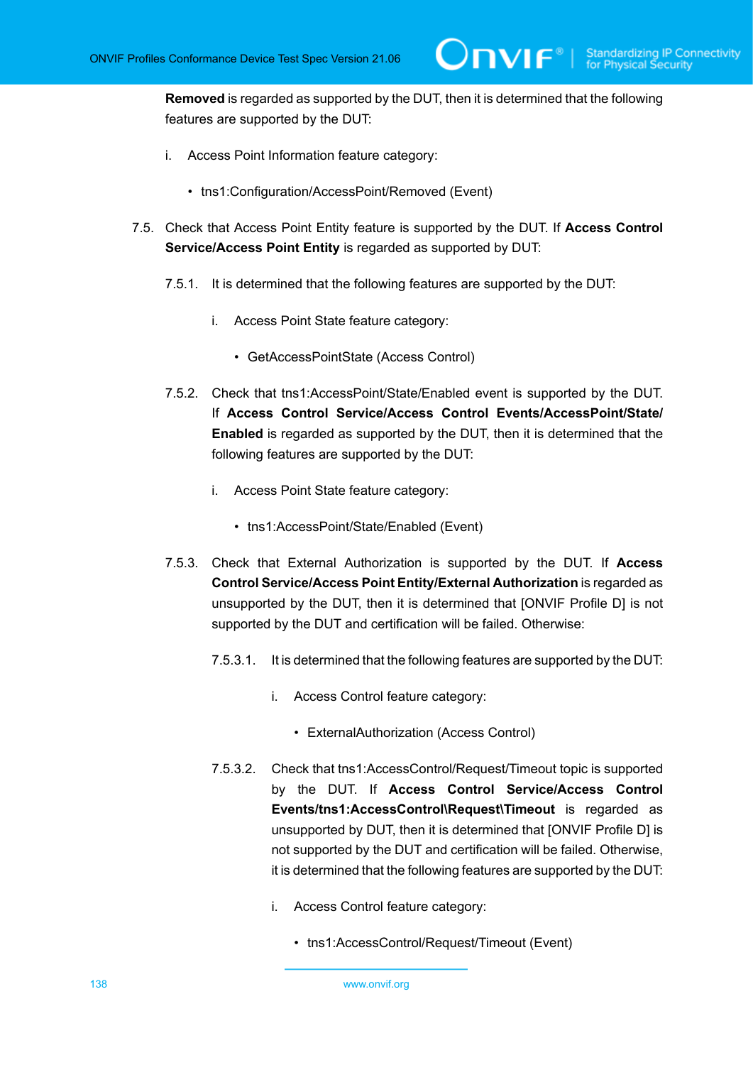**Removed** is regarded as supported by the DUT, then it is determined that the following features are supported by the DUT:

i. Access Point Information feature category:

- tns1:Configuration/AccessPoint/Removed (Event)

7.5. Check that Access Point Entity feature is supported by the DUT. If **Access Control Service/Access Point Entity** is regarded as supported by DUT:

7.5.1. It is determined that the following features are supported by the DUT:

i. Access Point State feature category:

- GetAccessPointState (Access Control)

7.5.2. Check that tns1:AccessPoint/State/Enabled event is supported by the DUT. If **Access Control Service/Access Control Events/AccessPoint/State/Enabled** is regarded as supported by the DUT, then it is determined that the following features are supported by the DUT:

i. Access Point State feature category:

- tns1:AccessPoint/State/Enabled (Event)

7.5.3. Check that External Authorization is supported by the DUT. If **Access Control Service/Access Point Entity/External Authorization** is regarded as unsupported by the DUT, then it is determined that [ONVIF Profile D] is not supported by the DUT and certification will be failed. Otherwise:

7.5.3.1. It is determined that the following features are supported by the DUT:

i. Access Control feature category:

- ExternalAuthorization (Access Control)

7.5.3.2. Check that tns1:AccessControl/Request/Timeout topic is supported by the DUT. If **Access Control Service/Access Control Events/tns1:AccessControl\Request\Timeout** is regarded as unsupported by DUT, then it is determined that [ONVIF Profile D] is not supported by the DUT and certification will be failed. Otherwise, it is determined that the following features are supported by the DUT:

i. Access Control feature category:

- tns1:AccessControl/Request/Timeout (Event)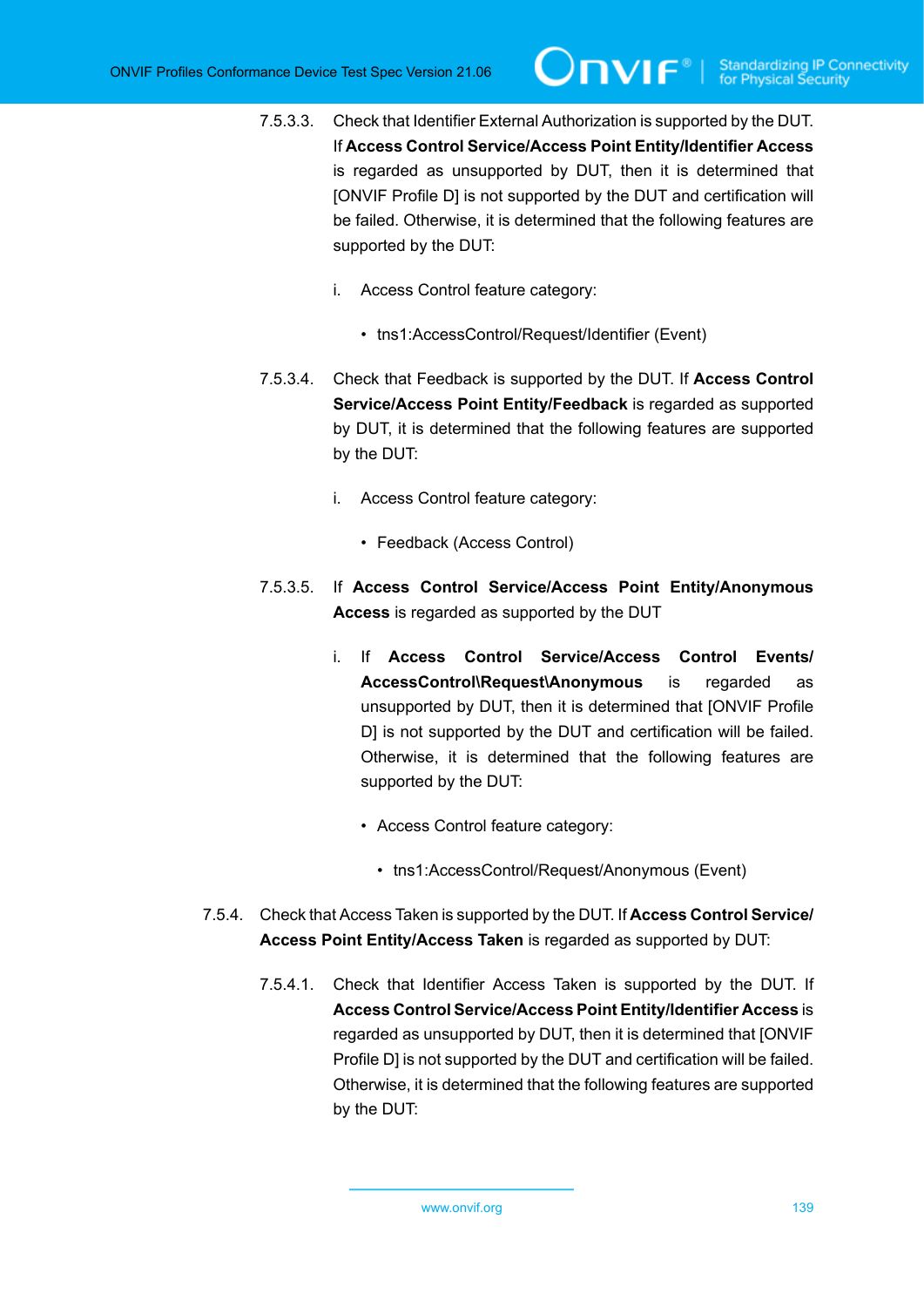7.5.3.3. Check that Identifier External Authorization is supported by the DUT. If **Access Control Service/Access Point Entity/Identifier Access** is regarded as unsupported by DUT, then it is determined that [ONVIF Profile D] is not supported by the DUT and certification will be failed. Otherwise, it is determined that the following features are supported by the DUT:

i. Access Control feature category:

- tns1:AccessControl/Request/Identifier (Event)

7.5.3.4. Check that Feedback is supported by the DUT. If **Access Control Service/Access Point Entity/Feedback** is regarded as supported by DUT, it is determined that the following features are supported by the DUT:

i. Access Control feature category:

- Feedback (Access Control)

7.5.3.5. If **Access Control Service/Access Point Entity/Anonymous Access** is regarded as supported by the DUT

i. If **Access Control Service/Access Control Events/AccessControl\Request\Anonymous** is regarded as unsupported by DUT, then it is determined that [ONVIF Profile D] is not supported by the DUT and certification will be failed. Otherwise, it is determined that the following features are supported by the DUT:

- Access Control feature category:
  - tns1:AccessControl/Request/Anonymous (Event)

7.5.4. Check that Access Taken is supported by the DUT. If **Access Control Service/Access Point Entity/Access Taken** is regarded as supported by DUT:

7.5.4.1. Check that Identifier Access Taken is supported by the DUT. If **Access Control Service/Access Point Entity/Identifier Access** is regarded as unsupported by DUT, then it is determined that [ONVIF Profile D] is not supported by the DUT and certification will be failed. Otherwise, it is determined that the following features are supported by the DUT: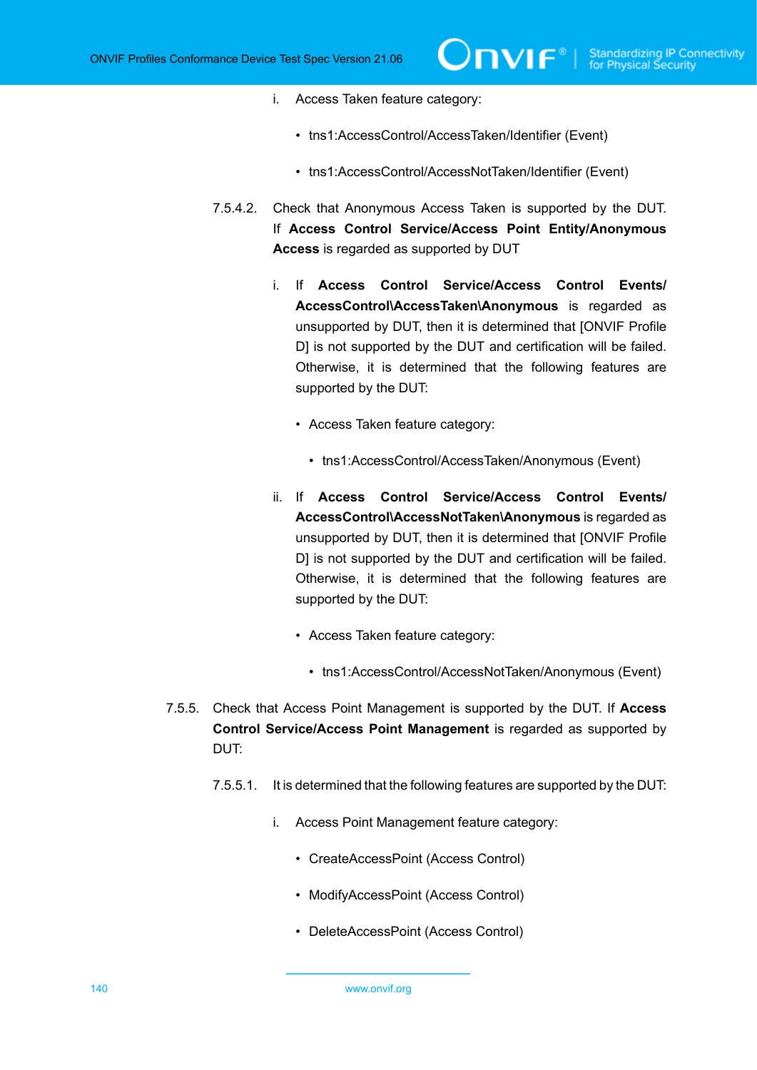i. Access Taken feature category:

- tns1:AccessControl/AccessTaken/Identifier (Event)
- tns1:AccessControl/AccessNotTaken/Identifier (Event)

7.5.4.2. Check that Anonymous Access Taken is supported by the DUT. If **Access Control Service/Access Point Entity/Anonymous Access** is regarded as supported by DUT

i. If **Access Control Service/Access Control Events/AccessControl\AccessTaken\Anonymous** is regarded as unsupported by DUT, then it is determined that [ONVIF Profile D] is not supported by the DUT and certification will be failed. Otherwise, it is determined that the following features are supported by the DUT:

- Access Taken feature category:
  - tns1:AccessControl/AccessTaken/Anonymous (Event)

ii. If **Access Control Service/Access Control Events/AccessControl\AccessNotTaken\Anonymous** is regarded as unsupported by DUT, then it is determined that [ONVIF Profile D] is not supported by the DUT and certification will be failed. Otherwise, it is determined that the following features are supported by the DUT:

- Access Taken feature category:
  - tns1:AccessControl/AccessNotTaken/Anonymous (Event)

7.5.5. Check that Access Point Management is supported by the DUT. If **Access Control Service/Access Point Management** is regarded as supported by DUT:

7.5.5.1. It is determined that the following features are supported by the DUT:

i. Access Point Management feature category:

- CreateAccessPoint (Access Control)
- ModifyAccessPoint (Access Control)
- DeleteAccessPoint (Access Control)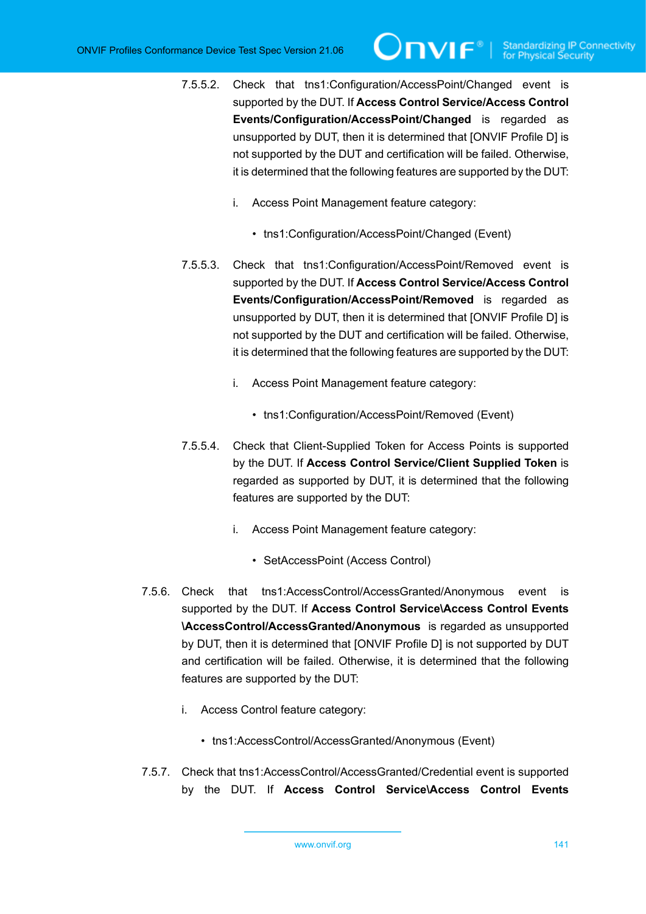7.5.5.2. Check that tns1:Configuration/AccessPoint/Changed event is supported by the DUT. If **Access Control Service/Access Control Events/Configuration/AccessPoint/Changed** is regarded as unsupported by DUT, then it is determined that [ONVIF Profile D] is not supported by the DUT and certification will be failed. Otherwise, it is determined that the following features are supported by the DUT:

i. Access Point Management feature category:

- tns1:Configuration/AccessPoint/Changed (Event)

7.5.5.3. Check that tns1:Configuration/AccessPoint/Removed event is supported by the DUT. If **Access Control Service/Access Control Events/Configuration/AccessPoint/Removed** is regarded as unsupported by DUT, then it is determined that [ONVIF Profile D] is not supported by the DUT and certification will be failed. Otherwise, it is determined that the following features are supported by the DUT:

i. Access Point Management feature category:

- tns1:Configuration/AccessPoint/Removed (Event)

7.5.5.4. Check that Client-Supplied Token for Access Points is supported by the DUT. If **Access Control Service/Client Supplied Token** is regarded as supported by DUT, it is determined that the following features are supported by the DUT:

i. Access Point Management feature category:

- SetAccessPoint (Access Control)

7.5.6. Check that tns1:AccessControl/AccessGranted/Anonymous event is supported by the DUT. If **Access Control Service\Access Control Events \AccessControl/AccessGranted/Anonymous** is regarded as unsupported by DUT, then it is determined that [ONVIF Profile D] is not supported by DUT and certification will be failed. Otherwise, it is determined that the following features are supported by the DUT:

i. Access Control feature category:

- tns1:AccessControl/AccessGranted/Anonymous (Event)

7.5.7. Check that tns1:AccessControl/AccessGranted/Credential event is supported by the DUT. If **Access Control Service\Access Control Events**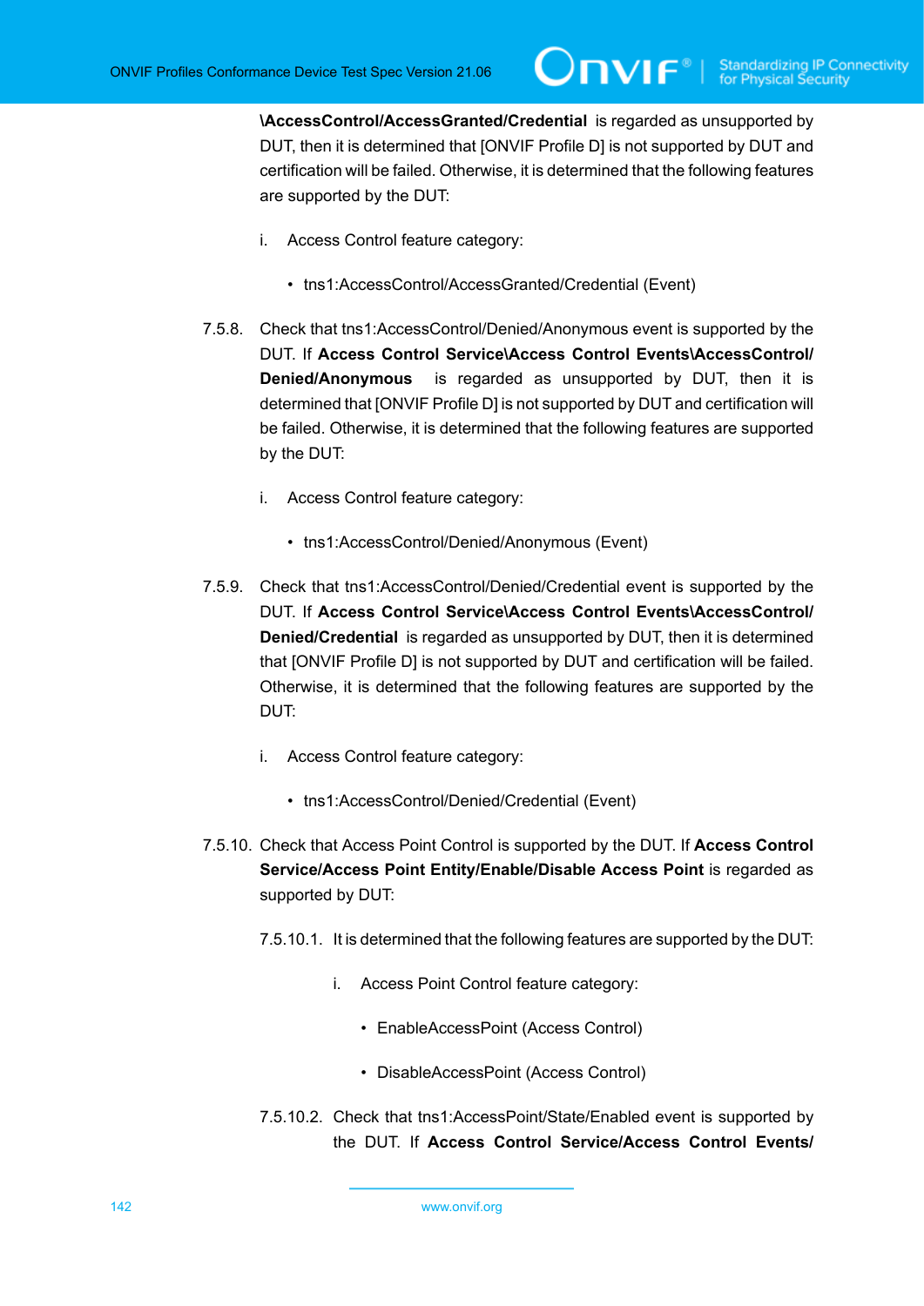**\AccessControl/AccessGranted/Credential** is regarded as unsupported by DUT, then it is determined that [ONVIF Profile D] is not supported by DUT and certification will be failed. Otherwise, it is determined that the following features are supported by the DUT:

i. Access Control feature category:

- tns1:AccessControl/AccessGranted/Credential (Event)

7.5.8. Check that tns1:AccessControl/Denied/Anonymous event is supported by the DUT. If **Access Control Service\Access Control Events\AccessControl/Denied/Anonymous** is regarded as unsupported by DUT, then it is determined that [ONVIF Profile D] is not supported by DUT and certification will be failed. Otherwise, it is determined that the following features are supported by the DUT:

i. Access Control feature category:

- tns1:AccessControl/Denied/Anonymous (Event)

7.5.9. Check that tns1:AccessControl/Denied/Credential event is supported by the DUT. If **Access Control Service\Access Control Events\AccessControl/Denied/Credential** is regarded as unsupported by DUT, then it is determined that [ONVIF Profile D] is not supported by DUT and certification will be failed. Otherwise, it is determined that the following features are supported by the DUT:

i. Access Control feature category:

- tns1:AccessControl/Denied/Credential (Event)

7.5.10. Check that Access Point Control is supported by the DUT. If **Access Control Service/Access Point Entity/Enable/Disable Access Point** is regarded as supported by DUT:

7.5.10.1. It is determined that the following features are supported by the DUT:

i. Access Point Control feature category:

- EnableAccessPoint (Access Control)
- DisableAccessPoint (Access Control)

7.5.10.2. Check that tns1:AccessPoint/State/Enabled event is supported by the DUT. If **Access Control Service/Access Control Events/**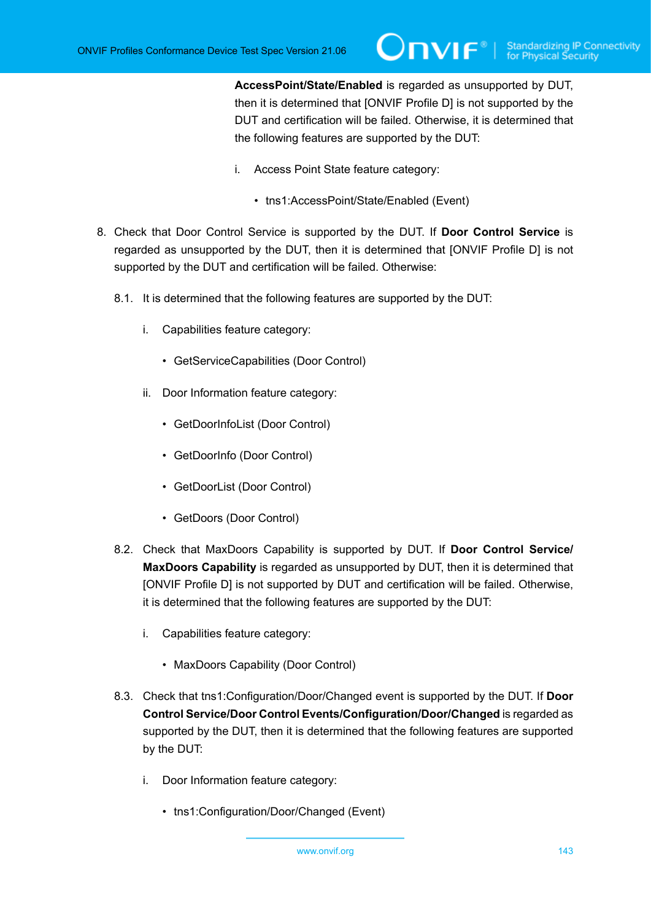**AccessPoint/State/Enabled** is regarded as unsupported by DUT, then it is determined that [ONVIF Profile D] is not supported by the DUT and certification will be failed. Otherwise, it is determined that the following features are supported by the DUT:

i. Access Point State feature category:

- tns1:AccessPoint/State/Enabled (Event)

8. Check that Door Control Service is supported by the DUT. If **Door Control Service** is regarded as unsupported by the DUT, then it is determined that [ONVIF Profile D] is not supported by the DUT and certification will be failed. Otherwise:

8.1. It is determined that the following features are supported by the DUT:

i. Capabilities feature category:

- GetServiceCapabilities (Door Control)

ii. Door Information feature category:

- GetDoorInfoList (Door Control)
- GetDoorInfo (Door Control)
- GetDoorList (Door Control)
- GetDoors (Door Control)

8.2. Check that MaxDoors Capability is supported by DUT. If **Door Control Service/ MaxDoors Capability** is regarded as unsupported by DUT, then it is determined that [ONVIF Profile D] is not supported by DUT and certification will be failed. Otherwise, it is determined that the following features are supported by the DUT:

i. Capabilities feature category:

- MaxDoors Capability (Door Control)

8.3. Check that tns1:Configuration/Door/Changed event is supported by the DUT. If **Door Control Service/Door Control Events/Configuration/Door/Changed** is regarded as supported by the DUT, then it is determined that the following features are supported by the DUT:

i. Door Information feature category:

- tns1:Configuration/Door/Changed (Event)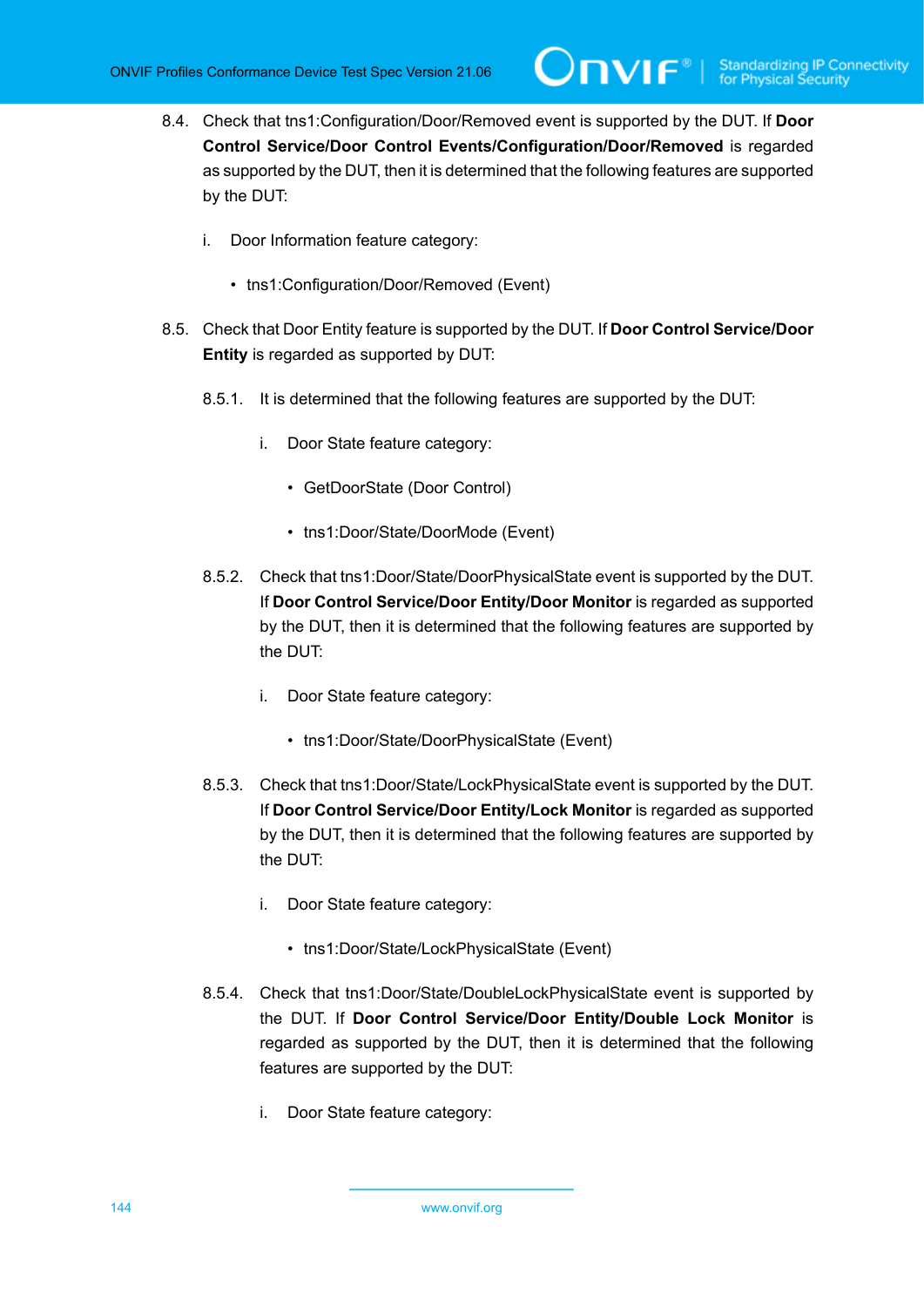8.4. Check that tns1:Configuration/Door/Removed event is supported by the DUT. If **Door Control Service/Door Control Events/Configuration/Door/Removed** is regarded as supported by the DUT, then it is determined that the following features are supported by the DUT:

i. Door Information feature category:

- tns1:Configuration/Door/Removed (Event)

8.5. Check that Door Entity feature is supported by the DUT. If **Door Control Service/Door Entity** is regarded as supported by DUT:

8.5.1. It is determined that the following features are supported by the DUT:

i. Door State feature category:

- GetDoorState (Door Control)
- tns1:Door/State/DoorMode (Event)

8.5.2. Check that tns1:Door/State/DoorPhysicalState event is supported by the DUT. If **Door Control Service/Door Entity/Door Monitor** is regarded as supported by the DUT, then it is determined that the following features are supported by the DUT:

i. Door State feature category:

- tns1:Door/State/DoorPhysicalState (Event)

8.5.3. Check that tns1:Door/State/LockPhysicalState event is supported by the DUT. If **Door Control Service/Door Entity/Lock Monitor** is regarded as supported by the DUT, then it is determined that the following features are supported by the DUT:

i. Door State feature category:

- tns1:Door/State/LockPhysicalState (Event)

8.5.4. Check that tns1:Door/State/DoubleLockPhysicalState event is supported by the DUT. If **Door Control Service/Door Entity/Double Lock Monitor** is regarded as supported by the DUT, then it is determined that the following features are supported by the DUT:

i. Door State feature category: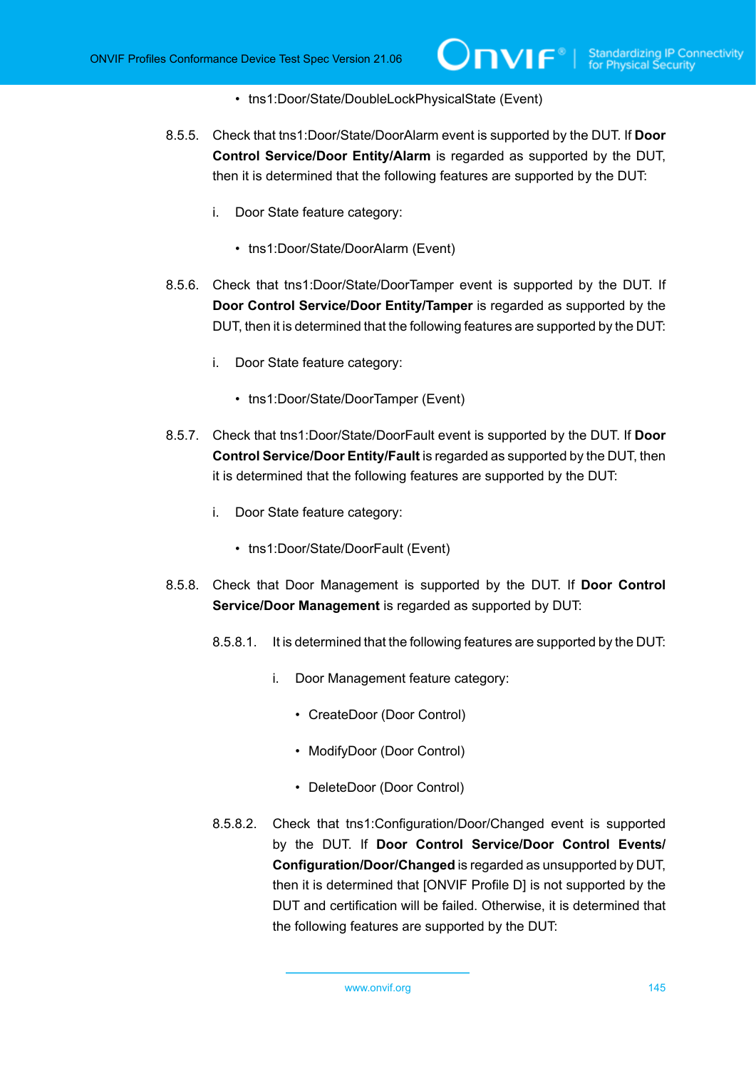- tns1:Door/State/DoubleLockPhysicalState (Event)

8.5.5. Check that tns1:Door/State/DoorAlarm event is supported by the DUT. If **Door Control Service/Door Entity/Alarm** is regarded as supported by the DUT, then it is determined that the following features are supported by the DUT:

i. Door State feature category:

- tns1:Door/State/DoorAlarm (Event)

8.5.6. Check that tns1:Door/State/DoorTamper event is supported by the DUT. If **Door Control Service/Door Entity/Tamper** is regarded as supported by the DUT, then it is determined that the following features are supported by the DUT:

i. Door State feature category:

- tns1:Door/State/DoorTamper (Event)

8.5.7. Check that tns1:Door/State/DoorFault event is supported by the DUT. If **Door Control Service/Door Entity/Fault** is regarded as supported by the DUT, then it is determined that the following features are supported by the DUT:

i. Door State feature category:

- tns1:Door/State/DoorFault (Event)

8.5.8. Check that Door Management is supported by the DUT. If **Door Control Service/Door Management** is regarded as supported by DUT:

8.5.8.1. It is determined that the following features are supported by the DUT:

i. Door Management feature category:

- CreateDoor (Door Control)
- ModifyDoor (Door Control)
- DeleteDoor (Door Control)

8.5.8.2. Check that tns1:Configuration/Door/Changed event is supported by the DUT. If **Door Control Service/Door Control Events/Configuration/Door/Changed** is regarded as unsupported by DUT, then it is determined that [ONVIF Profile D] is not supported by the DUT and certification will be failed. Otherwise, it is determined that the following features are supported by the DUT: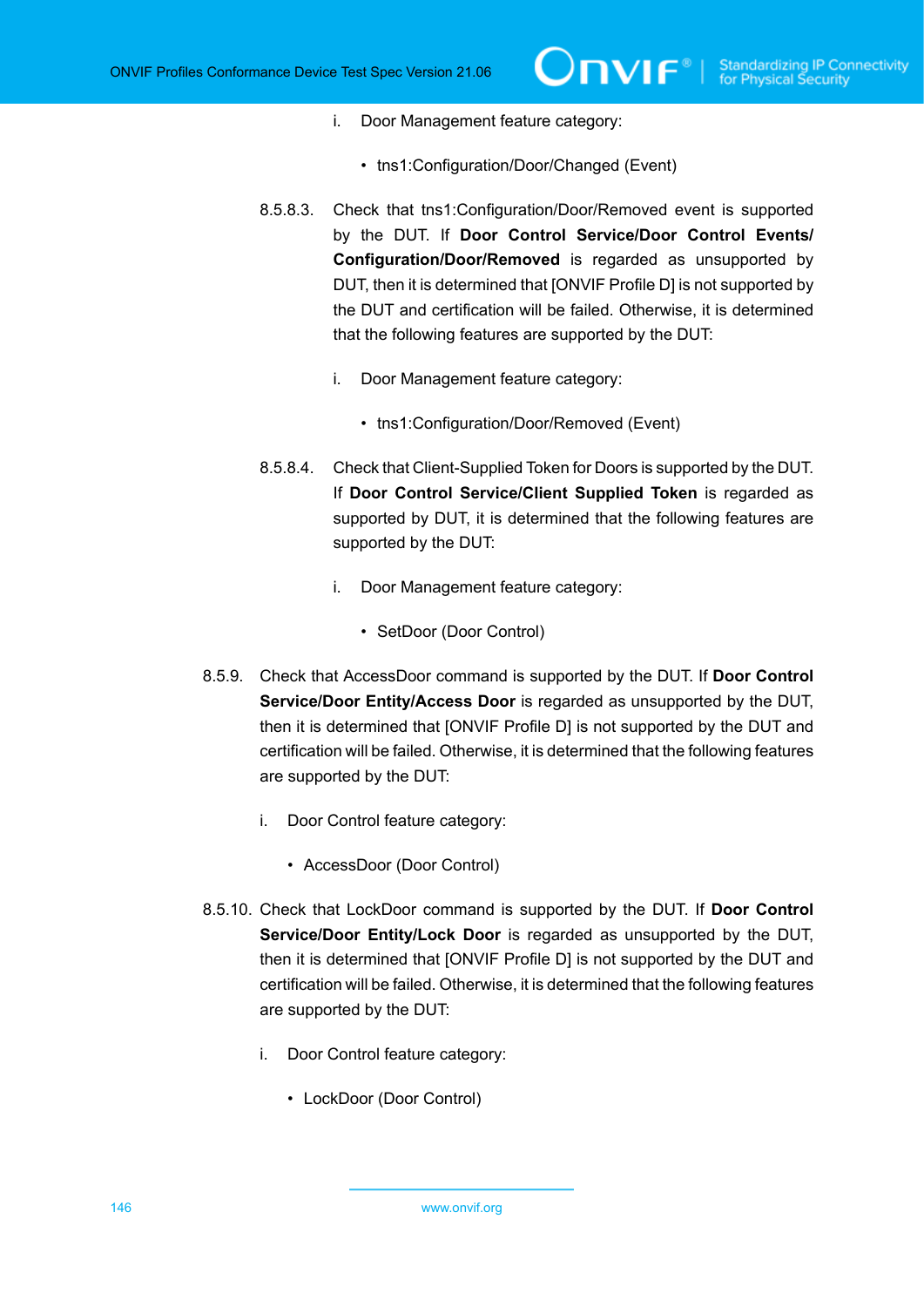i. Door Management feature category:

- tns1:Configuration/Door/Changed (Event)

8.5.8.3. Check that tns1:Configuration/Door/Removed event is supported by the DUT. If **Door Control Service/Door Control Events/ Configuration/Door/Removed** is regarded as unsupported by DUT, then it is determined that [ONVIF Profile D] is not supported by the DUT and certification will be failed. Otherwise, it is determined that the following features are supported by the DUT:

i. Door Management feature category:

- tns1:Configuration/Door/Removed (Event)

8.5.8.4. Check that Client-Supplied Token for Doors is supported by the DUT. If **Door Control Service/Client Supplied Token** is regarded as supported by DUT, it is determined that the following features are supported by the DUT:

i. Door Management feature category:

- SetDoor (Door Control)

8.5.9. Check that AccessDoor command is supported by the DUT. If **Door Control Service/Door Entity/Access Door** is regarded as unsupported by the DUT, then it is determined that [ONVIF Profile D] is not supported by the DUT and certification will be failed. Otherwise, it is determined that the following features are supported by the DUT:

i. Door Control feature category:

- AccessDoor (Door Control)

8.5.10. Check that LockDoor command is supported by the DUT. If **Door Control Service/Door Entity/Lock Door** is regarded as unsupported by the DUT, then it is determined that [ONVIF Profile D] is not supported by the DUT and certification will be failed. Otherwise, it is determined that the following features are supported by the DUT:

i. Door Control feature category:

- LockDoor (Door Control)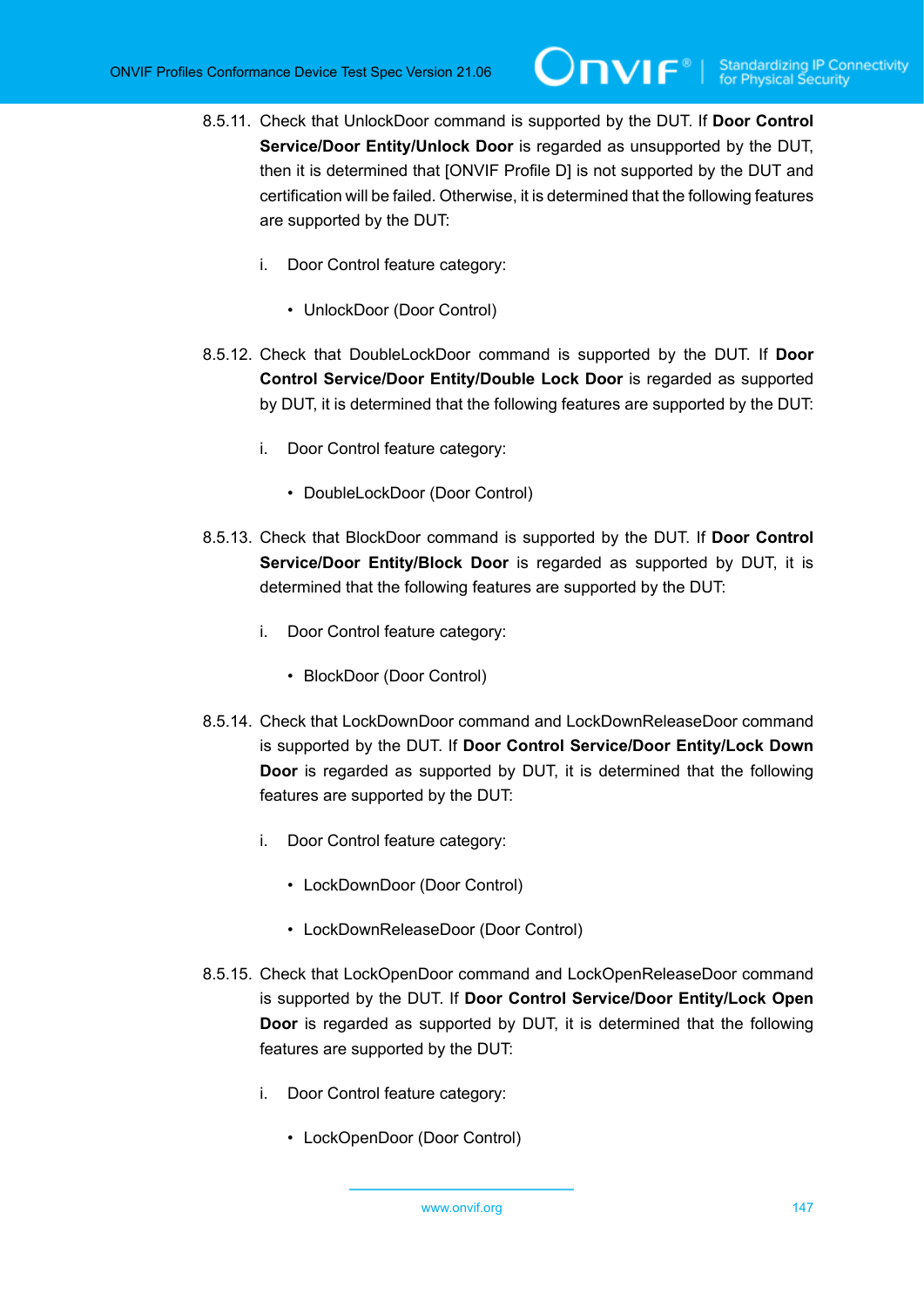8.5.11. Check that UnlockDoor command is supported by the DUT. If **Door Control Service/Door Entity/Unlock Door** is regarded as unsupported by the DUT, then it is determined that [ONVIF Profile D] is not supported by the DUT and certification will be failed. Otherwise, it is determined that the following features are supported by the DUT:

i. Door Control feature category:

- UnlockDoor (Door Control)

8.5.12. Check that DoubleLockDoor command is supported by the DUT. If **Door Control Service/Door Entity/Double Lock Door** is regarded as supported by DUT, it is determined that the following features are supported by the DUT:

i. Door Control feature category:

- DoubleLockDoor (Door Control)

8.5.13. Check that BlockDoor command is supported by the DUT. If **Door Control Service/Door Entity/Block Door** is regarded as supported by DUT, it is determined that the following features are supported by the DUT:

i. Door Control feature category:

- BlockDoor (Door Control)

8.5.14. Check that LockDownDoor command and LockDownReleaseDoor command is supported by the DUT. If **Door Control Service/Door Entity/Lock Down Door** is regarded as supported by DUT, it is determined that the following features are supported by the DUT:

i. Door Control feature category:

- LockDownDoor (Door Control)
- LockDownReleaseDoor (Door Control)

8.5.15. Check that LockOpenDoor command and LockOpenReleaseDoor command is supported by the DUT. If **Door Control Service/Door Entity/Lock Open Door** is regarded as supported by DUT, it is determined that the following features are supported by the DUT:

i. Door Control feature category:

- LockOpenDoor (Door Control)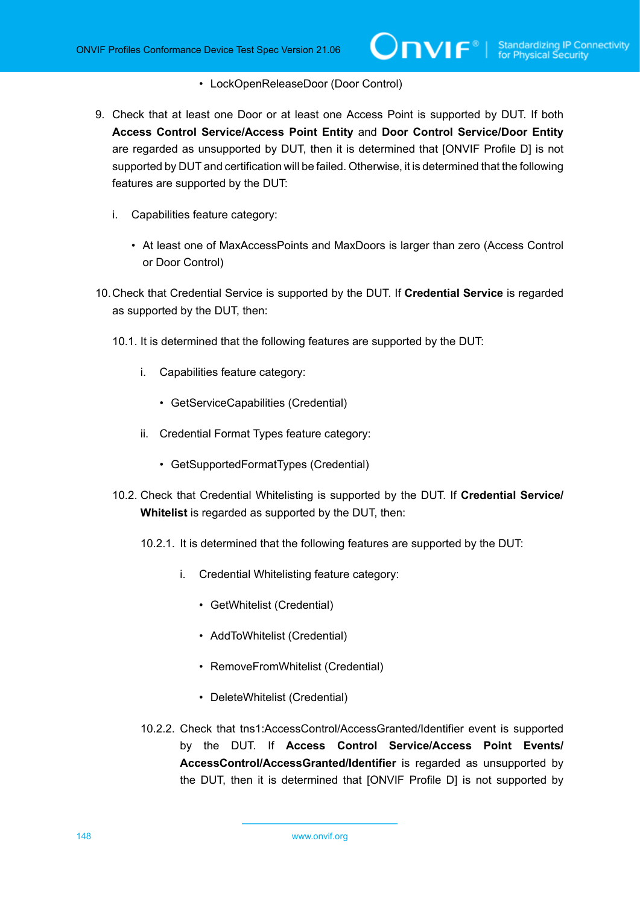- LockOpenReleaseDoor (Door Control)

9. Check that at least one Door or at least one Access Point is supported by DUT. If both **Access Control Service/Access Point Entity** and **Door Control Service/Door Entity** are regarded as unsupported by DUT, then it is determined that [ONVIF Profile D] is not supported by DUT and certification will be failed. Otherwise, it is determined that the following features are supported by the DUT:

   i. Capabilities feature category:

      - At least one of MaxAccessPoints and MaxDoors is larger than zero (Access Control or Door Control)

10. Check that Credential Service is supported by the DUT. If **Credential Service** is regarded as supported by the DUT, then:

    10.1. It is determined that the following features are supported by the DUT:

       i. Capabilities feature category:

          - GetServiceCapabilities (Credential)

       ii. Credential Format Types feature category:

          - GetSupportedFormatTypes (Credential)

    10.2. Check that Credential Whitelisting is supported by the DUT. If **Credential Service/Whitelist** is regarded as supported by the DUT, then:

       10.2.1. It is determined that the following features are supported by the DUT:

          i. Credential Whitelisting feature category:

             - GetWhitelist (Credential)
             - AddToWhitelist (Credential)
             - RemoveFromWhitelist (Credential)
             - DeleteWhitelist (Credential)

       10.2.2. Check that tns1:AccessControl/AccessGranted/Identifier event is supported by the DUT. If **Access Control Service/Access Point Events/AccessControl/AccessGranted/Identifier** is regarded as unsupported by the DUT, then it is determined that [ONVIF Profile D] is not supported by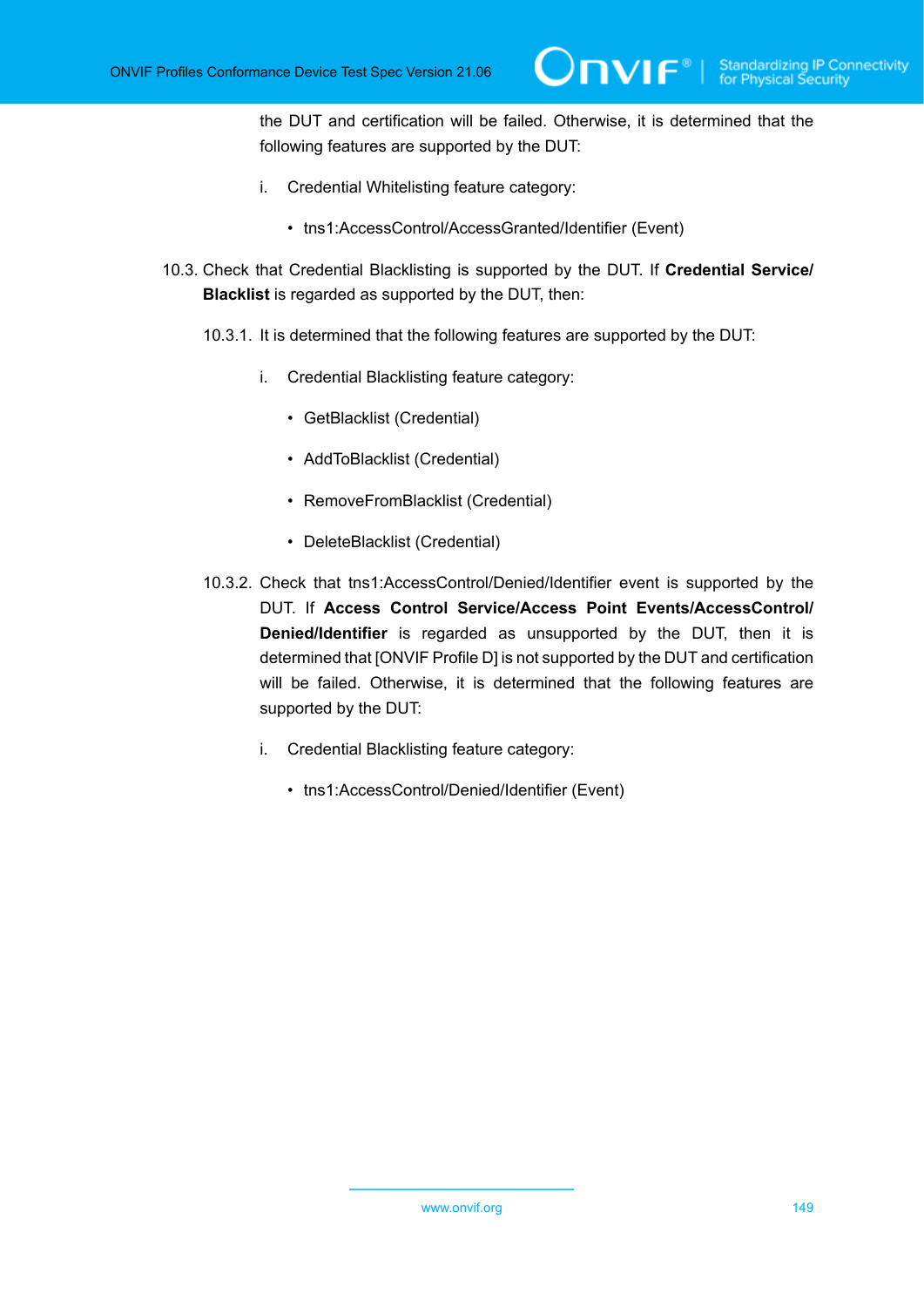the DUT and certification will be failed. Otherwise, it is determined that the following features are supported by the DUT:

i. Credential Whitelisting feature category:

- tns1:AccessControl/AccessGranted/Identifier (Event)

10.3. Check that Credential Blacklisting is supported by the DUT. If **Credential Service/ Blacklist** is regarded as supported by the DUT, then:

10.3.1. It is determined that the following features are supported by the DUT:

i. Credential Blacklisting feature category:

- GetBlacklist (Credential)
- AddToBlacklist (Credential)
- RemoveFromBlacklist (Credential)
- DeleteBlacklist (Credential)

10.3.2. Check that tns1:AccessControl/Denied/Identifier event is supported by the DUT. If **Access Control Service/Access Point Events/AccessControl/ Denied/Identifier** is regarded as unsupported by the DUT, then it is determined that [ONVIF Profile D] is not supported by the DUT and certification will be failed. Otherwise, it is determined that the following features are supported by the DUT:

i. Credential Blacklisting feature category:

- tns1:AccessControl/Denied/Identifier (Event)